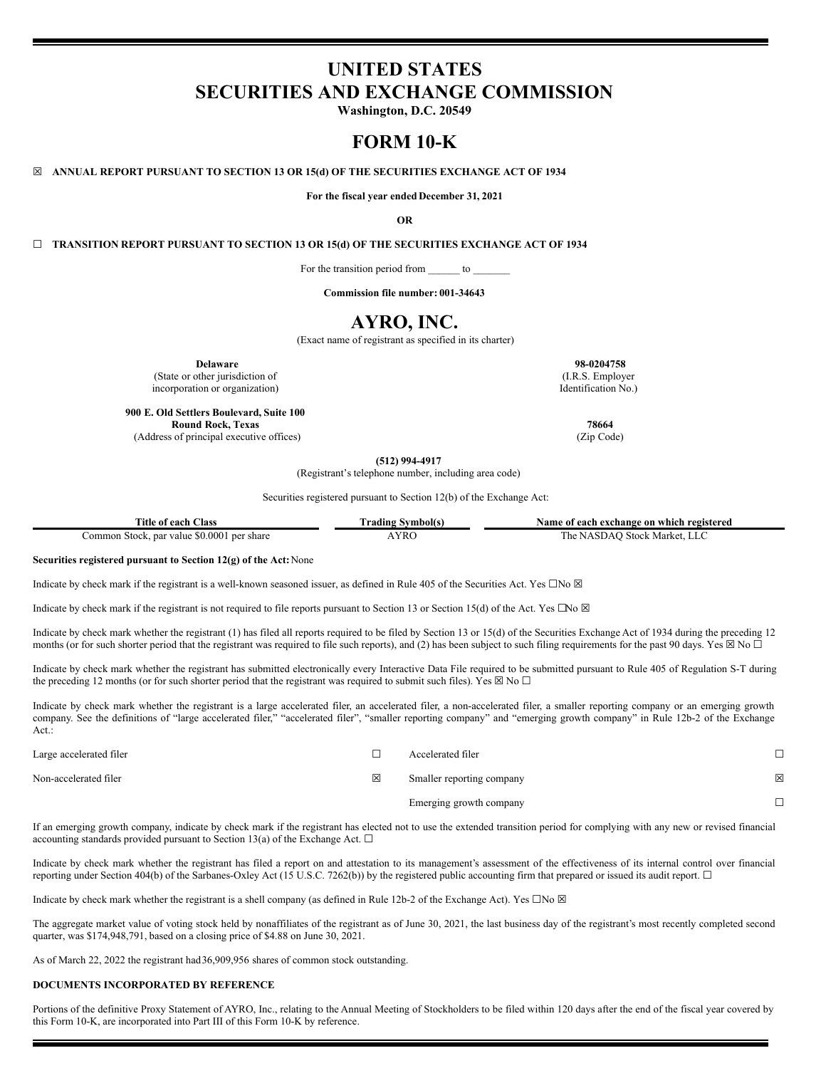# UNITED STATES
# SECURITIES AND EXCHANGE COMMISSION

**Washington, D.C. 20549**

# FORM 10-K

☒ **ANNUAL REPORT PURSUANT TO SECTION 13 OR 15(d) OF THE SECURITIES EXCHANGE ACT OF 1934**

**For the fiscal year ended December 31, 2021**

**OR**

☐ **TRANSITION REPORT PURSUANT TO SECTION 13 OR 15(d) OF THE SECURITIES EXCHANGE ACT OF 1934**

For the transition period from ______ to _______

**Commission file number: 001-34643**

# AYRO, INC.

(Exact name of registrant as specified in its charter)

| | |
|---|---|
| **Delaware**<br>(State or other jurisdiction of incorporation or organization) | **98-0204758**<br>(I.R.S. Employer Identification No.) |
| **900 E. Old Settlers Boulevard, Suite 100**<br>**Round Rock, Texas**<br>(Address of principal executive offices) | **78664**<br>(Zip Code) |

**(512) 994-4917**

(Registrant's telephone number, including area code)

Securities registered pursuant to Section 12(b) of the Exchange Act:

| Title of each Class | Trading Symbol(s) | Name of each exchange on which registered |
|---|---|---|
| Common Stock, par value $0.0001 per share | AYRO | The NASDAQ Stock Market, LLC |

**Securities registered pursuant to Section 12(g) of the Act:** None

Indicate by check mark if the registrant is a well-known seasoned issuer, as defined in Rule 405 of the Securities Act. Yes ☐No ☒

Indicate by check mark if the registrant is not required to file reports pursuant to Section 13 or Section 15(d) of the Act. Yes ☐No ☒

Indicate by check mark whether the registrant (1) has filed all reports required to be filed by Section 13 or 15(d) of the Securities Exchange Act of 1934 during the preceding 12 months (or for such shorter period that the registrant was required to file such reports), and (2) has been subject to such filing requirements for the past 90 days. Yes ☒ No ☐

Indicate by check mark whether the registrant has submitted electronically every Interactive Data File required to be submitted pursuant to Rule 405 of Regulation S-T during the preceding 12 months (or for such shorter period that the registrant was required to submit such files). Yes ☒ No ☐

Indicate by check mark whether the registrant is a large accelerated filer, an accelerated filer, a non-accelerated filer, a smaller reporting company or an emerging growth company. See the definitions of "large accelerated filer," "accelerated filer", "smaller reporting company" and "emerging growth company" in Rule 12b-2 of the Exchange Act.:

| | | | |
|---|---|---|---|
| Large accelerated filer | ☐ | Accelerated filer | ☐ |
| Non-accelerated filer | ☒ | Smaller reporting company | ☒ |
| | | Emerging growth company | ☐ |

If an emerging growth company, indicate by check mark if the registrant has elected not to use the extended transition period for complying with any new or revised financial accounting standards provided pursuant to Section 13(a) of the Exchange Act. ☐

Indicate by check mark whether the registrant has filed a report on and attestation to its management's assessment of the effectiveness of its internal control over financial reporting under Section 404(b) of the Sarbanes-Oxley Act (15 U.S.C. 7262(b)) by the registered public accounting firm that prepared or issued its audit report. ☐

Indicate by check mark whether the registrant is a shell company (as defined in Rule 12b-2 of the Exchange Act). Yes ☐No ☒

The aggregate market value of voting stock held by nonaffiliates of the registrant as of June 30, 2021, the last business day of the registrant's most recently completed second quarter, was $174,948,791, based on a closing price of $4.88 on June 30, 2021.

As of March 22, 2022 the registrant had 36,909,956 shares of common stock outstanding.

**DOCUMENTS INCORPORATED BY REFERENCE**

Portions of the definitive Proxy Statement of AYRO, Inc., relating to the Annual Meeting of Stockholders to be filed within 120 days after the end of the fiscal year covered by this Form 10-K, are incorporated into Part III of this Form 10-K by reference.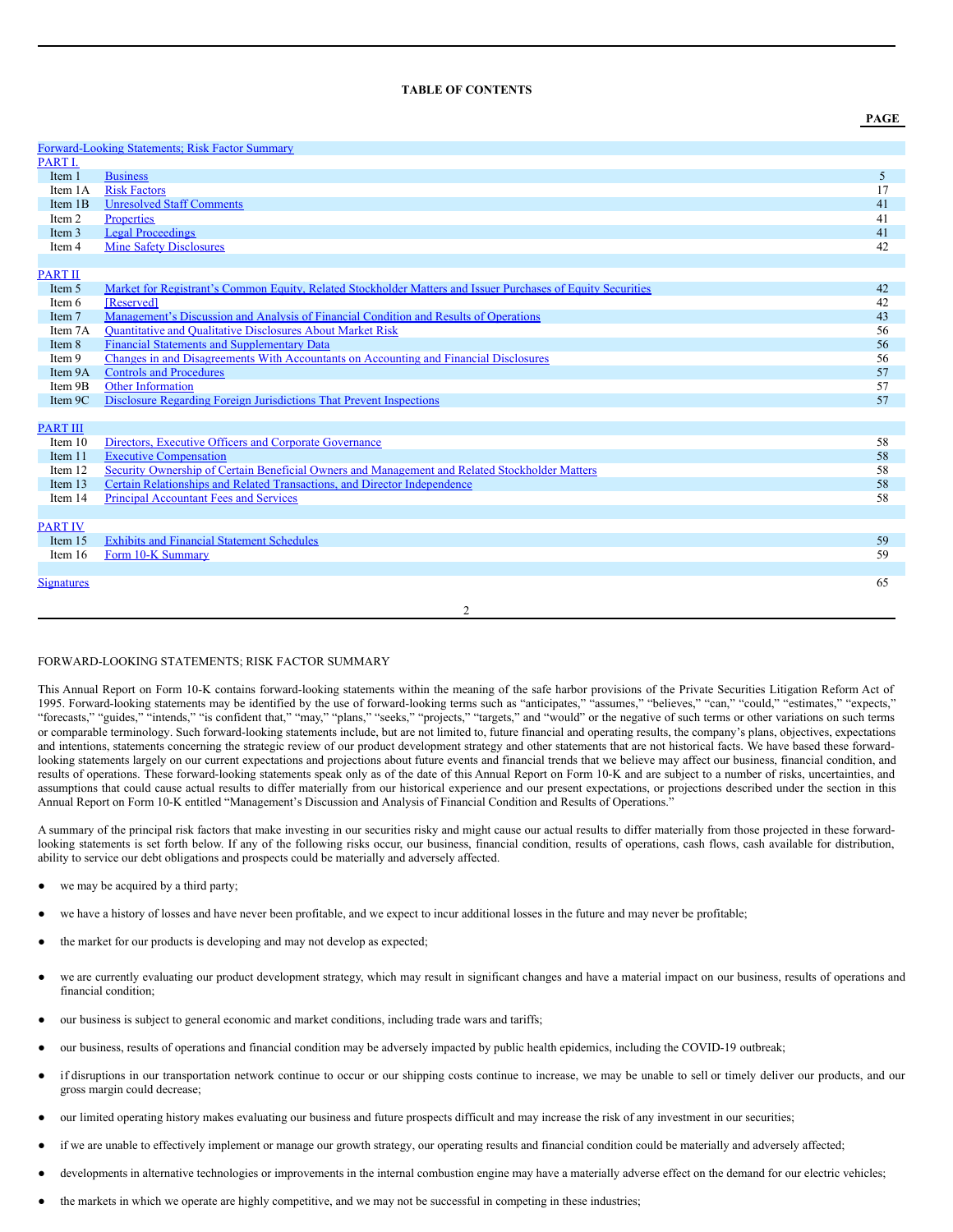## TABLE OF CONTENTS

| | | PAGE |
|---|---|---|
| Forward-Looking Statements; Risk Factor Summary | | |
| PART I. | | |
| Item 1 | Business | 5 |
| Item 1A | Risk Factors | 17 |
| Item 1B | Unresolved Staff Comments | 41 |
| Item 2 | Properties | 41 |
| Item 3 | Legal Proceedings | 41 |
| Item 4 | Mine Safety Disclosures | 42 |
| PART II | | |
| Item 5 | Market for Registrant's Common Equity, Related Stockholder Matters and Issuer Purchases of Equity Securities | 42 |
| Item 6 | [Reserved] | 42 |
| Item 7 | Management's Discussion and Analysis of Financial Condition and Results of Operations | 43 |
| Item 7A | Quantitative and Qualitative Disclosures About Market Risk | 56 |
| Item 8 | Financial Statements and Supplementary Data | 56 |
| Item 9 | Changes in and Disagreements With Accountants on Accounting and Financial Disclosures | 56 |
| Item 9A | Controls and Procedures | 57 |
| Item 9B | Other Information | 57 |
| Item 9C | Disclosure Regarding Foreign Jurisdictions That Prevent Inspections | 57 |
| PART III | | |
| Item 10 | Directors, Executive Officers and Corporate Governance | 58 |
| Item 11 | Executive Compensation | 58 |
| Item 12 | Security Ownership of Certain Beneficial Owners and Management and Related Stockholder Matters | 58 |
| Item 13 | Certain Relationships and Related Transactions, and Director Independence | 58 |
| Item 14 | Principal Accountant Fees and Services | 58 |
| PART IV | | |
| Item 15 | Exhibits and Financial Statement Schedules | 59 |
| Item 16 | Form 10-K Summary | 59 |
| Signatures | | 65 |

## FORWARD-LOOKING STATEMENTS; RISK FACTOR SUMMARY

This Annual Report on Form 10-K contains forward-looking statements within the meaning of the safe harbor provisions of the Private Securities Litigation Reform Act of 1995. Forward-looking statements may be identified by the use of forward-looking terms such as "anticipates," "assumes," "believes," "can," "could," "estimates," "expects," "forecasts," "guides," "intends," "is confident that," "may," "plans," "seeks," "projects," "targets," and "would" or the negative of such terms or other variations on such terms or comparable terminology. Such forward-looking statements include, but are not limited to, future financial and operating results, the company's plans, objectives, expectations and intentions, statements concerning the strategic review of our product development strategy and other statements that are not historical facts. We have based these forward-looking statements largely on our current expectations and projections about future events and financial trends that we believe may affect our business, financial condition, and results of operations. These forward-looking statements speak only as of the date of this Annual Report on Form 10-K and are subject to a number of risks, uncertainties, and assumptions that could cause actual results to differ materially from our historical experience and our present expectations, or projections described under the section in this Annual Report on Form 10-K entitled "Management's Discussion and Analysis of Financial Condition and Results of Operations."

A summary of the principal risk factors that make investing in our securities risky and might cause our actual results to differ materially from those projected in these forward-looking statements is set forth below. If any of the following risks occur, our business, financial condition, results of operations, cash flows, cash available for distribution, ability to service our debt obligations and prospects could be materially and adversely affected.

- we may be acquired by a third party;
- we have a history of losses and have never been profitable, and we expect to incur additional losses in the future and may never be profitable;
- the market for our products is developing and may not develop as expected;
- we are currently evaluating our product development strategy, which may result in significant changes and have a material impact on our business, results of operations and financial condition;
- our business is subject to general economic and market conditions, including trade wars and tariffs;
- our business, results of operations and financial condition may be adversely impacted by public health epidemics, including the COVID-19 outbreak;
- if disruptions in our transportation network continue to occur or our shipping costs continue to increase, we may be unable to sell or timely deliver our products, and our gross margin could decrease;
- our limited operating history makes evaluating our business and future prospects difficult and may increase the risk of any investment in our securities;
- if we are unable to effectively implement or manage our growth strategy, our operating results and financial condition could be materially and adversely affected;
- developments in alternative technologies or improvements in the internal combustion engine may have a materially adverse effect on the demand for our electric vehicles;
- the markets in which we operate are highly competitive, and we may not be successful in competing in these industries;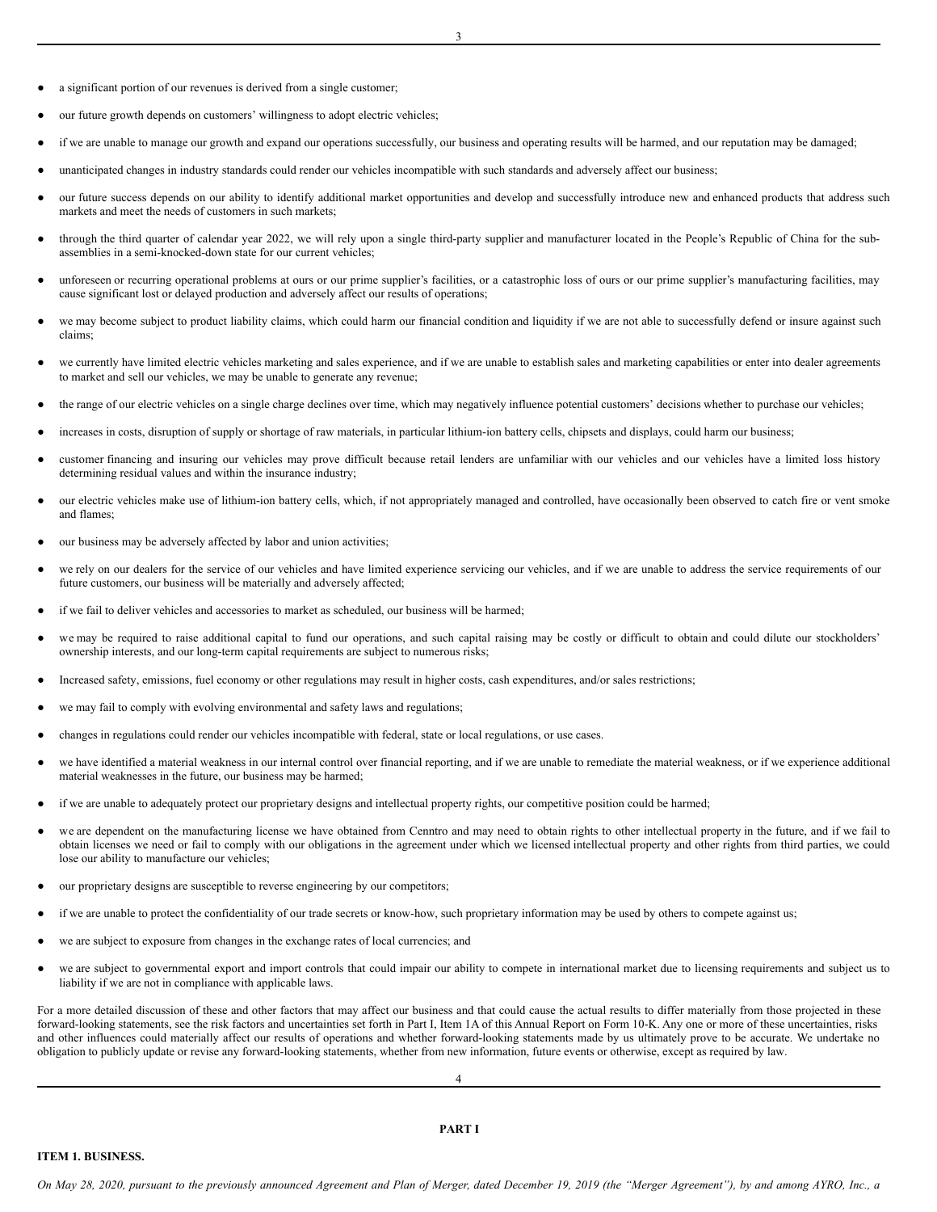- a significant portion of our revenues is derived from a single customer;
- our future growth depends on customers' willingness to adopt electric vehicles;
- if we are unable to manage our growth and expand our operations successfully, our business and operating results will be harmed, and our reputation may be damaged;
- unanticipated changes in industry standards could render our vehicles incompatible with such standards and adversely affect our business;
- our future success depends on our ability to identify additional market opportunities and develop and successfully introduce new and enhanced products that address such markets and meet the needs of customers in such markets;
- through the third quarter of calendar year 2022, we will rely upon a single third-party supplier and manufacturer located in the People's Republic of China for the sub-assemblies in a semi-knocked-down state for our current vehicles;
- unforeseen or recurring operational problems at ours or our prime supplier's facilities, or a catastrophic loss of ours or our prime supplier's manufacturing facilities, may cause significant lost or delayed production and adversely affect our results of operations;
- we may become subject to product liability claims, which could harm our financial condition and liquidity if we are not able to successfully defend or insure against such claims;
- we currently have limited electric vehicles marketing and sales experience, and if we are unable to establish sales and marketing capabilities or enter into dealer agreements to market and sell our vehicles, we may be unable to generate any revenue;
- the range of our electric vehicles on a single charge declines over time, which may negatively influence potential customers' decisions whether to purchase our vehicles;
- increases in costs, disruption of supply or shortage of raw materials, in particular lithium-ion battery cells, chipsets and displays, could harm our business;
- customer financing and insuring our vehicles may prove difficult because retail lenders are unfamiliar with our vehicles and our vehicles have a limited loss history determining residual values and within the insurance industry;
- our electric vehicles make use of lithium-ion battery cells, which, if not appropriately managed and controlled, have occasionally been observed to catch fire or vent smoke and flames;
- our business may be adversely affected by labor and union activities;
- we rely on our dealers for the service of our vehicles and have limited experience servicing our vehicles, and if we are unable to address the service requirements of our future customers, our business will be materially and adversely affected;
- if we fail to deliver vehicles and accessories to market as scheduled, our business will be harmed;
- we may be required to raise additional capital to fund our operations, and such capital raising may be costly or difficult to obtain and could dilute our stockholders' ownership interests, and our long-term capital requirements are subject to numerous risks;
- Increased safety, emissions, fuel economy or other regulations may result in higher costs, cash expenditures, and/or sales restrictions;
- we may fail to comply with evolving environmental and safety laws and regulations;
- changes in regulations could render our vehicles incompatible with federal, state or local regulations, or use cases.
- we have identified a material weakness in our internal control over financial reporting, and if we are unable to remediate the material weakness, or if we experience additional material weaknesses in the future, our business may be harmed;
- if we are unable to adequately protect our proprietary designs and intellectual property rights, our competitive position could be harmed;
- we are dependent on the manufacturing license we have obtained from Cenntro and may need to obtain rights to other intellectual property in the future, and if we fail to obtain licenses we need or fail to comply with our obligations in the agreement under which we licensed intellectual property and other rights from third parties, we could lose our ability to manufacture our vehicles;
- our proprietary designs are susceptible to reverse engineering by our competitors;
- if we are unable to protect the confidentiality of our trade secrets or know-how, such proprietary information may be used by others to compete against us;
- we are subject to exposure from changes in the exchange rates of local currencies; and
- we are subject to governmental export and import controls that could impair our ability to compete in international market due to licensing requirements and subject us to liability if we are not in compliance with applicable laws.

For a more detailed discussion of these and other factors that may affect our business and that could cause the actual results to differ materially from those projected in these forward-looking statements, see the risk factors and uncertainties set forth in Part I, Item 1A of this Annual Report on Form 10-K. Any one or more of these uncertainties, risks and other influences could materially affect our results of operations and whether forward-looking statements made by us ultimately prove to be accurate. We undertake no obligation to publicly update or revise any forward-looking statements, whether from new information, future events or otherwise, except as required by law.

## PART I

### ITEM 1. BUSINESS.

*On May 28, 2020, pursuant to the previously announced Agreement and Plan of Merger, dated December 19, 2019 (the "Merger Agreement"), by and among AYRO, Inc., a*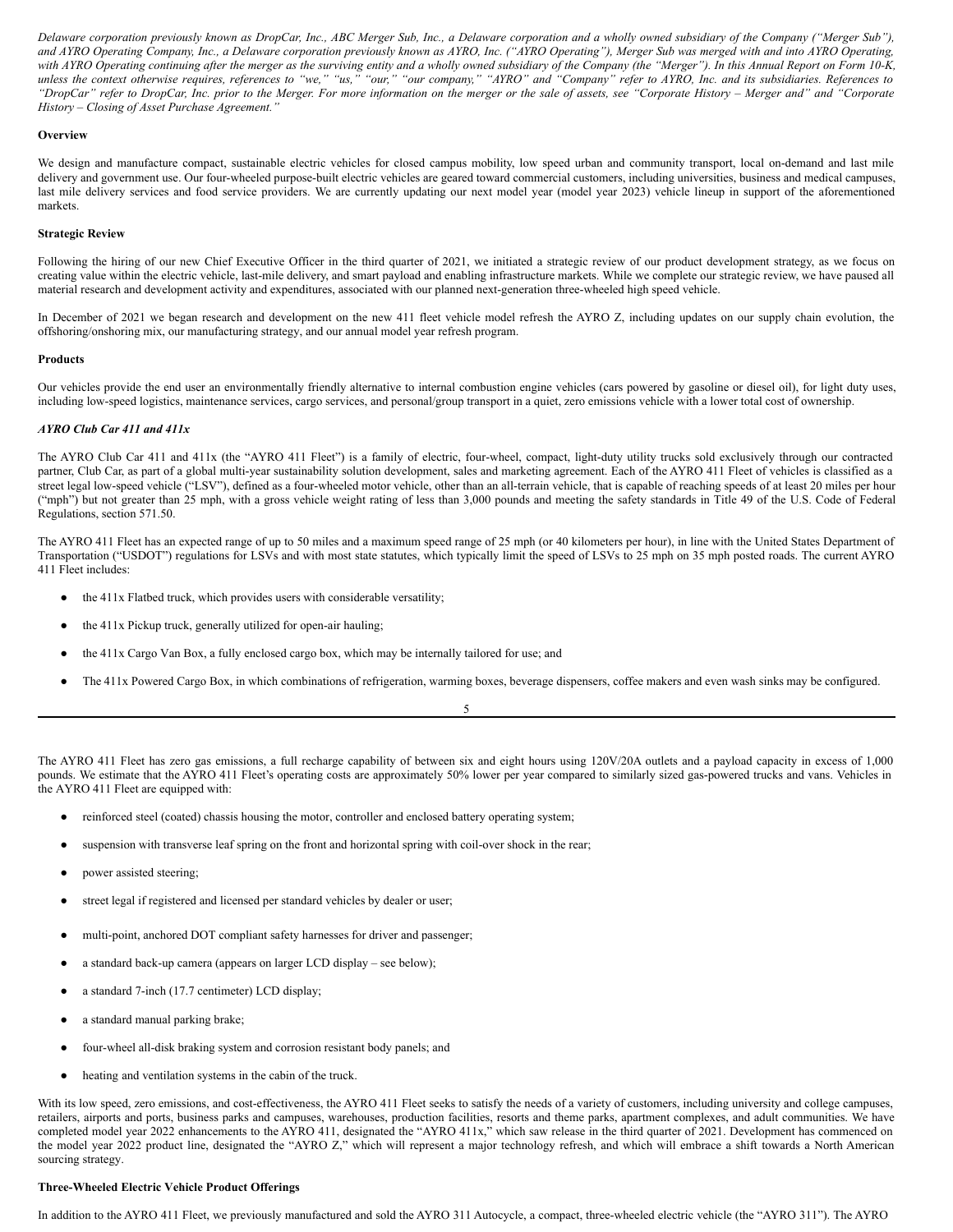*Delaware corporation previously known as DropCar, Inc., ABC Merger Sub, Inc., a Delaware corporation and a wholly owned subsidiary of the Company ("Merger Sub"), and AYRO Operating Company, Inc., a Delaware corporation previously known as AYRO, Inc. ("AYRO Operating"), Merger Sub was merged with and into AYRO Operating, with AYRO Operating continuing after the merger as the surviving entity and a wholly owned subsidiary of the Company (the "Merger"). In this Annual Report on Form 10-K, unless the context otherwise requires, references to "we," "us," "our," "our company," "AYRO" and "Company" refer to AYRO, Inc. and its subsidiaries. References to "DropCar" refer to DropCar, Inc. prior to the Merger. For more information on the merger or the sale of assets, see "Corporate History – Merger and" and "Corporate History – Closing of Asset Purchase Agreement."*

**Overview**

We design and manufacture compact, sustainable electric vehicles for closed campus mobility, low speed urban and community transport, local on-demand and last mile delivery and government use. Our four-wheeled purpose-built electric vehicles are geared toward commercial customers, including universities, business and medical campuses, last mile delivery services and food service providers. We are currently updating our next model year (model year 2023) vehicle lineup in support of the aforementioned markets.

**Strategic Review**

Following the hiring of our new Chief Executive Officer in the third quarter of 2021, we initiated a strategic review of our product development strategy, as we focus on creating value within the electric vehicle, last-mile delivery, and smart payload and enabling infrastructure markets. While we complete our strategic review, we have paused all material research and development activity and expenditures, associated with our planned next-generation three-wheeled high speed vehicle.

In December of 2021 we began research and development on the new 411 fleet vehicle model refresh the AYRO Z, including updates on our supply chain evolution, the offshoring/onshoring mix, our manufacturing strategy, and our annual model year refresh program.

**Products**

Our vehicles provide the end user an environmentally friendly alternative to internal combustion engine vehicles (cars powered by gasoline or diesel oil), for light duty uses, including low-speed logistics, maintenance services, cargo services, and personal/group transport in a quiet, zero emissions vehicle with a lower total cost of ownership.

***AYRO Club Car 411 and 411x***

The AYRO Club Car 411 and 411x (the "AYRO 411 Fleet") is a family of electric, four-wheel, compact, light-duty utility trucks sold exclusively through our contracted partner, Club Car, as part of a global multi-year sustainability solution development, sales and marketing agreement. Each of the AYRO 411 Fleet of vehicles is classified as a street legal low-speed vehicle ("LSV"), defined as a four-wheeled motor vehicle, other than an all-terrain vehicle, that is capable of reaching speeds of at least 20 miles per hour ("mph") but not greater than 25 mph, with a gross vehicle weight rating of less than 3,000 pounds and meeting the safety standards in Title 49 of the U.S. Code of Federal Regulations, section 571.50.

The AYRO 411 Fleet has an expected range of up to 50 miles and a maximum speed range of 25 mph (or 40 kilometers per hour), in line with the United States Department of Transportation ("USDOT") regulations for LSVs and with most state statutes, which typically limit the speed of LSVs to 25 mph on 35 mph posted roads. The current AYRO 411 Fleet includes:

- the 411x Flatbed truck, which provides users with considerable versatility;
- the 411x Pickup truck, generally utilized for open-air hauling;
- the 411x Cargo Van Box, a fully enclosed cargo box, which may be internally tailored for use; and
- The 411x Powered Cargo Box, in which combinations of refrigeration, warming boxes, beverage dispensers, coffee makers and even wash sinks may be configured.

The AYRO 411 Fleet has zero gas emissions, a full recharge capability of between six and eight hours using 120V/20A outlets and a payload capacity in excess of 1,000 pounds. We estimate that the AYRO 411 Fleet's operating costs are approximately 50% lower per year compared to similarly sized gas-powered trucks and vans. Vehicles in the AYRO 411 Fleet are equipped with:

- reinforced steel (coated) chassis housing the motor, controller and enclosed battery operating system;
- suspension with transverse leaf spring on the front and horizontal spring with coil-over shock in the rear;
- power assisted steering;
- street legal if registered and licensed per standard vehicles by dealer or user;
- multi-point, anchored DOT compliant safety harnesses for driver and passenger;
- a standard back-up camera (appears on larger LCD display – see below);
- a standard 7-inch (17.7 centimeter) LCD display;
- a standard manual parking brake;
- four-wheel all-disk braking system and corrosion resistant body panels; and
- heating and ventilation systems in the cabin of the truck.

With its low speed, zero emissions, and cost-effectiveness, the AYRO 411 Fleet seeks to satisfy the needs of a variety of customers, including university and college campuses, retailers, airports and ports, business parks and campuses, warehouses, production facilities, resorts and theme parks, apartment complexes, and adult communities. We have completed model year 2022 enhancements to the AYRO 411, designated the "AYRO 411x," which saw release in the third quarter of 2021. Development has commenced on the model year 2022 product line, designated the "AYRO Z," which will represent a major technology refresh, and which will embrace a shift towards a North American sourcing strategy.

**Three-Wheeled Electric Vehicle Product Offerings**

In addition to the AYRO 411 Fleet, we previously manufactured and sold the AYRO 311 Autocycle, a compact, three-wheeled electric vehicle (the "AYRO 311"). The AYRO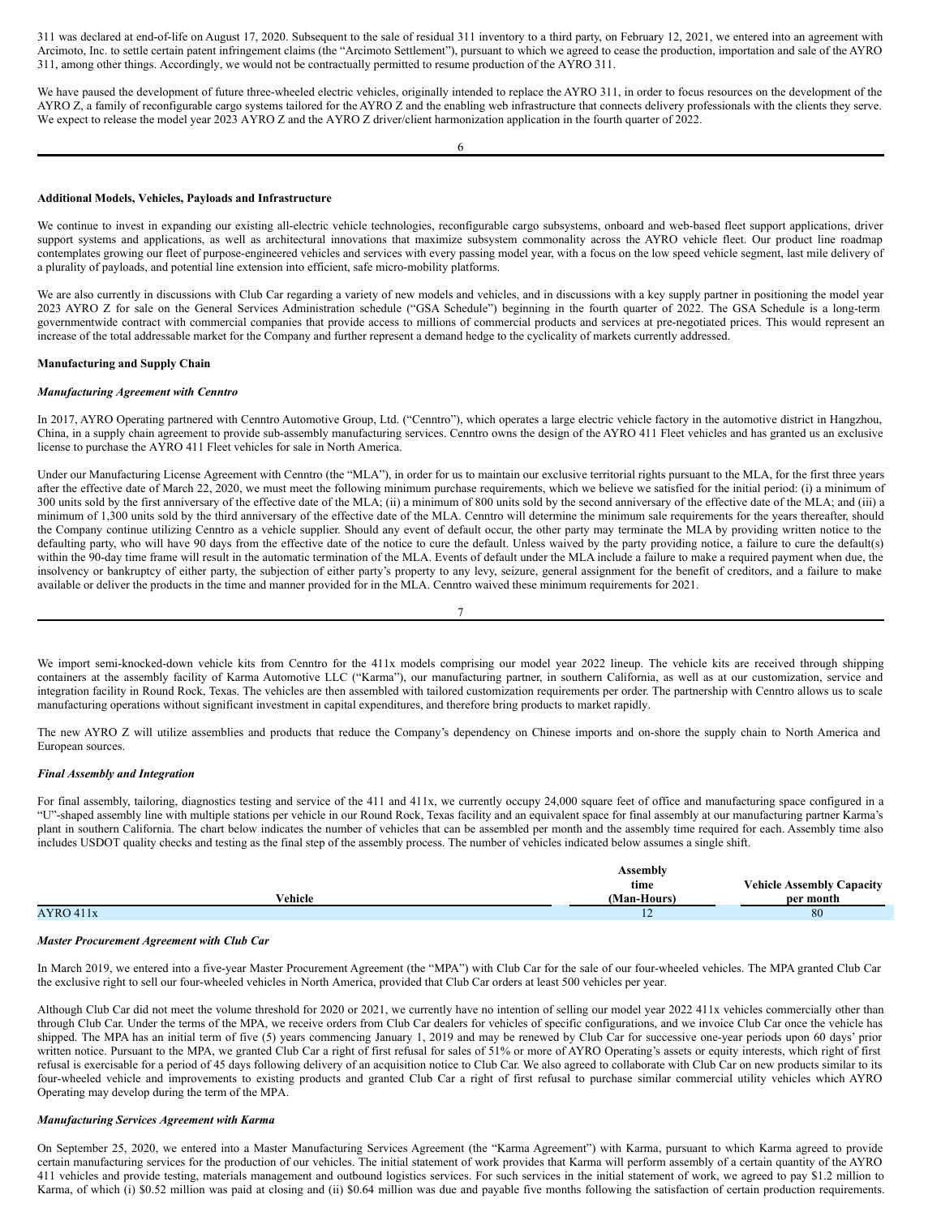311 was declared at end-of-life on August 17, 2020. Subsequent to the sale of residual 311 inventory to a third party, on February 12, 2021, we entered into an agreement with Arcimoto, Inc. to settle certain patent infringement claims (the "Arcimoto Settlement"), pursuant to which we agreed to cease the production, importation and sale of the AYRO 311, among other things. Accordingly, we would not be contractually permitted to resume production of the AYRO 311.

We have paused the development of future three-wheeled electric vehicles, originally intended to replace the AYRO 311, in order to focus resources on the development of the AYRO Z, a family of reconfigurable cargo systems tailored for the AYRO Z and the enabling web infrastructure that connects delivery professionals with the clients they serve. We expect to release the model year 2023 AYRO Z and the AYRO Z driver/client harmonization application in the fourth quarter of 2022.

**Additional Models, Vehicles, Payloads and Infrastructure**

We continue to invest in expanding our existing all-electric vehicle technologies, reconfigurable cargo subsystems, onboard and web-based fleet support applications, driver support systems and applications, as well as architectural innovations that maximize subsystem commonality across the AYRO vehicle fleet. Our product line roadmap contemplates growing our fleet of purpose-engineered vehicles and services with every passing model year, with a focus on the low speed vehicle segment, last mile delivery of a plurality of payloads, and potential line extension into efficient, safe micro-mobility platforms.

We are also currently in discussions with Club Car regarding a variety of new models and vehicles, and in discussions with a key supply partner in positioning the model year 2023 AYRO Z for sale on the General Services Administration schedule ("GSA Schedule") beginning in the fourth quarter of 2022. The GSA Schedule is a long-term governmentwide contract with commercial companies that provide access to millions of commercial products and services at pre-negotiated prices. This would represent an increase of the total addressable market for the Company and further represent a demand hedge to the cyclicality of markets currently addressed.

**Manufacturing and Supply Chain**

***Manufacturing Agreement with Cenntro***

In 2017, AYRO Operating partnered with Cenntro Automotive Group, Ltd. ("Cenntro"), which operates a large electric vehicle factory in the automotive district in Hangzhou, China, in a supply chain agreement to provide sub-assembly manufacturing services. Cenntro owns the design of the AYRO 411 Fleet vehicles and has granted us an exclusive license to purchase the AYRO 411 Fleet vehicles for sale in North America.

Under our Manufacturing License Agreement with Cenntro (the "MLA"), in order for us to maintain our exclusive territorial rights pursuant to the MLA, for the first three years after the effective date of March 22, 2020, we must meet the following minimum purchase requirements, which we believe we satisfied for the initial period: (i) a minimum of 300 units sold by the first anniversary of the effective date of the MLA; (ii) a minimum of 800 units sold by the second anniversary of the effective date of the MLA; and (iii) a minimum of 1,300 units sold by the third anniversary of the effective date of the MLA. Cenntro will determine the minimum sale requirements for the years thereafter, should the Company continue utilizing Cenntro as a vehicle supplier. Should any event of default occur, the other party may terminate the MLA by providing written notice to the defaulting party, who will have 90 days from the effective date of the notice to cure the default. Unless waived by the party providing notice, a failure to cure the default(s) within the 90-day time frame will result in the automatic termination of the MLA. Events of default under the MLA include a failure to make a required payment when due, the insolvency or bankruptcy of either party, the subjection of either party's property to any levy, seizure, general assignment for the benefit of creditors, and a failure to make available or deliver the products in the time and manner provided for in the MLA. Cenntro waived these minimum requirements for 2021.

We import semi-knocked-down vehicle kits from Cenntro for the 411x models comprising our model year 2022 lineup. The vehicle kits are received through shipping containers at the assembly facility of Karma Automotive LLC ("Karma"), our manufacturing partner, in southern California, as well as at our customization, service and integration facility in Round Rock, Texas. The vehicles are then assembled with tailored customization requirements per order. The partnership with Cenntro allows us to scale manufacturing operations without significant investment in capital expenditures, and therefore bring products to market rapidly.

The new AYRO Z will utilize assemblies and products that reduce the Company's dependency on Chinese imports and on-shore the supply chain to North America and European sources.

***Final Assembly and Integration***

For final assembly, tailoring, diagnostics testing and service of the 411 and 411x, we currently occupy 24,000 square feet of office and manufacturing space configured in a "U"-shaped assembly line with multiple stations per vehicle in our Round Rock, Texas facility and an equivalent space for final assembly at our manufacturing partner Karma's plant in southern California. The chart below indicates the number of vehicles that can be assembled per month and the assembly time required for each. Assembly time also includes USDOT quality checks and testing as the final step of the assembly process. The number of vehicles indicated below assumes a single shift.

| Vehicle | Assembly time (Man-Hours) | Vehicle Assembly Capacity per month |
|---|---|---|
| AYRO 411x | 12 | 80 |

***Master Procurement Agreement with Club Car***

In March 2019, we entered into a five-year Master Procurement Agreement (the "MPA") with Club Car for the sale of our four-wheeled vehicles. The MPA granted Club Car the exclusive right to sell our four-wheeled vehicles in North America, provided that Club Car orders at least 500 vehicles per year.

Although Club Car did not meet the volume threshold for 2020 or 2021, we currently have no intention of selling our model year 2022 411x vehicles commercially other than through Club Car. Under the terms of the MPA, we receive orders from Club Car dealers for vehicles of specific configurations, and we invoice Club Car once the vehicle has shipped. The MPA has an initial term of five (5) years commencing January 1, 2019 and may be renewed by Club Car for successive one-year periods upon 60 days' prior written notice. Pursuant to the MPA, we granted Club Car a right of first refusal for sales of 51% or more of AYRO Operating's assets or equity interests, which right of first refusal is exercisable for a period of 45 days following delivery of an acquisition notice to Club Car. We also agreed to collaborate with Club Car on new products similar to its four-wheeled vehicle and improvements to existing products and granted Club Car a right of first refusal to purchase similar commercial utility vehicles which AYRO Operating may develop during the term of the MPA.

***Manufacturing Services Agreement with Karma***

On September 25, 2020, we entered into a Master Manufacturing Services Agreement (the "Karma Agreement") with Karma, pursuant to which Karma agreed to provide certain manufacturing services for the production of our vehicles. The initial statement of work provides that Karma will perform assembly of a certain quantity of the AYRO 411 vehicles and provide testing, materials management and outbound logistics services. For such services in the initial statement of work, we agreed to pay $1.2 million to Karma, of which (i) $0.52 million was paid at closing and (ii) $0.64 million was due and payable five months following the satisfaction of certain production requirements.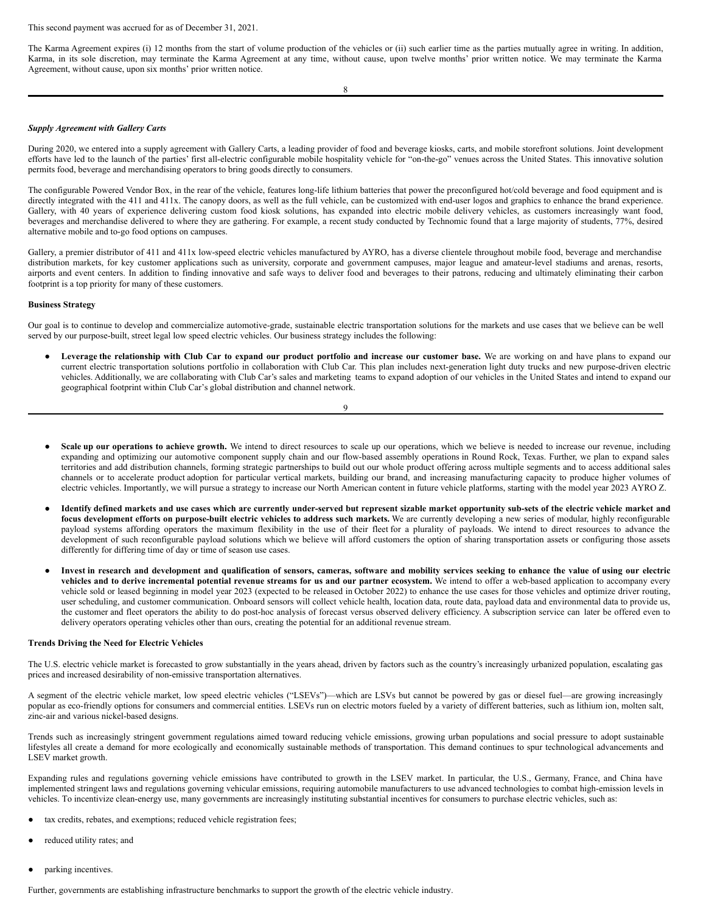This second payment was accrued for as of December 31, 2021.

The Karma Agreement expires (i) 12 months from the start of volume production of the vehicles or (ii) such earlier time as the parties mutually agree in writing. In addition, Karma, in its sole discretion, may terminate the Karma Agreement at any time, without cause, upon twelve months' prior written notice. We may terminate the Karma Agreement, without cause, upon six months' prior written notice.

***Supply Agreement with Gallery Carts***

During 2020, we entered into a supply agreement with Gallery Carts, a leading provider of food and beverage kiosks, carts, and mobile storefront solutions. Joint development efforts have led to the launch of the parties' first all-electric configurable mobile hospitality vehicle for "on-the-go" venues across the United States. This innovative solution permits food, beverage and merchandising operators to bring goods directly to consumers.

The configurable Powered Vendor Box, in the rear of the vehicle, features long-life lithium batteries that power the preconfigured hot/cold beverage and food equipment and is directly integrated with the 411 and 411x. The canopy doors, as well as the full vehicle, can be customized with end-user logos and graphics to enhance the brand experience. Gallery, with 40 years of experience delivering custom food kiosk solutions, has expanded into electric mobile delivery vehicles, as customers increasingly want food, beverages and merchandise delivered to where they are gathering. For example, a recent study conducted by Technomic found that a large majority of students, 77%, desired alternative mobile and to-go food options on campuses.

Gallery, a premier distributor of 411 and 411x low-speed electric vehicles manufactured by AYRO, has a diverse clientele throughout mobile food, beverage and merchandise distribution markets, for key customer applications such as university, corporate and government campuses, major league and amateur-level stadiums and arenas, resorts, airports and event centers. In addition to finding innovative and safe ways to deliver food and beverages to their patrons, reducing and ultimately eliminating their carbon footprint is a top priority for many of these customers.

**Business Strategy**

Our goal is to continue to develop and commercialize automotive-grade, sustainable electric transportation solutions for the markets and use cases that we believe can be well served by our purpose-built, street legal low speed electric vehicles. Our business strategy includes the following:

- **Leverage the relationship with Club Car to expand our product portfolio and increase our customer base.** We are working on and have plans to expand our current electric transportation solutions portfolio in collaboration with Club Car. This plan includes next-generation light duty trucks and new purpose-driven electric vehicles. Additionally, we are collaborating with Club Car's sales and marketing teams to expand adoption of our vehicles in the United States and intend to expand our geographical footprint within Club Car's global distribution and channel network.

- **Scale up our operations to achieve growth.** We intend to direct resources to scale up our operations, which we believe is needed to increase our revenue, including expanding and optimizing our automotive component supply chain and our flow-based assembly operations in Round Rock, Texas. Further, we plan to expand sales territories and add distribution channels, forming strategic partnerships to build out our whole product offering across multiple segments and to access additional sales channels or to accelerate product adoption for particular vertical markets, building our brand, and increasing manufacturing capacity to produce higher volumes of electric vehicles. Importantly, we will pursue a strategy to increase our North American content in future vehicle platforms, starting with the model year 2023 AYRO Z.

- **Identify defined markets and use cases which are currently under-served but represent sizable market opportunity sub-sets of the electric vehicle market and focus development efforts on purpose-built electric vehicles to address such markets.** We are currently developing a new series of modular, highly reconfigurable payload systems affording operators the maximum flexibility in the use of their fleet for a plurality of payloads. We intend to direct resources to advance the development of such reconfigurable payload solutions which we believe will afford customers the option of sharing transportation assets or configuring those assets differently for differing time of day or time of season use cases.

- **Invest in research and development and qualification of sensors, cameras, software and mobility services seeking to enhance the value of using our electric vehicles and to derive incremental potential revenue streams for us and our partner ecosystem.** We intend to offer a web-based application to accompany every vehicle sold or leased beginning in model year 2023 (expected to be released in October 2022) to enhance the use cases for those vehicles and optimize driver routing, user scheduling, and customer communication. Onboard sensors will collect vehicle health, location data, route data, payload data and environmental data to provide us, the customer and fleet operators the ability to do post-hoc analysis of forecast versus observed delivery efficiency. A subscription service can later be offered even to delivery operators operating vehicles other than ours, creating the potential for an additional revenue stream.

**Trends Driving the Need for Electric Vehicles**

The U.S. electric vehicle market is forecasted to grow substantially in the years ahead, driven by factors such as the country's increasingly urbanized population, escalating gas prices and increased desirability of non-emissive transportation alternatives.

A segment of the electric vehicle market, low speed electric vehicles ("LSEVs")—which are LSVs but cannot be powered by gas or diesel fuel—are growing increasingly popular as eco-friendly options for consumers and commercial entities. LSEVs run on electric motors fueled by a variety of different batteries, such as lithium ion, molten salt, zinc-air and various nickel-based designs.

Trends such as increasingly stringent government regulations aimed toward reducing vehicle emissions, growing urban populations and social pressure to adopt sustainable lifestyles all create a demand for more ecologically and economically sustainable methods of transportation. This demand continues to spur technological advancements and LSEV market growth.

Expanding rules and regulations governing vehicle emissions have contributed to growth in the LSEV market. In particular, the U.S., Germany, France, and China have implemented stringent laws and regulations governing vehicular emissions, requiring automobile manufacturers to use advanced technologies to combat high-emission levels in vehicles. To incentivize clean-energy use, many governments are increasingly instituting substantial incentives for consumers to purchase electric vehicles, such as:

- tax credits, rebates, and exemptions; reduced vehicle registration fees;
- reduced utility rates; and
- parking incentives.

Further, governments are establishing infrastructure benchmarks to support the growth of the electric vehicle industry.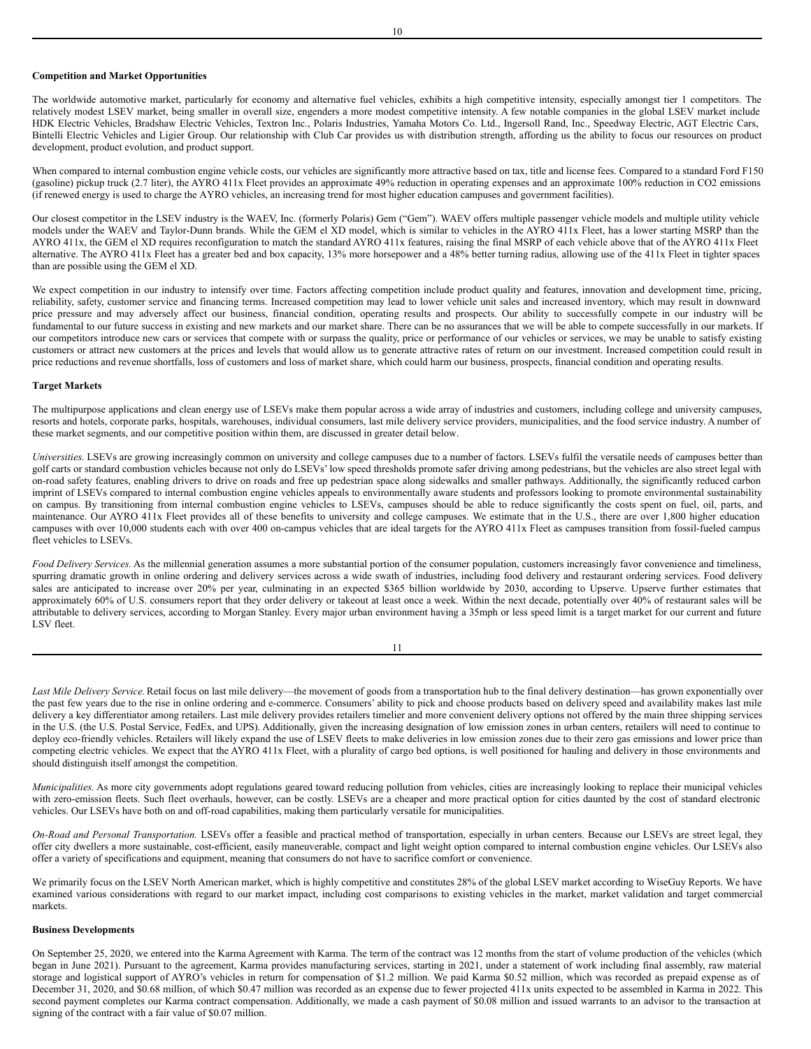**Competition and Market Opportunities**

The worldwide automotive market, particularly for economy and alternative fuel vehicles, exhibits a high competitive intensity, especially amongst tier 1 competitors. The relatively modest LSEV market, being smaller in overall size, engenders a more modest competitive intensity. A few notable companies in the global LSEV market include HDK Electric Vehicles, Bradshaw Electric Vehicles, Textron Inc., Polaris Industries, Yamaha Motors Co. Ltd., Ingersoll Rand, Inc., Speedway Electric, AGT Electric Cars, Bintelli Electric Vehicles and Ligier Group. Our relationship with Club Car provides us with distribution strength, affording us the ability to focus our resources on product development, product evolution, and product support.

When compared to internal combustion engine vehicle costs, our vehicles are significantly more attractive based on tax, title and license fees. Compared to a standard Ford F150 (gasoline) pickup truck (2.7 liter), the AYRO 411x Fleet provides an approximate 49% reduction in operating expenses and an approximate 100% reduction in $CO_2$ emissions (if renewed energy is used to charge the AYRO vehicles, an increasing trend for most higher education campuses and government facilities).

Our closest competitor in the LSEV industry is the WAEV, Inc. (formerly Polaris) Gem ("Gem"). WAEV offers multiple passenger vehicle models and multiple utility vehicle models under the WAEV and Taylor-Dunn brands. While the GEM el XD model, which is similar to vehicles in the AYRO 411x Fleet, has a lower starting MSRP than the AYRO 411x, the GEM el XD requires reconfiguration to match the standard AYRO 411x features, raising the final MSRP of each vehicle above that of the AYRO 411x Fleet alternative. The AYRO 411x Fleet has a greater bed and box capacity, 13% more horsepower and a 48% better turning radius, allowing use of the 411x Fleet in tighter spaces than are possible using the GEM el XD.

We expect competition in our industry to intensify over time. Factors affecting competition include product quality and features, innovation and development time, pricing, reliability, safety, customer service and financing terms. Increased competition may lead to lower vehicle unit sales and increased inventory, which may result in downward price pressure and may adversely affect our business, financial condition, operating results and prospects. Our ability to successfully compete in our industry will be fundamental to our future success in existing and new markets and our market share. There can be no assurances that we will be able to compete successfully in our markets. If our competitors introduce new cars or services that compete with or surpass the quality, price or performance of our vehicles or services, we may be unable to satisfy existing customers or attract new customers at the prices and levels that would allow us to generate attractive rates of return on our investment. Increased competition could result in price reductions and revenue shortfalls, loss of customers and loss of market share, which could harm our business, prospects, financial condition and operating results.

**Target Markets**

The multipurpose applications and clean energy use of LSEVs make them popular across a wide array of industries and customers, including college and university campuses, resorts and hotels, corporate parks, hospitals, warehouses, individual consumers, last mile delivery service providers, municipalities, and the food service industry. A number of these market segments, and our competitive position within them, are discussed in greater detail below.

*Universities.* LSEVs are growing increasingly common on university and college campuses due to a number of factors. LSEVs fulfil the versatile needs of campuses better than golf carts or standard combustion vehicles because not only do LSEVs' low speed thresholds promote safer driving among pedestrians, but the vehicles are also street legal with on-road safety features, enabling drivers to drive on roads and free up pedestrian space along sidewalks and smaller pathways. Additionally, the significantly reduced carbon imprint of LSEVs compared to internal combustion engine vehicles appeals to environmentally aware students and professors looking to promote environmental sustainability on campus. By transitioning from internal combustion engine vehicles to LSEVs, campuses should be able to reduce significantly the costs spent on fuel, oil, parts, and maintenance. Our AYRO 411x Fleet provides all of these benefits to university and college campuses. We estimate that in the U.S., there are over 1,800 higher education campuses with over 10,000 students each with over 400 on-campus vehicles that are ideal targets for the AYRO 411x Fleet as campuses transition from fossil-fueled campus fleet vehicles to LSEVs.

*Food Delivery Services.* As the millennial generation assumes a more substantial portion of the consumer population, customers increasingly favor convenience and timeliness, spurring dramatic growth in online ordering and delivery services across a wide swath of industries, including food delivery and restaurant ordering services. Food delivery sales are anticipated to increase over 20% per year, culminating in an expected $365 billion worldwide by 2030, according to Upserve. Upserve further estimates that approximately 60% of U.S. consumers report that they order delivery or takeout at least once a week. Within the next decade, potentially over 40% of restaurant sales will be attributable to delivery services, according to Morgan Stanley. Every major urban environment having a 35mph or less speed limit is a target market for our current and future LSV fleet.

*Last Mile Delivery Service.* Retail focus on last mile delivery—the movement of goods from a transportation hub to the final delivery destination—has grown exponentially over the past few years due to the rise in online ordering and e-commerce. Consumers' ability to pick and choose products based on delivery speed and availability makes last mile delivery a key differentiator among retailers. Last mile delivery provides retailers timelier and more convenient delivery options not offered by the main three shipping services in the U.S. (the U.S. Postal Service, FedEx, and UPS). Additionally, given the increasing designation of low emission zones in urban centers, retailers will need to continue to deploy eco-friendly vehicles. Retailers will likely expand the use of LSEV fleets to make deliveries in low emission zones due to their zero gas emissions and lower price than competing electric vehicles. We expect that the AYRO 411x Fleet, with a plurality of cargo bed options, is well positioned for hauling and delivery in those environments and should distinguish itself amongst the competition.

*Municipalities.* As more city governments adopt regulations geared toward reducing pollution from vehicles, cities are increasingly looking to replace their municipal vehicles with zero-emission fleets. Such fleet overhauls, however, can be costly. LSEVs are a cheaper and more practical option for cities daunted by the cost of standard electronic vehicles. Our LSEVs have both on and off-road capabilities, making them particularly versatile for municipalities.

*On-Road and Personal Transportation.* LSEVs offer a feasible and practical method of transportation, especially in urban centers. Because our LSEVs are street legal, they offer city dwellers a more sustainable, cost-efficient, easily maneuverable, compact and light weight option compared to internal combustion engine vehicles. Our LSEVs also offer a variety of specifications and equipment, meaning that consumers do not have to sacrifice comfort or convenience.

We primarily focus on the LSEV North American market, which is highly competitive and constitutes 28% of the global LSEV market according to WiseGuy Reports. We have examined various considerations with regard to our market impact, including cost comparisons to existing vehicles in the market, market validation and target commercial markets.

**Business Developments**

On September 25, 2020, we entered into the Karma Agreement with Karma. The term of the contract was 12 months from the start of volume production of the vehicles (which began in June 2021). Pursuant to the agreement, Karma provides manufacturing services, starting in 2021, under a statement of work including final assembly, raw material storage and logistical support of AYRO's vehicles in return for compensation of $1.2 million. We paid Karma $0.52 million, which was recorded as prepaid expense as of December 31, 2020, and $0.68 million, of which $0.47 million was recorded as an expense due to fewer projected 411x units expected to be assembled in Karma in 2022. This second payment completes our Karma contract compensation. Additionally, we made a cash payment of $0.08 million and issued warrants to an advisor to the transaction at signing of the contract with a fair value of $0.07 million.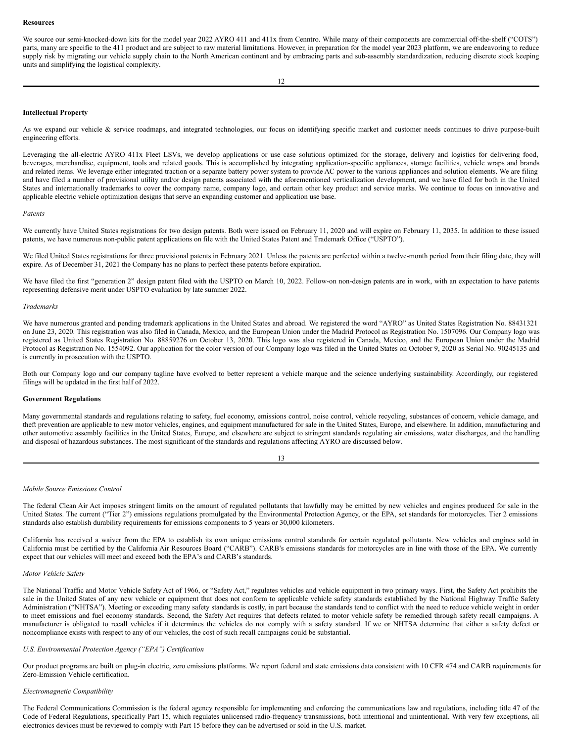**Resources**

We source our semi-knocked-down kits for the model year 2022 AYRO 411 and 411x from Cenntro. While many of their components are commercial off-the-shelf ("COTS") parts, many are specific to the 411 product and are subject to raw material limitations. However, in preparation for the model year 2023 platform, we are endeavoring to reduce supply risk by migrating our vehicle supply chain to the North American continent and by embracing parts and sub-assembly standardization, reducing discrete stock keeping units and simplifying the logistical complexity.

**Intellectual Property**

As we expand our vehicle & service roadmaps, and integrated technologies, our focus on identifying specific market and customer needs continues to drive purpose-built engineering efforts.

Leveraging the all-electric AYRO 411x Fleet LSVs, we develop applications or use case solutions optimized for the storage, delivery and logistics for delivering food, beverages, merchandise, equipment, tools and related goods. This is accomplished by integrating application-specific appliances, storage facilities, vehicle wraps and brands and related items. We leverage either integrated traction or a separate battery power system to provide AC power to the various appliances and solution elements. We are filing and have filed a number of provisional utility and/or design patents associated with the aforementioned verticalization development, and we have filed for both in the United States and internationally trademarks to cover the company name, company logo, and certain other key product and service marks. We continue to focus on innovative and applicable electric vehicle optimization designs that serve an expanding customer and application use base.

*Patents*

We currently have United States registrations for two design patents. Both were issued on February 11, 2020 and will expire on February 11, 2035. In addition to these issued patents, we have numerous non-public patent applications on file with the United States Patent and Trademark Office ("USPTO").

We filed United States registrations for three provisional patents in February 2021. Unless the patents are perfected within a twelve-month period from their filing date, they will expire. As of December 31, 2021 the Company has no plans to perfect these patents before expiration.

We have filed the first "generation 2" design patent filed with the USPTO on March 10, 2022. Follow-on non-design patents are in work, with an expectation to have patents representing defensive merit under USPTO evaluation by late summer 2022.

*Trademarks*

We have numerous granted and pending trademark applications in the United States and abroad. We registered the word "AYRO" as United States Registration No. 88431321 on June 23, 2020. This registration was also filed in Canada, Mexico, and the European Union under the Madrid Protocol as Registration No. 1507096. Our Company logo was registered as United States Registration No. 88859276 on October 13, 2020. This logo was also registered in Canada, Mexico, and the European Union under the Madrid Protocol as Registration No. 1554092. Our application for the color version of our Company logo was filed in the United States on October 9, 2020 as Serial No. 90245135 and is currently in prosecution with the USPTO.

Both our Company logo and our company tagline have evolved to better represent a vehicle marque and the science underlying sustainability. Accordingly, our registered filings will be updated in the first half of 2022.

**Government Regulations**

Many governmental standards and regulations relating to safety, fuel economy, emissions control, noise control, vehicle recycling, substances of concern, vehicle damage, and theft prevention are applicable to new motor vehicles, engines, and equipment manufactured for sale in the United States, Europe, and elsewhere. In addition, manufacturing and other automotive assembly facilities in the United States, Europe, and elsewhere are subject to stringent standards regulating air emissions, water discharges, and the handling and disposal of hazardous substances. The most significant of the standards and regulations affecting AYRO are discussed below.

*Mobile Source Emissions Control*

The federal Clean Air Act imposes stringent limits on the amount of regulated pollutants that lawfully may be emitted by new vehicles and engines produced for sale in the United States. The current ("Tier 2") emissions regulations promulgated by the Environmental Protection Agency, or the EPA, set standards for motorcycles. Tier 2 emissions standards also establish durability requirements for emissions components to 5 years or 30,000 kilometers.

California has received a waiver from the EPA to establish its own unique emissions control standards for certain regulated pollutants. New vehicles and engines sold in California must be certified by the California Air Resources Board ("CARB"). CARB's emissions standards for motorcycles are in line with those of the EPA. We currently expect that our vehicles will meet and exceed both the EPA's and CARB's standards.

*Motor Vehicle Safety*

The National Traffic and Motor Vehicle Safety Act of 1966, or "Safety Act," regulates vehicles and vehicle equipment in two primary ways. First, the Safety Act prohibits the sale in the United States of any new vehicle or equipment that does not conform to applicable vehicle safety standards established by the National Highway Traffic Safety Administration ("NHTSA"). Meeting or exceeding many safety standards is costly, in part because the standards tend to conflict with the need to reduce vehicle weight in order to meet emissions and fuel economy standards. Second, the Safety Act requires that defects related to motor vehicle safety be remedied through safety recall campaigns. A manufacturer is obligated to recall vehicles if it determines the vehicles do not comply with a safety standard. If we or NHTSA determine that either a safety defect or noncompliance exists with respect to any of our vehicles, the cost of such recall campaigns could be substantial.

*U.S. Environmental Protection Agency ("EPA") Certification*

Our product programs are built on plug-in electric, zero emissions platforms. We report federal and state emissions data consistent with 10 CFR 474 and CARB requirements for Zero-Emission Vehicle certification.

*Electromagnetic Compatibility*

The Federal Communications Commission is the federal agency responsible for implementing and enforcing the communications law and regulations, including title 47 of the Code of Federal Regulations, specifically Part 15, which regulates unlicensed radio-frequency transmissions, both intentional and unintentional. With very few exceptions, all electronics devices must be reviewed to comply with Part 15 before they can be advertised or sold in the U.S. market.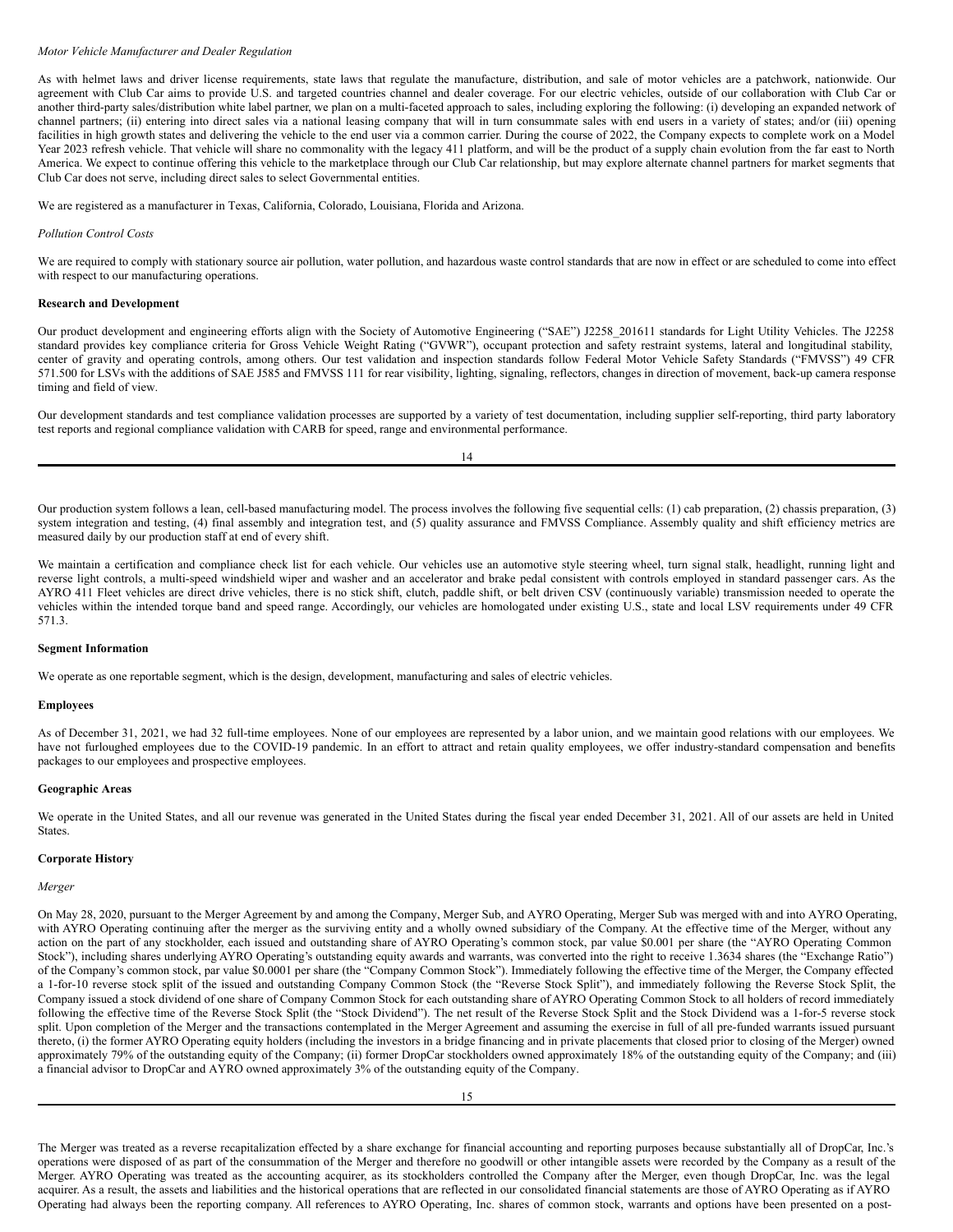*Motor Vehicle Manufacturer and Dealer Regulation*

As with helmet laws and driver license requirements, state laws that regulate the manufacture, distribution, and sale of motor vehicles are a patchwork, nationwide. Our agreement with Club Car aims to provide U.S. and targeted countries channel and dealer coverage. For our electric vehicles, outside of our collaboration with Club Car or another third-party sales/distribution white label partner, we plan on a multi-faceted approach to sales, including exploring the following: (i) developing an expanded network of channel partners; (ii) entering into direct sales via a national leasing company that will in turn consummate sales with end users in a variety of states; and/or (iii) opening facilities in high growth states and delivering the vehicle to the end user via a common carrier. During the course of 2022, the Company expects to complete work on a Model Year 2023 refresh vehicle. That vehicle will share no commonality with the legacy 411 platform, and will be the product of a supply chain evolution from the far east to North America. We expect to continue offering this vehicle to the marketplace through our Club Car relationship, but may explore alternate channel partners for market segments that Club Car does not serve, including direct sales to select Governmental entities.

We are registered as a manufacturer in Texas, California, Colorado, Louisiana, Florida and Arizona.

*Pollution Control Costs*

We are required to comply with stationary source air pollution, water pollution, and hazardous waste control standards that are now in effect or are scheduled to come into effect with respect to our manufacturing operations.

**Research and Development**

Our product development and engineering efforts align with the Society of Automotive Engineering ("SAE") J2258_201611 standards for Light Utility Vehicles. The J2258 standard provides key compliance criteria for Gross Vehicle Weight Rating ("GVWR"), occupant protection and safety restraint systems, lateral and longitudinal stability, center of gravity and operating controls, among others. Our test validation and inspection standards follow Federal Motor Vehicle Safety Standards ("FMVSS") 49 CFR 571.500 for LSVs with the additions of SAE J585 and FMVSS 111 for rear visibility, lighting, signaling, reflectors, changes in direction of movement, back-up camera response timing and field of view.

Our development standards and test compliance validation processes are supported by a variety of test documentation, including supplier self-reporting, third party laboratory test reports and regional compliance validation with CARB for speed, range and environmental performance.

Our production system follows a lean, cell-based manufacturing model. The process involves the following five sequential cells: (1) cab preparation, (2) chassis preparation, (3) system integration and testing, (4) final assembly and integration test, and (5) quality assurance and FMVSS Compliance. Assembly quality and shift efficiency metrics are measured daily by our production staff at end of every shift.

We maintain a certification and compliance check list for each vehicle. Our vehicles use an automotive style steering wheel, turn signal stalk, headlight, running light and reverse light controls, a multi-speed windshield wiper and washer and an accelerator and brake pedal consistent with controls employed in standard passenger cars. As the AYRO 411 Fleet vehicles are direct drive vehicles, there is no stick shift, clutch, paddle shift, or belt driven CSV (continuously variable) transmission needed to operate the vehicles within the intended torque band and speed range. Accordingly, our vehicles are homologated under existing U.S., state and local LSV requirements under 49 CFR 571.3.

**Segment Information**

We operate as one reportable segment, which is the design, development, manufacturing and sales of electric vehicles.

**Employees**

As of December 31, 2021, we had 32 full-time employees. None of our employees are represented by a labor union, and we maintain good relations with our employees. We have not furloughed employees due to the COVID-19 pandemic. In an effort to attract and retain quality employees, we offer industry-standard compensation and benefits packages to our employees and prospective employees.

**Geographic Areas**

We operate in the United States, and all our revenue was generated in the United States during the fiscal year ended December 31, 2021. All of our assets are held in United States.

**Corporate History**

*Merger*

On May 28, 2020, pursuant to the Merger Agreement by and among the Company, Merger Sub, and AYRO Operating, Merger Sub was merged with and into AYRO Operating, with AYRO Operating continuing after the merger as the surviving entity and a wholly owned subsidiary of the Company. At the effective time of the Merger, without any action on the part of any stockholder, each issued and outstanding share of AYRO Operating's common stock, par value $0.001 per share (the "AYRO Operating Common Stock"), including shares underlying AYRO Operating's outstanding equity awards and warrants, was converted into the right to receive 1.3634 shares (the "Exchange Ratio") of the Company's common stock, par value $0.0001 per share (the "Company Common Stock"). Immediately following the effective time of the Merger, the Company effected a 1-for-10 reverse stock split of the issued and outstanding Company Common Stock (the "Reverse Stock Split"), and immediately following the Reverse Stock Split, the Company issued a stock dividend of one share of Company Common Stock for each outstanding share of AYRO Operating Common Stock to all holders of record immediately following the effective time of the Reverse Stock Split (the "Stock Dividend"). The net result of the Reverse Stock Split and the Stock Dividend was a 1-for-5 reverse stock split. Upon completion of the Merger and the transactions contemplated in the Merger Agreement and assuming the exercise in full of all pre-funded warrants issued pursuant thereto, (i) the former AYRO Operating equity holders (including the investors in a bridge financing and in private placements that closed prior to closing of the Merger) owned approximately 79% of the outstanding equity of the Company; (ii) former DropCar stockholders owned approximately 18% of the outstanding equity of the Company; and (iii) a financial advisor to DropCar and AYRO owned approximately 3% of the outstanding equity of the Company.

The Merger was treated as a reverse recapitalization effected by a share exchange for financial accounting and reporting purposes because substantially all of DropCar, Inc.'s operations were disposed of as part of the consummation of the Merger and therefore no goodwill or other intangible assets were recorded by the Company as a result of the Merger. AYRO Operating was treated as the accounting acquirer, as its stockholders controlled the Company after the Merger, even though DropCar, Inc. was the legal acquirer. As a result, the assets and liabilities and the historical operations that are reflected in our consolidated financial statements are those of AYRO Operating as if AYRO Operating had always been the reporting company. All references to AYRO Operating, Inc. shares of common stock, warrants and options have been presented on a post-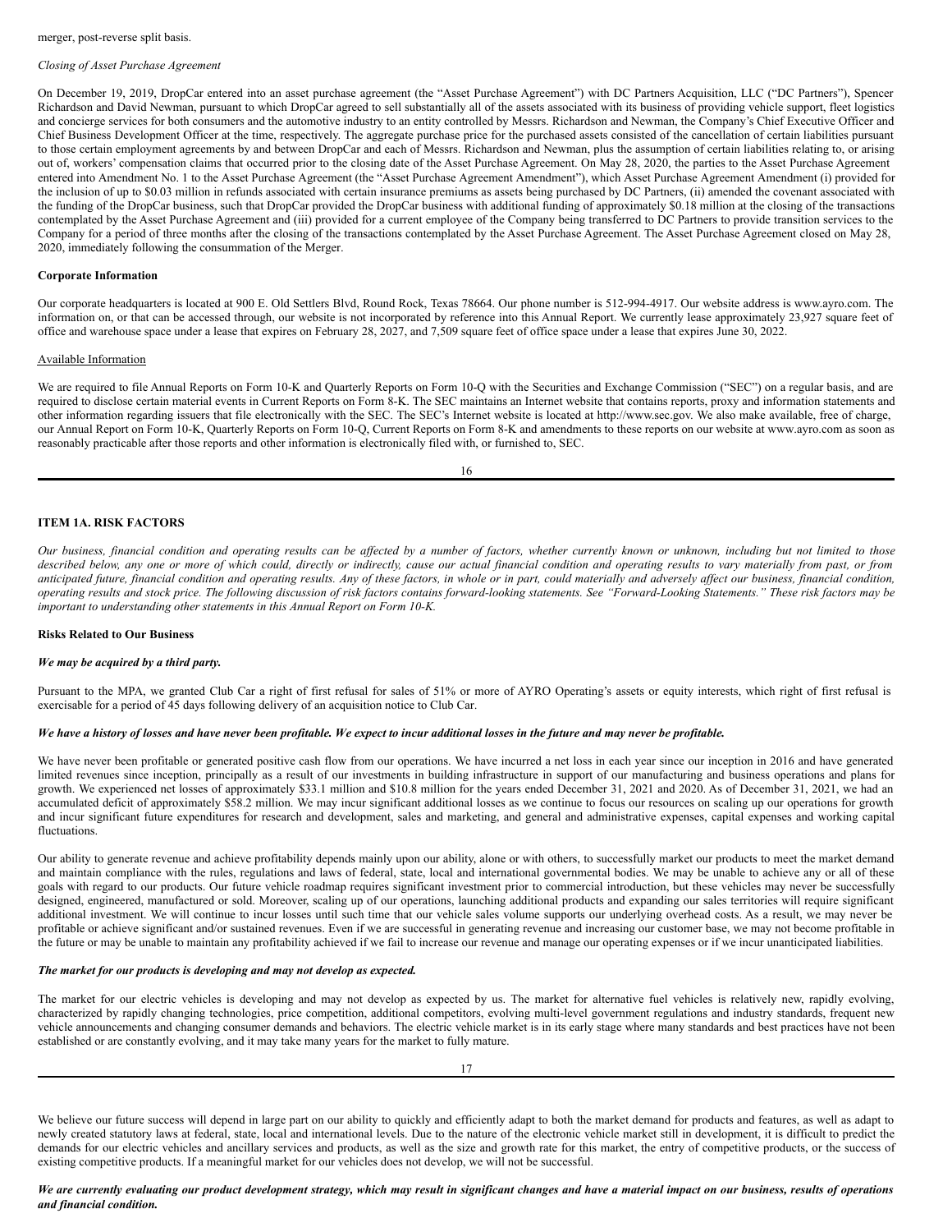merger, post-reverse split basis.

*Closing of Asset Purchase Agreement*

On December 19, 2019, DropCar entered into an asset purchase agreement (the "Asset Purchase Agreement") with DC Partners Acquisition, LLC ("DC Partners"), Spencer Richardson and David Newman, pursuant to which DropCar agreed to sell substantially all of the assets associated with its business of providing vehicle support, fleet logistics and concierge services for both consumers and the automotive industry to an entity controlled by Messrs. Richardson and Newman, the Company's Chief Executive Officer and Chief Business Development Officer at the time, respectively. The aggregate purchase price for the purchased assets consisted of the cancellation of certain liabilities pursuant to those certain employment agreements by and between DropCar and each of Messrs. Richardson and Newman, plus the assumption of certain liabilities relating to, or arising out of, workers' compensation claims that occurred prior to the closing date of the Asset Purchase Agreement. On May 28, 2020, the parties to the Asset Purchase Agreement entered into Amendment No. 1 to the Asset Purchase Agreement (the "Asset Purchase Agreement Amendment"), which Asset Purchase Agreement Amendment (i) provided for the inclusion of up to $0.03 million in refunds associated with certain insurance premiums as assets being purchased by DC Partners, (ii) amended the covenant associated with the funding of the DropCar business, such that DropCar provided the DropCar business with additional funding of approximately $0.18 million at the closing of the transactions contemplated by the Asset Purchase Agreement and (iii) provided for a current employee of the Company being transferred to DC Partners to provide transition services to the Company for a period of three months after the closing of the transactions contemplated by the Asset Purchase Agreement. The Asset Purchase Agreement closed on May 28, 2020, immediately following the consummation of the Merger.

**Corporate Information**

Our corporate headquarters is located at 900 E. Old Settlers Blvd, Round Rock, Texas 78664. Our phone number is 512-994-4917. Our website address is www.ayro.com. The information on, or that can be accessed through, our website is not incorporated by reference into this Annual Report. We currently lease approximately 23,927 square feet of office and warehouse space under a lease that expires on February 28, 2027, and 7,509 square feet of office space under a lease that expires June 30, 2022.

Available Information

We are required to file Annual Reports on Form 10-K and Quarterly Reports on Form 10-Q with the Securities and Exchange Commission ("SEC") on a regular basis, and are required to disclose certain material events in Current Reports on Form 8-K. The SEC maintains an Internet website that contains reports, proxy and information statements and other information regarding issuers that file electronically with the SEC. The SEC's Internet website is located at http://www.sec.gov. We also make available, free of charge, our Annual Report on Form 10-K, Quarterly Reports on Form 10-Q, Current Reports on Form 8-K and amendments to these reports on our website at www.ayro.com as soon as reasonably practicable after those reports and other information is electronically filed with, or furnished to, SEC.

## ITEM 1A. RISK FACTORS

*Our business, financial condition and operating results can be affected by a number of factors, whether currently known or unknown, including but not limited to those described below, any one or more of which could, directly or indirectly, cause our actual financial condition and operating results to vary materially from past, or from anticipated future, financial condition and operating results. Any of these factors, in whole or in part, could materially and adversely affect our business, financial condition, operating results and stock price. The following discussion of risk factors contains forward-looking statements. See "Forward-Looking Statements." These risk factors may be important to understanding other statements in this Annual Report on Form 10-K.*

**Risks Related to Our Business**

***We may be acquired by a third party.***

Pursuant to the MPA, we granted Club Car a right of first refusal for sales of 51% or more of AYRO Operating's assets or equity interests, which right of first refusal is exercisable for a period of 45 days following delivery of an acquisition notice to Club Car.

***We have a history of losses and have never been profitable. We expect to incur additional losses in the future and may never be profitable.***

We have never been profitable or generated positive cash flow from our operations. We have incurred a net loss in each year since our inception in 2016 and have generated limited revenues since inception, principally as a result of our investments in building infrastructure in support of our manufacturing and business operations and plans for growth. We experienced net losses of approximately $33.1 million and $10.8 million for the years ended December 31, 2021 and 2020. As of December 31, 2021, we had an accumulated deficit of approximately $58.2 million. We may incur significant additional losses as we continue to focus our resources on scaling up our operations for growth and incur significant future expenditures for research and development, sales and marketing, and general and administrative expenses, capital expenses and working capital fluctuations.

Our ability to generate revenue and achieve profitability depends mainly upon our ability, alone or with others, to successfully market our products to meet the market demand and maintain compliance with the rules, regulations and laws of federal, state, local and international governmental bodies. We may be unable to achieve any or all of these goals with regard to our products. Our future vehicle roadmap requires significant investment prior to commercial introduction, but these vehicles may never be successfully designed, engineered, manufactured or sold. Moreover, scaling up of our operations, launching additional products and expanding our sales territories will require significant additional investment. We will continue to incur losses until such time that our vehicle sales volume supports our underlying overhead costs. As a result, we may never be profitable or achieve significant and/or sustained revenues. Even if we are successful in generating revenue and increasing our customer base, we may not become profitable in the future or may be unable to maintain any profitability achieved if we fail to increase our revenue and manage our operating expenses or if we incur unanticipated liabilities.

***The market for our products is developing and may not develop as expected.***

The market for our electric vehicles is developing and may not develop as expected by us. The market for alternative fuel vehicles is relatively new, rapidly evolving, characterized by rapidly changing technologies, price competition, additional competitors, evolving multi-level government regulations and industry standards, frequent new vehicle announcements and changing consumer demands and behaviors. The electric vehicle market is in its early stage where many standards and best practices have not been established or are constantly evolving, and it may take many years for the market to fully mature.

We believe our future success will depend in large part on our ability to quickly and efficiently adapt to both the market demand for products and features, as well as adapt to newly created statutory laws at federal, state, local and international levels. Due to the nature of the electronic vehicle market still in development, it is difficult to predict the demands for our electric vehicles and ancillary services and products, as well as the size and growth rate for this market, the entry of competitive products, or the success of existing competitive products. If a meaningful market for our vehicles does not develop, we will not be successful.

***We are currently evaluating our product development strategy, which may result in significant changes and have a material impact on our business, results of operations and financial condition.***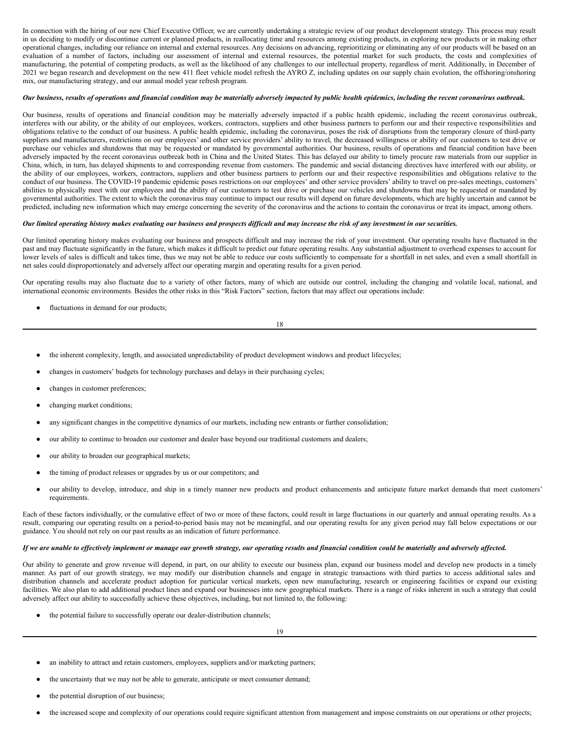In connection with the hiring of our new Chief Executive Officer, we are currently undertaking a strategic review of our product development strategy. This process may result in us deciding to modify or discontinue current or planned products, in reallocating time and resources among existing products, in exploring new products or in making other operational changes, including our reliance on internal and external resources. Any decisions on advancing, reprioritizing or eliminating any of our products will be based on an evaluation of a number of factors, including our assessment of internal and external resources, the potential market for such products, the costs and complexities of manufacturing, the potential of competing products, as well as the likelihood of any challenges to our intellectual property, regardless of merit. Additionally, in December of 2021 we began research and development on the new 411 fleet vehicle model refresh the AYRO Z, including updates on our supply chain evolution, the offshoring/onshoring mix, our manufacturing strategy, and our annual model year refresh program.

***Our business, results of operations and financial condition may be materially adversely impacted by public health epidemics, including the recent coronavirus outbreak.***

Our business, results of operations and financial condition may be materially adversely impacted if a public health epidemic, including the recent coronavirus outbreak, interferes with our ability, or the ability of our employees, workers, contractors, suppliers and other business partners to perform our and their respective responsibilities and obligations relative to the conduct of our business. A public health epidemic, including the coronavirus, poses the risk of disruptions from the temporary closure of third-party suppliers and manufacturers, restrictions on our employees' and other service providers' ability to travel, the decreased willingness or ability of our customers to test drive or purchase our vehicles and shutdowns that may be requested or mandated by governmental authorities. Our business, results of operations and financial condition have been adversely impacted by the recent coronavirus outbreak both in China and the United States. This has delayed our ability to timely procure raw materials from our supplier in China, which, in turn, has delayed shipments to and corresponding revenue from customers. The pandemic and social distancing directives have interfered with our ability, or the ability of our employees, workers, contractors, suppliers and other business partners to perform our and their respective responsibilities and obligations relative to the conduct of our business. The COVID-19 pandemic epidemic poses restrictions on our employees' and other service providers' ability to travel on pre-sales meetings, customers' abilities to physically meet with our employees and the ability of our customers to test drive or purchase our vehicles and shutdowns that may be requested or mandated by governmental authorities. The extent to which the coronavirus may continue to impact our results will depend on future developments, which are highly uncertain and cannot be predicted, including new information which may emerge concerning the severity of the coronavirus and the actions to contain the coronavirus or treat its impact, among others.

***Our limited operating history makes evaluating our business and prospects difficult and may increase the risk of any investment in our securities.***

Our limited operating history makes evaluating our business and prospects difficult and may increase the risk of your investment. Our operating results have fluctuated in the past and may fluctuate significantly in the future, which makes it difficult to predict our future operating results. Any substantial adjustment to overhead expenses to account for lower levels of sales is difficult and takes time, thus we may not be able to reduce our costs sufficiently to compensate for a shortfall in net sales, and even a small shortfall in net sales could disproportionately and adversely affect our operating margin and operating results for a given period.

Our operating results may also fluctuate due to a variety of other factors, many of which are outside our control, including the changing and volatile local, national, and international economic environments. Besides the other risks in this "Risk Factors" section, factors that may affect our operations include:

- fluctuations in demand for our products;
- the inherent complexity, length, and associated unpredictability of product development windows and product lifecycles;
- changes in customers' budgets for technology purchases and delays in their purchasing cycles;
- changes in customer preferences;
- changing market conditions;
- any significant changes in the competitive dynamics of our markets, including new entrants or further consolidation;
- our ability to continue to broaden our customer and dealer base beyond our traditional customers and dealers;
- our ability to broaden our geographical markets;
- the timing of product releases or upgrades by us or our competitors; and
- our ability to develop, introduce, and ship in a timely manner new products and product enhancements and anticipate future market demands that meet customers' requirements.

Each of these factors individually, or the cumulative effect of two or more of these factors, could result in large fluctuations in our quarterly and annual operating results. As a result, comparing our operating results on a period-to-period basis may not be meaningful, and our operating results for any given period may fall below expectations or our guidance. You should not rely on our past results as an indication of future performance.

***If we are unable to effectively implement or manage our growth strategy, our operating results and financial condition could be materially and adversely affected.***

Our ability to generate and grow revenue will depend, in part, on our ability to execute our business plan, expand our business model and develop new products in a timely manner. As part of our growth strategy, we may modify our distribution channels and engage in strategic transactions with third parties to access additional sales and distribution channels and accelerate product adoption for particular vertical markets, open new manufacturing, research or engineering facilities or expand our existing facilities. We also plan to add additional product lines and expand our businesses into new geographical markets. There is a range of risks inherent in such a strategy that could adversely affect our ability to successfully achieve these objectives, including, but not limited to, the following:

- the potential failure to successfully operate our dealer-distribution channels;
- an inability to attract and retain customers, employees, suppliers and/or marketing partners;
- the uncertainty that we may not be able to generate, anticipate or meet consumer demand;
- the potential disruption of our business;
- the increased scope and complexity of our operations could require significant attention from management and impose constraints on our operations or other projects;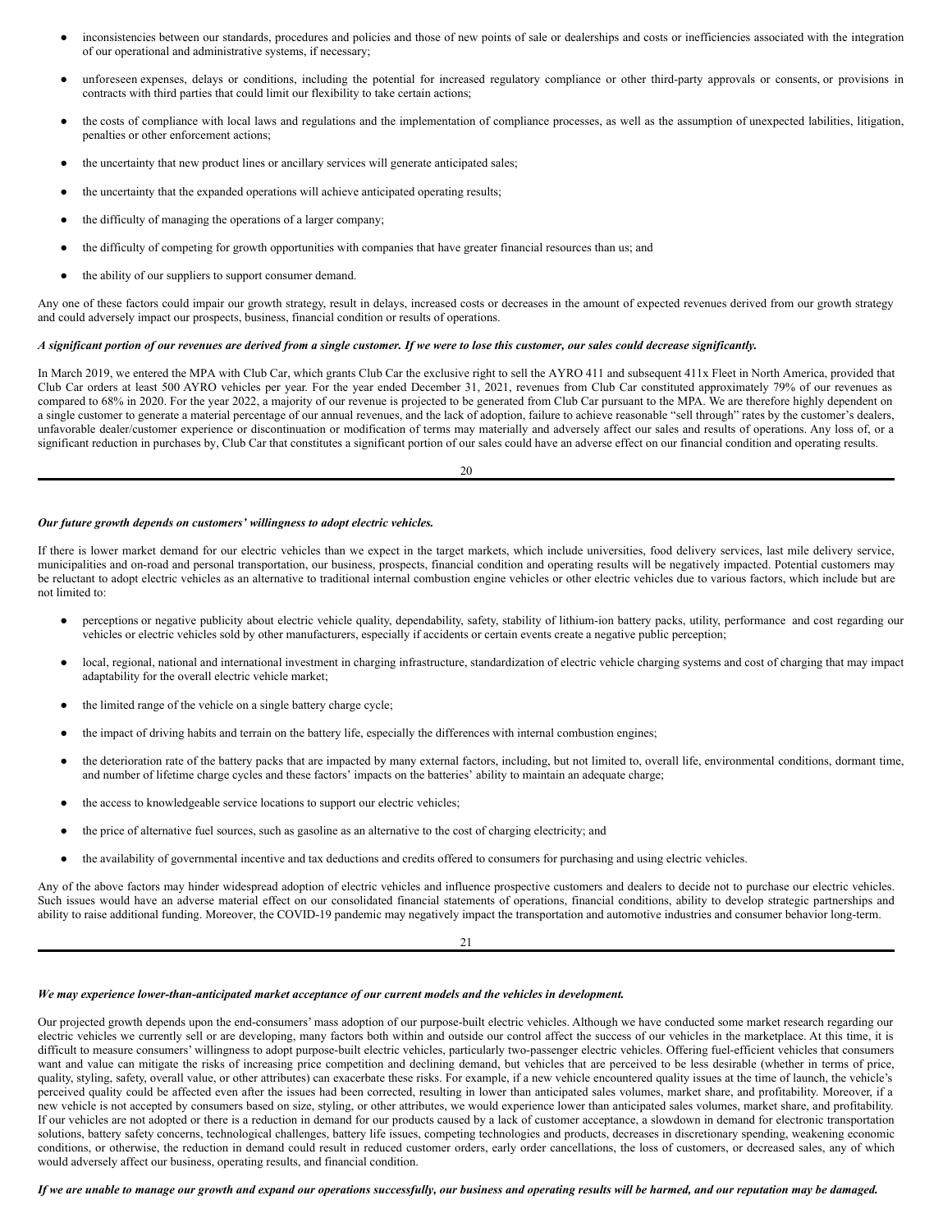- inconsistencies between our standards, procedures and policies and those of new points of sale or dealerships and costs or inefficiencies associated with the integration of our operational and administrative systems, if necessary;
- unforeseen expenses, delays or conditions, including the potential for increased regulatory compliance or other third-party approvals or consents, or provisions in contracts with third parties that could limit our flexibility to take certain actions;
- the costs of compliance with local laws and regulations and the implementation of compliance processes, as well as the assumption of unexpected labilities, litigation, penalties or other enforcement actions;
- the uncertainty that new product lines or ancillary services will generate anticipated sales;
- the uncertainty that the expanded operations will achieve anticipated operating results;
- the difficulty of managing the operations of a larger company;
- the difficulty of competing for growth opportunities with companies that have greater financial resources than us; and
- the ability of our suppliers to support consumer demand.

Any one of these factors could impair our growth strategy, result in delays, increased costs or decreases in the amount of expected revenues derived from our growth strategy and could adversely impact our prospects, business, financial condition or results of operations.

***A significant portion of our revenues are derived from a single customer. If we were to lose this customer, our sales could decrease significantly.***

In March 2019, we entered the MPA with Club Car, which grants Club Car the exclusive right to sell the AYRO 411 and subsequent 411x Fleet in North America, provided that Club Car orders at least 500 AYRO vehicles per year. For the year ended December 31, 2021, revenues from Club Car constituted approximately 79% of our revenues as compared to 68% in 2020. For the year 2022, a majority of our revenue is projected to be generated from Club Car pursuant to the MPA. We are therefore highly dependent on a single customer to generate a material percentage of our annual revenues, and the lack of adoption, failure to achieve reasonable "sell through" rates by the customer's dealers, unfavorable dealer/customer experience or discontinuation or modification of terms may materially and adversely affect our sales and results of operations. Any loss of, or a significant reduction in purchases by, Club Car that constitutes a significant portion of our sales could have an adverse effect on our financial condition and operating results.

***Our future growth depends on customers' willingness to adopt electric vehicles.***

If there is lower market demand for our electric vehicles than we expect in the target markets, which include universities, food delivery services, last mile delivery service, municipalities and on-road and personal transportation, our business, prospects, financial condition and operating results will be negatively impacted. Potential customers may be reluctant to adopt electric vehicles as an alternative to traditional internal combustion engine vehicles or other electric vehicles due to various factors, which include but are not limited to:

- perceptions or negative publicity about electric vehicle quality, dependability, safety, stability of lithium-ion battery packs, utility, performance and cost regarding our vehicles or electric vehicles sold by other manufacturers, especially if accidents or certain events create a negative public perception;
- local, regional, national and international investment in charging infrastructure, standardization of electric vehicle charging systems and cost of charging that may impact adaptability for the overall electric vehicle market;
- the limited range of the vehicle on a single battery charge cycle;
- the impact of driving habits and terrain on the battery life, especially the differences with internal combustion engines;
- the deterioration rate of the battery packs that are impacted by many external factors, including, but not limited to, overall life, environmental conditions, dormant time, and number of lifetime charge cycles and these factors' impacts on the batteries' ability to maintain an adequate charge;
- the access to knowledgeable service locations to support our electric vehicles;
- the price of alternative fuel sources, such as gasoline as an alternative to the cost of charging electricity; and
- the availability of governmental incentive and tax deductions and credits offered to consumers for purchasing and using electric vehicles.

Any of the above factors may hinder widespread adoption of electric vehicles and influence prospective customers and dealers to decide not to purchase our electric vehicles. Such issues would have an adverse material effect on our consolidated financial statements of operations, financial conditions, ability to develop strategic partnerships and ability to raise additional funding. Moreover, the COVID-19 pandemic may negatively impact the transportation and automotive industries and consumer behavior long-term.

***We may experience lower-than-anticipated market acceptance of our current models and the vehicles in development.***

Our projected growth depends upon the end-consumers' mass adoption of our purpose-built electric vehicles. Although we have conducted some market research regarding our electric vehicles we currently sell or are developing, many factors both within and outside our control affect the success of our vehicles in the marketplace. At this time, it is difficult to measure consumers' willingness to adopt purpose-built electric vehicles, particularly two-passenger electric vehicles. Offering fuel-efficient vehicles that consumers want and value can mitigate the risks of increasing price competition and declining demand, but vehicles that are perceived to be less desirable (whether in terms of price, quality, styling, safety, overall value, or other attributes) can exacerbate these risks. For example, if a new vehicle encountered quality issues at the time of launch, the vehicle's perceived quality could be affected even after the issues had been corrected, resulting in lower than anticipated sales volumes, market share, and profitability. Moreover, if a new vehicle is not accepted by consumers based on size, styling, or other attributes, we would experience lower than anticipated sales volumes, market share, and profitability. If our vehicles are not adopted or there is a reduction in demand for our products caused by a lack of customer acceptance, a slowdown in demand for electronic transportation solutions, battery safety concerns, technological challenges, battery life issues, competing technologies and products, decreases in discretionary spending, weakening economic conditions, or otherwise, the reduction in demand could result in reduced customer orders, early order cancellations, the loss of customers, or decreased sales, any of which would adversely affect our business, operating results, and financial condition.

***If we are unable to manage our growth and expand our operations successfully, our business and operating results will be harmed, and our reputation may be damaged.***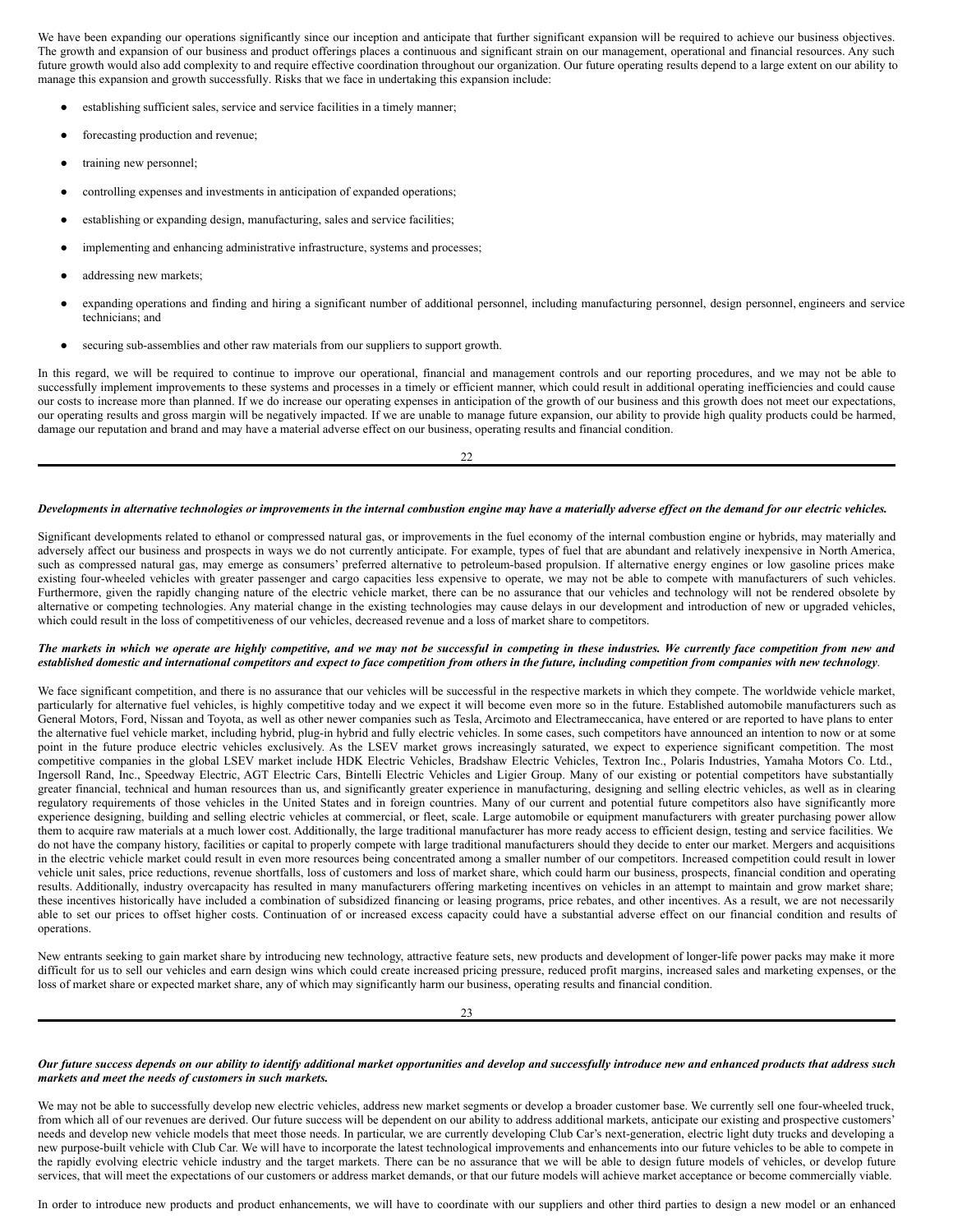We have been expanding our operations significantly since our inception and anticipate that further significant expansion will be required to achieve our business objectives. The growth and expansion of our business and product offerings places a continuous and significant strain on our management, operational and financial resources. Any such future growth would also add complexity to and require effective coordination throughout our organization. Our future operating results depend to a large extent on our ability to manage this expansion and growth successfully. Risks that we face in undertaking this expansion include:

- establishing sufficient sales, service and service facilities in a timely manner;
- forecasting production and revenue;
- training new personnel;
- controlling expenses and investments in anticipation of expanded operations;
- establishing or expanding design, manufacturing, sales and service facilities;
- implementing and enhancing administrative infrastructure, systems and processes;
- addressing new markets;
- expanding operations and finding and hiring a significant number of additional personnel, including manufacturing personnel, design personnel, engineers and service technicians; and
- securing sub-assemblies and other raw materials from our suppliers to support growth.

In this regard, we will be required to continue to improve our operational, financial and management controls and our reporting procedures, and we may not be able to successfully implement improvements to these systems and processes in a timely or efficient manner, which could result in additional operating inefficiencies and could cause our costs to increase more than planned. If we do increase our operating expenses in anticipation of the growth of our business and this growth does not meet our expectations, our operating results and gross margin will be negatively impacted. If we are unable to manage future expansion, our ability to provide high quality products could be harmed, damage our reputation and brand and may have a material adverse effect on our business, operating results and financial condition.

***Developments in alternative technologies or improvements in the internal combustion engine may have a materially adverse effect on the demand for our electric vehicles.***

Significant developments related to ethanol or compressed natural gas, or improvements in the fuel economy of the internal combustion engine or hybrids, may materially and adversely affect our business and prospects in ways we do not currently anticipate. For example, types of fuel that are abundant and relatively inexpensive in North America, such as compressed natural gas, may emerge as consumers' preferred alternative to petroleum-based propulsion. If alternative energy engines or low gasoline prices make existing four-wheeled vehicles with greater passenger and cargo capacities less expensive to operate, we may not be able to compete with manufacturers of such vehicles. Furthermore, given the rapidly changing nature of the electric vehicle market, there can be no assurance that our vehicles and technology will not be rendered obsolete by alternative or competing technologies. Any material change in the existing technologies may cause delays in our development and introduction of new or upgraded vehicles, which could result in the loss of competitiveness of our vehicles, decreased revenue and a loss of market share to competitors.

***The markets in which we operate are highly competitive, and we may not be successful in competing in these industries. We currently face competition from new and established domestic and international competitors and expect to face competition from others in the future, including competition from companies with new technology.***

We face significant competition, and there is no assurance that our vehicles will be successful in the respective markets in which they compete. The worldwide vehicle market, particularly for alternative fuel vehicles, is highly competitive today and we expect it will become even more so in the future. Established automobile manufacturers such as General Motors, Ford, Nissan and Toyota, as well as other newer companies such as Tesla, Arcimoto and Electrameccanica, have entered or are reported to have plans to enter the alternative fuel vehicle market, including hybrid, plug-in hybrid and fully electric vehicles. In some cases, such competitors have announced an intention to now or at some point in the future produce electric vehicles exclusively. As the LSEV market grows increasingly saturated, we expect to experience significant competition. The most competitive companies in the global LSEV market include HDK Electric Vehicles, Bradshaw Electric Vehicles, Textron Inc., Polaris Industries, Yamaha Motors Co. Ltd., Ingersoll Rand, Inc., Speedway Electric, AGT Electric Cars, Bintelli Electric Vehicles and Ligier Group. Many of our existing or potential competitors have substantially greater financial, technical and human resources than us, and significantly greater experience in manufacturing, designing and selling electric vehicles, as well as in clearing regulatory requirements of those vehicles in the United States and in foreign countries. Many of our current and potential future competitors also have significantly more experience designing, building and selling electric vehicles at commercial, or fleet, scale. Large automobile or equipment manufacturers with greater purchasing power allow them to acquire raw materials at a much lower cost. Additionally, the large traditional manufacturer has more ready access to efficient design, testing and service facilities. We do not have the company history, facilities or capital to properly compete with large traditional manufacturers should they decide to enter our market. Mergers and acquisitions in the electric vehicle market could result in even more resources being concentrated among a smaller number of our competitors. Increased competition could result in lower vehicle unit sales, price reductions, revenue shortfalls, loss of customers and loss of market share, which could harm our business, prospects, financial condition and operating results. Additionally, industry overcapacity has resulted in many manufacturers offering marketing incentives on vehicles in an attempt to maintain and grow market share; these incentives historically have included a combination of subsidized financing or leasing programs, price rebates, and other incentives. As a result, we are not necessarily able to set our prices to offset higher costs. Continuation of or increased excess capacity could have a substantial adverse effect on our financial condition and results of operations.

New entrants seeking to gain market share by introducing new technology, attractive feature sets, new products and development of longer-life power packs may make it more difficult for us to sell our vehicles and earn design wins which could create increased pricing pressure, reduced profit margins, increased sales and marketing expenses, or the loss of market share or expected market share, any of which may significantly harm our business, operating results and financial condition.

***Our future success depends on our ability to identify additional market opportunities and develop and successfully introduce new and enhanced products that address such markets and meet the needs of customers in such markets.***

We may not be able to successfully develop new electric vehicles, address new market segments or develop a broader customer base. We currently sell one four-wheeled truck, from which all of our revenues are derived. Our future success will be dependent on our ability to address additional markets, anticipate our existing and prospective customers' needs and develop new vehicle models that meet those needs. In particular, we are currently developing Club Car's next-generation, electric light duty trucks and developing a new purpose-built vehicle with Club Car. We will have to incorporate the latest technological improvements and enhancements into our future vehicles to be able to compete in the rapidly evolving electric vehicle industry and the target markets. There can be no assurance that we will be able to design future models of vehicles, or develop future services, that will meet the expectations of our customers or address market demands, or that our future models will achieve market acceptance or become commercially viable.

In order to introduce new products and product enhancements, we will have to coordinate with our suppliers and other third parties to design a new model or an enhanced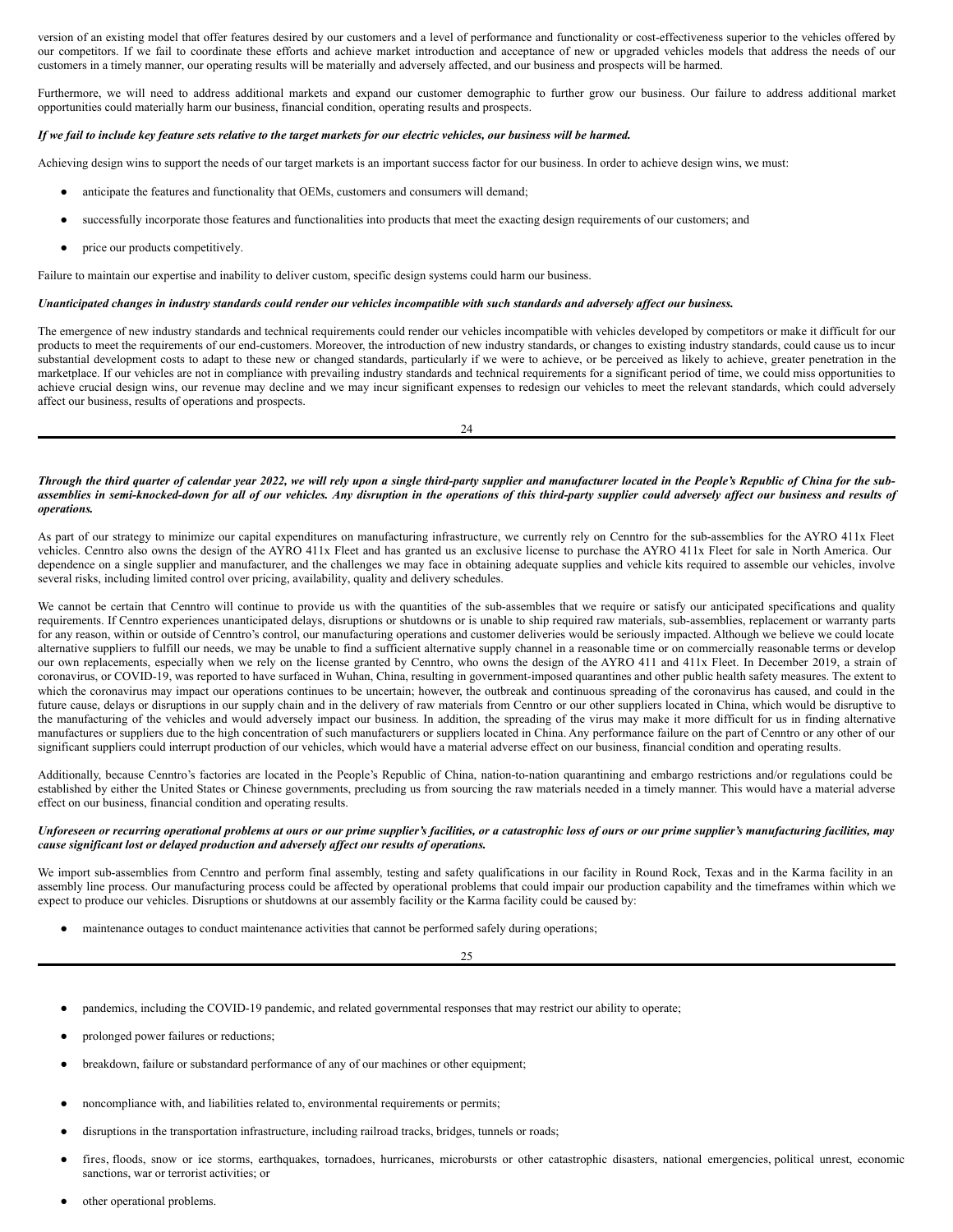version of an existing model that offer features desired by our customers and a level of performance and functionality or cost-effectiveness superior to the vehicles offered by our competitors. If we fail to coordinate these efforts and achieve market introduction and acceptance of new or upgraded vehicles models that address the needs of our customers in a timely manner, our operating results will be materially and adversely affected, and our business and prospects will be harmed.

Furthermore, we will need to address additional markets and expand our customer demographic to further grow our business. Our failure to address additional market opportunities could materially harm our business, financial condition, operating results and prospects.

***If we fail to include key feature sets relative to the target markets for our electric vehicles, our business will be harmed.***

Achieving design wins to support the needs of our target markets is an important success factor for our business. In order to achieve design wins, we must:

- anticipate the features and functionality that OEMs, customers and consumers will demand;
- successfully incorporate those features and functionalities into products that meet the exacting design requirements of our customers; and
- price our products competitively.

Failure to maintain our expertise and inability to deliver custom, specific design systems could harm our business.

***Unanticipated changes in industry standards could render our vehicles incompatible with such standards and adversely affect our business.***

The emergence of new industry standards and technical requirements could render our vehicles incompatible with vehicles developed by competitors or make it difficult for our products to meet the requirements of our end-customers. Moreover, the introduction of new industry standards, or changes to existing industry standards, could cause us to incur substantial development costs to adapt to these new or changed standards, particularly if we were to achieve, or be perceived as likely to achieve, greater penetration in the marketplace. If our vehicles are not in compliance with prevailing industry standards and technical requirements for a significant period of time, we could miss opportunities to achieve crucial design wins, our revenue may decline and we may incur significant expenses to redesign our vehicles to meet the relevant standards, which could adversely affect our business, results of operations and prospects.

***Through the third quarter of calendar year 2022, we will rely upon a single third-party supplier and manufacturer located in the People's Republic of China for the sub-assemblies in semi-knocked-down for all of our vehicles. Any disruption in the operations of this third-party supplier could adversely affect our business and results of operations.***

As part of our strategy to minimize our capital expenditures on manufacturing infrastructure, we currently rely on Cenntro for the sub-assemblies for the AYRO 411x Fleet vehicles. Cenntro also owns the design of the AYRO 411x Fleet and has granted us an exclusive license to purchase the AYRO 411x Fleet for sale in North America. Our dependence on a single supplier and manufacturer, and the challenges we may face in obtaining adequate supplies and vehicle kits required to assemble our vehicles, involve several risks, including limited control over pricing, availability, quality and delivery schedules.

We cannot be certain that Cenntro will continue to provide us with the quantities of the sub-assembles that we require or satisfy our anticipated specifications and quality requirements. If Cenntro experiences unanticipated delays, disruptions or shutdowns or is unable to ship required raw materials, sub-assemblies, replacement or warranty parts for any reason, within or outside of Cenntro's control, our manufacturing operations and customer deliveries would be seriously impacted. Although we believe we could locate alternative suppliers to fulfill our needs, we may be unable to find a sufficient alternative supply channel in a reasonable time or on commercially reasonable terms or develop our own replacements, especially when we rely on the license granted by Cenntro, who owns the design of the AYRO 411 and 411x Fleet. In December 2019, a strain of coronavirus, or COVID-19, was reported to have surfaced in Wuhan, China, resulting in government-imposed quarantines and other public health safety measures. The extent to which the coronavirus may impact our operations continues to be uncertain; however, the outbreak and continuous spreading of the coronavirus has caused, and could in the future cause, delays or disruptions in our supply chain and in the delivery of raw materials from Cenntro or our other suppliers located in China, which would be disruptive to the manufacturing of the vehicles and would adversely impact our business. In addition, the spreading of the virus may make it more difficult for us in finding alternative manufactures or suppliers due to the high concentration of such manufacturers or suppliers located in China. Any performance failure on the part of Cenntro or any other of our significant suppliers could interrupt production of our vehicles, which would have a material adverse effect on our business, financial condition and operating results.

Additionally, because Cenntro's factories are located in the People's Republic of China, nation-to-nation quarantining and embargo restrictions and/or regulations could be established by either the United States or Chinese governments, precluding us from sourcing the raw materials needed in a timely manner. This would have a material adverse effect on our business, financial condition and operating results.

***Unforeseen or recurring operational problems at ours or our prime supplier's facilities, or a catastrophic loss of ours or our prime supplier's manufacturing facilities, may cause significant lost or delayed production and adversely affect our results of operations.***

We import sub-assemblies from Cenntro and perform final assembly, testing and safety qualifications in our facility in Round Rock, Texas and in the Karma facility in an assembly line process. Our manufacturing process could be affected by operational problems that could impair our production capability and the timeframes within which we expect to produce our vehicles. Disruptions or shutdowns at our assembly facility or the Karma facility could be caused by:

- maintenance outages to conduct maintenance activities that cannot be performed safely during operations;
- pandemics, including the COVID-19 pandemic, and related governmental responses that may restrict our ability to operate;
- prolonged power failures or reductions;
- breakdown, failure or substandard performance of any of our machines or other equipment;
- noncompliance with, and liabilities related to, environmental requirements or permits;
- disruptions in the transportation infrastructure, including railroad tracks, bridges, tunnels or roads;
- fires, floods, snow or ice storms, earthquakes, tornadoes, hurricanes, microbursts or other catastrophic disasters, national emergencies, political unrest, economic sanctions, war or terrorist activities; or
- other operational problems.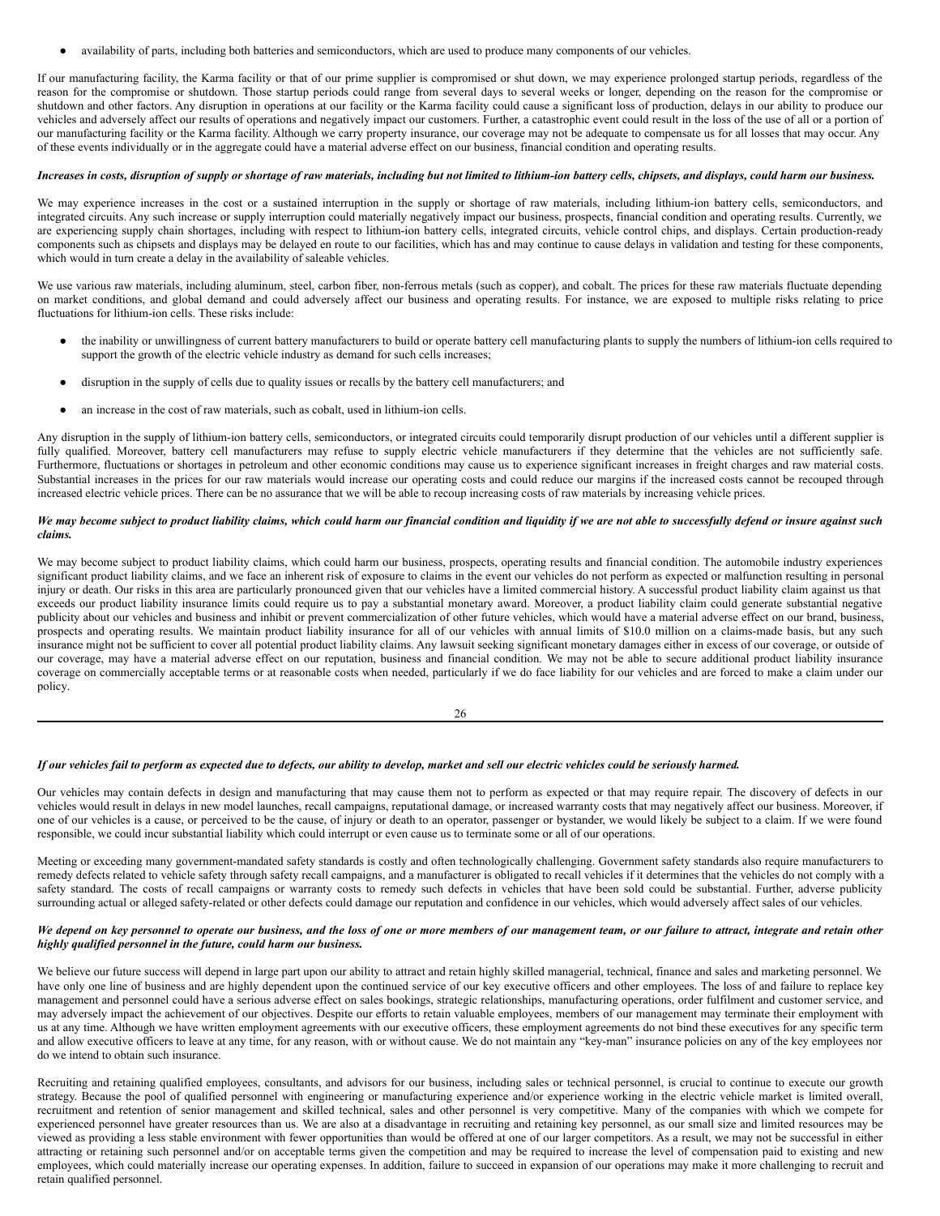- availability of parts, including both batteries and semiconductors, which are used to produce many components of our vehicles.

If our manufacturing facility, the Karma facility or that of our prime supplier is compromised or shut down, we may experience prolonged startup periods, regardless of the reason for the compromise or shutdown. Those startup periods could range from several days to several weeks or longer, depending on the reason for the compromise or shutdown and other factors. Any disruption in operations at our facility or the Karma facility could cause a significant loss of production, delays in our ability to produce our vehicles and adversely affect our results of operations and negatively impact our customers. Further, a catastrophic event could result in the loss of the use of all or a portion of our manufacturing facility or the Karma facility. Although we carry property insurance, our coverage may not be adequate to compensate us for all losses that may occur. Any of these events individually or in the aggregate could have a material adverse effect on our business, financial condition and operating results.

***Increases in costs, disruption of supply or shortage of raw materials, including but not limited to lithium-ion battery cells, chipsets, and displays, could harm our business.***

We may experience increases in the cost or a sustained interruption in the supply or shortage of raw materials, including lithium-ion battery cells, semiconductors, and integrated circuits. Any such increase or supply interruption could materially negatively impact our business, prospects, financial condition and operating results. Currently, we are experiencing supply chain shortages, including with respect to lithium-ion battery cells, integrated circuits, vehicle control chips, and displays. Certain production-ready components such as chipsets and displays may be delayed en route to our facilities, which has and may continue to cause delays in validation and testing for these components, which would in turn create a delay in the availability of saleable vehicles.

We use various raw materials, including aluminum, steel, carbon fiber, non-ferrous metals (such as copper), and cobalt. The prices for these raw materials fluctuate depending on market conditions, and global demand and could adversely affect our business and operating results. For instance, we are exposed to multiple risks relating to price fluctuations for lithium-ion cells. These risks include:

- the inability or unwillingness of current battery manufacturers to build or operate battery cell manufacturing plants to supply the numbers of lithium-ion cells required to support the growth of the electric vehicle industry as demand for such cells increases;
- disruption in the supply of cells due to quality issues or recalls by the battery cell manufacturers; and
- an increase in the cost of raw materials, such as cobalt, used in lithium-ion cells.

Any disruption in the supply of lithium-ion battery cells, semiconductors, or integrated circuits could temporarily disrupt production of our vehicles until a different supplier is fully qualified. Moreover, battery cell manufacturers may refuse to supply electric vehicle manufacturers if they determine that the vehicles are not sufficiently safe. Furthermore, fluctuations or shortages in petroleum and other economic conditions may cause us to experience significant increases in freight charges and raw material costs. Substantial increases in the prices for our raw materials would increase our operating costs and could reduce our margins if the increased costs cannot be recouped through increased electric vehicle prices. There can be no assurance that we will be able to recoup increasing costs of raw materials by increasing vehicle prices.

***We may become subject to product liability claims, which could harm our financial condition and liquidity if we are not able to successfully defend or insure against such claims.***

We may become subject to product liability claims, which could harm our business, prospects, operating results and financial condition. The automobile industry experiences significant product liability claims, and we face an inherent risk of exposure to claims in the event our vehicles do not perform as expected or malfunction resulting in personal injury or death. Our risks in this area are particularly pronounced given that our vehicles have a limited commercial history. A successful product liability claim against us that exceeds our product liability insurance limits could require us to pay a substantial monetary award. Moreover, a product liability claim could generate substantial negative publicity about our vehicles and business and inhibit or prevent commercialization of other future vehicles, which would have a material adverse effect on our brand, business, prospects and operating results. We maintain product liability insurance for all of our vehicles with annual limits of $10.0 million on a claims-made basis, but any such insurance might not be sufficient to cover all potential product liability claims. Any lawsuit seeking significant monetary damages either in excess of our coverage, or outside of our coverage, may have a material adverse effect on our reputation, business and financial condition. We may not be able to secure additional product liability insurance coverage on commercially acceptable terms or at reasonable costs when needed, particularly if we do face liability for our vehicles and are forced to make a claim under our policy.

***If our vehicles fail to perform as expected due to defects, our ability to develop, market and sell our electric vehicles could be seriously harmed.***

Our vehicles may contain defects in design and manufacturing that may cause them not to perform as expected or that may require repair. The discovery of defects in our vehicles would result in delays in new model launches, recall campaigns, reputational damage, or increased warranty costs that may negatively affect our business. Moreover, if one of our vehicles is a cause, or perceived to be the cause, of injury or death to an operator, passenger or bystander, we would likely be subject to a claim. If we were found responsible, we could incur substantial liability which could interrupt or even cause us to terminate some or all of our operations.

Meeting or exceeding many government-mandated safety standards is costly and often technologically challenging. Government safety standards also require manufacturers to remedy defects related to vehicle safety through safety recall campaigns, and a manufacturer is obligated to recall vehicles if it determines that the vehicles do not comply with a safety standard. The costs of recall campaigns or warranty costs to remedy such defects in vehicles that have been sold could be substantial. Further, adverse publicity surrounding actual or alleged safety-related or other defects could damage our reputation and confidence in our vehicles, which would adversely affect sales of our vehicles.

***We depend on key personnel to operate our business, and the loss of one or more members of our management team, or our failure to attract, integrate and retain other highly qualified personnel in the future, could harm our business.***

We believe our future success will depend in large part upon our ability to attract and retain highly skilled managerial, technical, finance and sales and marketing personnel. We have only one line of business and are highly dependent upon the continued service of our key executive officers and other employees. The loss of and failure to replace key management and personnel could have a serious adverse effect on sales bookings, strategic relationships, manufacturing operations, order fulfilment and customer service, and may adversely impact the achievement of our objectives. Despite our efforts to retain valuable employees, members of our management may terminate their employment with us at any time. Although we have written employment agreements with our executive officers, these employment agreements do not bind these executives for any specific term and allow executive officers to leave at any time, for any reason, with or without cause. We do not maintain any "key-man" insurance policies on any of the key employees nor do we intend to obtain such insurance.

Recruiting and retaining qualified employees, consultants, and advisors for our business, including sales or technical personnel, is crucial to continue to execute our growth strategy. Because the pool of qualified personnel with engineering or manufacturing experience and/or experience working in the electric vehicle market is limited overall, recruitment and retention of senior management and skilled technical, sales and other personnel is very competitive. Many of the companies with which we compete for experienced personnel have greater resources than us. We are also at a disadvantage in recruiting and retaining key personnel, as our small size and limited resources may be viewed as providing a less stable environment with fewer opportunities than would be offered at one of our larger competitors. As a result, we may not be successful in either attracting or retaining such personnel and/or on acceptable terms given the competition and may be required to increase the level of compensation paid to existing and new employees, which could materially increase our operating expenses. In addition, failure to succeed in expansion of our operations may make it more challenging to recruit and retain qualified personnel.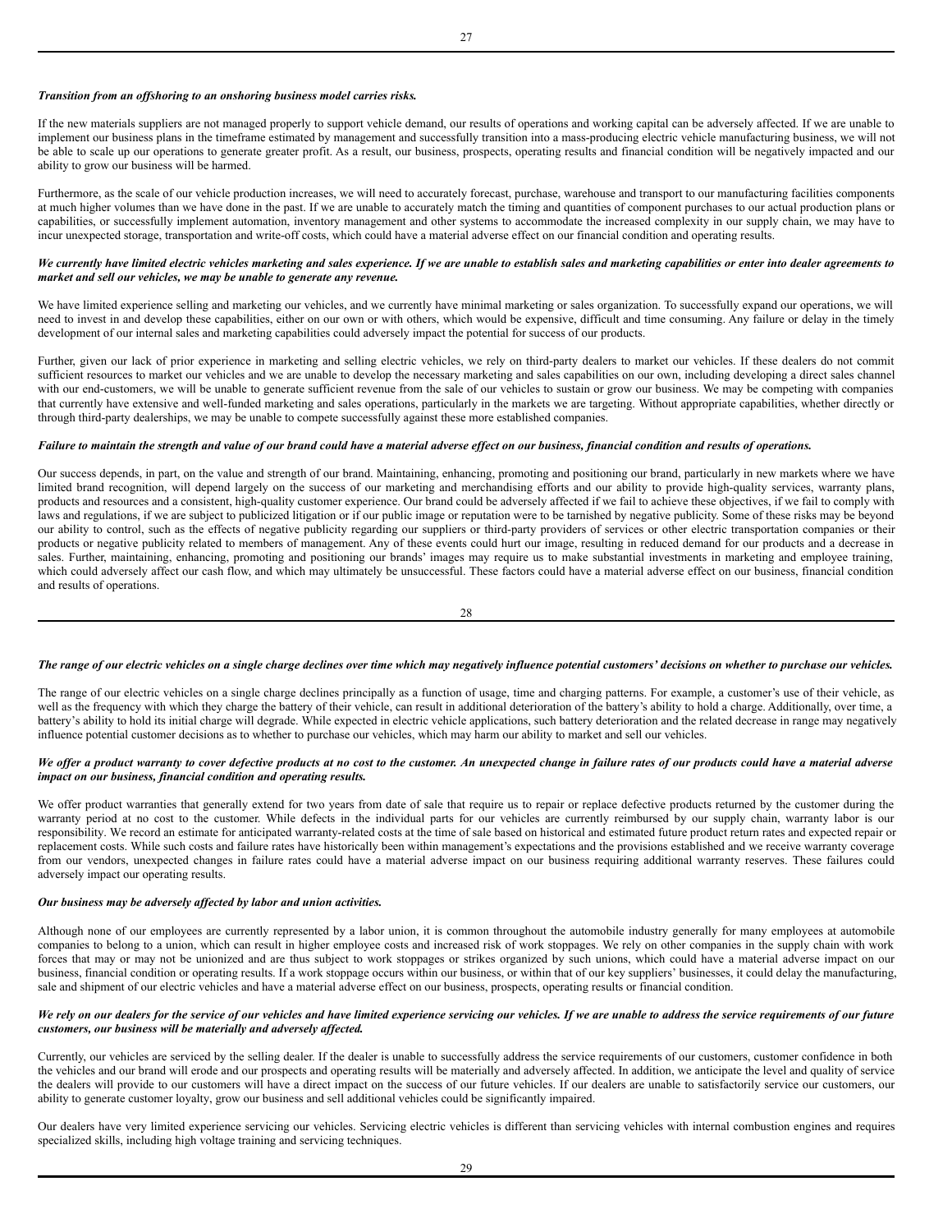***Transition from an offshoring to an onshoring business model carries risks.***

If the new materials suppliers are not managed properly to support vehicle demand, our results of operations and working capital can be adversely affected. If we are unable to implement our business plans in the timeframe estimated by management and successfully transition into a mass-producing electric vehicle manufacturing business, we will not be able to scale up our operations to generate greater profit. As a result, our business, prospects, operating results and financial condition will be negatively impacted and our ability to grow our business will be harmed.

Furthermore, as the scale of our vehicle production increases, we will need to accurately forecast, purchase, warehouse and transport to our manufacturing facilities components at much higher volumes than we have done in the past. If we are unable to accurately match the timing and quantities of component purchases to our actual production plans or capabilities, or successfully implement automation, inventory management and other systems to accommodate the increased complexity in our supply chain, we may have to incur unexpected storage, transportation and write-off costs, which could have a material adverse effect on our financial condition and operating results.

***We currently have limited electric vehicles marketing and sales experience. If we are unable to establish sales and marketing capabilities or enter into dealer agreements to market and sell our vehicles, we may be unable to generate any revenue.***

We have limited experience selling and marketing our vehicles, and we currently have minimal marketing or sales organization. To successfully expand our operations, we will need to invest in and develop these capabilities, either on our own or with others, which would be expensive, difficult and time consuming. Any failure or delay in the timely development of our internal sales and marketing capabilities could adversely impact the potential for success of our products.

Further, given our lack of prior experience in marketing and selling electric vehicles, we rely on third-party dealers to market our vehicles. If these dealers do not commit sufficient resources to market our vehicles and we are unable to develop the necessary marketing and sales capabilities on our own, including developing a direct sales channel with our end-customers, we will be unable to generate sufficient revenue from the sale of our vehicles to sustain or grow our business. We may be competing with companies that currently have extensive and well-funded marketing and sales operations, particularly in the markets we are targeting. Without appropriate capabilities, whether directly or through third-party dealerships, we may be unable to compete successfully against these more established companies.

***Failure to maintain the strength and value of our brand could have a material adverse effect on our business, financial condition and results of operations.***

Our success depends, in part, on the value and strength of our brand. Maintaining, enhancing, promoting and positioning our brand, particularly in new markets where we have limited brand recognition, will depend largely on the success of our marketing and merchandising efforts and our ability to provide high-quality services, warranty plans, products and resources and a consistent, high-quality customer experience. Our brand could be adversely affected if we fail to achieve these objectives, if we fail to comply with laws and regulations, if we are subject to publicized litigation or if our public image or reputation were to be tarnished by negative publicity. Some of these risks may be beyond our ability to control, such as the effects of negative publicity regarding our suppliers or third-party providers of services or other electric transportation companies or their products or negative publicity related to members of management. Any of these events could hurt our image, resulting in reduced demand for our products and a decrease in sales. Further, maintaining, enhancing, promoting and positioning our brands' images may require us to make substantial investments in marketing and employee training, which could adversely affect our cash flow, and which may ultimately be unsuccessful. These factors could have a material adverse effect on our business, financial condition and results of operations.

***The range of our electric vehicles on a single charge declines over time which may negatively influence potential customers' decisions on whether to purchase our vehicles.***

The range of our electric vehicles on a single charge declines principally as a function of usage, time and charging patterns. For example, a customer's use of their vehicle, as well as the frequency with which they charge the battery of their vehicle, can result in additional deterioration of the battery's ability to hold a charge. Additionally, over time, a battery's ability to hold its initial charge will degrade. While expected in electric vehicle applications, such battery deterioration and the related decrease in range may negatively influence potential customer decisions as to whether to purchase our vehicles, which may harm our ability to market and sell our vehicles.

***We offer a product warranty to cover defective products at no cost to the customer. An unexpected change in failure rates of our products could have a material adverse impact on our business, financial condition and operating results.***

We offer product warranties that generally extend for two years from date of sale that require us to repair or replace defective products returned by the customer during the warranty period at no cost to the customer. While defects in the individual parts for our vehicles are currently reimbursed by our supply chain, warranty labor is our responsibility. We record an estimate for anticipated warranty-related costs at the time of sale based on historical and estimated future product return rates and expected repair or replacement costs. While such costs and failure rates have historically been within management's expectations and the provisions established and we receive warranty coverage from our vendors, unexpected changes in failure rates could have a material adverse impact on our business requiring additional warranty reserves. These failures could adversely impact our operating results.

***Our business may be adversely affected by labor and union activities.***

Although none of our employees are currently represented by a labor union, it is common throughout the automobile industry generally for many employees at automobile companies to belong to a union, which can result in higher employee costs and increased risk of work stoppages. We rely on other companies in the supply chain with work forces that may or may not be unionized and are thus subject to work stoppages or strikes organized by such unions, which could have a material adverse impact on our business, financial condition or operating results. If a work stoppage occurs within our business, or within that of our key suppliers' businesses, it could delay the manufacturing, sale and shipment of our electric vehicles and have a material adverse effect on our business, prospects, operating results or financial condition.

***We rely on our dealers for the service of our vehicles and have limited experience servicing our vehicles. If we are unable to address the service requirements of our future customers, our business will be materially and adversely affected.***

Currently, our vehicles are serviced by the selling dealer. If the dealer is unable to successfully address the service requirements of our customers, customer confidence in both the vehicles and our brand will erode and our prospects and operating results will be materially and adversely affected. In addition, we anticipate the level and quality of service the dealers will provide to our customers will have a direct impact on the success of our future vehicles. If our dealers are unable to satisfactorily service our customers, our ability to generate customer loyalty, grow our business and sell additional vehicles could be significantly impaired.

Our dealers have very limited experience servicing our vehicles. Servicing electric vehicles is different than servicing vehicles with internal combustion engines and requires specialized skills, including high voltage training and servicing techniques.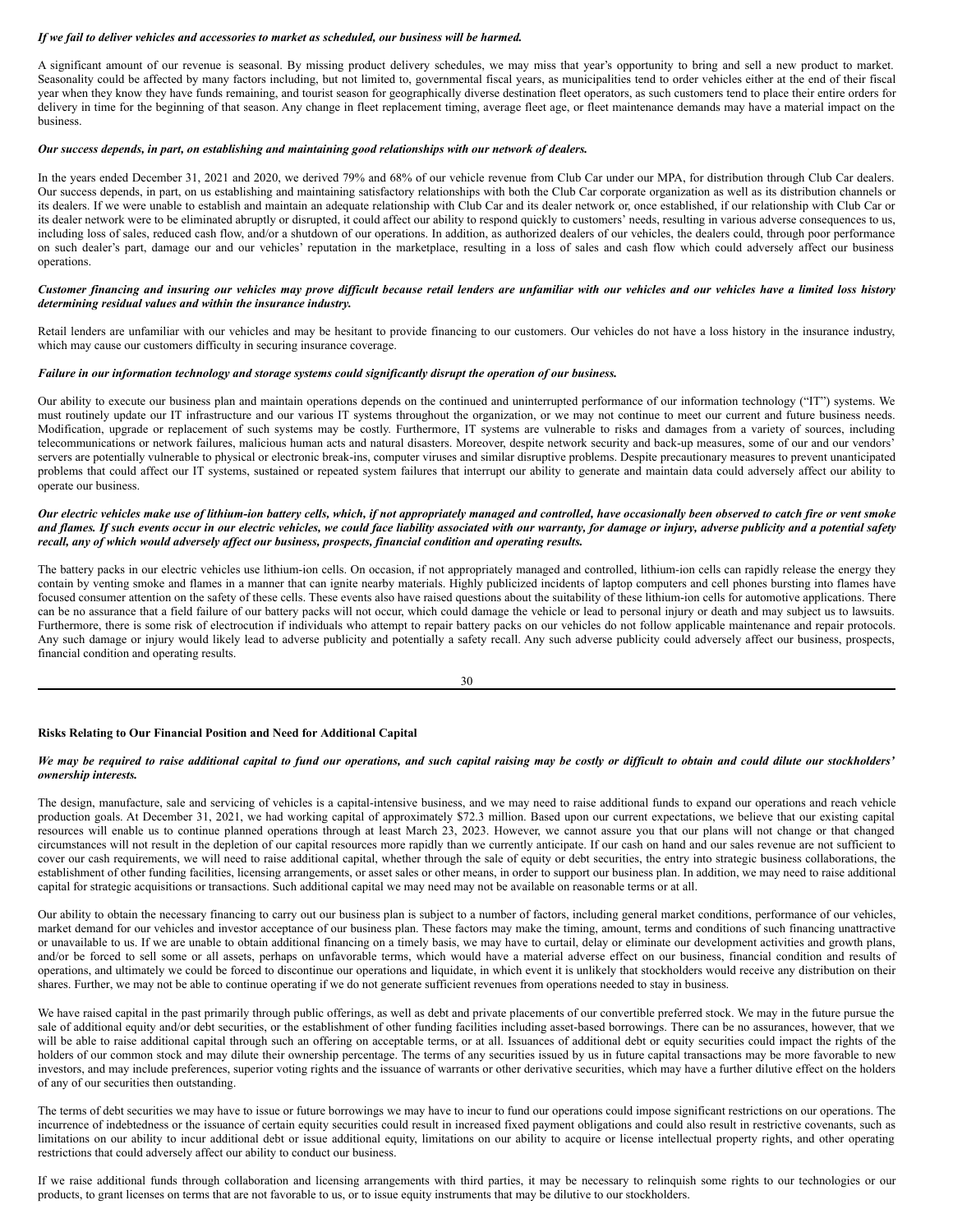***If we fail to deliver vehicles and accessories to market as scheduled, our business will be harmed.***

A significant amount of our revenue is seasonal. By missing product delivery schedules, we may miss that year's opportunity to bring and sell a new product to market. Seasonality could be affected by many factors including, but not limited to, governmental fiscal years, as municipalities tend to order vehicles either at the end of their fiscal year when they know they have funds remaining, and tourist season for geographically diverse destination fleet operators, as such customers tend to place their entire orders for delivery in time for the beginning of that season. Any change in fleet replacement timing, average fleet age, or fleet maintenance demands may have a material impact on the business.

***Our success depends, in part, on establishing and maintaining good relationships with our network of dealers.***

In the years ended December 31, 2021 and 2020, we derived 79% and 68% of our vehicle revenue from Club Car under our MPA, for distribution through Club Car dealers. Our success depends, in part, on us establishing and maintaining satisfactory relationships with both the Club Car corporate organization as well as its distribution channels or its dealers. If we were unable to establish and maintain an adequate relationship with Club Car and its dealer network or, once established, if our relationship with Club Car or its dealer network were to be eliminated abruptly or disrupted, it could affect our ability to respond quickly to customers' needs, resulting in various adverse consequences to us, including loss of sales, reduced cash flow, and/or a shutdown of our operations. In addition, as authorized dealers of our vehicles, the dealers could, through poor performance on such dealer's part, damage our and our vehicles' reputation in the marketplace, resulting in a loss of sales and cash flow which could adversely affect our business operations.

***Customer financing and insuring our vehicles may prove difficult because retail lenders are unfamiliar with our vehicles and our vehicles have a limited loss history determining residual values and within the insurance industry.***

Retail lenders are unfamiliar with our vehicles and may be hesitant to provide financing to our customers. Our vehicles do not have a loss history in the insurance industry, which may cause our customers difficulty in securing insurance coverage.

***Failure in our information technology and storage systems could significantly disrupt the operation of our business.***

Our ability to execute our business plan and maintain operations depends on the continued and uninterrupted performance of our information technology ("IT") systems. We must routinely update our IT infrastructure and our various IT systems throughout the organization, or we may not continue to meet our current and future business needs. Modification, upgrade or replacement of such systems may be costly. Furthermore, IT systems are vulnerable to risks and damages from a variety of sources, including telecommunications or network failures, malicious human acts and natural disasters. Moreover, despite network security and back-up measures, some of our and our vendors' servers are potentially vulnerable to physical or electronic break-ins, computer viruses and similar disruptive problems. Despite precautionary measures to prevent unanticipated problems that could affect our IT systems, sustained or repeated system failures that interrupt our ability to generate and maintain data could adversely affect our ability to operate our business.

***Our electric vehicles make use of lithium-ion battery cells, which, if not appropriately managed and controlled, have occasionally been observed to catch fire or vent smoke and flames. If such events occur in our electric vehicles, we could face liability associated with our warranty, for damage or injury, adverse publicity and a potential safety recall, any of which would adversely affect our business, prospects, financial condition and operating results.***

The battery packs in our electric vehicles use lithium-ion cells. On occasion, if not appropriately managed and controlled, lithium-ion cells can rapidly release the energy they contain by venting smoke and flames in a manner that can ignite nearby materials. Highly publicized incidents of laptop computers and cell phones bursting into flames have focused consumer attention on the safety of these cells. These events also have raised questions about the suitability of these lithium-ion cells for automotive applications. There can be no assurance that a field failure of our battery packs will not occur, which could damage the vehicle or lead to personal injury or death and may subject us to lawsuits. Furthermore, there is some risk of electrocution if individuals who attempt to repair battery packs on our vehicles do not follow applicable maintenance and repair protocols. Any such damage or injury would likely lead to adverse publicity and potentially a safety recall. Any such adverse publicity could adversely affect our business, prospects, financial condition and operating results.

**Risks Relating to Our Financial Position and Need for Additional Capital**

***We may be required to raise additional capital to fund our operations, and such capital raising may be costly or difficult to obtain and could dilute our stockholders' ownership interests.***

The design, manufacture, sale and servicing of vehicles is a capital-intensive business, and we may need to raise additional funds to expand our operations and reach vehicle production goals. At December 31, 2021, we had working capital of approximately $72.3 million. Based upon our current expectations, we believe that our existing capital resources will enable us to continue planned operations through at least March 23, 2023. However, we cannot assure you that our plans will not change or that changed circumstances will not result in the depletion of our capital resources more rapidly than we currently anticipate. If our cash on hand and our sales revenue are not sufficient to cover our cash requirements, we will need to raise additional capital, whether through the sale of equity or debt securities, the entry into strategic business collaborations, the establishment of other funding facilities, licensing arrangements, or asset sales or other means, in order to support our business plan. In addition, we may need to raise additional capital for strategic acquisitions or transactions. Such additional capital we may need may not be available on reasonable terms or at all.

Our ability to obtain the necessary financing to carry out our business plan is subject to a number of factors, including general market conditions, performance of our vehicles, market demand for our vehicles and investor acceptance of our business plan. These factors may make the timing, amount, terms and conditions of such financing unattractive or unavailable to us. If we are unable to obtain additional financing on a timely basis, we may have to curtail, delay or eliminate our development activities and growth plans, and/or be forced to sell some or all assets, perhaps on unfavorable terms, which would have a material adverse effect on our business, financial condition and results of operations, and ultimately we could be forced to discontinue our operations and liquidate, in which event it is unlikely that stockholders would receive any distribution on their shares. Further, we may not be able to continue operating if we do not generate sufficient revenues from operations needed to stay in business.

We have raised capital in the past primarily through public offerings, as well as debt and private placements of our convertible preferred stock. We may in the future pursue the sale of additional equity and/or debt securities, or the establishment of other funding facilities including asset-based borrowings. There can be no assurances, however, that we will be able to raise additional capital through such an offering on acceptable terms, or at all. Issuances of additional debt or equity securities could impact the rights of the holders of our common stock and may dilute their ownership percentage. The terms of any securities issued by us in future capital transactions may be more favorable to new investors, and may include preferences, superior voting rights and the issuance of warrants or other derivative securities, which may have a further dilutive effect on the holders of any of our securities then outstanding.

The terms of debt securities we may have to issue or future borrowings we may have to incur to fund our operations could impose significant restrictions on our operations. The incurrence of indebtedness or the issuance of certain equity securities could result in increased fixed payment obligations and could also result in restrictive covenants, such as limitations on our ability to incur additional debt or issue additional equity, limitations on our ability to acquire or license intellectual property rights, and other operating restrictions that could adversely affect our ability to conduct our business.

If we raise additional funds through collaboration and licensing arrangements with third parties, it may be necessary to relinquish some rights to our technologies or our products, to grant licenses on terms that are not favorable to us, or to issue equity instruments that may be dilutive to our stockholders.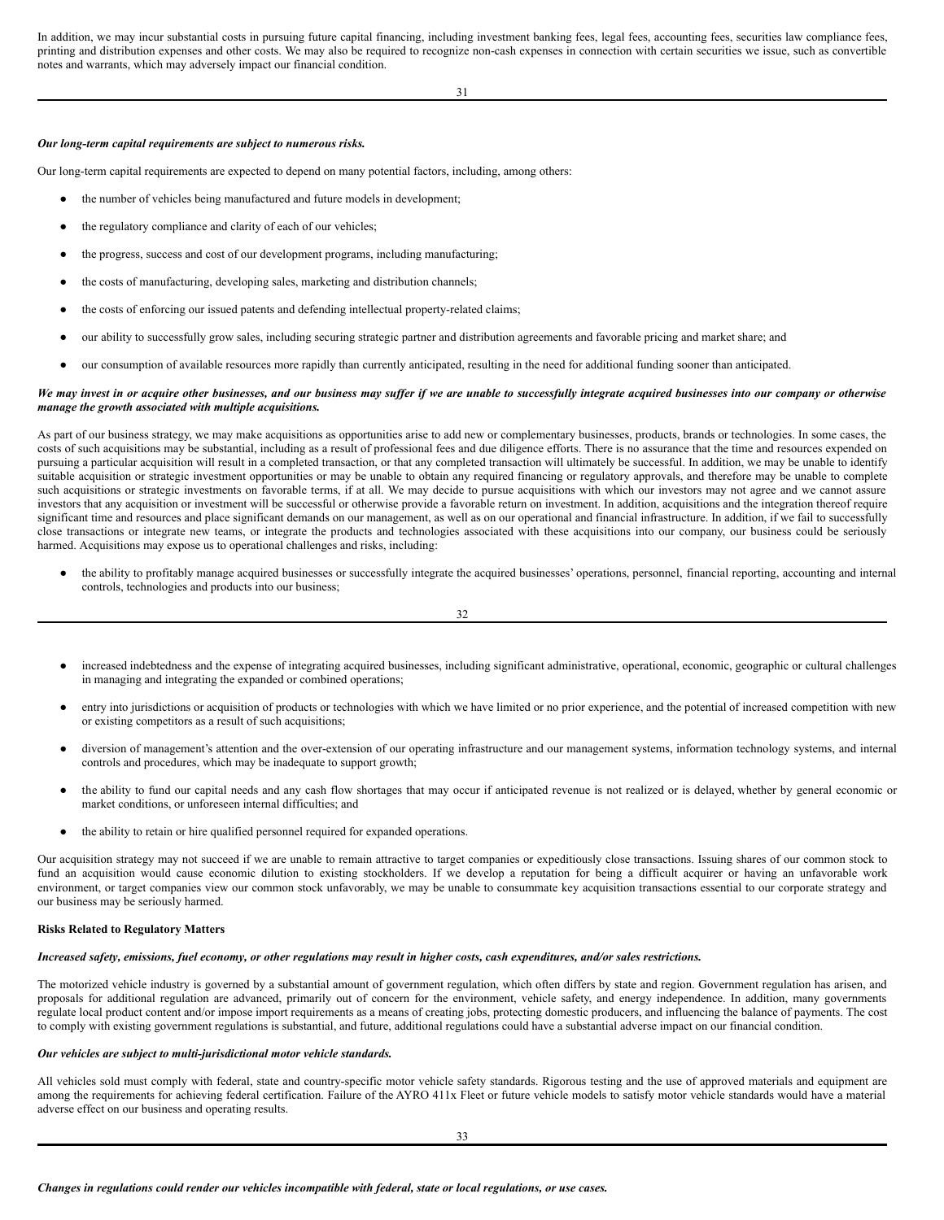In addition, we may incur substantial costs in pursuing future capital financing, including investment banking fees, legal fees, accounting fees, securities law compliance fees, printing and distribution expenses and other costs. We may also be required to recognize non-cash expenses in connection with certain securities we issue, such as convertible notes and warrants, which may adversely impact our financial condition.

***Our long-term capital requirements are subject to numerous risks.***

Our long-term capital requirements are expected to depend on many potential factors, including, among others:

- the number of vehicles being manufactured and future models in development;
- the regulatory compliance and clarity of each of our vehicles;
- the progress, success and cost of our development programs, including manufacturing;
- the costs of manufacturing, developing sales, marketing and distribution channels;
- the costs of enforcing our issued patents and defending intellectual property-related claims;
- our ability to successfully grow sales, including securing strategic partner and distribution agreements and favorable pricing and market share; and
- our consumption of available resources more rapidly than currently anticipated, resulting in the need for additional funding sooner than anticipated.

***We may invest in or acquire other businesses, and our business may suffer if we are unable to successfully integrate acquired businesses into our company or otherwise manage the growth associated with multiple acquisitions.***

As part of our business strategy, we may make acquisitions as opportunities arise to add new or complementary businesses, products, brands or technologies. In some cases, the costs of such acquisitions may be substantial, including as a result of professional fees and due diligence efforts. There is no assurance that the time and resources expended on pursuing a particular acquisition will result in a completed transaction, or that any completed transaction will ultimately be successful. In addition, we may be unable to identify suitable acquisition or strategic investment opportunities or may be unable to obtain any required financing or regulatory approvals, and therefore may be unable to complete such acquisitions or strategic investments on favorable terms, if at all. We may decide to pursue acquisitions with which our investors may not agree and we cannot assure investors that any acquisition or investment will be successful or otherwise provide a favorable return on investment. In addition, acquisitions and the integration thereof require significant time and resources and place significant demands on our management, as well as on our operational and financial infrastructure. In addition, if we fail to successfully close transactions or integrate new teams, or integrate the products and technologies associated with these acquisitions into our company, our business could be seriously harmed. Acquisitions may expose us to operational challenges and risks, including:

- the ability to profitably manage acquired businesses or successfully integrate the acquired businesses' operations, personnel, financial reporting, accounting and internal controls, technologies and products into our business;
- increased indebtedness and the expense of integrating acquired businesses, including significant administrative, operational, economic, geographic or cultural challenges in managing and integrating the expanded or combined operations;
- entry into jurisdictions or acquisition of products or technologies with which we have limited or no prior experience, and the potential of increased competition with new or existing competitors as a result of such acquisitions;
- diversion of management's attention and the over-extension of our operating infrastructure and our management systems, information technology systems, and internal controls and procedures, which may be inadequate to support growth;
- the ability to fund our capital needs and any cash flow shortages that may occur if anticipated revenue is not realized or is delayed, whether by general economic or market conditions, or unforeseen internal difficulties; and
- the ability to retain or hire qualified personnel required for expanded operations.

Our acquisition strategy may not succeed if we are unable to remain attractive to target companies or expeditiously close transactions. Issuing shares of our common stock to fund an acquisition would cause economic dilution to existing stockholders. If we develop a reputation for being a difficult acquirer or having an unfavorable work environment, or target companies view our common stock unfavorably, we may be unable to consummate key acquisition transactions essential to our corporate strategy and our business may be seriously harmed.

**Risks Related to Regulatory Matters**

***Increased safety, emissions, fuel economy, or other regulations may result in higher costs, cash expenditures, and/or sales restrictions.***

The motorized vehicle industry is governed by a substantial amount of government regulation, which often differs by state and region. Government regulation has arisen, and proposals for additional regulation are advanced, primarily out of concern for the environment, vehicle safety, and energy independence. In addition, many governments regulate local product content and/or impose import requirements as a means of creating jobs, protecting domestic producers, and influencing the balance of payments. The cost to comply with existing government regulations is substantial, and future, additional regulations could have a substantial adverse impact on our financial condition.

***Our vehicles are subject to multi-jurisdictional motor vehicle standards.***

All vehicles sold must comply with federal, state and country-specific motor vehicle safety standards. Rigorous testing and the use of approved materials and equipment are among the requirements for achieving federal certification. Failure of the AYRO 411x Fleet or future vehicle models to satisfy motor vehicle standards would have a material adverse effect on our business and operating results.

***Changes in regulations could render our vehicles incompatible with federal, state or local regulations, or use cases.***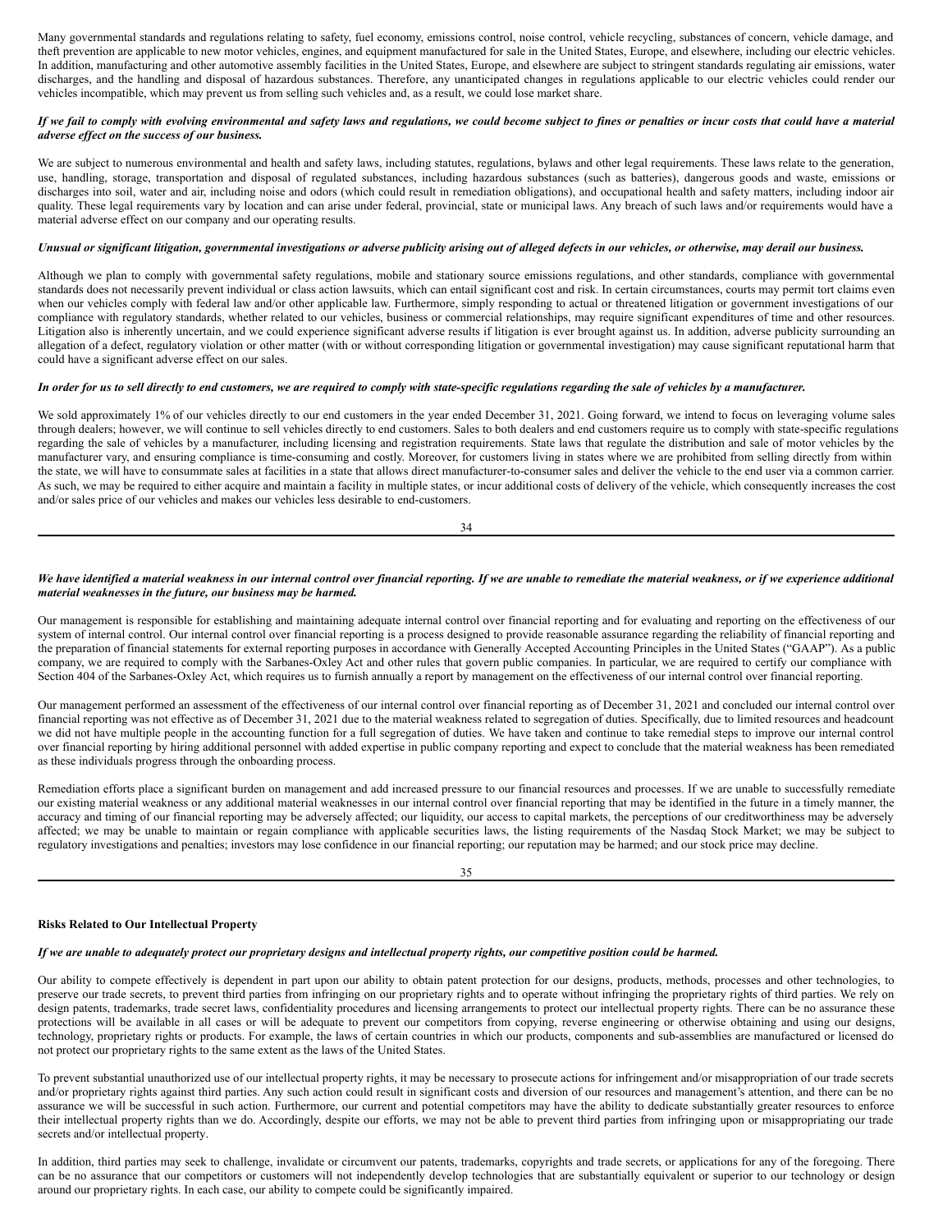Many governmental standards and regulations relating to safety, fuel economy, emissions control, noise control, vehicle recycling, substances of concern, vehicle damage, and theft prevention are applicable to new motor vehicles, engines, and equipment manufactured for sale in the United States, Europe, and elsewhere, including our electric vehicles. In addition, manufacturing and other automotive assembly facilities in the United States, Europe, and elsewhere are subject to stringent standards regulating air emissions, water discharges, and the handling and disposal of hazardous substances. Therefore, any unanticipated changes in regulations applicable to our electric vehicles could render our vehicles incompatible, which may prevent us from selling such vehicles and, as a result, we could lose market share.

***If we fail to comply with evolving environmental and safety laws and regulations, we could become subject to fines or penalties or incur costs that could have a material adverse effect on the success of our business.***

We are subject to numerous environmental and health and safety laws, including statutes, regulations, bylaws and other legal requirements. These laws relate to the generation, use, handling, storage, transportation and disposal of regulated substances, including hazardous substances (such as batteries), dangerous goods and waste, emissions or discharges into soil, water and air, including noise and odors (which could result in remediation obligations), and occupational health and safety matters, including indoor air quality. These legal requirements vary by location and can arise under federal, provincial, state or municipal laws. Any breach of such laws and/or requirements would have a material adverse effect on our company and our operating results.

***Unusual or significant litigation, governmental investigations or adverse publicity arising out of alleged defects in our vehicles, or otherwise, may derail our business.***

Although we plan to comply with governmental safety regulations, mobile and stationary source emissions regulations, and other standards, compliance with governmental standards does not necessarily prevent individual or class action lawsuits, which can entail significant cost and risk. In certain circumstances, courts may permit tort claims even when our vehicles comply with federal law and/or other applicable law. Furthermore, simply responding to actual or threatened litigation or government investigations of our compliance with regulatory standards, whether related to our vehicles, business or commercial relationships, may require significant expenditures of time and other resources. Litigation also is inherently uncertain, and we could experience significant adverse results if litigation is ever brought against us. In addition, adverse publicity surrounding an allegation of a defect, regulatory violation or other matter (with or without corresponding litigation or governmental investigation) may cause significant reputational harm that could have a significant adverse effect on our sales.

***In order for us to sell directly to end customers, we are required to comply with state-specific regulations regarding the sale of vehicles by a manufacturer.***

We sold approximately 1% of our vehicles directly to our end customers in the year ended December 31, 2021. Going forward, we intend to focus on leveraging volume sales through dealers; however, we will continue to sell vehicles directly to end customers. Sales to both dealers and end customers require us to comply with state-specific regulations regarding the sale of vehicles by a manufacturer, including licensing and registration requirements. State laws that regulate the distribution and sale of motor vehicles by the manufacturer vary, and ensuring compliance is time-consuming and costly. Moreover, for customers living in states where we are prohibited from selling directly from within the state, we will have to consummate sales at facilities in a state that allows direct manufacturer-to-consumer sales and deliver the vehicle to the end user via a common carrier. As such, we may be required to either acquire and maintain a facility in multiple states, or incur additional costs of delivery of the vehicle, which consequently increases the cost and/or sales price of our vehicles and makes our vehicles less desirable to end-customers.

***We have identified a material weakness in our internal control over financial reporting. If we are unable to remediate the material weakness, or if we experience additional material weaknesses in the future, our business may be harmed.***

Our management is responsible for establishing and maintaining adequate internal control over financial reporting and for evaluating and reporting on the effectiveness of our system of internal control. Our internal control over financial reporting is a process designed to provide reasonable assurance regarding the reliability of financial reporting and the preparation of financial statements for external reporting purposes in accordance with Generally Accepted Accounting Principles in the United States ("GAAP"). As a public company, we are required to comply with the Sarbanes-Oxley Act and other rules that govern public companies. In particular, we are required to certify our compliance with Section 404 of the Sarbanes-Oxley Act, which requires us to furnish annually a report by management on the effectiveness of our internal control over financial reporting.

Our management performed an assessment of the effectiveness of our internal control over financial reporting as of December 31, 2021 and concluded our internal control over financial reporting was not effective as of December 31, 2021 due to the material weakness related to segregation of duties. Specifically, due to limited resources and headcount we did not have multiple people in the accounting function for a full segregation of duties. We have taken and continue to take remedial steps to improve our internal control over financial reporting by hiring additional personnel with added expertise in public company reporting and expect to conclude that the material weakness has been remediated as these individuals progress through the onboarding process.

Remediation efforts place a significant burden on management and add increased pressure to our financial resources and processes. If we are unable to successfully remediate our existing material weakness or any additional material weaknesses in our internal control over financial reporting that may be identified in the future in a timely manner, the accuracy and timing of our financial reporting may be adversely affected; our liquidity, our access to capital markets, the perceptions of our creditworthiness may be adversely affected; we may be unable to maintain or regain compliance with applicable securities laws, the listing requirements of the Nasdaq Stock Market; we may be subject to regulatory investigations and penalties; investors may lose confidence in our financial reporting; our reputation may be harmed; and our stock price may decline.

**Risks Related to Our Intellectual Property**

***If we are unable to adequately protect our proprietary designs and intellectual property rights, our competitive position could be harmed.***

Our ability to compete effectively is dependent in part upon our ability to obtain patent protection for our designs, products, methods, processes and other technologies, to preserve our trade secrets, to prevent third parties from infringing on our proprietary rights and to operate without infringing the proprietary rights of third parties. We rely on design patents, trademarks, trade secret laws, confidentiality procedures and licensing arrangements to protect our intellectual property rights. There can be no assurance these protections will be available in all cases or will be adequate to prevent our competitors from copying, reverse engineering or otherwise obtaining and using our designs, technology, proprietary rights or products. For example, the laws of certain countries in which our products, components and sub-assemblies are manufactured or licensed do not protect our proprietary rights to the same extent as the laws of the United States.

To prevent substantial unauthorized use of our intellectual property rights, it may be necessary to prosecute actions for infringement and/or misappropriation of our trade secrets and/or proprietary rights against third parties. Any such action could result in significant costs and diversion of our resources and management's attention, and there can be no assurance we will be successful in such action. Furthermore, our current and potential competitors may have the ability to dedicate substantially greater resources to enforce their intellectual property rights than we do. Accordingly, despite our efforts, we may not be able to prevent third parties from infringing upon or misappropriating our trade secrets and/or intellectual property.

In addition, third parties may seek to challenge, invalidate or circumvent our patents, trademarks, copyrights and trade secrets, or applications for any of the foregoing. There can be no assurance that our competitors or customers will not independently develop technologies that are substantially equivalent or superior to our technology or design around our proprietary rights. In each case, our ability to compete could be significantly impaired.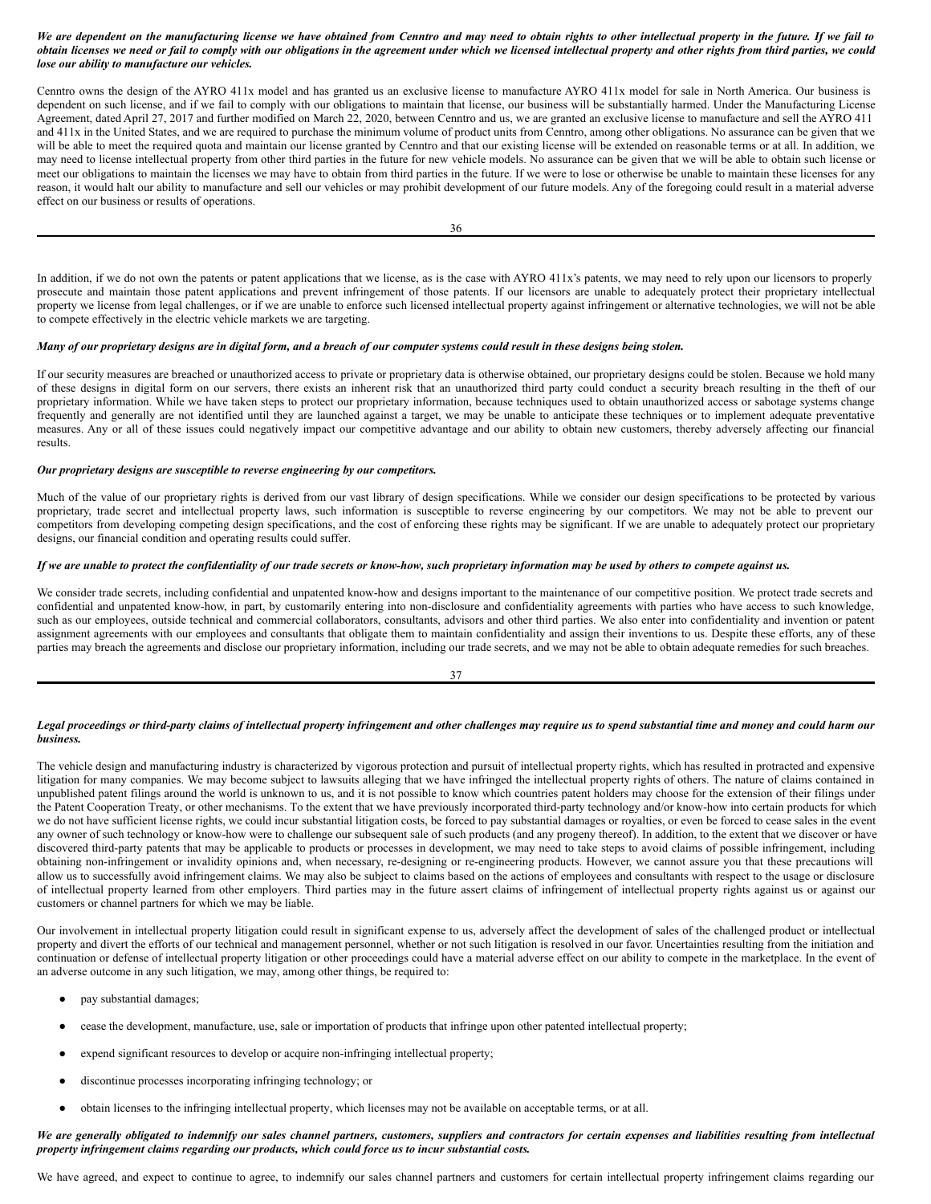***We are dependent on the manufacturing license we have obtained from Cenntro and may need to obtain rights to other intellectual property in the future. If we fail to obtain licenses we need or fail to comply with our obligations in the agreement under which we licensed intellectual property and other rights from third parties, we could lose our ability to manufacture our vehicles.***

Cenntro owns the design of the AYRO 411x model and has granted us an exclusive license to manufacture AYRO 411x model for sale in North America. Our business is dependent on such license, and if we fail to comply with our obligations to maintain that license, our business will be substantially harmed. Under the Manufacturing License Agreement, dated April 27, 2017 and further modified on March 22, 2020, between Cenntro and us, we are granted an exclusive license to manufacture and sell the AYRO 411 and 411x in the United States, and we are required to purchase the minimum volume of product units from Cenntro, among other obligations. No assurance can be given that we will be able to meet the required quota and maintain our license granted by Cenntro and that our existing license will be extended on reasonable terms or at all. In addition, we may need to license intellectual property from other third parties in the future for new vehicle models. No assurance can be given that we will be able to obtain such license or meet our obligations to maintain the licenses we may have to obtain from third parties in the future. If we were to lose or otherwise be unable to maintain these licenses for any reason, it would halt our ability to manufacture and sell our vehicles or may prohibit development of our future models. Any of the foregoing could result in a material adverse effect on our business or results of operations.

In addition, if we do not own the patents or patent applications that we license, as is the case with AYRO 411x's patents, we may need to rely upon our licensors to properly prosecute and maintain those patent applications and prevent infringement of those patents. If our licensors are unable to adequately protect their proprietary intellectual property we license from legal challenges, or if we are unable to enforce such licensed intellectual property against infringement or alternative technologies, we will not be able to compete effectively in the electric vehicle markets we are targeting.

***Many of our proprietary designs are in digital form, and a breach of our computer systems could result in these designs being stolen.***

If our security measures are breached or unauthorized access to private or proprietary data is otherwise obtained, our proprietary designs could be stolen. Because we hold many of these designs in digital form on our servers, there exists an inherent risk that an unauthorized third party could conduct a security breach resulting in the theft of our proprietary information. While we have taken steps to protect our proprietary information, because techniques used to obtain unauthorized access or sabotage systems change frequently and generally are not identified until they are launched against a target, we may be unable to anticipate these techniques or to implement adequate preventative measures. Any or all of these issues could negatively impact our competitive advantage and our ability to obtain new customers, thereby adversely affecting our financial results.

***Our proprietary designs are susceptible to reverse engineering by our competitors.***

Much of the value of our proprietary rights is derived from our vast library of design specifications. While we consider our design specifications to be protected by various proprietary, trade secret and intellectual property laws, such information is susceptible to reverse engineering by our competitors. We may not be able to prevent our competitors from developing competing design specifications, and the cost of enforcing these rights may be significant. If we are unable to adequately protect our proprietary designs, our financial condition and operating results could suffer.

***If we are unable to protect the confidentiality of our trade secrets or know-how, such proprietary information may be used by others to compete against us.***

We consider trade secrets, including confidential and unpatented know-how and designs important to the maintenance of our competitive position. We protect trade secrets and confidential and unpatented know-how, in part, by customarily entering into non-disclosure and confidentiality agreements with parties who have access to such knowledge, such as our employees, outside technical and commercial collaborators, consultants, advisors and other third parties. We also enter into confidentiality and invention or patent assignment agreements with our employees and consultants that obligate them to maintain confidentiality and assign their inventions to us. Despite these efforts, any of these parties may breach the agreements and disclose our proprietary information, including our trade secrets, and we may not be able to obtain adequate remedies for such breaches.

***Legal proceedings or third-party claims of intellectual property infringement and other challenges may require us to spend substantial time and money and could harm our business.***

The vehicle design and manufacturing industry is characterized by vigorous protection and pursuit of intellectual property rights, which has resulted in protracted and expensive litigation for many companies. We may become subject to lawsuits alleging that we have infringed the intellectual property rights of others. The nature of claims contained in unpublished patent filings around the world is unknown to us, and it is not possible to know which countries patent holders may choose for the extension of their filings under the Patent Cooperation Treaty, or other mechanisms. To the extent that we have previously incorporated third-party technology and/or know-how into certain products for which we do not have sufficient license rights, we could incur substantial litigation costs, be forced to pay substantial damages or royalties, or even be forced to cease sales in the event any owner of such technology or know-how were to challenge our subsequent sale of such products (and any progeny thereof). In addition, to the extent that we discover or have discovered third-party patents that may be applicable to products or processes in development, we may need to take steps to avoid claims of possible infringement, including obtaining non-infringement or invalidity opinions and, when necessary, re-designing or re-engineering products. However, we cannot assure you that these precautions will allow us to successfully avoid infringement claims. We may also be subject to claims based on the actions of employees and consultants with respect to the usage or disclosure of intellectual property learned from other employers. Third parties may in the future assert claims of infringement of intellectual property rights against us or against our customers or channel partners for which we may be liable.

Our involvement in intellectual property litigation could result in significant expense to us, adversely affect the development of sales of the challenged product or intellectual property and divert the efforts of our technical and management personnel, whether or not such litigation is resolved in our favor. Uncertainties resulting from the initiation and continuation or defense of intellectual property litigation or other proceedings could have a material adverse effect on our ability to compete in the marketplace. In the event of an adverse outcome in any such litigation, we may, among other things, be required to:

- pay substantial damages;
- cease the development, manufacture, use, sale or importation of products that infringe upon other patented intellectual property;
- expend significant resources to develop or acquire non-infringing intellectual property;
- discontinue processes incorporating infringing technology; or
- obtain licenses to the infringing intellectual property, which licenses may not be available on acceptable terms, or at all.

***We are generally obligated to indemnify our sales channel partners, customers, suppliers and contractors for certain expenses and liabilities resulting from intellectual property infringement claims regarding our products, which could force us to incur substantial costs.***

We have agreed, and expect to continue to agree, to indemnify our sales channel partners and customers for certain intellectual property infringement claims regarding our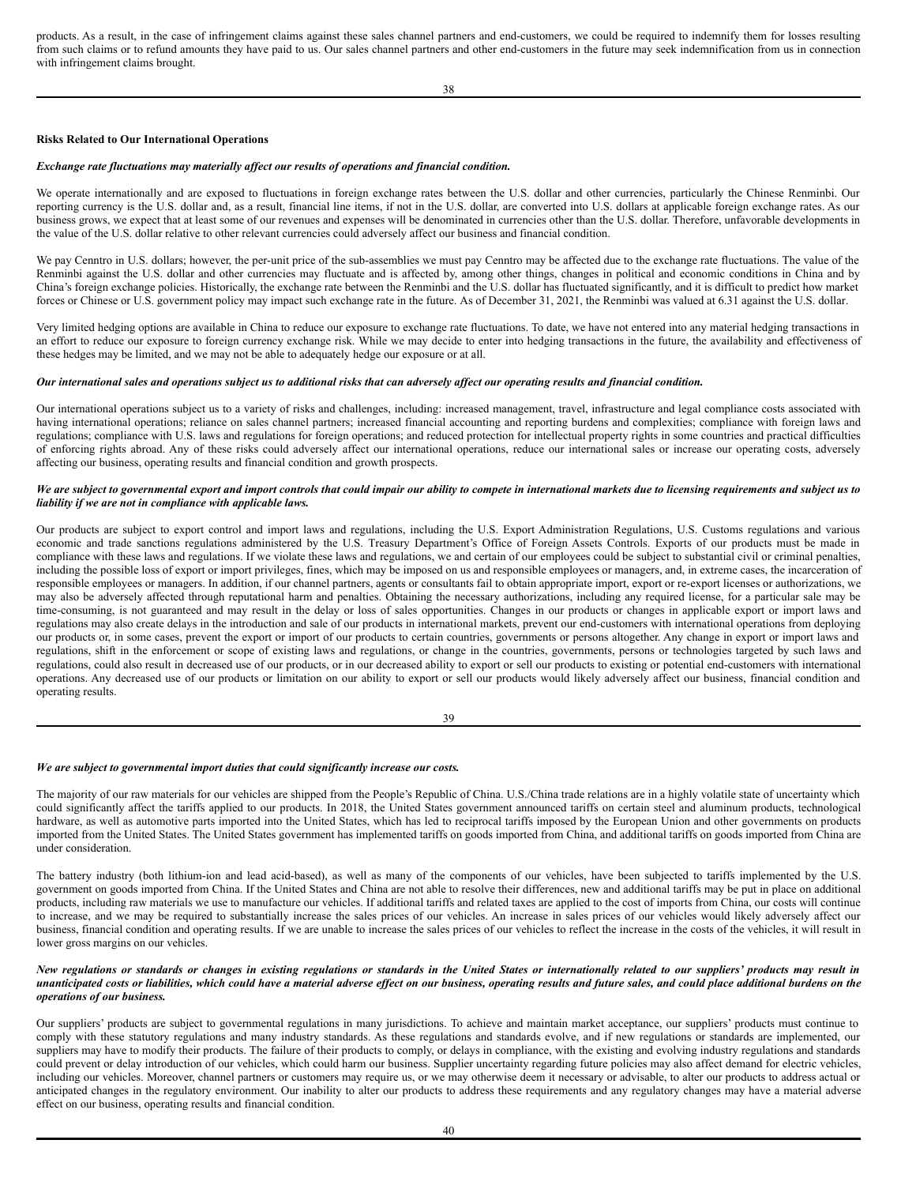products. As a result, in the case of infringement claims against these sales channel partners and end-customers, we could be required to indemnify them for losses resulting from such claims or to refund amounts they have paid to us. Our sales channel partners and other end-customers in the future may seek indemnification from us in connection with infringement claims brought.

**Risks Related to Our International Operations**

***Exchange rate fluctuations may materially affect our results of operations and financial condition.***

We operate internationally and are exposed to fluctuations in foreign exchange rates between the U.S. dollar and other currencies, particularly the Chinese Renminbi. Our reporting currency is the U.S. dollar and, as a result, financial line items, if not in the U.S. dollar, are converted into U.S. dollars at applicable foreign exchange rates. As our business grows, we expect that at least some of our revenues and expenses will be denominated in currencies other than the U.S. dollar. Therefore, unfavorable developments in the value of the U.S. dollar relative to other relevant currencies could adversely affect our business and financial condition.

We pay Cenntro in U.S. dollars; however, the per-unit price of the sub-assemblies we must pay Cenntro may be affected due to the exchange rate fluctuations. The value of the Renminbi against the U.S. dollar and other currencies may fluctuate and is affected by, among other things, changes in political and economic conditions in China and by China's foreign exchange policies. Historically, the exchange rate between the Renminbi and the U.S. dollar has fluctuated significantly, and it is difficult to predict how market forces or Chinese or U.S. government policy may impact such exchange rate in the future. As of December 31, 2021, the Renminbi was valued at 6.31 against the U.S. dollar.

Very limited hedging options are available in China to reduce our exposure to exchange rate fluctuations. To date, we have not entered into any material hedging transactions in an effort to reduce our exposure to foreign currency exchange risk. While we may decide to enter into hedging transactions in the future, the availability and effectiveness of these hedges may be limited, and we may not be able to adequately hedge our exposure or at all.

***Our international sales and operations subject us to additional risks that can adversely affect our operating results and financial condition.***

Our international operations subject us to a variety of risks and challenges, including: increased management, travel, infrastructure and legal compliance costs associated with having international operations; reliance on sales channel partners; increased financial accounting and reporting burdens and complexities; compliance with foreign laws and regulations; compliance with U.S. laws and regulations for foreign operations; and reduced protection for intellectual property rights in some countries and practical difficulties of enforcing rights abroad. Any of these risks could adversely affect our international operations, reduce our international sales or increase our operating costs, adversely affecting our business, operating results and financial condition and growth prospects.

***We are subject to governmental export and import controls that could impair our ability to compete in international markets due to licensing requirements and subject us to liability if we are not in compliance with applicable laws.***

Our products are subject to export control and import laws and regulations, including the U.S. Export Administration Regulations, U.S. Customs regulations and various economic and trade sanctions regulations administered by the U.S. Treasury Department's Office of Foreign Assets Controls. Exports of our products must be made in compliance with these laws and regulations. If we violate these laws and regulations, we and certain of our employees could be subject to substantial civil or criminal penalties, including the possible loss of export or import privileges, fines, which may be imposed on us and responsible employees or managers, and, in extreme cases, the incarceration of responsible employees or managers. In addition, if our channel partners, agents or consultants fail to obtain appropriate import, export or re-export licenses or authorizations, we may also be adversely affected through reputational harm and penalties. Obtaining the necessary authorizations, including any required license, for a particular sale may be time-consuming, is not guaranteed and may result in the delay or loss of sales opportunities. Changes in our products or changes in applicable export or import laws and regulations may also create delays in the introduction and sale of our products in international markets, prevent our end-customers with international operations from deploying our products or, in some cases, prevent the export or import of our products to certain countries, governments or persons altogether. Any change in export or import laws and regulations, shift in the enforcement or scope of existing laws and regulations, or change in the countries, governments, persons or technologies targeted by such laws and regulations, could also result in decreased use of our products, or in our decreased ability to export or sell our products to existing or potential end-customers with international operations. Any decreased use of our products or limitation on our ability to export or sell our products would likely adversely affect our business, financial condition and operating results.

***We are subject to governmental import duties that could significantly increase our costs.***

The majority of our raw materials for our vehicles are shipped from the People's Republic of China. U.S./China trade relations are in a highly volatile state of uncertainty which could significantly affect the tariffs applied to our products. In 2018, the United States government announced tariffs on certain steel and aluminum products, technological hardware, as well as automotive parts imported into the United States, which has led to reciprocal tariffs imposed by the European Union and other governments on products imported from the United States. The United States government has implemented tariffs on goods imported from China, and additional tariffs on goods imported from China are under consideration.

The battery industry (both lithium-ion and lead acid-based), as well as many of the components of our vehicles, have been subjected to tariffs implemented by the U.S. government on goods imported from China. If the United States and China are not able to resolve their differences, new and additional tariffs may be put in place on additional products, including raw materials we use to manufacture our vehicles. If additional tariffs and related taxes are applied to the cost of imports from China, our costs will continue to increase, and we may be required to substantially increase the sales prices of our vehicles. An increase in sales prices of our vehicles would likely adversely affect our business, financial condition and operating results. If we are unable to increase the sales prices of our vehicles to reflect the increase in the costs of the vehicles, it will result in lower gross margins on our vehicles.

***New regulations or standards or changes in existing regulations or standards in the United States or internationally related to our suppliers' products may result in unanticipated costs or liabilities, which could have a material adverse effect on our business, operating results and future sales, and could place additional burdens on the operations of our business.***

Our suppliers' products are subject to governmental regulations in many jurisdictions. To achieve and maintain market acceptance, our suppliers' products must continue to comply with these statutory regulations and many industry standards. As these regulations and standards evolve, and if new regulations or standards are implemented, our suppliers may have to modify their products. The failure of their products to comply, or delays in compliance, with the existing and evolving industry regulations and standards could prevent or delay introduction of our vehicles, which could harm our business. Supplier uncertainty regarding future policies may also affect demand for electric vehicles, including our vehicles. Moreover, channel partners or customers may require us, or we may otherwise deem it necessary or advisable, to alter our products to address actual or anticipated changes in the regulatory environment. Our inability to alter our products to address these requirements and any regulatory changes may have a material adverse effect on our business, operating results and financial condition.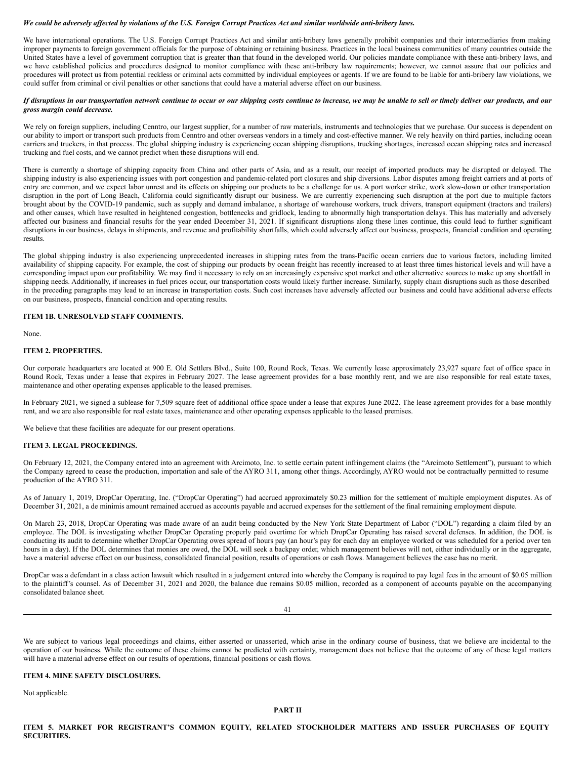***We could be adversely affected by violations of the U.S. Foreign Corrupt Practices Act and similar worldwide anti-bribery laws.***

We have international operations. The U.S. Foreign Corrupt Practices Act and similar anti-bribery laws generally prohibit companies and their intermediaries from making improper payments to foreign government officials for the purpose of obtaining or retaining business. Practices in the local business communities of many countries outside the United States have a level of government corruption that is greater than that found in the developed world. Our policies mandate compliance with these anti-bribery laws, and we have established policies and procedures designed to monitor compliance with these anti-bribery law requirements; however, we cannot assure that our policies and procedures will protect us from potential reckless or criminal acts committed by individual employees or agents. If we are found to be liable for anti-bribery law violations, we could suffer from criminal or civil penalties or other sanctions that could have a material adverse effect on our business.

***If disruptions in our transportation network continue to occur or our shipping costs continue to increase, we may be unable to sell or timely deliver our products, and our gross margin could decrease.***

We rely on foreign suppliers, including Cenntro, our largest supplier, for a number of raw materials, instruments and technologies that we purchase. Our success is dependent on our ability to import or transport such products from Cenntro and other overseas vendors in a timely and cost-effective manner. We rely heavily on third parties, including ocean carriers and truckers, in that process. The global shipping industry is experiencing ocean shipping disruptions, trucking shortages, increased ocean shipping rates and increased trucking and fuel costs, and we cannot predict when these disruptions will end.

There is currently a shortage of shipping capacity from China and other parts of Asia, and as a result, our receipt of imported products may be disrupted or delayed. The shipping industry is also experiencing issues with port congestion and pandemic-related port closures and ship diversions. Labor disputes among freight carriers and at ports of entry are common, and we expect labor unrest and its effects on shipping our products to be a challenge for us. A port worker strike, work slow-down or other transportation disruption in the port of Long Beach, California could significantly disrupt our business. We are currently experiencing such disruption at the port due to multiple factors brought about by the COVID-19 pandemic, such as supply and demand imbalance, a shortage of warehouse workers, truck drivers, transport equipment (tractors and trailers) and other causes, which have resulted in heightened congestion, bottlenecks and gridlock, leading to abnormally high transportation delays. This has materially and adversely affected our business and financial results for the year ended December 31, 2021. If significant disruptions along these lines continue, this could lead to further significant disruptions in our business, delays in shipments, and revenue and profitability shortfalls, which could adversely affect our business, prospects, financial condition and operating results.

The global shipping industry is also experiencing unprecedented increases in shipping rates from the trans-Pacific ocean carriers due to various factors, including limited availability of shipping capacity. For example, the cost of shipping our products by ocean freight has recently increased to at least three times historical levels and will have a corresponding impact upon our profitability. We may find it necessary to rely on an increasingly expensive spot market and other alternative sources to make up any shortfall in shipping needs. Additionally, if increases in fuel prices occur, our transportation costs would likely further increase. Similarly, supply chain disruptions such as those described in the preceding paragraphs may lead to an increase in transportation costs. Such cost increases have adversely affected our business and could have additional adverse effects on our business, prospects, financial condition and operating results.

## ITEM 1B. UNRESOLVED STAFF COMMENTS.

None.

## ITEM 2. PROPERTIES.

Our corporate headquarters are located at 900 E. Old Settlers Blvd., Suite 100, Round Rock, Texas. We currently lease approximately 23,927 square feet of office space in Round Rock, Texas under a lease that expires in February 2027. The lease agreement provides for a base monthly rent, and we are also responsible for real estate taxes, maintenance and other operating expenses applicable to the leased premises.

In February 2021, we signed a sublease for 7,509 square feet of additional office space under a lease that expires June 2022. The lease agreement provides for a base monthly rent, and we are also responsible for real estate taxes, maintenance and other operating expenses applicable to the leased premises.

We believe that these facilities are adequate for our present operations.

## ITEM 3. LEGAL PROCEEDINGS.

On February 12, 2021, the Company entered into an agreement with Arcimoto, Inc. to settle certain patent infringement claims (the "Arcimoto Settlement"), pursuant to which the Company agreed to cease the production, importation and sale of the AYRO 311, among other things. Accordingly, AYRO would not be contractually permitted to resume production of the AYRO 311.

As of January 1, 2019, DropCar Operating, Inc. ("DropCar Operating") had accrued approximately $0.23 million for the settlement of multiple employment disputes. As of December 31, 2021, a de minimis amount remained accrued as accounts payable and accrued expenses for the settlement of the final remaining employment dispute.

On March 23, 2018, DropCar Operating was made aware of an audit being conducted by the New York State Department of Labor ("DOL") regarding a claim filed by an employee. The DOL is investigating whether DropCar Operating properly paid overtime for which DropCar Operating has raised several defenses. In addition, the DOL is conducting its audit to determine whether DropCar Operating owes spread of hours pay (an hour's pay for each day an employee worked or was scheduled for a period over ten hours in a day). If the DOL determines that monies are owed, the DOL will seek a backpay order, which management believes will not, either individually or in the aggregate, have a material adverse effect on our business, consolidated financial position, results of operations or cash flows. Management believes the case has no merit.

DropCar was a defendant in a class action lawsuit which resulted in a judgement entered into whereby the Company is required to pay legal fees in the amount of $0.05 million to the plaintiff's counsel. As of December 31, 2021 and 2020, the balance due remains $0.05 million, recorded as a component of accounts payable on the accompanying consolidated balance sheet.

We are subject to various legal proceedings and claims, either asserted or unasserted, which arise in the ordinary course of business, that we believe are incidental to the operation of our business. While the outcome of these claims cannot be predicted with certainty, management does not believe that the outcome of any of these legal matters will have a material adverse effect on our results of operations, financial positions or cash flows.

## ITEM 4. MINE SAFETY DISCLOSURES.

Not applicable.

# PART II

## ITEM 5. MARKET FOR REGISTRANT'S COMMON EQUITY, RELATED STOCKHOLDER MATTERS AND ISSUER PURCHASES OF EQUITY SECURITIES.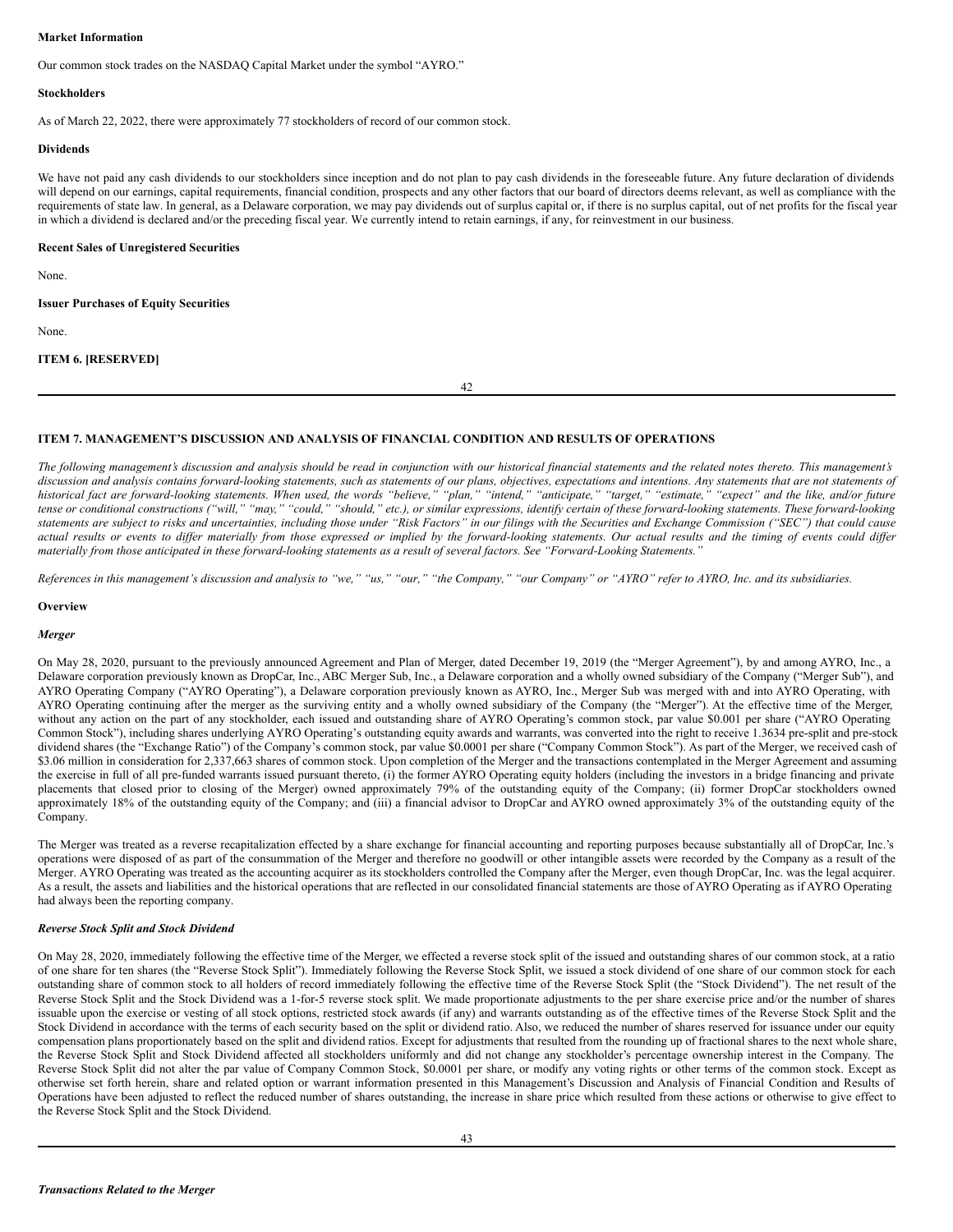**Market Information**

Our common stock trades on the NASDAQ Capital Market under the symbol "AYRO."

**Stockholders**

As of March 22, 2022, there were approximately 77 stockholders of record of our common stock.

**Dividends**

We have not paid any cash dividends to our stockholders since inception and do not plan to pay cash dividends in the foreseeable future. Any future declaration of dividends will depend on our earnings, capital requirements, financial condition, prospects and any other factors that our board of directors deems relevant, as well as compliance with the requirements of state law. In general, as a Delaware corporation, we may pay dividends out of surplus capital or, if there is no surplus capital, out of net profits for the fiscal year in which a dividend is declared and/or the preceding fiscal year. We currently intend to retain earnings, if any, for reinvestment in our business.

**Recent Sales of Unregistered Securities**

None.

**Issuer Purchases of Equity Securities**

None.

**ITEM 6. [RESERVED]**

## ITEM 7. MANAGEMENT'S DISCUSSION AND ANALYSIS OF FINANCIAL CONDITION AND RESULTS OF OPERATIONS

*The following management's discussion and analysis should be read in conjunction with our historical financial statements and the related notes thereto. This management's discussion and analysis contains forward-looking statements, such as statements of our plans, objectives, expectations and intentions. Any statements that are not statements of historical fact are forward-looking statements. When used, the words "believe," "plan," "intend," "anticipate," "target," "estimate," "expect" and the like, and/or future tense or conditional constructions ("will," "may," "could," "should," etc.), or similar expressions, identify certain of these forward-looking statements. These forward-looking statements are subject to risks and uncertainties, including those under "Risk Factors" in our filings with the Securities and Exchange Commission ("SEC") that could cause actual results or events to differ materially from those expressed or implied by the forward-looking statements. Our actual results and the timing of events could differ materially from those anticipated in these forward-looking statements as a result of several factors. See "Forward-Looking Statements."*

*References in this management's discussion and analysis to "we," "us," "our," "the Company," "our Company" or "AYRO" refer to AYRO, Inc. and its subsidiaries.*

**Overview**

***Merger***

On May 28, 2020, pursuant to the previously announced Agreement and Plan of Merger, dated December 19, 2019 (the "Merger Agreement"), by and among AYRO, Inc., a Delaware corporation previously known as DropCar, Inc., ABC Merger Sub, Inc., a Delaware corporation and a wholly owned subsidiary of the Company ("Merger Sub"), and AYRO Operating Company ("AYRO Operating"), a Delaware corporation previously known as AYRO, Inc., Merger Sub was merged with and into AYRO Operating, with AYRO Operating continuing after the merger as the surviving entity and a wholly owned subsidiary of the Company (the "Merger"). At the effective time of the Merger, without any action on the part of any stockholder, each issued and outstanding share of AYRO Operating's common stock, par value $0.001 per share ("AYRO Operating Common Stock"), including shares underlying AYRO Operating's outstanding equity awards and warrants, was converted into the right to receive 1.3634 pre-split and pre-stock dividend shares (the "Exchange Ratio") of the Company's common stock, par value $0.0001 per share ("Company Common Stock"). As part of the Merger, we received cash of $3.06 million in consideration for 2,337,663 shares of common stock. Upon completion of the Merger and the transactions contemplated in the Merger Agreement and assuming the exercise in full of all pre-funded warrants issued pursuant thereto, (i) the former AYRO Operating equity holders (including the investors in a bridge financing and private placements that closed prior to closing of the Merger) owned approximately 79% of the outstanding equity of the Company; (ii) former DropCar stockholders owned approximately 18% of the outstanding equity of the Company; and (iii) a financial advisor to DropCar and AYRO owned approximately 3% of the outstanding equity of the Company.

The Merger was treated as a reverse recapitalization effected by a share exchange for financial accounting and reporting purposes because substantially all of DropCar, Inc.'s operations were disposed of as part of the consummation of the Merger and therefore no goodwill or other intangible assets were recorded by the Company as a result of the Merger. AYRO Operating was treated as the accounting acquirer as its stockholders controlled the Company after the Merger, even though DropCar, Inc. was the legal acquirer. As a result, the assets and liabilities and the historical operations that are reflected in our consolidated financial statements are those of AYRO Operating as if AYRO Operating had always been the reporting company.

***Reverse Stock Split and Stock Dividend***

On May 28, 2020, immediately following the effective time of the Merger, we effected a reverse stock split of the issued and outstanding shares of our common stock, at a ratio of one share for ten shares (the "Reverse Stock Split"). Immediately following the Reverse Stock Split, we issued a stock dividend of one share of our common stock for each outstanding share of common stock to all holders of record immediately following the effective time of the Reverse Stock Split (the "Stock Dividend"). The net result of the Reverse Stock Split and the Stock Dividend was a 1-for-5 reverse stock split. We made proportionate adjustments to the per share exercise price and/or the number of shares issuable upon the exercise or vesting of all stock options, restricted stock awards (if any) and warrants outstanding as of the effective times of the Reverse Stock Split and the Stock Dividend in accordance with the terms of each security based on the split or dividend ratio. Also, we reduced the number of shares reserved for issuance under our equity compensation plans proportionately based on the split and dividend ratios. Except for adjustments that resulted from the rounding up of fractional shares to the next whole share, the Reverse Stock Split and Stock Dividend affected all stockholders uniformly and did not change any stockholder's percentage ownership interest in the Company. The Reverse Stock Split did not alter the par value of Company Common Stock, $0.0001 per share, or modify any voting rights or other terms of the common stock. Except as otherwise set forth herein, share and related option or warrant information presented in this Management's Discussion and Analysis of Financial Condition and Results of Operations have been adjusted to reflect the reduced number of shares outstanding, the increase in share price which resulted from these actions or otherwise to give effect to the Reverse Stock Split and the Stock Dividend.

***Transactions Related to the Merger***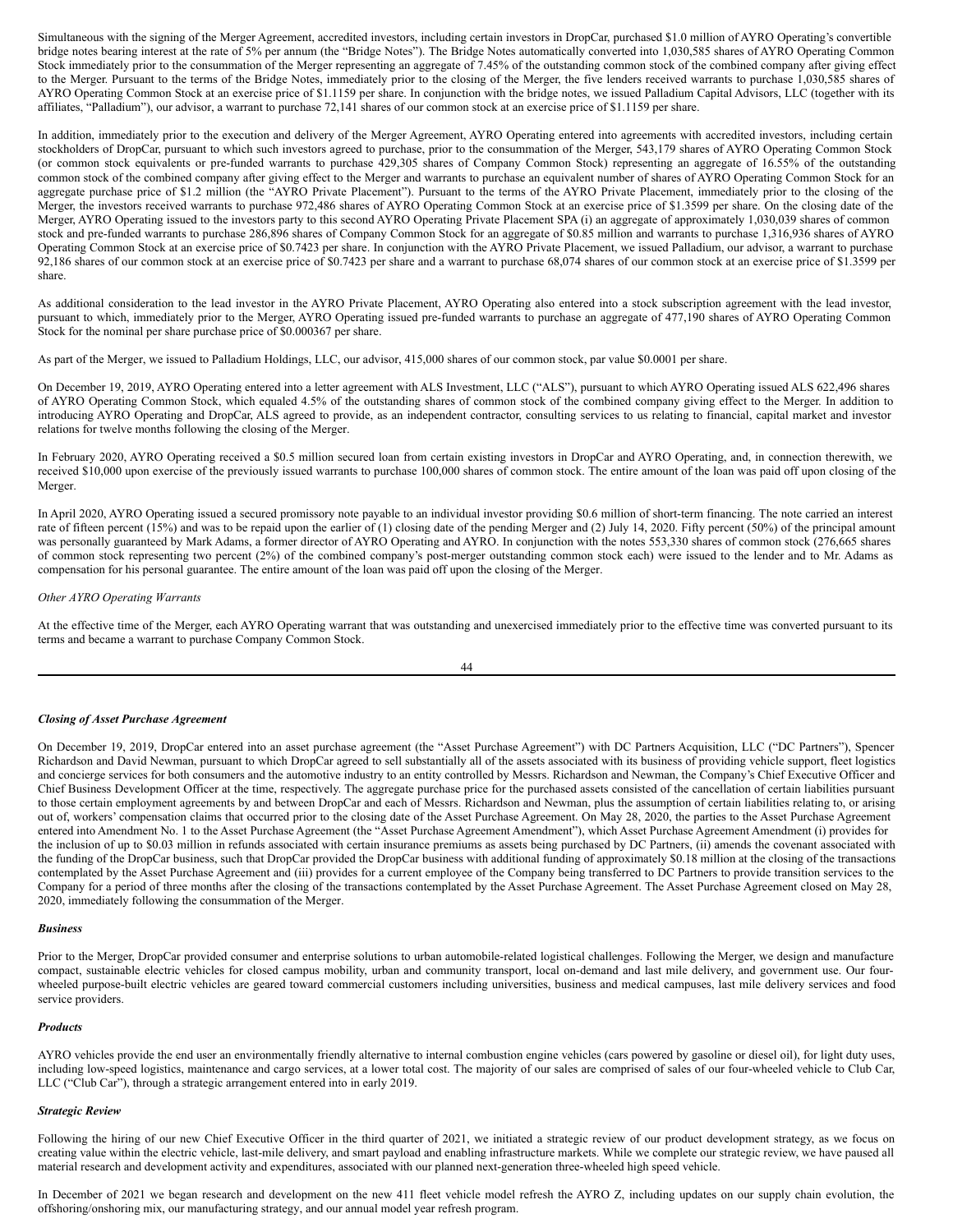Simultaneous with the signing of the Merger Agreement, accredited investors, including certain investors in DropCar, purchased $1.0 million of AYRO Operating's convertible bridge notes bearing interest at the rate of 5% per annum (the "Bridge Notes"). The Bridge Notes automatically converted into 1,030,585 shares of AYRO Operating Common Stock immediately prior to the consummation of the Merger representing an aggregate of 7.45% of the outstanding common stock of the combined company after giving effect to the Merger. Pursuant to the terms of the Bridge Notes, immediately prior to the closing of the Merger, the five lenders received warrants to purchase 1,030,585 shares of AYRO Operating Common Stock at an exercise price of $1.1159 per share. In conjunction with the bridge notes, we issued Palladium Capital Advisors, LLC (together with its affiliates, "Palladium"), our advisor, a warrant to purchase 72,141 shares of our common stock at an exercise price of $1.1159 per share.

In addition, immediately prior to the execution and delivery of the Merger Agreement, AYRO Operating entered into agreements with accredited investors, including certain stockholders of DropCar, pursuant to which such investors agreed to purchase, prior to the consummation of the Merger, 543,179 shares of AYRO Operating Common Stock (or common stock equivalents or pre-funded warrants to purchase 429,305 shares of Company Common Stock) representing an aggregate of 16.55% of the outstanding common stock of the combined company after giving effect to the Merger and warrants to purchase an equivalent number of shares of AYRO Operating Common Stock for an aggregate purchase price of $1.2 million (the "AYRO Private Placement"). Pursuant to the terms of the AYRO Private Placement, immediately prior to the closing of the Merger, the investors received warrants to purchase 972,486 shares of AYRO Operating Common Stock at an exercise price of $1.3599 per share. On the closing date of the Merger, AYRO Operating issued to the investors party to this second AYRO Operating Private Placement SPA (i) an aggregate of approximately 1,030,039 shares of common stock and pre-funded warrants to purchase 286,896 shares of Company Common Stock for an aggregate of $0.85 million and warrants to purchase 1,316,936 shares of AYRO Operating Common Stock at an exercise price of $0.7423 per share. In conjunction with the AYRO Private Placement, we issued Palladium, our advisor, a warrant to purchase 92,186 shares of our common stock at an exercise price of $0.7423 per share and a warrant to purchase 68,074 shares of our common stock at an exercise price of $1.3599 per share.

As additional consideration to the lead investor in the AYRO Private Placement, AYRO Operating also entered into a stock subscription agreement with the lead investor, pursuant to which, immediately prior to the Merger, AYRO Operating issued pre-funded warrants to purchase an aggregate of 477,190 shares of AYRO Operating Common Stock for the nominal per share purchase price of $0.000367 per share.

As part of the Merger, we issued to Palladium Holdings, LLC, our advisor, 415,000 shares of our common stock, par value $0.0001 per share.

On December 19, 2019, AYRO Operating entered into a letter agreement with ALS Investment, LLC ("ALS"), pursuant to which AYRO Operating issued ALS 622,496 shares of AYRO Operating Common Stock, which equaled 4.5% of the outstanding shares of common stock of the combined company giving effect to the Merger. In addition to introducing AYRO Operating and DropCar, ALS agreed to provide, as an independent contractor, consulting services to us relating to financial, capital market and investor relations for twelve months following the closing of the Merger.

In February 2020, AYRO Operating received a $0.5 million secured loan from certain existing investors in DropCar and AYRO Operating, and, in connection therewith, we received $10,000 upon exercise of the previously issued warrants to purchase 100,000 shares of common stock. The entire amount of the loan was paid off upon closing of the Merger.

In April 2020, AYRO Operating issued a secured promissory note payable to an individual investor providing $0.6 million of short-term financing. The note carried an interest rate of fifteen percent (15%) and was to be repaid upon the earlier of (1) closing date of the pending Merger and (2) July 14, 2020. Fifty percent (50%) of the principal amount was personally guaranteed by Mark Adams, a former director of AYRO Operating and AYRO. In conjunction with the notes 553,330 shares of common stock (276,665 shares of common stock representing two percent (2%) of the combined company's post-merger outstanding common stock each) were issued to the lender and to Mr. Adams as compensation for his personal guarantee. The entire amount of the loan was paid off upon the closing of the Merger.

*Other AYRO Operating Warrants*

At the effective time of the Merger, each AYRO Operating warrant that was outstanding and unexercised immediately prior to the effective time was converted pursuant to its terms and became a warrant to purchase Company Common Stock.

***Closing of Asset Purchase Agreement***

On December 19, 2019, DropCar entered into an asset purchase agreement (the "Asset Purchase Agreement") with DC Partners Acquisition, LLC ("DC Partners"), Spencer Richardson and David Newman, pursuant to which DropCar agreed to sell substantially all of the assets associated with its business of providing vehicle support, fleet logistics and concierge services for both consumers and the automotive industry to an entity controlled by Messrs. Richardson and Newman, the Company's Chief Executive Officer and Chief Business Development Officer at the time, respectively. The aggregate purchase price for the purchased assets consisted of the cancellation of certain liabilities pursuant to those certain employment agreements by and between DropCar and each of Messrs. Richardson and Newman, plus the assumption of certain liabilities relating to, or arising out of, workers' compensation claims that occurred prior to the closing date of the Asset Purchase Agreement. On May 28, 2020, the parties to the Asset Purchase Agreement entered into Amendment No. 1 to the Asset Purchase Agreement (the "Asset Purchase Agreement Amendment"), which Asset Purchase Agreement Amendment (i) provides for the inclusion of up to $0.03 million in refunds associated with certain insurance premiums as assets being purchased by DC Partners, (ii) amends the covenant associated with the funding of the DropCar business, such that DropCar provided the DropCar business with additional funding of approximately $0.18 million at the closing of the transactions contemplated by the Asset Purchase Agreement and (iii) provides for a current employee of the Company being transferred to DC Partners to provide transition services to the Company for a period of three months after the closing of the transactions contemplated by the Asset Purchase Agreement. The Asset Purchase Agreement closed on May 28, 2020, immediately following the consummation of the Merger.

***Business***

Prior to the Merger, DropCar provided consumer and enterprise solutions to urban automobile-related logistical challenges. Following the Merger, we design and manufacture compact, sustainable electric vehicles for closed campus mobility, urban and community transport, local on-demand and last mile delivery, and government use. Our four-wheeled purpose-built electric vehicles are geared toward commercial customers including universities, business and medical campuses, last mile delivery services and food service providers.

***Products***

AYRO vehicles provide the end user an environmentally friendly alternative to internal combustion engine vehicles (cars powered by gasoline or diesel oil), for light duty uses, including low-speed logistics, maintenance and cargo services, at a lower total cost. The majority of our sales are comprised of sales of our four-wheeled vehicle to Club Car, LLC ("Club Car"), through a strategic arrangement entered into in early 2019.

***Strategic Review***

Following the hiring of our new Chief Executive Officer in the third quarter of 2021, we initiated a strategic review of our product development strategy, as we focus on creating value within the electric vehicle, last-mile delivery, and smart payload and enabling infrastructure markets. While we complete our strategic review, we have paused all material research and development activity and expenditures, associated with our planned next-generation three-wheeled high speed vehicle.

In December of 2021 we began research and development on the new 411 fleet vehicle model refresh the AYRO Z, including updates on our supply chain evolution, the offshoring/onshoring mix, our manufacturing strategy, and our annual model year refresh program.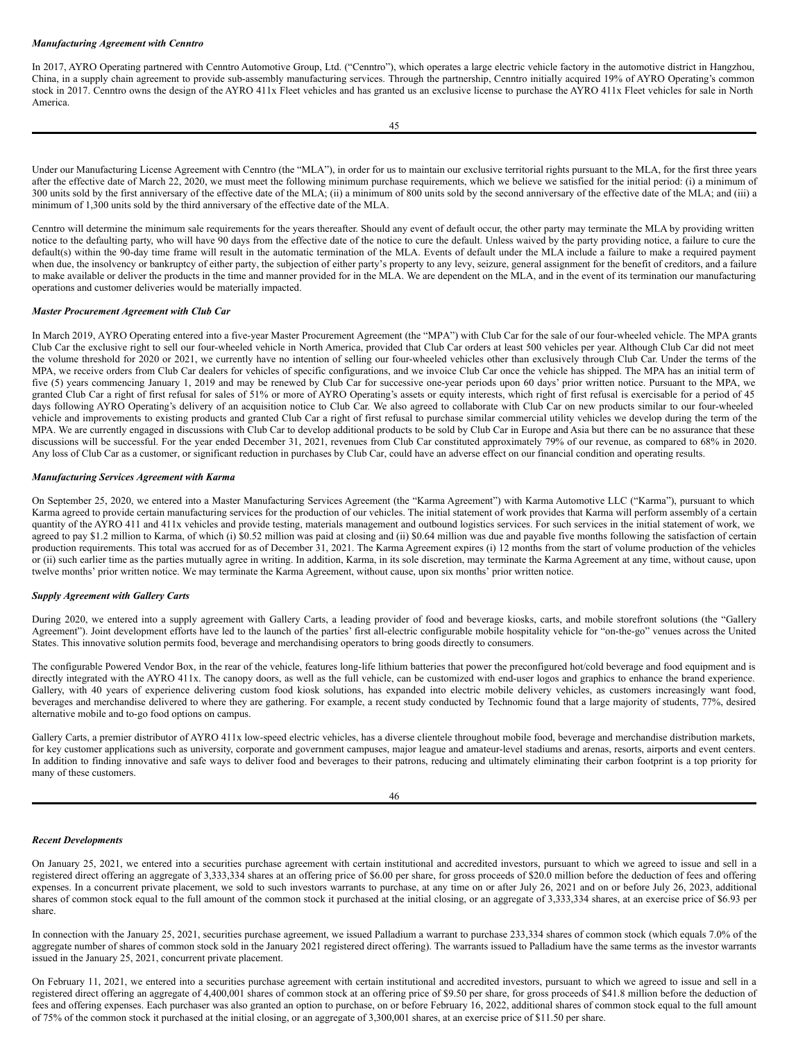***Manufacturing Agreement with Cenntro***

In 2017, AYRO Operating partnered with Cenntro Automotive Group, Ltd. ("Cenntro"), which operates a large electric vehicle factory in the automotive district in Hangzhou, China, in a supply chain agreement to provide sub-assembly manufacturing services. Through the partnership, Cenntro initially acquired 19% of AYRO Operating's common stock in 2017. Cenntro owns the design of the AYRO 411x Fleet vehicles and has granted us an exclusive license to purchase the AYRO 411x Fleet vehicles for sale in North America.

Under our Manufacturing License Agreement with Cenntro (the "MLA"), in order for us to maintain our exclusive territorial rights pursuant to the MLA, for the first three years after the effective date of March 22, 2020, we must meet the following minimum purchase requirements, which we believe we satisfied for the initial period: (i) a minimum of 300 units sold by the first anniversary of the effective date of the MLA; (ii) a minimum of 800 units sold by the second anniversary of the effective date of the MLA; and (iii) a minimum of 1,300 units sold by the third anniversary of the effective date of the MLA.

Cenntro will determine the minimum sale requirements for the years thereafter. Should any event of default occur, the other party may terminate the MLA by providing written notice to the defaulting party, who will have 90 days from the effective date of the notice to cure the default. Unless waived by the party providing notice, a failure to cure the default(s) within the 90-day time frame will result in the automatic termination of the MLA. Events of default under the MLA include a failure to make a required payment when due, the insolvency or bankruptcy of either party, the subjection of either party's property to any levy, seizure, general assignment for the benefit of creditors, and a failure to make available or deliver the products in the time and manner provided for in the MLA. We are dependent on the MLA, and in the event of its termination our manufacturing operations and customer deliveries would be materially impacted.

***Master Procurement Agreement with Club Car***

In March 2019, AYRO Operating entered into a five-year Master Procurement Agreement (the "MPA") with Club Car for the sale of our four-wheeled vehicle. The MPA grants Club Car the exclusive right to sell our four-wheeled vehicle in North America, provided that Club Car orders at least 500 vehicles per year. Although Club Car did not meet the volume threshold for 2020 or 2021, we currently have no intention of selling our four-wheeled vehicles other than exclusively through Club Car. Under the terms of the MPA, we receive orders from Club Car dealers for vehicles of specific configurations, and we invoice Club Car once the vehicle has shipped. The MPA has an initial term of five (5) years commencing January 1, 2019 and may be renewed by Club Car for successive one-year periods upon 60 days' prior written notice. Pursuant to the MPA, we granted Club Car a right of first refusal for sales of 51% or more of AYRO Operating's assets or equity interests, which right of first refusal is exercisable for a period of 45 days following AYRO Operating's delivery of an acquisition notice to Club Car. We also agreed to collaborate with Club Car on new products similar to our four-wheeled vehicle and improvements to existing products and granted Club Car a right of first refusal to purchase similar commercial utility vehicles we develop during the term of the MPA. We are currently engaged in discussions with Club Car to develop additional products to be sold by Club Car in Europe and Asia but there can be no assurance that these discussions will be successful. For the year ended December 31, 2021, revenues from Club Car constituted approximately 79% of our revenue, as compared to 68% in 2020. Any loss of Club Car as a customer, or significant reduction in purchases by Club Car, could have an adverse effect on our financial condition and operating results.

***Manufacturing Services Agreement with Karma***

On September 25, 2020, we entered into a Master Manufacturing Services Agreement (the "Karma Agreement") with Karma Automotive LLC ("Karma"), pursuant to which Karma agreed to provide certain manufacturing services for the production of our vehicles. The initial statement of work provides that Karma will perform assembly of a certain quantity of the AYRO 411 and 411x vehicles and provide testing, materials management and outbound logistics services. For such services in the initial statement of work, we agreed to pay $1.2 million to Karma, of which (i) $0.52 million was paid at closing and (ii) $0.64 million was due and payable five months following the satisfaction of certain production requirements. This total was accrued for as of December 31, 2021. The Karma Agreement expires (i) 12 months from the start of volume production of the vehicles or (ii) such earlier time as the parties mutually agree in writing. In addition, Karma, in its sole discretion, may terminate the Karma Agreement at any time, without cause, upon twelve months' prior written notice. We may terminate the Karma Agreement, without cause, upon six months' prior written notice.

***Supply Agreement with Gallery Carts***

During 2020, we entered into a supply agreement with Gallery Carts, a leading provider of food and beverage kiosks, carts, and mobile storefront solutions (the "Gallery Agreement"). Joint development efforts have led to the launch of the parties' first all-electric configurable mobile hospitality vehicle for "on-the-go" venues across the United States. This innovative solution permits food, beverage and merchandising operators to bring goods directly to consumers.

The configurable Powered Vendor Box, in the rear of the vehicle, features long-life lithium batteries that power the preconfigured hot/cold beverage and food equipment and is directly integrated with the AYRO 411x. The canopy doors, as well as the full vehicle, can be customized with end-user logos and graphics to enhance the brand experience. Gallery, with 40 years of experience delivering custom food kiosk solutions, has expanded into electric mobile delivery vehicles, as customers increasingly want food, beverages and merchandise delivered to where they are gathering. For example, a recent study conducted by Technomic found that a large majority of students, 77%, desired alternative mobile and to-go food options on campus.

Gallery Carts, a premier distributor of AYRO 411x low-speed electric vehicles, has a diverse clientele throughout mobile food, beverage and merchandise distribution markets, for key customer applications such as university, corporate and government campuses, major league and amateur-level stadiums and arenas, resorts, airports and event centers. In addition to finding innovative and safe ways to deliver food and beverages to their patrons, reducing and ultimately eliminating their carbon footprint is a top priority for many of these customers.

***Recent Developments***

On January 25, 2021, we entered into a securities purchase agreement with certain institutional and accredited investors, pursuant to which we agreed to issue and sell in a registered direct offering an aggregate of 3,333,334 shares at an offering price of $6.00 per share, for gross proceeds of $20.0 million before the deduction of fees and offering expenses. In a concurrent private placement, we sold to such investors warrants to purchase, at any time on or after July 26, 2021 and on or before July 26, 2023, additional shares of common stock equal to the full amount of the common stock it purchased at the initial closing, or an aggregate of 3,333,334 shares, at an exercise price of $6.93 per share.

In connection with the January 25, 2021, securities purchase agreement, we issued Palladium a warrant to purchase 233,334 shares of common stock (which equals 7.0% of the aggregate number of shares of common stock sold in the January 2021 registered direct offering). The warrants issued to Palladium have the same terms as the investor warrants issued in the January 25, 2021, concurrent private placement.

On February 11, 2021, we entered into a securities purchase agreement with certain institutional and accredited investors, pursuant to which we agreed to issue and sell in a registered direct offering an aggregate of 4,400,001 shares of common stock at an offering price of $9.50 per share, for gross proceeds of $41.8 million before the deduction of fees and offering expenses. Each purchaser was also granted an option to purchase, on or before February 16, 2022, additional shares of common stock equal to the full amount of 75% of the common stock it purchased at the initial closing, or an aggregate of 3,300,001 shares, at an exercise price of $11.50 per share.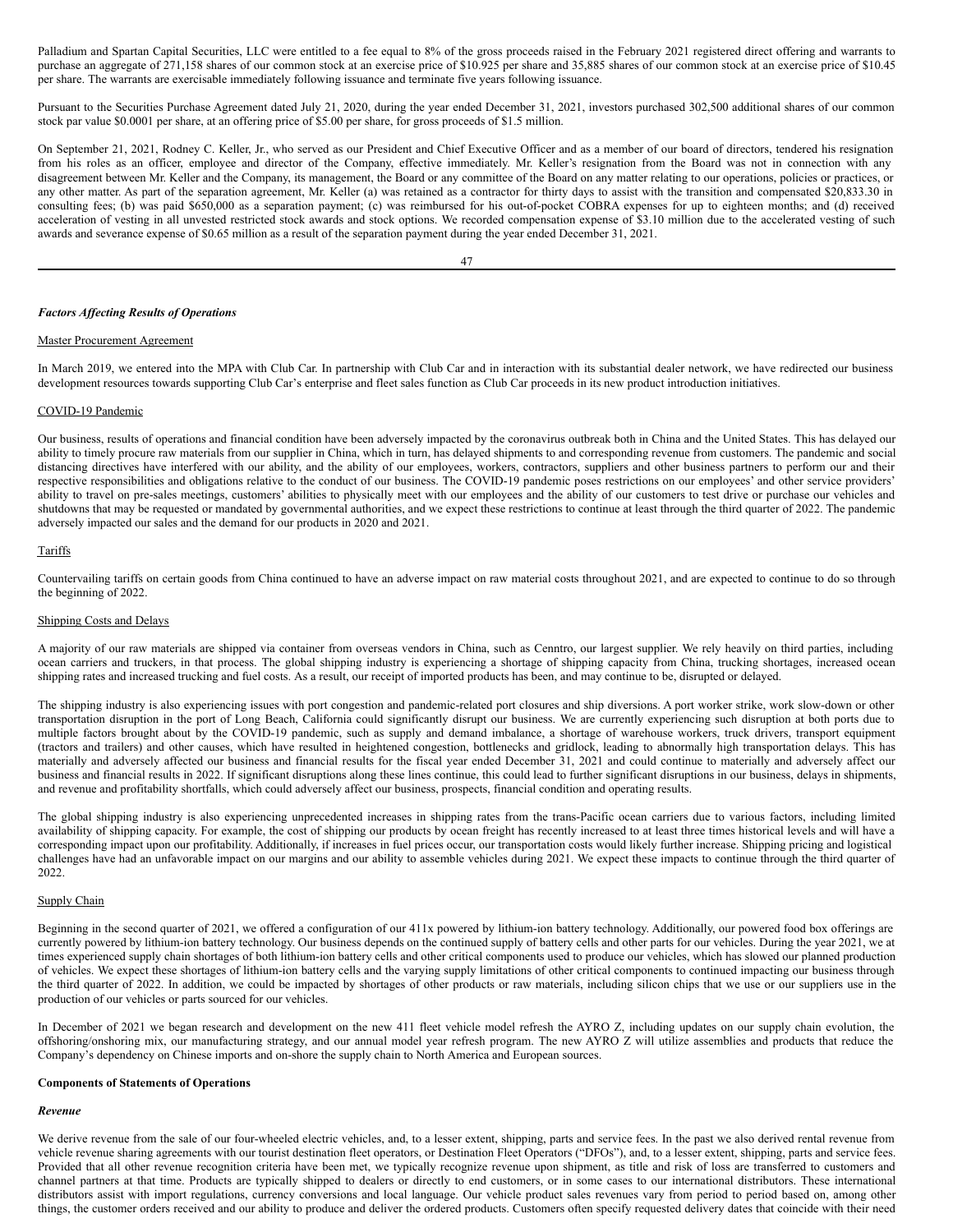Palladium and Spartan Capital Securities, LLC were entitled to a fee equal to 8% of the gross proceeds raised in the February 2021 registered direct offering and warrants to purchase an aggregate of 271,158 shares of our common stock at an exercise price of $10.925 per share and 35,885 shares of our common stock at an exercise price of $10.45 per share. The warrants are exercisable immediately following issuance and terminate five years following issuance.

Pursuant to the Securities Purchase Agreement dated July 21, 2020, during the year ended December 31, 2021, investors purchased 302,500 additional shares of our common stock par value $0.0001 per share, at an offering price of $5.00 per share, for gross proceeds of $1.5 million.

On September 21, 2021, Rodney C. Keller, Jr., who served as our President and Chief Executive Officer and as a member of our board of directors, tendered his resignation from his roles as an officer, employee and director of the Company, effective immediately. Mr. Keller's resignation from the Board was not in connection with any disagreement between Mr. Keller and the Company, its management, the Board or any committee of the Board on any matter relating to our operations, policies or practices, or any other matter. As part of the separation agreement, Mr. Keller (a) was retained as a contractor for thirty days to assist with the transition and compensated $20,833.30 in consulting fees; (b) was paid $650,000 as a separation payment; (c) was reimbursed for his out-of-pocket COBRA expenses for up to eighteen months; and (d) received acceleration of vesting in all unvested restricted stock awards and stock options. We recorded compensation expense of $3.10 million due to the accelerated vesting of such awards and severance expense of $0.65 million as a result of the separation payment during the year ended December 31, 2021.

***Factors Affecting Results of Operations***

Master Procurement Agreement

In March 2019, we entered into the MPA with Club Car. In partnership with Club Car and in interaction with its substantial dealer network, we have redirected our business development resources towards supporting Club Car's enterprise and fleet sales function as Club Car proceeds in its new product introduction initiatives.

COVID-19 Pandemic

Our business, results of operations and financial condition have been adversely impacted by the coronavirus outbreak both in China and the United States. This has delayed our ability to timely procure raw materials from our supplier in China, which in turn, has delayed shipments to and corresponding revenue from customers. The pandemic and social distancing directives have interfered with our ability, and the ability of our employees, workers, contractors, suppliers and other business partners to perform our and their respective responsibilities and obligations relative to the conduct of our business. The COVID-19 pandemic poses restrictions on our employees' and other service providers' ability to travel on pre-sales meetings, customers' abilities to physically meet with our employees and the ability of our customers to test drive or purchase our vehicles and shutdowns that may be requested or mandated by governmental authorities, and we expect these restrictions to continue at least through the third quarter of 2022. The pandemic adversely impacted our sales and the demand for our products in 2020 and 2021.

Tariffs

Countervailing tariffs on certain goods from China continued to have an adverse impact on raw material costs throughout 2021, and are expected to continue to do so through the beginning of 2022.

Shipping Costs and Delays

A majority of our raw materials are shipped via container from overseas vendors in China, such as Cenntro, our largest supplier. We rely heavily on third parties, including ocean carriers and truckers, in that process. The global shipping industry is experiencing a shortage of shipping capacity from China, trucking shortages, increased ocean shipping rates and increased trucking and fuel costs. As a result, our receipt of imported products has been, and may continue to be, disrupted or delayed.

The shipping industry is also experiencing issues with port congestion and pandemic-related port closures and ship diversions. A port worker strike, work slow-down or other transportation disruption in the port of Long Beach, California could significantly disrupt our business. We are currently experiencing such disruption at both ports due to multiple factors brought about by the COVID-19 pandemic, such as supply and demand imbalance, a shortage of warehouse workers, truck drivers, transport equipment (tractors and trailers) and other causes, which have resulted in heightened congestion, bottlenecks and gridlock, leading to abnormally high transportation delays. This has materially and adversely affected our business and financial results for the fiscal year ended December 31, 2021 and could continue to materially and adversely affect our business and financial results in 2022. If significant disruptions along these lines continue, this could lead to further significant disruptions in our business, delays in shipments, and revenue and profitability shortfalls, which could adversely affect our business, prospects, financial condition and operating results.

The global shipping industry is also experiencing unprecedented increases in shipping rates from the trans-Pacific ocean carriers due to various factors, including limited availability of shipping capacity. For example, the cost of shipping our products by ocean freight has recently increased to at least three times historical levels and will have a corresponding impact upon our profitability. Additionally, if increases in fuel prices occur, our transportation costs would likely further increase. Shipping pricing and logistical challenges have had an unfavorable impact on our margins and our ability to assemble vehicles during 2021. We expect these impacts to continue through the third quarter of 2022.

Supply Chain

Beginning in the second quarter of 2021, we offered a configuration of our 411x powered by lithium-ion battery technology. Additionally, our powered food box offerings are currently powered by lithium-ion battery technology. Our business depends on the continued supply of battery cells and other parts for our vehicles. During the year 2021, we at times experienced supply chain shortages of both lithium-ion battery cells and other critical components used to produce our vehicles, which has slowed our planned production of vehicles. We expect these shortages of lithium-ion battery cells and the varying supply limitations of other critical components to continued impacting our business through the third quarter of 2022. In addition, we could be impacted by shortages of other products or raw materials, including silicon chips that we use or our suppliers use in the production of our vehicles or parts sourced for our vehicles.

In December of 2021 we began research and development on the new 411 fleet vehicle model refresh the AYRO Z, including updates on our supply chain evolution, the offshoring/onshoring mix, our manufacturing strategy, and our annual model year refresh program. The new AYRO Z will utilize assemblies and products that reduce the Company's dependency on Chinese imports and on-shore the supply chain to North America and European sources.

**Components of Statements of Operations**

***Revenue***

We derive revenue from the sale of our four-wheeled electric vehicles, and, to a lesser extent, shipping, parts and service fees. In the past we also derived rental revenue from vehicle revenue sharing agreements with our tourist destination fleet operators, or Destination Fleet Operators ("DFOs"), and, to a lesser extent, shipping, parts and service fees. Provided that all other revenue recognition criteria have been met, we typically recognize revenue upon shipment, as title and risk of loss are transferred to customers and channel partners at that time. Products are typically shipped to dealers or directly to end customers, or in some cases to our international distributors. These international distributors assist with import regulations, currency conversions and local language. Our vehicle product sales revenues vary from period to period based on, among other things, the customer orders received and our ability to produce and deliver the ordered products. Customers often specify requested delivery dates that coincide with their need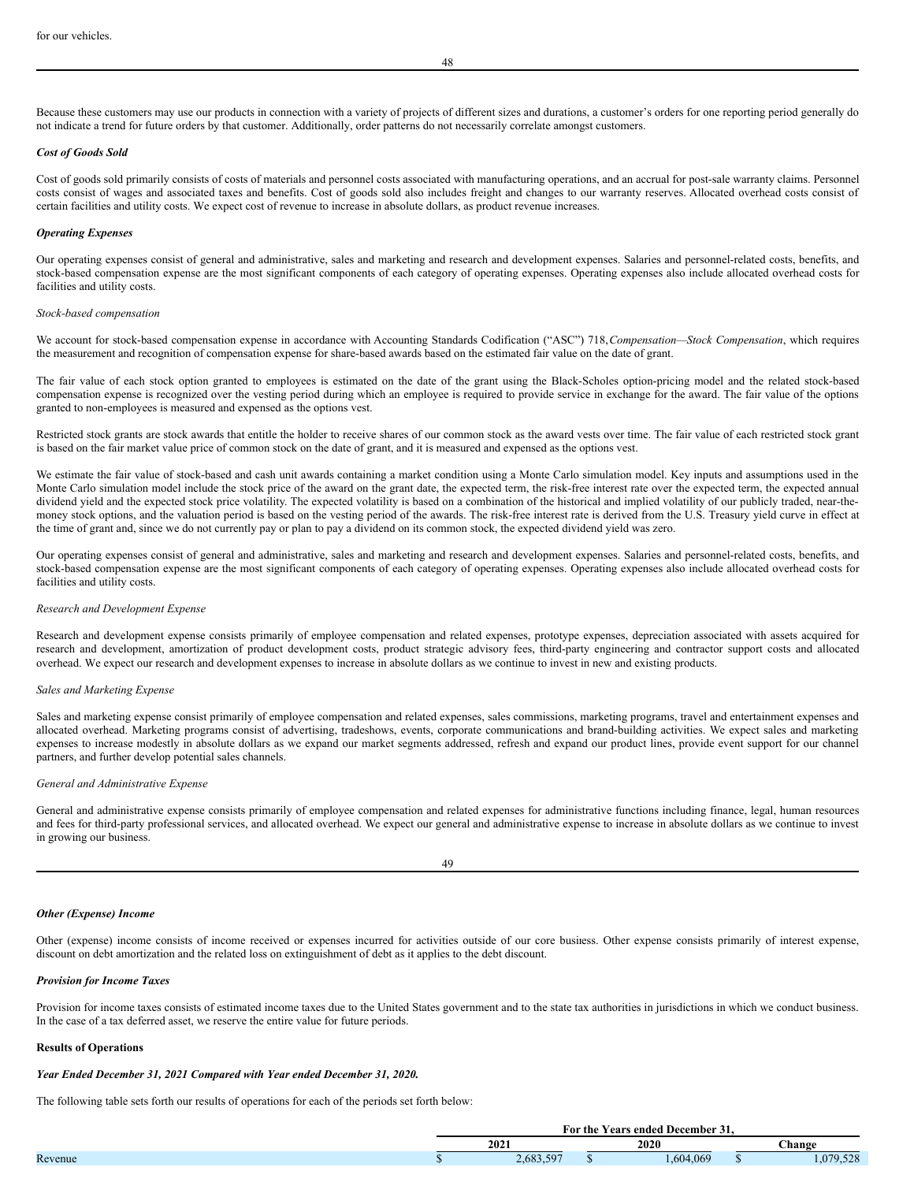for our vehicles.

Because these customers may use our products in connection with a variety of projects of different sizes and durations, a customer's orders for one reporting period generally do not indicate a trend for future orders by that customer. Additionally, order patterns do not necessarily correlate amongst customers.

***Cost of Goods Sold***

Cost of goods sold primarily consists of costs of materials and personnel costs associated with manufacturing operations, and an accrual for post-sale warranty claims. Personnel costs consist of wages and associated taxes and benefits. Cost of goods sold also includes freight and changes to our warranty reserves. Allocated overhead costs consist of certain facilities and utility costs. We expect cost of revenue to increase in absolute dollars, as product revenue increases.

***Operating Expenses***

Our operating expenses consist of general and administrative, sales and marketing and research and development expenses. Salaries and personnel-related costs, benefits, and stock-based compensation expense are the most significant components of each category of operating expenses. Operating expenses also include allocated overhead costs for facilities and utility costs.

*Stock-based compensation*

We account for stock-based compensation expense in accordance with Accounting Standards Codification ("ASC") 718, *Compensation—Stock Compensation*, which requires the measurement and recognition of compensation expense for share-based awards based on the estimated fair value on the date of grant.

The fair value of each stock option granted to employees is estimated on the date of the grant using the Black-Scholes option-pricing model and the related stock-based compensation expense is recognized over the vesting period during which an employee is required to provide service in exchange for the award. The fair value of the options granted to non-employees is measured and expensed as the options vest.

Restricted stock grants are stock awards that entitle the holder to receive shares of our common stock as the award vests over time. The fair value of each restricted stock grant is based on the fair market value price of common stock on the date of grant, and it is measured and expensed as the options vest.

We estimate the fair value of stock-based and cash unit awards containing a market condition using a Monte Carlo simulation model. Key inputs and assumptions used in the Monte Carlo simulation model include the stock price of the award on the grant date, the expected term, the risk-free interest rate over the expected term, the expected annual dividend yield and the expected stock price volatility. The expected volatility is based on a combination of the historical and implied volatility of our publicly traded, near-the-money stock options, and the valuation period is based on the vesting period of the awards. The risk-free interest rate is derived from the U.S. Treasury yield curve in effect at the time of grant and, since we do not currently pay or plan to pay a dividend on its common stock, the expected dividend yield was zero.

Our operating expenses consist of general and administrative, sales and marketing and research and development expenses. Salaries and personnel-related costs, benefits, and stock-based compensation expense are the most significant components of each category of operating expenses. Operating expenses also include allocated overhead costs for facilities and utility costs.

*Research and Development Expense*

Research and development expense consists primarily of employee compensation and related expenses, prototype expenses, depreciation associated with assets acquired for research and development, amortization of product development costs, product strategic advisory fees, third-party engineering and contractor support costs and allocated overhead. We expect our research and development expenses to increase in absolute dollars as we continue to invest in new and existing products.

*Sales and Marketing Expense*

Sales and marketing expense consist primarily of employee compensation and related expenses, sales commissions, marketing programs, travel and entertainment expenses and allocated overhead. Marketing programs consist of advertising, tradeshows, events, corporate communications and brand-building activities. We expect sales and marketing expenses to increase modestly in absolute dollars as we expand our market segments addressed, refresh and expand our product lines, provide event support for our channel partners, and further develop potential sales channels.

*General and Administrative Expense*

General and administrative expense consists primarily of employee compensation and related expenses for administrative functions including finance, legal, human resources and fees for third-party professional services, and allocated overhead. We expect our general and administrative expense to increase in absolute dollars as we continue to invest in growing our business.

***Other (Expense) Income***

Other (expense) income consists of income received or expenses incurred for activities outside of our core business. Other expense consists primarily of interest expense, discount on debt amortization and the related loss on extinguishment of debt as it applies to the debt discount.

***Provision for Income Taxes***

Provision for income taxes consists of estimated income taxes due to the United States government and to the state tax authorities in jurisdictions in which we conduct business. In the case of a tax deferred asset, we reserve the entire value for future periods.

**Results of Operations**

***Year Ended December 31, 2021 Compared with Year ended December 31, 2020.***

The following table sets forth our results of operations for each of the periods set forth below:

| | For the Years ended December 31, | | |
|---|---|---|---|
| | 2021 | 2020 | Change |
| Revenue | $ 2,683,597 | $ 1,604,069 | $ 1,079,528 |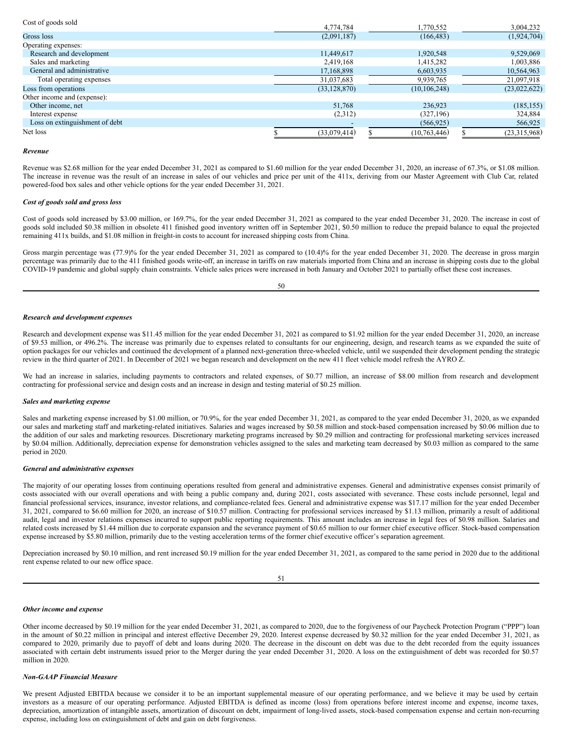| | | | |
|---|---|---|---|
| Cost of goods sold | 4,774,784 | 1,770,552 | 3,004,232 |
| Gross loss | (2,091,187) | (166,483) | (1,924,704) |
| Operating expenses: | | | |
| Research and development | 11,449,617 | 1,920,548 | 9,529,069 |
| Sales and marketing | 2,419,168 | 1,415,282 | 1,003,886 |
| General and administrative | 17,168,898 | 6,603,935 | 10,564,963 |
| Total operating expenses | 31,037,683 | 9,939,765 | 21,097,918 |
| Loss from operations | (33,128,870) | (10,106,248) | (23,022,622) |
| Other income and (expense): | | | |
| Other income, net | 51,768 | 236,923 | (185,155) |
| Interest expense | (2,312) | (327,196) | 324,884 |
| Loss on extinguishment of debt | - | (566,925) | 566,925 |
| Net loss | $ (33,079,414) | $ (10,763,446) | $ (23,315,968) |

***Revenue***

Revenue was $2.68 million for the year ended December 31, 2021 as compared to $1.60 million for the year ended December 31, 2020, an increase of 67.3%, or $1.08 million. The increase in revenue was the result of an increase in sales of our vehicles and price per unit of the 411x, deriving from our Master Agreement with Club Car, related powered-food box sales and other vehicle options for the year ended December 31, 2021.

***Cost of goods sold and gross loss***

Cost of goods sold increased by $3.00 million, or 169.7%, for the year ended December 31, 2021 as compared to the year ended December 31, 2020. The increase in cost of goods sold included $0.38 million in obsolete 411 finished good inventory written off in September 2021, $0.50 million to reduce the prepaid balance to equal the projected remaining 411x builds, and $1.08 million in freight-in costs to account for increased shipping costs from China.

Gross margin percentage was (77.9)% for the year ended December 31, 2021 as compared to (10.4)% for the year ended December 31, 2020. The decrease in gross margin percentage was primarily due to the 411 finished goods write-off, an increase in tariffs on raw materials imported from China and an increase in shipping costs due to the global COVID-19 pandemic and global supply chain constraints. Vehicle sales prices were increased in both January and October 2021 to partially offset these cost increases.

***Research and development expenses***

Research and development expense was $11.45 million for the year ended December 31, 2021 as compared to $1.92 million for the year ended December 31, 2020, an increase of $9.53 million, or 496.2%. The increase was primarily due to expenses related to consultants for our engineering, design, and research teams as we expanded the suite of option packages for our vehicles and continued the development of a planned next-generation three-wheeled vehicle, until we suspended their development pending the strategic review in the third quarter of 2021. In December of 2021 we began research and development on the new 411 fleet vehicle model refresh the AYRO Z.

We had an increase in salaries, including payments to contractors and related expenses, of $0.77 million, an increase of $8.00 million from research and development contracting for professional service and design costs and an increase in design and testing material of $0.25 million.

***Sales and marketing expense***

Sales and marketing expense increased by $1.00 million, or 70.9%, for the year ended December 31, 2021, as compared to the year ended December 31, 2020, as we expanded our sales and marketing staff and marketing-related initiatives. Salaries and wages increased by $0.58 million and stock-based compensation increased by $0.06 million due to the addition of our sales and marketing resources. Discretionary marketing programs increased by $0.29 million and contracting for professional marketing services increased by $0.04 million. Additionally, depreciation expense for demonstration vehicles assigned to the sales and marketing team decreased by $0.03 million as compared to the same period in 2020.

***General and administrative expenses***

The majority of our operating losses from continuing operations resulted from general and administrative expenses. General and administrative expenses consist primarily of costs associated with our overall operations and with being a public company and, during 2021, costs associated with severance. These costs include personnel, legal and financial professional services, insurance, investor relations, and compliance-related fees. General and administrative expense was $17.17 million for the year ended December 31, 2021, compared to $6.60 million for 2020, an increase of $10.57 million. Contracting for professional services increased by $1.13 million, primarily a result of additional audit, legal and investor relations expenses incurred to support public reporting requirements. This amount includes an increase in legal fees of $0.98 million. Salaries and related costs increased by $1.44 million due to corporate expansion and the severance payment of $0.65 million to our former chief executive officer. Stock-based compensation expense increased by $5.80 million, primarily due to the vesting acceleration terms of the former chief executive officer's separation agreement.

Depreciation increased by $0.10 million, and rent increased $0.19 million for the year ended December 31, 2021, as compared to the same period in 2020 due to the additional rent expense related to our new office space.

***Other income and expense***

Other income decreased by $0.19 million for the year ended December 31, 2021, as compared to 2020, due to the forgiveness of our Paycheck Protection Program ("PPP") loan in the amount of $0.22 million in principal and interest effective December 29, 2020. Interest expense decreased by $0.32 million for the year ended December 31, 2021, as compared to 2020, primarily due to payoff of debt and loans during 2020. The decrease in the discount on debt was due to the debt recorded from the equity issuances associated with certain debt instruments issued prior to the Merger during the year ended December 31, 2020. A loss on the extinguishment of debt was recorded for $0.57 million in 2020.

***Non-GAAP Financial Measure***

We present Adjusted EBITDA because we consider it to be an important supplemental measure of our operating performance, and we believe it may be used by certain investors as a measure of our operating performance. Adjusted EBITDA is defined as income (loss) from operations before interest income and expense, income taxes, depreciation, amortization of intangible assets, amortization of discount on debt, impairment of long-lived assets, stock-based compensation expense and certain non-recurring expense, including loss on extinguishment of debt and gain on debt forgiveness.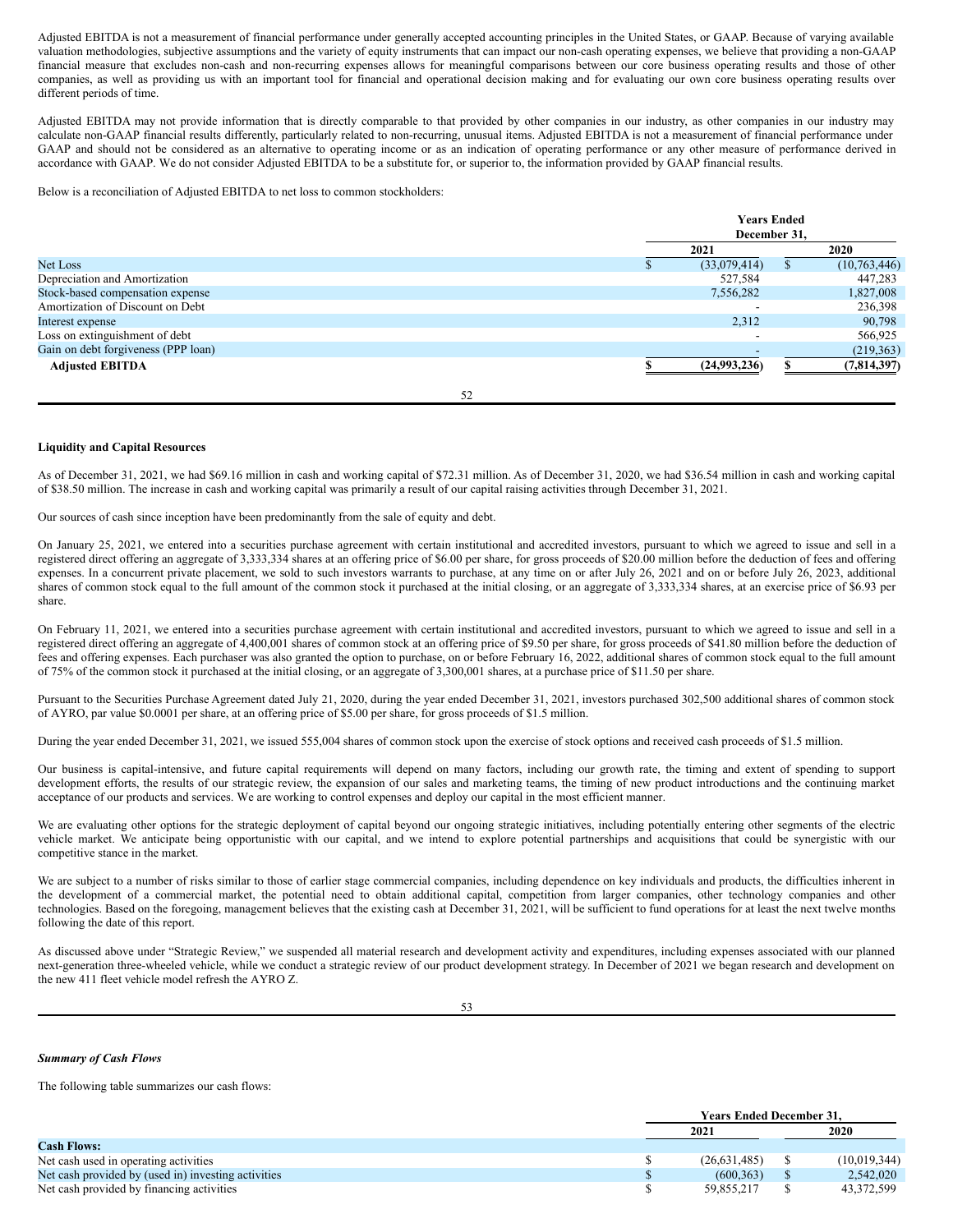Adjusted EBITDA is not a measurement of financial performance under generally accepted accounting principles in the United States, or GAAP. Because of varying available valuation methodologies, subjective assumptions and the variety of equity instruments that can impact our non-cash operating expenses, we believe that providing a non-GAAP financial measure that excludes non-cash and non-recurring expenses allows for meaningful comparisons between our core business operating results and those of other companies, as well as providing us with an important tool for financial and operational decision making and for evaluating our own core business operating results over different periods of time.

Adjusted EBITDA may not provide information that is directly comparable to that provided by other companies in our industry, as other companies in our industry may calculate non-GAAP financial results differently, particularly related to non-recurring, unusual items. Adjusted EBITDA is not a measurement of financial performance under GAAP and should not be considered as an alternative to operating income or as an indication of operating performance or any other measure of performance derived in accordance with GAAP. We do not consider Adjusted EBITDA to be a substitute for, or superior to, the information provided by GAAP financial results.

Below is a reconciliation of Adjusted EBITDA to net loss to common stockholders:

| | Years Ended December 31, | |
|---|---|---|
| | 2021 | 2020 |
| Net Loss | $ (33,079,414) | $ (10,763,446) |
| Depreciation and Amortization | 527,584 | 447,283 |
| Stock-based compensation expense | 7,556,282 | 1,827,008 |
| Amortization of Discount on Debt | - | 236,398 |
| Interest expense | 2,312 | 90,798 |
| Loss on extinguishment of debt | - | 566,925 |
| Gain on debt forgiveness (PPP loan) | - | (219,363) |
| **Adjusted EBITDA** | **$ (24,993,236)** | **$ (7,814,397)** |

**Liquidity and Capital Resources**

As of December 31, 2021, we had $69.16 million in cash and working capital of $72.31 million. As of December 31, 2020, we had $36.54 million in cash and working capital of $38.50 million. The increase in cash and working capital was primarily a result of our capital raising activities through December 31, 2021.

Our sources of cash since inception have been predominantly from the sale of equity and debt.

On January 25, 2021, we entered into a securities purchase agreement with certain institutional and accredited investors, pursuant to which we agreed to issue and sell in a registered direct offering an aggregate of 3,333,334 shares at an offering price of $6.00 per share, for gross proceeds of $20.00 million before the deduction of fees and offering expenses. In a concurrent private placement, we sold to such investors warrants to purchase, at any time on or after July 26, 2021 and on or before July 26, 2023, additional shares of common stock equal to the full amount of the common stock it purchased at the initial closing, or an aggregate of 3,333,334 shares, at an exercise price of $6.93 per share.

On February 11, 2021, we entered into a securities purchase agreement with certain institutional and accredited investors, pursuant to which we agreed to issue and sell in a registered direct offering an aggregate of 4,400,001 shares of common stock at an offering price of $9.50 per share, for gross proceeds of $41.80 million before the deduction of fees and offering expenses. Each purchaser was also granted the option to purchase, on or before February 16, 2022, additional shares of common stock equal to the full amount of 75% of the common stock it purchased at the initial closing, or an aggregate of 3,300,001 shares, at a purchase price of $11.50 per share.

Pursuant to the Securities Purchase Agreement dated July 21, 2020, during the year ended December 31, 2021, investors purchased 302,500 additional shares of common stock of AYRO, par value $0.0001 per share, at an offering price of $5.00 per share, for gross proceeds of $1.5 million.

During the year ended December 31, 2021, we issued 555,004 shares of common stock upon the exercise of stock options and received cash proceeds of $1.5 million.

Our business is capital-intensive, and future capital requirements will depend on many factors, including our growth rate, the timing and extent of spending to support development efforts, the results of our strategic review, the expansion of our sales and marketing teams, the timing of new product introductions and the continuing market acceptance of our products and services. We are working to control expenses and deploy our capital in the most efficient manner.

We are evaluating other options for the strategic deployment of capital beyond our ongoing strategic initiatives, including potentially entering other segments of the electric vehicle market. We anticipate being opportunistic with our capital, and we intend to explore potential partnerships and acquisitions that could be synergistic with our competitive stance in the market.

We are subject to a number of risks similar to those of earlier stage commercial companies, including dependence on key individuals and products, the difficulties inherent in the development of a commercial market, the potential need to obtain additional capital, competition from larger companies, other technology companies and other technologies. Based on the foregoing, management believes that the existing cash at December 31, 2021, will be sufficient to fund operations for at least the next twelve months following the date of this report.

As discussed above under "Strategic Review," we suspended all material research and development activity and expenditures, including expenses associated with our planned next-generation three-wheeled vehicle, while we conduct a strategic review of our product development strategy. In December of 2021 we began research and development on the new 411 fleet vehicle model refresh the AYRO Z.

***Summary of Cash Flows***

The following table summarizes our cash flows:

| | Years Ended December 31, | |
|---|---|---|
| | 2021 | 2020 |
| **Cash Flows:** | | |
| Net cash used in operating activities | $ (26,631,485) | $ (10,019,344) |
| Net cash provided by (used in) investing activities | $ (600,363) | $ 2,542,020 |
| Net cash provided by financing activities | $ 59,855,217 | $ 43,372,599 |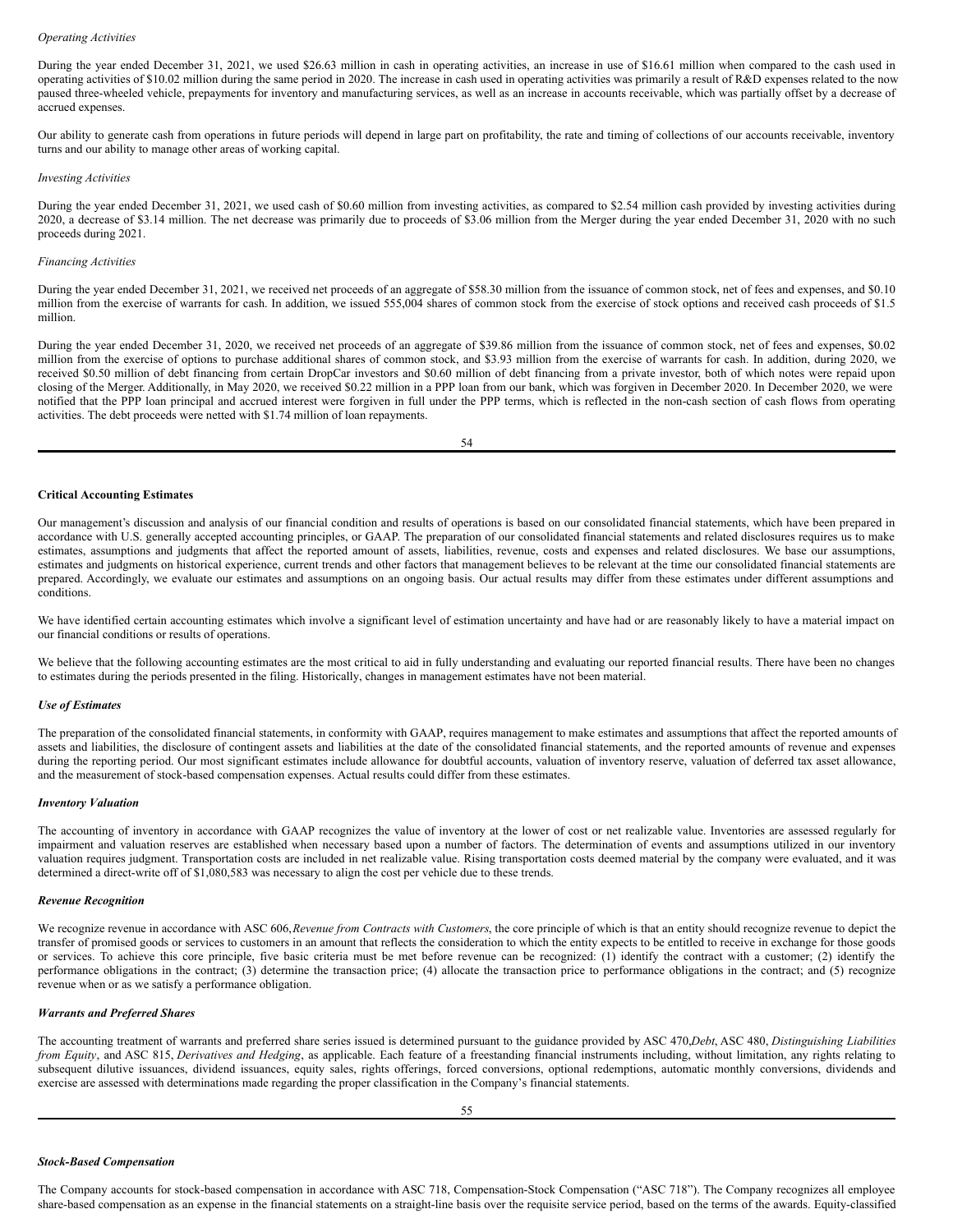*Operating Activities*

During the year ended December 31, 2021, we used $26.63 million in cash in operating activities, an increase in use of $16.61 million when compared to the cash used in operating activities of $10.02 million during the same period in 2020. The increase in cash used in operating activities was primarily a result of R&D expenses related to the now paused three-wheeled vehicle, prepayments for inventory and manufacturing services, as well as an increase in accounts receivable, which was partially offset by a decrease of accrued expenses.

Our ability to generate cash from operations in future periods will depend in large part on profitability, the rate and timing of collections of our accounts receivable, inventory turns and our ability to manage other areas of working capital.

*Investing Activities*

During the year ended December 31, 2021, we used cash of $0.60 million from investing activities, as compared to $2.54 million cash provided by investing activities during 2020, a decrease of $3.14 million. The net decrease was primarily due to proceeds of $3.06 million from the Merger during the year ended December 31, 2020 with no such proceeds during 2021.

*Financing Activities*

During the year ended December 31, 2021, we received net proceeds of an aggregate of $58.30 million from the issuance of common stock, net of fees and expenses, and $0.10 million from the exercise of warrants for cash. In addition, we issued 555,004 shares of common stock from the exercise of stock options and received cash proceeds of $1.5 million.

During the year ended December 31, 2020, we received net proceeds of an aggregate of $39.86 million from the issuance of common stock, net of fees and expenses, $0.02 million from the exercise of options to purchase additional shares of common stock, and $3.93 million from the exercise of warrants for cash. In addition, during 2020, we received $0.50 million of debt financing from certain DropCar investors and $0.60 million of debt financing from a private investor, both of which notes were repaid upon closing of the Merger. Additionally, in May 2020, we received $0.22 million in a PPP loan from our bank, which was forgiven in December 2020. In December 2020, we were notified that the PPP loan principal and accrued interest were forgiven in full under the PPP terms, which is reflected in the non-cash section of cash flows from operating activities. The debt proceeds were netted with $1.74 million of loan repayments.

**Critical Accounting Estimates**

Our management's discussion and analysis of our financial condition and results of operations is based on our consolidated financial statements, which have been prepared in accordance with U.S. generally accepted accounting principles, or GAAP. The preparation of our consolidated financial statements and related disclosures requires us to make estimates, assumptions and judgments that affect the reported amount of assets, liabilities, revenue, costs and expenses and related disclosures. We base our assumptions, estimates and judgments on historical experience, current trends and other factors that management believes to be relevant at the time our consolidated financial statements are prepared. Accordingly, we evaluate our estimates and assumptions on an ongoing basis. Our actual results may differ from these estimates under different assumptions and conditions.

We have identified certain accounting estimates which involve a significant level of estimation uncertainty and have had or are reasonably likely to have a material impact on our financial conditions or results of operations.

We believe that the following accounting estimates are the most critical to aid in fully understanding and evaluating our reported financial results. There have been no changes to estimates during the periods presented in the filing. Historically, changes in management estimates have not been material.

***Use of Estimates***

The preparation of the consolidated financial statements, in conformity with GAAP, requires management to make estimates and assumptions that affect the reported amounts of assets and liabilities, the disclosure of contingent assets and liabilities at the date of the consolidated financial statements, and the reported amounts of revenue and expenses during the reporting period. Our most significant estimates include allowance for doubtful accounts, valuation of inventory reserve, valuation of deferred tax asset allowance, and the measurement of stock-based compensation expenses. Actual results could differ from these estimates.

***Inventory Valuation***

The accounting of inventory in accordance with GAAP recognizes the value of inventory at the lower of cost or net realizable value. Inventories are assessed regularly for impairment and valuation reserves are established when necessary based upon a number of factors. The determination of events and assumptions utilized in our inventory valuation requires judgment. Transportation costs are included in net realizable value. Rising transportation costs deemed material by the company were evaluated, and it was determined a direct-write off of $1,080,583 was necessary to align the cost per vehicle due to these trends.

***Revenue Recognition***

We recognize revenue in accordance with ASC 606, *Revenue from Contracts with Customers*, the core principle of which is that an entity should recognize revenue to depict the transfer of promised goods or services to customers in an amount that reflects the consideration to which the entity expects to be entitled to receive in exchange for those goods or services. To achieve this core principle, five basic criteria must be met before revenue can be recognized: (1) identify the contract with a customer; (2) identify the performance obligations in the contract; (3) determine the transaction price; (4) allocate the transaction price to performance obligations in the contract; and (5) recognize revenue when or as we satisfy a performance obligation.

***Warrants and Preferred Shares***

The accounting treatment of warrants and preferred share series issued is determined pursuant to the guidance provided by ASC 470, *Debt*, ASC 480, *Distinguishing Liabilities from Equity*, and ASC 815, *Derivatives and Hedging*, as applicable. Each feature of a freestanding financial instruments including, without limitation, any rights relating to subsequent dilutive issuances, dividend issuances, equity sales, rights offerings, forced conversions, optional redemptions, automatic monthly conversions, dividends and exercise are assessed with determinations made regarding the proper classification in the Company's financial statements.

***Stock-Based Compensation***

The Company accounts for stock-based compensation in accordance with ASC 718, Compensation-Stock Compensation ("ASC 718"). The Company recognizes all employee share-based compensation as an expense in the financial statements on a straight-line basis over the requisite service period, based on the terms of the awards. Equity-classified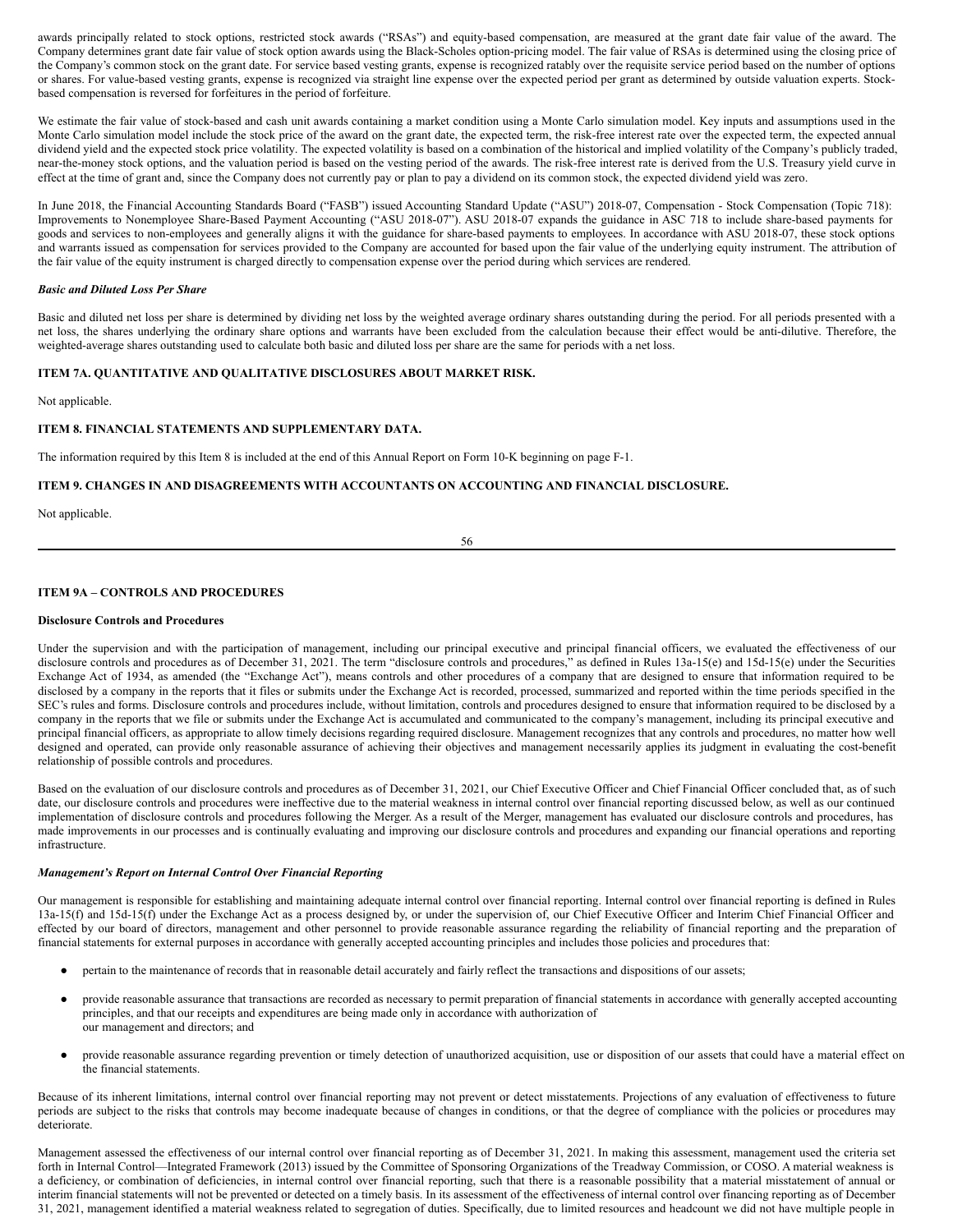awards principally related to stock options, restricted stock awards ("RSAs") and equity-based compensation, are measured at the grant date fair value of the award. The Company determines grant date fair value of stock option awards using the Black-Scholes option-pricing model. The fair value of RSAs is determined using the closing price of the Company's common stock on the grant date. For service based vesting grants, expense is recognized ratably over the requisite service period based on the number of options or shares. For value-based vesting grants, expense is recognized via straight line expense over the expected period per grant as determined by outside valuation experts. Stock-based compensation is reversed for forfeitures in the period of forfeiture.

We estimate the fair value of stock-based and cash unit awards containing a market condition using a Monte Carlo simulation model. Key inputs and assumptions used in the Monte Carlo simulation model include the stock price of the award on the grant date, the expected term, the risk-free interest rate over the expected term, the expected annual dividend yield and the expected stock price volatility. The expected volatility is based on a combination of the historical and implied volatility of the Company's publicly traded, near-the-money stock options, and the valuation period is based on the vesting period of the awards. The risk-free interest rate is derived from the U.S. Treasury yield curve in effect at the time of grant and, since the Company does not currently pay or plan to pay a dividend on its common stock, the expected dividend yield was zero.

In June 2018, the Financial Accounting Standards Board ("FASB") issued Accounting Standard Update ("ASU") 2018-07, Compensation - Stock Compensation (Topic 718): Improvements to Nonemployee Share-Based Payment Accounting ("ASU 2018-07"). ASU 2018-07 expands the guidance in ASC 718 to include share-based payments for goods and services to non-employees and generally aligns it with the guidance for share-based payments to employees. In accordance with ASU 2018-07, these stock options and warrants issued as compensation for services provided to the Company are accounted for based upon the fair value of the underlying equity instrument. The attribution of the fair value of the equity instrument is charged directly to compensation expense over the period during which services are rendered.

***Basic and Diluted Loss Per Share***

Basic and diluted net loss per share is determined by dividing net loss by the weighted average ordinary shares outstanding during the period. For all periods presented with a net loss, the shares underlying the ordinary share options and warrants have been excluded from the calculation because their effect would be anti-dilutive. Therefore, the weighted-average shares outstanding used to calculate both basic and diluted loss per share are the same for periods with a net loss.

## ITEM 7A. QUANTITATIVE AND QUALITATIVE DISCLOSURES ABOUT MARKET RISK.

Not applicable.

## ITEM 8. FINANCIAL STATEMENTS AND SUPPLEMENTARY DATA.

The information required by this Item 8 is included at the end of this Annual Report on Form 10-K beginning on page F-1.

## ITEM 9. CHANGES IN AND DISAGREEMENTS WITH ACCOUNTANTS ON ACCOUNTING AND FINANCIAL DISCLOSURE.

Not applicable.

## ITEM 9A – CONTROLS AND PROCEDURES

**Disclosure Controls and Procedures**

Under the supervision and with the participation of management, including our principal executive and principal financial officers, we evaluated the effectiveness of our disclosure controls and procedures as of December 31, 2021. The term "disclosure controls and procedures," as defined in Rules 13a-15(e) and 15d-15(e) under the Securities Exchange Act of 1934, as amended (the "Exchange Act"), means controls and other procedures of a company that are designed to ensure that information required to be disclosed by a company in the reports that it files or submits under the Exchange Act is recorded, processed, summarized and reported within the time periods specified in the SEC's rules and forms. Disclosure controls and procedures include, without limitation, controls and procedures designed to ensure that information required to be disclosed by a company in the reports that we file or submit under the Exchange Act is accumulated and communicated to the company's management, including its principal executive and principal financial officers, as appropriate to allow timely decisions regarding required disclosure. Management recognizes that any controls and procedures, no matter how well designed and operated, can provide only reasonable assurance of achieving their objectives and management necessarily applies its judgment in evaluating the cost-benefit relationship of possible controls and procedures.

Based on the evaluation of our disclosure controls and procedures as of December 31, 2021, our Chief Executive Officer and Chief Financial Officer concluded that, as of such date, our disclosure controls and procedures were ineffective due to the material weakness in internal control over financial reporting discussed below, as well as our continued implementation of disclosure controls and procedures following the Merger. As a result of the Merger, management has evaluated our disclosure controls and procedures, has made improvements in our processes and is continually evaluating and improving our disclosure controls and procedures and expanding our financial operations and reporting infrastructure.

***Management's Report on Internal Control Over Financial Reporting***

Our management is responsible for establishing and maintaining adequate internal control over financial reporting. Internal control over financial reporting is defined in Rules 13a-15(f) and 15d-15(f) under the Exchange Act as a process designed by, or under the supervision of, our Chief Executive Officer and Interim Chief Financial Officer and effected by our board of directors, management and other personnel to provide reasonable assurance regarding the reliability of financial reporting and the preparation of financial statements for external purposes in accordance with generally accepted accounting principles and includes those policies and procedures that:

- pertain to the maintenance of records that in reasonable detail accurately and fairly reflect the transactions and dispositions of our assets;
- provide reasonable assurance that transactions are recorded as necessary to permit preparation of financial statements in accordance with generally accepted accounting principles, and that our receipts and expenditures are being made only in accordance with authorization of our management and directors; and
- provide reasonable assurance regarding prevention or timely detection of unauthorized acquisition, use or disposition of our assets that could have a material effect on the financial statements.

Because of its inherent limitations, internal control over financial reporting may not prevent or detect misstatements. Projections of any evaluation of effectiveness to future periods are subject to the risks that controls may become inadequate because of changes in conditions, or that the degree of compliance with the policies or procedures may deteriorate.

Management assessed the effectiveness of our internal control over financial reporting as of December 31, 2021. In making this assessment, management used the criteria set forth in Internal Control—Integrated Framework (2013) issued by the Committee of Sponsoring Organizations of the Treadway Commission, or COSO. A material weakness is a deficiency, or combination of deficiencies, in internal control over financial reporting, such that there is a reasonable possibility that a material misstatement of annual or interim financial statements will not be prevented or detected on a timely basis. In its assessment of the effectiveness of internal control over financing reporting as of December 31, 2021, management identified a material weakness related to segregation of duties. Specifically, due to limited resources and headcount we did not have multiple people in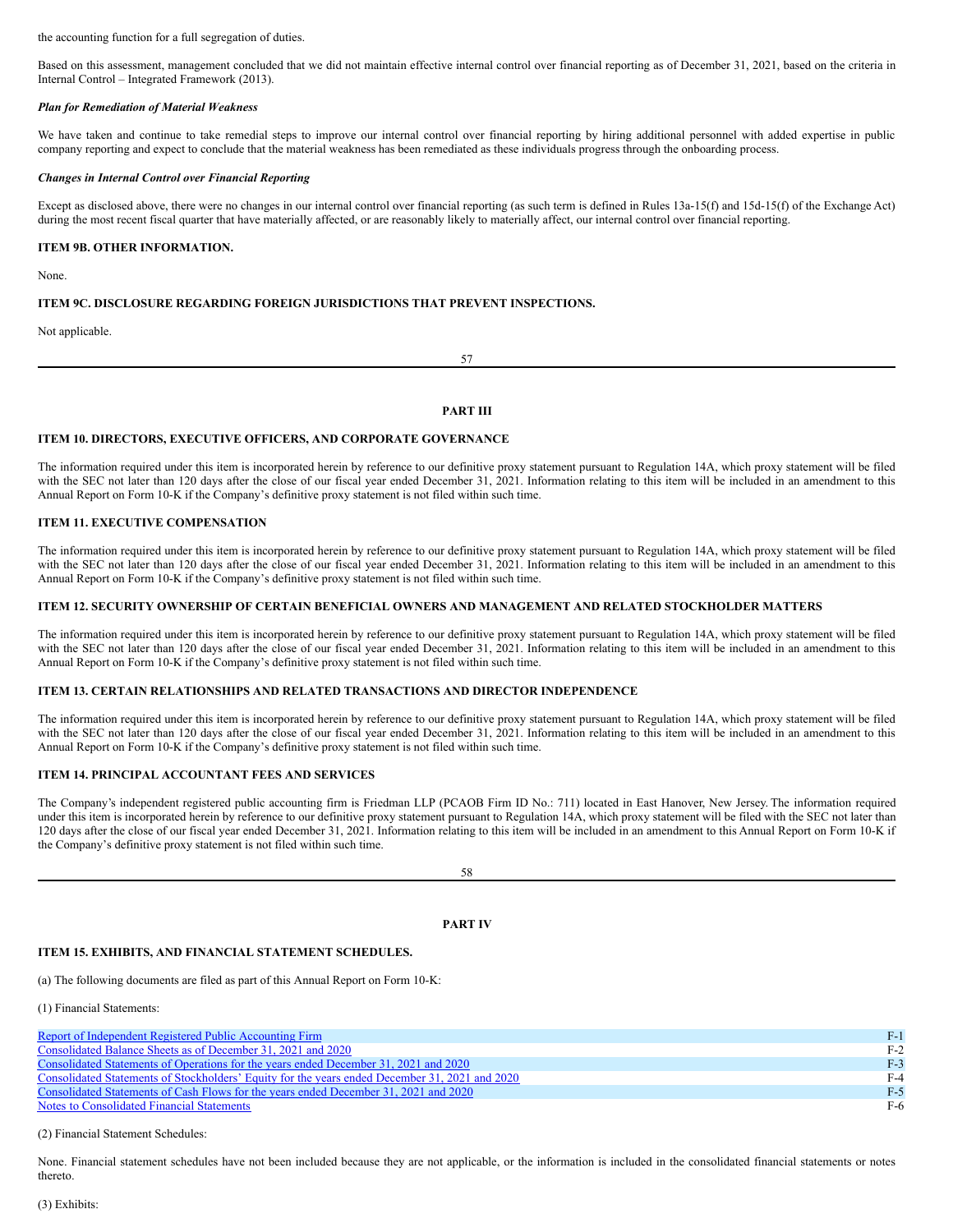the accounting function for a full segregation of duties.

Based on this assessment, management concluded that we did not maintain effective internal control over financial reporting as of December 31, 2021, based on the criteria in Internal Control – Integrated Framework (2013).

***Plan for Remediation of Material Weakness***

We have taken and continue to take remedial steps to improve our internal control over financial reporting by hiring additional personnel with added expertise in public company reporting and expect to conclude that the material weakness has been remediated as these individuals progress through the onboarding process.

***Changes in Internal Control over Financial Reporting***

Except as disclosed above, there were no changes in our internal control over financial reporting (as such term is defined in Rules 13a-15(f) and 15d-15(f) of the Exchange Act) during the most recent fiscal quarter that have materially affected, or are reasonably likely to materially affect, our internal control over financial reporting.

### ITEM 9B. OTHER INFORMATION.

None.

### ITEM 9C. DISCLOSURE REGARDING FOREIGN JURISDICTIONS THAT PREVENT INSPECTIONS.

Not applicable.

## PART III

### ITEM 10. DIRECTORS, EXECUTIVE OFFICERS, AND CORPORATE GOVERNANCE

The information required under this item is incorporated herein by reference to our definitive proxy statement pursuant to Regulation 14A, which proxy statement will be filed with the SEC not later than 120 days after the close of our fiscal year ended December 31, 2021. Information relating to this item will be included in an amendment to this Annual Report on Form 10-K if the Company's definitive proxy statement is not filed within such time.

### ITEM 11. EXECUTIVE COMPENSATION

The information required under this item is incorporated herein by reference to our definitive proxy statement pursuant to Regulation 14A, which proxy statement will be filed with the SEC not later than 120 days after the close of our fiscal year ended December 31, 2021. Information relating to this item will be included in an amendment to this Annual Report on Form 10-K if the Company's definitive proxy statement is not filed within such time.

### ITEM 12. SECURITY OWNERSHIP OF CERTAIN BENEFICIAL OWNERS AND MANAGEMENT AND RELATED STOCKHOLDER MATTERS

The information required under this item is incorporated herein by reference to our definitive proxy statement pursuant to Regulation 14A, which proxy statement will be filed with the SEC not later than 120 days after the close of our fiscal year ended December 31, 2021. Information relating to this item will be included in an amendment to this Annual Report on Form 10-K if the Company's definitive proxy statement is not filed within such time.

### ITEM 13. CERTAIN RELATIONSHIPS AND RELATED TRANSACTIONS AND DIRECTOR INDEPENDENCE

The information required under this item is incorporated herein by reference to our definitive proxy statement pursuant to Regulation 14A, which proxy statement will be filed with the SEC not later than 120 days after the close of our fiscal year ended December 31, 2021. Information relating to this item will be included in an amendment to this Annual Report on Form 10-K if the Company's definitive proxy statement is not filed within such time.

### ITEM 14. PRINCIPAL ACCOUNTANT FEES AND SERVICES

The Company's independent registered public accounting firm is Friedman LLP (PCAOB Firm ID No.: 711) located in East Hanover, New Jersey. The information required under this item is incorporated herein by reference to our definitive proxy statement pursuant to Regulation 14A, which proxy statement will be filed with the SEC not later than 120 days after the close of our fiscal year ended December 31, 2021. Information relating to this item will be included in an amendment to this Annual Report on Form 10-K if the Company's definitive proxy statement is not filed within such time.

## PART IV

### ITEM 15. EXHIBITS, AND FINANCIAL STATEMENT SCHEDULES.

(a) The following documents are filed as part of this Annual Report on Form 10-K:

(1) Financial Statements:

| | |
|---|---|
| Report of Independent Registered Public Accounting Firm | F-1 |
| Consolidated Balance Sheets as of December 31, 2021 and 2020 | F-2 |
| Consolidated Statements of Operations for the years ended December 31, 2021 and 2020 | F-3 |
| Consolidated Statements of Stockholders' Equity for the years ended December 31, 2021 and 2020 | F-4 |
| Consolidated Statements of Cash Flows for the years ended December 31, 2021 and 2020 | F-5 |
| Notes to Consolidated Financial Statements | F-6 |

(2) Financial Statement Schedules:

None. Financial statement schedules have not been included because they are not applicable, or the information is included in the consolidated financial statements or notes thereto.

(3) Exhibits: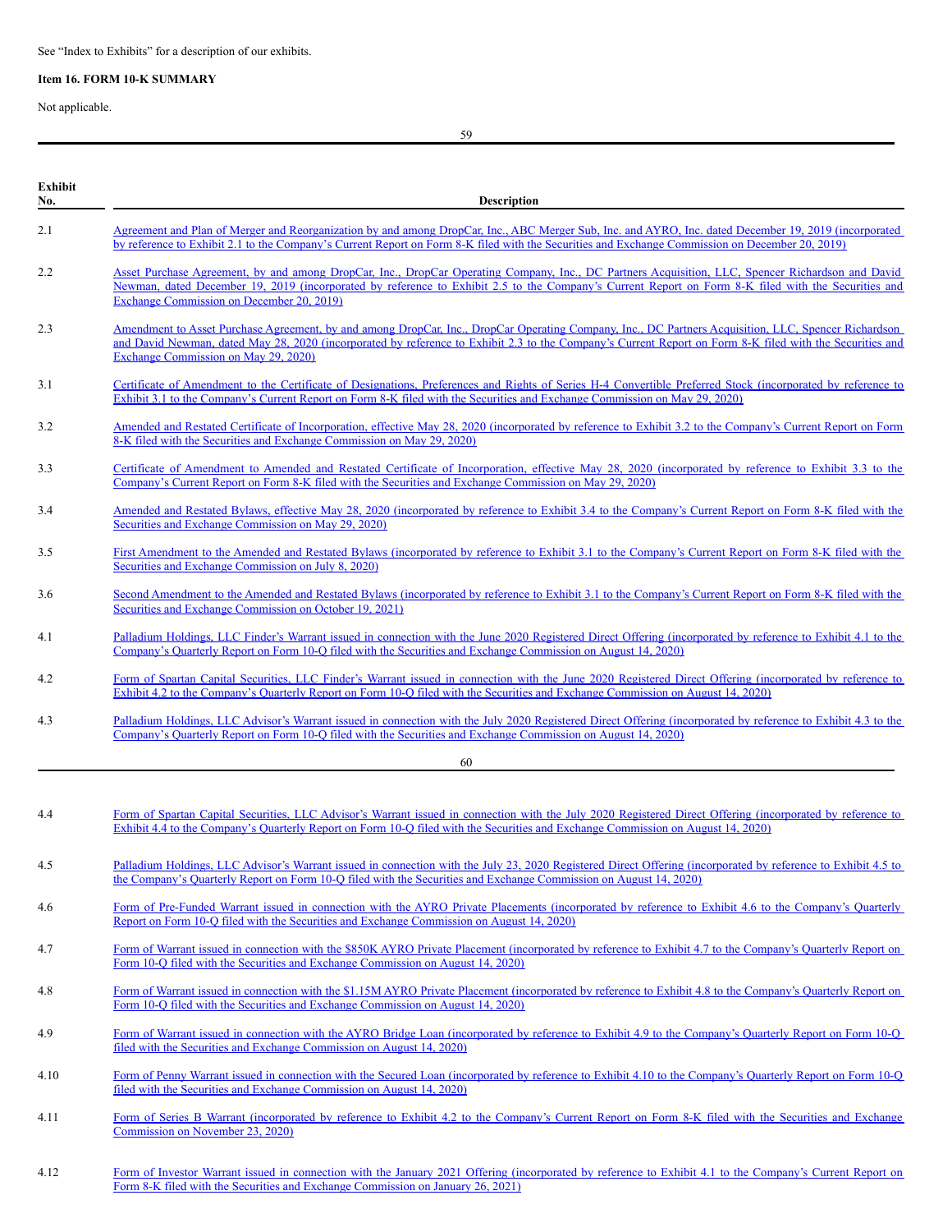See "Index to Exhibits" for a description of our exhibits.

**Item 16. FORM 10-K SUMMARY**

Not applicable.

| Exhibit No. | Description |
| --- | --- |
| 2.1 | Agreement and Plan of Merger and Reorganization by and among DropCar, Inc., ABC Merger Sub, Inc. and AYRO, Inc. dated December 19, 2019 (incorporated by reference to Exhibit 2.1 to the Company's Current Report on Form 8-K filed with the Securities and Exchange Commission on December 20, 2019) |
| 2.2 | Asset Purchase Agreement, by and among DropCar, Inc., DropCar Operating Company, Inc., DC Partners Acquisition, LLC, Spencer Richardson and David Newman, dated December 19, 2019 (incorporated by reference to Exhibit 2.5 to the Company's Current Report on Form 8-K filed with the Securities and Exchange Commission on December 20, 2019) |
| 2.3 | Amendment to Asset Purchase Agreement, by and among DropCar, Inc., DropCar Operating Company, Inc., DC Partners Acquisition, LLC, Spencer Richardson and David Newman, dated May 28, 2020 (incorporated by reference to Exhibit 2.3 to the Company's Current Report on Form 8-K filed with the Securities and Exchange Commission on May 29, 2020) |
| 3.1 | Certificate of Amendment to the Certificate of Designations, Preferences and Rights of Series H-4 Convertible Preferred Stock (incorporated by reference to Exhibit 3.1 to the Company's Current Report on Form 8-K filed with the Securities and Exchange Commission on May 29, 2020) |
| 3.2 | Amended and Restated Certificate of Incorporation, effective May 28, 2020 (incorporated by reference to Exhibit 3.2 to the Company's Current Report on Form 8-K filed with the Securities and Exchange Commission on May 29, 2020) |
| 3.3 | Certificate of Amendment to Amended and Restated Certificate of Incorporation, effective May 28, 2020 (incorporated by reference to Exhibit 3.3 to the Company's Current Report on Form 8-K filed with the Securities and Exchange Commission on May 29, 2020) |
| 3.4 | Amended and Restated Bylaws, effective May 28, 2020 (incorporated by reference to Exhibit 3.4 to the Company's Current Report on Form 8-K filed with the Securities and Exchange Commission on May 29, 2020) |
| 3.5 | First Amendment to the Amended and Restated Bylaws (incorporated by reference to Exhibit 3.1 to the Company's Current Report on Form 8-K filed with the Securities and Exchange Commission on July 8, 2020) |
| 3.6 | Second Amendment to the Amended and Restated Bylaws (incorporated by reference to Exhibit 3.1 to the Company's Current Report on Form 8-K filed with the Securities and Exchange Commission on October 19, 2021) |
| 4.1 | Palladium Holdings, LLC Finder's Warrant issued in connection with the June 2020 Registered Direct Offering (incorporated by reference to Exhibit 4.1 to the Company's Quarterly Report on Form 10-Q filed with the Securities and Exchange Commission on August 14, 2020) |
| 4.2 | Form of Spartan Capital Securities, LLC Finder's Warrant issued in connection with the June 2020 Registered Direct Offering (incorporated by reference to Exhibit 4.2 to the Company's Quarterly Report on Form 10-Q filed with the Securities and Exchange Commission on August 14, 2020) |
| 4.3 | Palladium Holdings, LLC Advisor's Warrant issued in connection with the July 2020 Registered Direct Offering (incorporated by reference to Exhibit 4.3 to the Company's Quarterly Report on Form 10-Q filed with the Securities and Exchange Commission on August 14, 2020) |
| 4.4 | Form of Spartan Capital Securities, LLC Advisor's Warrant issued in connection with the July 2020 Registered Direct Offering (incorporated by reference to Exhibit 4.4 to the Company's Quarterly Report on Form 10-Q filed with the Securities and Exchange Commission on August 14, 2020) |
| 4.5 | Palladium Holdings, LLC Advisor's Warrant issued in connection with the July 23, 2020 Registered Direct Offering (incorporated by reference to Exhibit 4.5 to the Company's Quarterly Report on Form 10-Q filed with the Securities and Exchange Commission on August 14, 2020) |
| 4.6 | Form of Pre-Funded Warrant issued in connection with the AYRO Private Placements (incorporated by reference to Exhibit 4.6 to the Company's Quarterly Report on Form 10-Q filed with the Securities and Exchange Commission on August 14, 2020) |
| 4.7 | Form of Warrant issued in connection with the $850K AYRO Private Placement (incorporated by reference to Exhibit 4.7 to the Company's Quarterly Report on Form 10-Q filed with the Securities and Exchange Commission on August 14, 2020) |
| 4.8 | Form of Warrant issued in connection with the $1.15M AYRO Private Placement (incorporated by reference to Exhibit 4.8 to the Company's Quarterly Report on Form 10-Q filed with the Securities and Exchange Commission on August 14, 2020) |
| 4.9 | Form of Warrant issued in connection with the AYRO Bridge Loan (incorporated by reference to Exhibit 4.9 to the Company's Quarterly Report on Form 10-Q filed with the Securities and Exchange Commission on August 14, 2020) |
| 4.10 | Form of Penny Warrant issued in connection with the Secured Loan (incorporated by reference to Exhibit 4.10 to the Company's Quarterly Report on Form 10-Q filed with the Securities and Exchange Commission on August 14, 2020) |
| 4.11 | Form of Series B Warrant (incorporated by reference to Exhibit 4.2 to the Company's Current Report on Form 8-K filed with the Securities and Exchange Commission on November 23, 2020) |
| 4.12 | Form of Investor Warrant issued in connection with the January 2021 Offering (incorporated by reference to Exhibit 4.1 to the Company's Current Report on Form 8-K filed with the Securities and Exchange Commission on January 26, 2021) |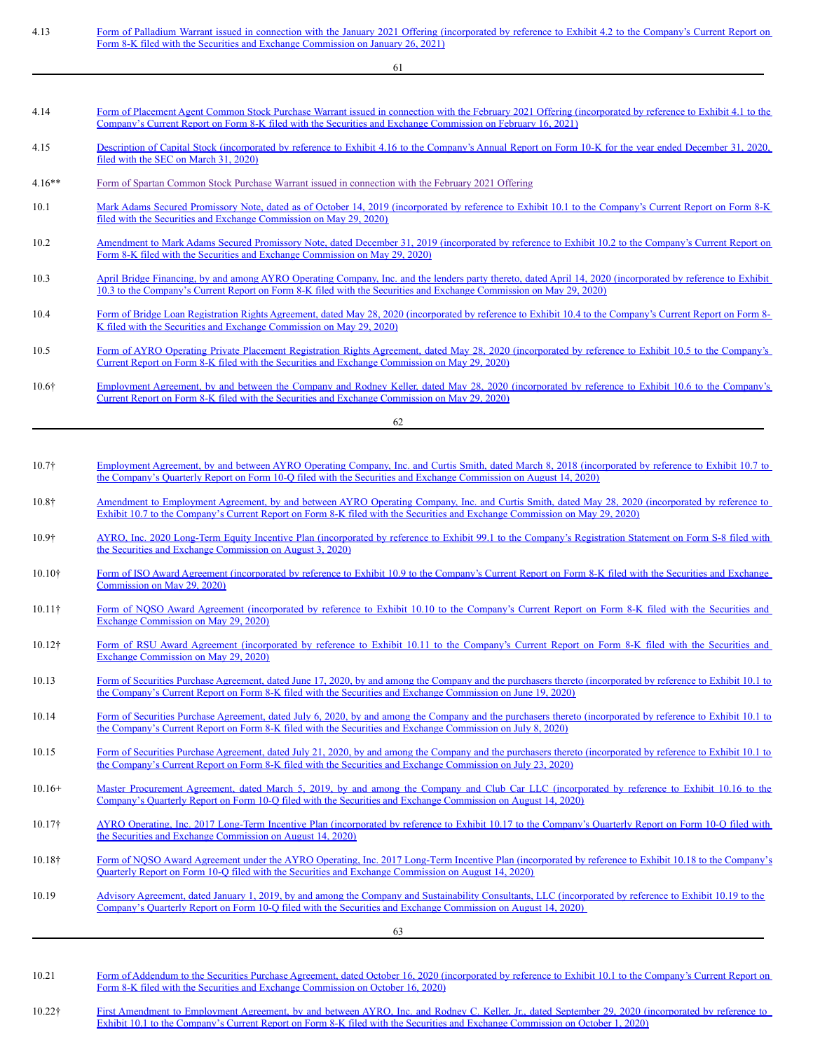| | |
|---|---|
| 4.13 | Form of Palladium Warrant issued in connection with the January 2021 Offering (incorporated by reference to Exhibit 4.2 to the Company's Current Report on Form 8-K filed with the Securities and Exchange Commission on January 26, 2021) |
| 4.14 | Form of Placement Agent Common Stock Purchase Warrant issued in connection with the February 2021 Offering (incorporated by reference to Exhibit 4.1 to the Company's Current Report on Form 8-K filed with the Securities and Exchange Commission on February 16, 2021) |
| 4.15 | Description of Capital Stock (incorporated by reference to Exhibit 4.16 to the Company's Annual Report on Form 10-K for the year ended December 31, 2020, filed with the SEC on March 31, 2020) |
| 4.16** | Form of Spartan Common Stock Purchase Warrant issued in connection with the February 2021 Offering |
| 10.1 | Mark Adams Secured Promissory Note, dated as of October 14, 2019 (incorporated by reference to Exhibit 10.1 to the Company's Current Report on Form 8-K filed with the Securities and Exchange Commission on May 29, 2020) |
| 10.2 | Amendment to Mark Adams Secured Promissory Note, dated December 31, 2019 (incorporated by reference to Exhibit 10.2 to the Company's Current Report on Form 8-K filed with the Securities and Exchange Commission on May 29, 2020) |
| 10.3 | April Bridge Financing, by and among AYRO Operating Company, Inc. and the lenders party thereto, dated April 14, 2020 (incorporated by reference to Exhibit 10.3 to the Company's Current Report on Form 8-K filed with the Securities and Exchange Commission on May 29, 2020) |
| 10.4 | Form of Bridge Loan Registration Rights Agreement, dated May 28, 2020 (incorporated by reference to Exhibit 10.4 to the Company's Current Report on Form 8-K filed with the Securities and Exchange Commission on May 29, 2020) |
| 10.5 | Form of AYRO Operating Private Placement Registration Rights Agreement, dated May 28, 2020 (incorporated by reference to Exhibit 10.5 to the Company's Current Report on Form 8-K filed with the Securities and Exchange Commission on May 29, 2020) |
| 10.6† | Employment Agreement, by and between the Company and Rodney Keller, dated May 28, 2020 (incorporated by reference to Exhibit 10.6 to the Company's Current Report on Form 8-K filed with the Securities and Exchange Commission on May 29, 2020) |
| 10.7† | Employment Agreement, by and between AYRO Operating Company, Inc. and Curtis Smith, dated March 8, 2018 (incorporated by reference to Exhibit 10.7 to the Company's Quarterly Report on Form 10-Q filed with the Securities and Exchange Commission on August 14, 2020) |
| 10.8† | Amendment to Employment Agreement, by and between AYRO Operating Company, Inc. and Curtis Smith, dated May 28, 2020 (incorporated by reference to Exhibit 10.7 to the Company's Current Report on Form 8-K filed with the Securities and Exchange Commission on May 29, 2020) |
| 10.9† | AYRO, Inc. 2020 Long-Term Equity Incentive Plan (incorporated by reference to Exhibit 99.1 to the Company's Registration Statement on Form S-8 filed with the Securities and Exchange Commission on August 3, 2020) |
| 10.10† | Form of ISO Award Agreement (incorporated by reference to Exhibit 10.9 to the Company's Current Report on Form 8-K filed with the Securities and Exchange Commission on May 29, 2020) |
| 10.11† | Form of NQSO Award Agreement (incorporated by reference to Exhibit 10.10 to the Company's Current Report on Form 8-K filed with the Securities and Exchange Commission on May 29, 2020) |
| 10.12† | Form of RSU Award Agreement (incorporated by reference to Exhibit 10.11 to the Company's Current Report on Form 8-K filed with the Securities and Exchange Commission on May 29, 2020) |
| 10.13 | Form of Securities Purchase Agreement, dated June 17, 2020, by and among the Company and the purchasers thereto (incorporated by reference to Exhibit 10.1 to the Company's Current Report on Form 8-K filed with the Securities and Exchange Commission on June 19, 2020) |
| 10.14 | Form of Securities Purchase Agreement, dated July 6, 2020, by and among the Company and the purchasers thereto (incorporated by reference to Exhibit 10.1 to the Company's Current Report on Form 8-K filed with the Securities and Exchange Commission on July 8, 2020) |
| 10.15 | Form of Securities Purchase Agreement, dated July 21, 2020, by and among the Company and the purchasers thereto (incorporated by reference to Exhibit 10.1 to the Company's Current Report on Form 8-K filed with the Securities and Exchange Commission on July 23, 2020) |
| 10.16+ | Master Procurement Agreement, dated March 5, 2019, by and among the Company and Club Car LLC (incorporated by reference to Exhibit 10.16 to the Company's Quarterly Report on Form 10-Q filed with the Securities and Exchange Commission on August 14, 2020) |
| 10.17† | AYRO Operating, Inc. 2017 Long-Term Incentive Plan (incorporated by reference to Exhibit 10.17 to the Company's Quarterly Report on Form 10-Q filed with the Securities and Exchange Commission on August 14, 2020) |
| 10.18† | Form of NQSO Award Agreement under the AYRO Operating, Inc. 2017 Long-Term Incentive Plan (incorporated by reference to Exhibit 10.18 to the Company's Quarterly Report on Form 10-Q filed with the Securities and Exchange Commission on August 14, 2020) |
| 10.19 | Advisory Agreement, dated January 1, 2019, by and among the Company and Sustainability Consultants, LLC (incorporated by reference to Exhibit 10.19 to the Company's Quarterly Report on Form 10-Q filed with the Securities and Exchange Commission on August 14, 2020) |
| 10.21 | Form of Addendum to the Securities Purchase Agreement, dated October 16, 2020 (incorporated by reference to Exhibit 10.1 to the Company's Current Report on Form 8-K filed with the Securities and Exchange Commission on October 16, 2020) |
| 10.22† | First Amendment to Employment Agreement, by and between AYRO, Inc. and Rodney C. Keller, Jr., dated September 29, 2020 (incorporated by reference to Exhibit 10.1 to the Company's Current Report on Form 8-K filed with the Securities and Exchange Commission on October 1, 2020) |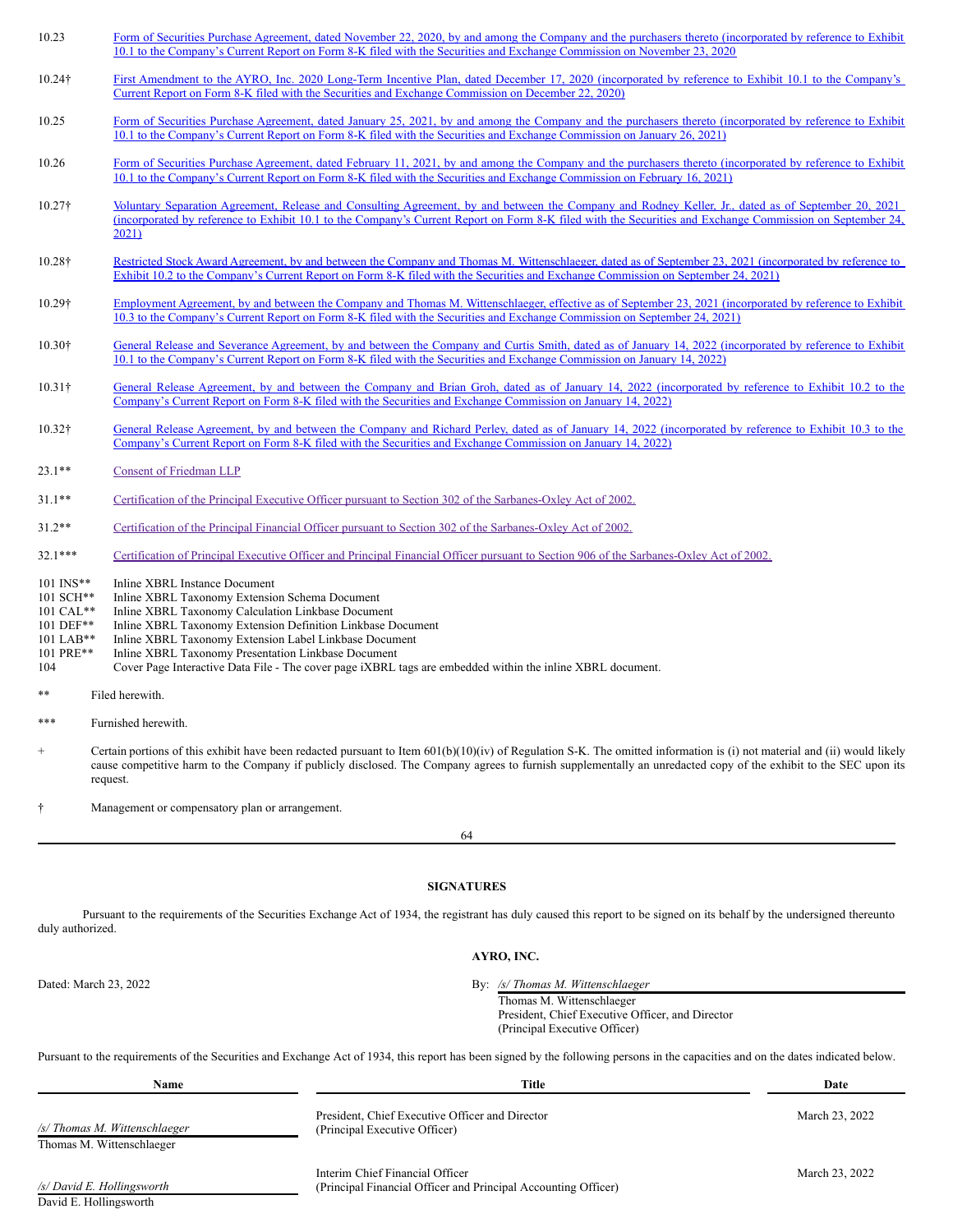| | |
|---|---|
| 10.23 | Form of Securities Purchase Agreement, dated November 22, 2020, by and among the Company and the purchasers thereto (incorporated by reference to Exhibit 10.1 to the Company's Current Report on Form 8-K filed with the Securities and Exchange Commission on November 23, 2020 |
| 10.24† | First Amendment to the AYRO, Inc. 2020 Long-Term Incentive Plan, dated December 17, 2020 (incorporated by reference to Exhibit 10.1 to the Company's Current Report on Form 8-K filed with the Securities and Exchange Commission on December 22, 2020) |
| 10.25 | Form of Securities Purchase Agreement, dated January 25, 2021, by and among the Company and the purchasers thereto (incorporated by reference to Exhibit 10.1 to the Company's Current Report on Form 8-K filed with the Securities and Exchange Commission on January 26, 2021) |
| 10.26 | Form of Securities Purchase Agreement, dated February 11, 2021, by and among the Company and the purchasers thereto (incorporated by reference to Exhibit 10.1 to the Company's Current Report on Form 8-K filed with the Securities and Exchange Commission on February 16, 2021) |
| 10.27† | Voluntary Separation Agreement, Release and Consulting Agreement, by and between the Company and Rodney Keller, Jr., dated as of September 20, 2021 (incorporated by reference to Exhibit 10.1 to the Company's Current Report on Form 8-K filed with the Securities and Exchange Commission on September 24, 2021) |
| 10.28† | Restricted Stock Award Agreement, by and between the Company and Thomas M. Wittenschlaeger, dated as of September 23, 2021 (incorporated by reference to Exhibit 10.2 to the Company's Current Report on Form 8-K filed with the Securities and Exchange Commission on September 24, 2021) |
| 10.29† | Employment Agreement, by and between the Company and Thomas M. Wittenschlaeger, effective as of September 23, 2021 (incorporated by reference to Exhibit 10.3 to the Company's Current Report on Form 8-K filed with the Securities and Exchange Commission on September 24, 2021) |
| 10.30† | General Release and Severance Agreement, by and between the Company and Curtis Smith, dated as of January 14, 2022 (incorporated by reference to Exhibit 10.1 to the Company's Current Report on Form 8-K filed with the Securities and Exchange Commission on January 14, 2022) |
| 10.31† | General Release Agreement, by and between the Company and Brian Groh, dated as of January 14, 2022 (incorporated by reference to Exhibit 10.2 to the Company's Current Report on Form 8-K filed with the Securities and Exchange Commission on January 14, 2022) |
| 10.32† | General Release Agreement, by and between the Company and Richard Perley, dated as of January 14, 2022 (incorporated by reference to Exhibit 10.3 to the Company's Current Report on Form 8-K filed with the Securities and Exchange Commission on January 14, 2022) |
| 23.1** | Consent of Friedman LLP |
| 31.1** | Certification of the Principal Executive Officer pursuant to Section 302 of the Sarbanes-Oxley Act of 2002. |
| 31.2** | Certification of the Principal Financial Officer pursuant to Section 302 of the Sarbanes-Oxley Act of 2002. |
| 32.1*** | Certification of Principal Executive Officer and Principal Financial Officer pursuant to Section 906 of the Sarbanes-Oxley Act of 2002. |
| 101 INS** | Inline XBRL Instance Document |
| 101 SCH** | Inline XBRL Taxonomy Extension Schema Document |
| 101 CAL** | Inline XBRL Taxonomy Calculation Linkbase Document |
| 101 DEF** | Inline XBRL Taxonomy Extension Definition Linkbase Document |
| 101 LAB** | Inline XBRL Taxonomy Extension Label Linkbase Document |
| 101 PRE** | Inline XBRL Taxonomy Presentation Linkbase Document |
| 104 | Cover Page Interactive Data File - The cover page iXBRL tags are embedded within the inline XBRL document. |

** Filed herewith.

*** Furnished herewith.

\+ Certain portions of this exhibit have been redacted pursuant to Item 601(b)(10)(iv) of Regulation S-K. The omitted information is (i) not material and (ii) would likely cause competitive harm to the Company if publicly disclosed. The Company agrees to furnish supplementally an unredacted copy of the exhibit to the SEC upon its request.

† Management or compensatory plan or arrangement.

## SIGNATURES

Pursuant to the requirements of the Securities Exchange Act of 1934, the registrant has duly caused this report to be signed on its behalf by the undersigned thereunto duly authorized.

**AYRO, INC.**

Dated: March 23, 2022

By: */s/ Thomas M. Wittenschlaeger*
Thomas M. Wittenschlaeger
President, Chief Executive Officer, and Director
(Principal Executive Officer)

Pursuant to the requirements of the Securities and Exchange Act of 1934, this report has been signed by the following persons in the capacities and on the dates indicated below.

| Name | Title | Date |
|---|---|---|
| */s/ Thomas M. Wittenschlaeger*<br>Thomas M. Wittenschlaeger | President, Chief Executive Officer and Director<br>(Principal Executive Officer) | March 23, 2022 |
| */s/ David E. Hollingsworth*<br>David E. Hollingsworth | Interim Chief Financial Officer<br>(Principal Financial Officer and Principal Accounting Officer) | March 23, 2022 |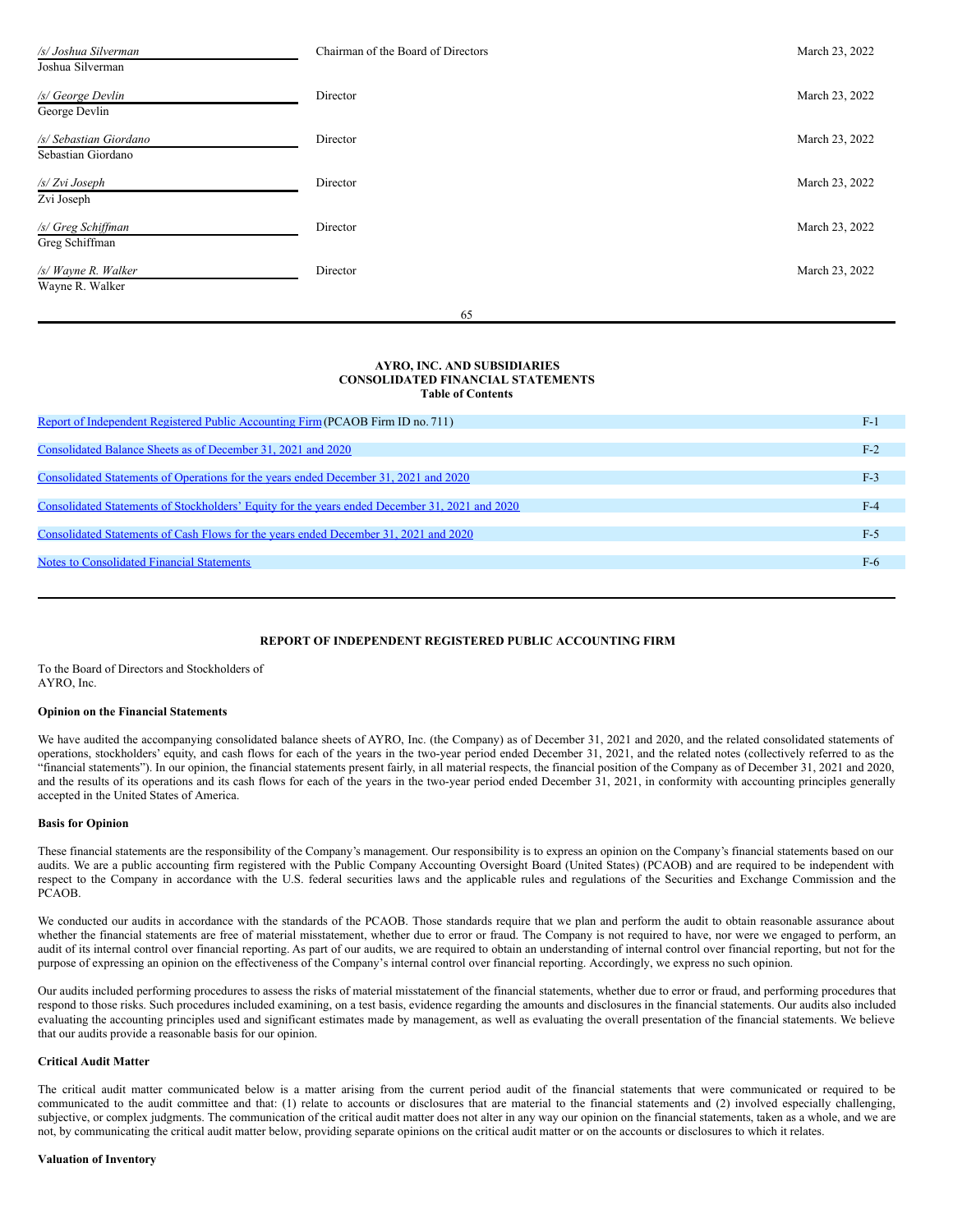| | | |
|---|---|---|
| /s/ Joshua Silverman<br>Joshua Silverman | Chairman of the Board of Directors | March 23, 2022 |
| /s/ George Devlin<br>George Devlin | Director | March 23, 2022 |
| /s/ Sebastian Giordano<br>Sebastian Giordano | Director | March 23, 2022 |
| /s/ Zvi Joseph<br>Zvi Joseph | Director | March 23, 2022 |
| /s/ Greg Schiffman<br>Greg Schiffman | Director | March 23, 2022 |
| /s/ Wayne R. Walker<br>Wayne R. Walker | Director | March 23, 2022 |

**AYRO, INC. AND SUBSIDIARIES**
**CONSOLIDATED FINANCIAL STATEMENTS**
**Table of Contents**

| | |
|---|---|
| Report of Independent Registered Public Accounting Firm (PCAOB Firm ID no. 711) | F-1 |
| Consolidated Balance Sheets as of December 31, 2021 and 2020 | F-2 |
| Consolidated Statements of Operations for the years ended December 31, 2021 and 2020 | F-3 |
| Consolidated Statements of Stockholders' Equity for the years ended December 31, 2021 and 2020 | F-4 |
| Consolidated Statements of Cash Flows for the years ended December 31, 2021 and 2020 | F-5 |
| Notes to Consolidated Financial Statements | F-6 |

## REPORT OF INDEPENDENT REGISTERED PUBLIC ACCOUNTING FIRM

To the Board of Directors and Stockholders of
AYRO, Inc.

**Opinion on the Financial Statements**

We have audited the accompanying consolidated balance sheets of AYRO, Inc. (the Company) as of December 31, 2021 and 2020, and the related consolidated statements of operations, stockholders' equity, and cash flows for each of the years in the two-year period ended December 31, 2021, and the related notes (collectively referred to as the "financial statements"). In our opinion, the financial statements present fairly, in all material respects, the financial position of the Company as of December 31, 2021 and 2020, and the results of its operations and its cash flows for each of the years in the two-year period ended December 31, 2021, in conformity with accounting principles generally accepted in the United States of America.

**Basis for Opinion**

These financial statements are the responsibility of the Company's management. Our responsibility is to express an opinion on the Company's financial statements based on our audits. We are a public accounting firm registered with the Public Company Accounting Oversight Board (United States) (PCAOB) and are required to be independent with respect to the Company in accordance with the U.S. federal securities laws and the applicable rules and regulations of the Securities and Exchange Commission and the PCAOB.

We conducted our audits in accordance with the standards of the PCAOB. Those standards require that we plan and perform the audit to obtain reasonable assurance about whether the financial statements are free of material misstatement, whether due to error or fraud. The Company is not required to have, nor were we engaged to perform, an audit of its internal control over financial reporting. As part of our audits, we are required to obtain an understanding of internal control over financial reporting, but not for the purpose of expressing an opinion on the effectiveness of the Company's internal control over financial reporting. Accordingly, we express no such opinion.

Our audits included performing procedures to assess the risks of material misstatement of the financial statements, whether due to error or fraud, and performing procedures that respond to those risks. Such procedures included examining, on a test basis, evidence regarding the amounts and disclosures in the financial statements. Our audits also included evaluating the accounting principles used and significant estimates made by management, as well as evaluating the overall presentation of the financial statements. We believe that our audits provide a reasonable basis for our opinion.

**Critical Audit Matter**

The critical audit matter communicated below is a matter arising from the current period audit of the financial statements that were communicated or required to be communicated to the audit committee and that: (1) relate to accounts or disclosures that are material to the financial statements and (2) involved especially challenging, subjective, or complex judgments. The communication of the critical audit matter does not alter in any way our opinion on the financial statements, taken as a whole, and we are not, by communicating the critical audit matter below, providing separate opinions on the critical audit matter or on the accounts or disclosures to which it relates.

**Valuation of Inventory**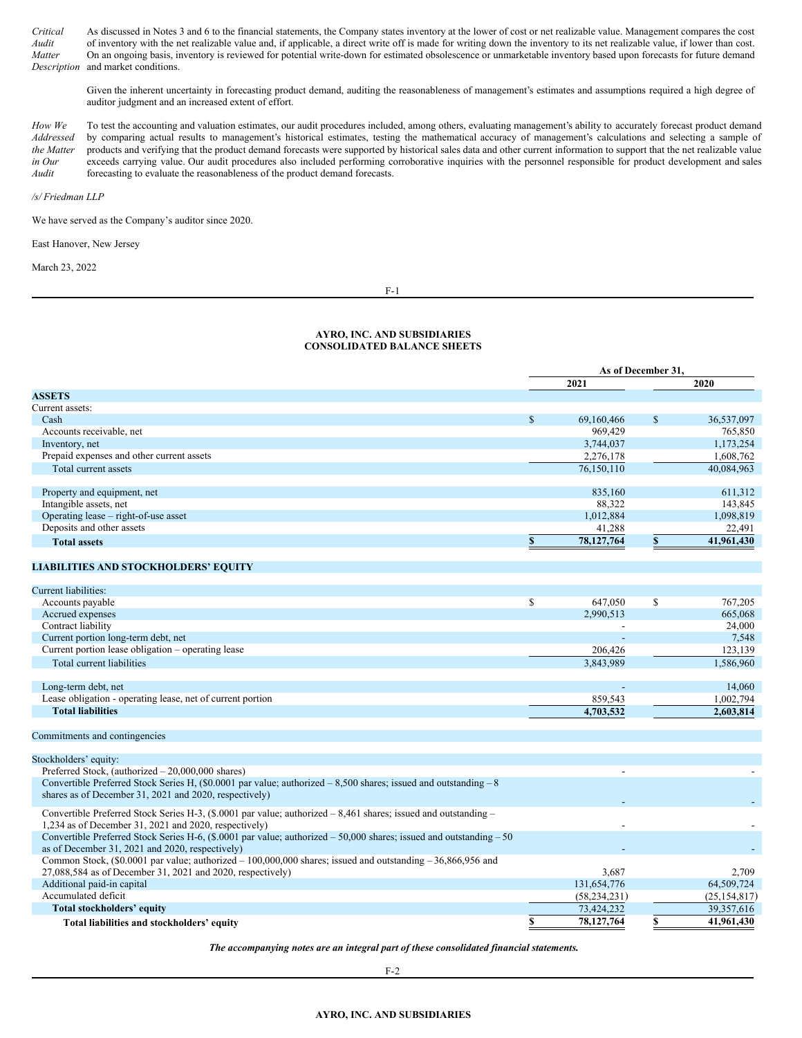| | |
|---|---|
| *Critical Audit Matter Description* | As discussed in Notes 3 and 6 to the financial statements, the Company states inventory at the lower of cost or net realizable value. Management compares the cost of inventory with the net realizable value and, if applicable, a direct write off is made for writing down the inventory to its net realizable value, if lower than cost. On an ongoing basis, inventory is reviewed for potential write-down for estimated obsolescence or unmarketable inventory based upon forecasts for future demand and market conditions.<br><br>Given the inherent uncertainty in forecasting product demand, auditing the reasonableness of management's estimates and assumptions required a high degree of auditor judgment and an increased extent of effort. |
| *How We Addressed the Matter in Our Audit* | To test the accounting and valuation estimates, our audit procedures included, among others, evaluating management's ability to accurately forecast product demand by comparing actual results to management's historical estimates, testing the mathematical accuracy of management's calculations and selecting a sample of products and verifying that the product demand forecasts were supported by historical sales data and other current information to support that the net realizable value exceeds carrying value. Our audit procedures also included performing corroborative inquiries with the personnel responsible for product development and sales forecasting to evaluate the reasonableness of the product demand forecasts. |

*/s/ Friedman LLP*

We have served as the Company's auditor since 2020.

East Hanover, New Jersey

March 23, 2022

**AYRO, INC. AND SUBSIDIARIES**
**CONSOLIDATED BALANCE SHEETS**

| | As of December 31, | |
|---|---|---|
| | 2021 | 2020 |
| **ASSETS** | | |
| Current assets: | | |
| Cash | $ 69,160,466 | $ 36,537,097 |
| Accounts receivable, net | 969,429 | 765,850 |
| Inventory, net | 3,744,037 | 1,173,254 |
| Prepaid expenses and other current assets | 2,276,178 | 1,608,762 |
| Total current assets | 76,150,110 | 40,084,963 |
| | | |
| Property and equipment, net | 835,160 | 611,312 |
| Intangible assets, net | 88,322 | 143,845 |
| Operating lease – right-of-use asset | 1,012,884 | 1,098,819 |
| Deposits and other assets | 41,288 | 22,491 |
| **Total assets** | **$ 78,127,764** | **$ 41,961,430** |
| | | |
| **LIABILITIES AND STOCKHOLDERS' EQUITY** | | |
| | | |
| Current liabilities: | | |
| Accounts payable | $ 647,050 | $ 767,205 |
| Accrued expenses | 2,990,513 | 665,068 |
| Contract liability | - | 24,000 |
| Current portion long-term debt, net | - | 7,548 |
| Current portion lease obligation – operating lease | 206,426 | 123,139 |
| Total current liabilities | 3,843,989 | 1,586,960 |
| | | |
| Long-term debt, net | - | 14,060 |
| Lease obligation - operating lease, net of current portion | 859,543 | 1,002,794 |
| **Total liabilities** | **4,703,532** | **2,603,814** |
| | | |
| Commitments and contingencies | | |
| | | |
| Stockholders' equity: | | |
| Preferred Stock, (authorized – 20,000,000 shares) | - | - |
| Convertible Preferred Stock Series H, ($0.0001 par value; authorized – 8,500 shares; issued and outstanding – 8 shares as of December 31, 2021 and 2020, respectively) | - | - |
| Convertible Preferred Stock Series H-3, ($.0001 par value; authorized – 8,461 shares; issued and outstanding – 1,234 as of December 31, 2021 and 2020, respectively) | - | - |
| Convertible Preferred Stock Series H-6, ($.0001 par value; authorized – 50,000 shares; issued and outstanding – 50 as of December 31, 2021 and 2020, respectively) | - | - |
| Common Stock, ($0.0001 par value; authorized – 100,000,000 shares; issued and outstanding – 36,866,956 and 27,088,584 as of December 31, 2021 and 2020, respectively) | 3,687 | 2,709 |
| Additional paid-in capital | 131,654,776 | 64,509,724 |
| Accumulated deficit | (58,234,231) | (25,154,817) |
| **Total stockholders' equity** | 73,424,232 | 39,357,616 |
| **Total liabilities and stockholders' equity** | **$ 78,127,764** | **$ 41,961,430** |

***The accompanying notes are an integral part of these consolidated financial statements.***

**AYRO, INC. AND SUBSIDIARIES**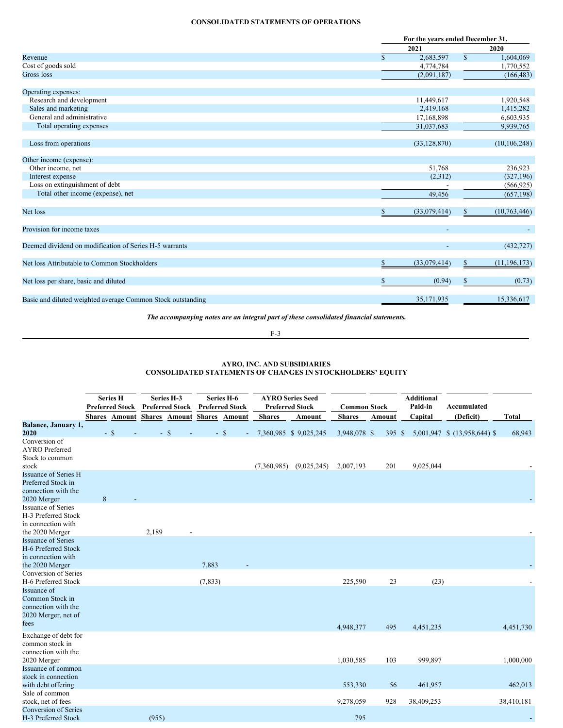## CONSOLIDATED STATEMENTS OF OPERATIONS

| | For the years ended December 31, | |
|---|---|---|
| | 2021 | 2020 |
| Revenue | $ 2,683,597 | $ 1,604,069 |
| Cost of goods sold | 4,774,784 | 1,770,552 |
| Gross loss | (2,091,187) | (166,483) |
| | | |
| Operating expenses: | | |
| Research and development | 11,449,617 | 1,920,548 |
| Sales and marketing | 2,419,168 | 1,415,282 |
| General and administrative | 17,168,898 | 6,603,935 |
| Total operating expenses | 31,037,683 | 9,939,765 |
| | | |
| Loss from operations | (33,128,870) | (10,106,248) |
| | | |
| Other income (expense): | | |
| Other income, net | 51,768 | 236,923 |
| Interest expense | (2,312) | (327,196) |
| Loss on extinguishment of debt | - | (566,925) |
| Total other income (expense), net | 49,456 | (657,198) |
| | | |
| Net loss | $ (33,079,414) | $ (10,763,446) |
| | | |
| Provision for income taxes | - | - |
| | | |
| Deemed dividend on modification of Series H-5 warrants | - | (432,727) |
| | | |
| Net loss Attributable to Common Stockholders | $ (33,079,414) | $ (11,196,173) |
| | | |
| Net loss per share, basic and diluted | $ (0.94) | $ (0.73) |
| | | |
| Basic and diluted weighted average Common Stock outstanding | 35,171,935 | 15,336,617 |

***The accompanying notes are an integral part of these consolidated financial statements.***

## AYRO, INC. AND SUBSIDIARIES
## CONSOLIDATED STATEMENTS OF CHANGES IN STOCKHOLDERS' EQUITY

| | Series H Preferred Stock | | Series H-3 Preferred Stock | | Series H-6 Preferred Stock | | AYRO Series Seed Preferred Stock | | Common Stock | | Additional Paid-in | Accumulated | |
|---|---|---|---|---|---|---|---|---|---|---|---|---|---|
| | Shares | Amount | Shares | Amount | Shares | Amount | Shares | Amount | Shares | Amount | Capital | (Deficit) | Total |
| Balance, January 1, 2020 | - | $ - | - | $ - | - | $ - | 7,360,985 | $ 9,025,245 | 3,948,078 | $ 395 | $ 5,001,947 | $ (13,958,644) | $ 68,943 |
| Conversion of AYRO Preferred Stock to common stock | | | | | | | (7,360,985) | (9,025,245) | 2,007,193 | 201 | 9,025,044 | | - |
| Issuance of Series H Preferred Stock in connection with the 2020 Merger | 8 | - | | | | | | | | | | | - |
| Issuance of Series H-3 Preferred Stock in connection with the 2020 Merger | | | 2,189 | - | | | | | | | | | - |
| Issuance of Series H-6 Preferred Stock in connection with the 2020 Merger | | | | | 7,883 | - | | | | | | | - |
| Conversion of Series H-6 Preferred Stock | | | | | (7,833) | | | | 225,590 | 23 | (23) | | - |
| Issuance of Common Stock in connection with the 2020 Merger, net of fees | | | | | | | | | 4,948,377 | 495 | 4,451,235 | | 4,451,730 |
| Exchange of debt for common stock in connection with the 2020 Merger | | | | | | | | | 1,030,585 | 103 | 999,897 | | 1,000,000 |
| Issuance of common stock in connection with debt offering | | | | | | | | | 553,330 | 56 | 461,957 | | 462,013 |
| Sale of common stock, net of fees | | | | | | | | | 9,278,059 | 928 | 38,409,253 | | 38,410,181 |
| Conversion of Series H-3 Preferred Stock | | | (955) | | | | | | 795 | | | | - |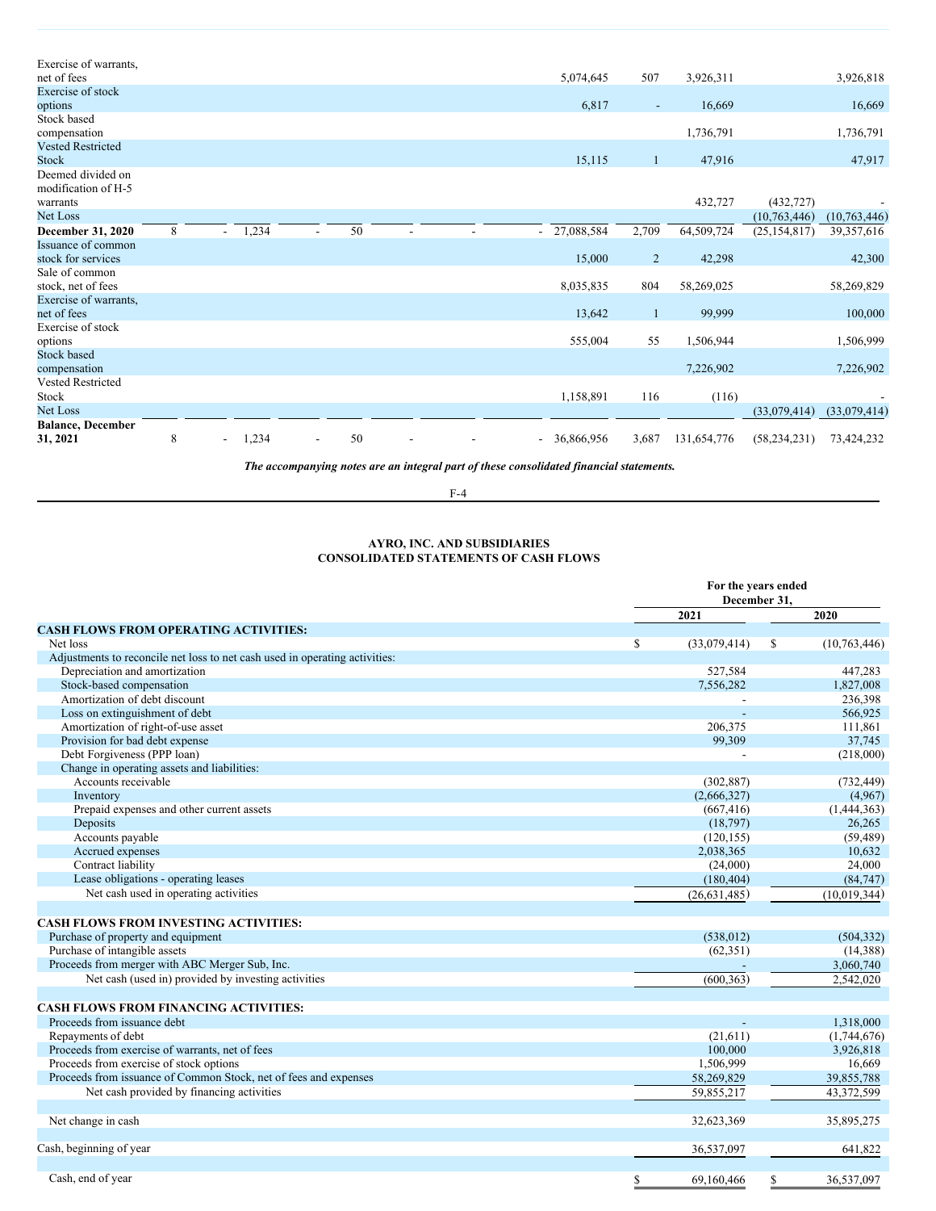| | | | | | | | | | | | | | |
|---|---|---|---|---|---|---|---|---|---|---|---|---|---|
| Exercise of warrants, net of fees | | | | | | | | | 5,074,645 | 507 | 3,926,311 | | 3,926,818 |
| Exercise of stock options | | | | | | | | | 6,817 | - | 16,669 | | 16,669 |
| Stock based compensation | | | | | | | | | | | 1,736,791 | | 1,736,791 |
| Vested Restricted Stock | | | | | | | | | 15,115 | 1 | 47,916 | | 47,917 |
| Deemed divided on modification of H-5 warrants | | | | | | | | | | | 432,727 | (432,727) | - |
| Net Loss | | | | | | | | | | | | (10,763,446) | (10,763,446) |
| **December 31, 2020** | 8 | - | 1,234 | - | 50 | - | - | - | 27,088,584 | 2,709 | 64,509,724 | (25,154,817) | 39,357,616 |
| Issuance of common stock for services | | | | | | | | | 15,000 | 2 | 42,298 | | 42,300 |
| Sale of common stock, net of fees | | | | | | | | | 8,035,835 | 804 | 58,269,025 | | 58,269,829 |
| Exercise of warrants, net of fees | | | | | | | | | 13,642 | 1 | 99,999 | | 100,000 |
| Exercise of stock options | | | | | | | | | 555,004 | 55 | 1,506,944 | | 1,506,999 |
| Stock based compensation | | | | | | | | | | | 7,226,902 | | 7,226,902 |
| Vested Restricted Stock | | | | | | | | | 1,158,891 | 116 | (116) | | - |
| Net Loss | | | | | | | | | | | | (33,079,414) | (33,079,414) |
| **Balance, December 31, 2021** | 8 | - | 1,234 | - | 50 | - | - | - | 36,866,956 | 3,687 | 131,654,776 | (58,234,231) | 73,424,232 |

***The accompanying notes are an integral part of these consolidated financial statements.***

## AYRO, INC. AND SUBSIDIARIES
## CONSOLIDATED STATEMENTS OF CASH FLOWS

| | For the years ended December 31, | |
|---|---|---|
| | **2021** | **2020** |
| **CASH FLOWS FROM OPERATING ACTIVITIES:** | | |
| Net loss | $ (33,079,414) | $ (10,763,446) |
| Adjustments to reconcile net loss to net cash used in operating activities: | | |
| Depreciation and amortization | 527,584 | 447,283 |
| Stock-based compensation | 7,556,282 | 1,827,008 |
| Amortization of debt discount | - | 236,398 |
| Loss on extinguishment of debt | - | 566,925 |
| Amortization of right-of-use asset | 206,375 | 111,861 |
| Provision for bad debt expense | 99,309 | 37,745 |
| Debt Forgiveness (PPP loan) | - | (218,000) |
| Change in operating assets and liabilities: | | |
| Accounts receivable | (302,887) | (732,449) |
| Inventory | (2,666,327) | (4,967) |
| Prepaid expenses and other current assets | (667,416) | (1,444,363) |
| Deposits | (18,797) | 26,265 |
| Accounts payable | (120,155) | (59,489) |
| Accrued expenses | 2,038,365 | 10,632 |
| Contract liability | (24,000) | 24,000 |
| Lease obligations - operating leases | (180,404) | (84,747) |
| Net cash used in operating activities | (26,631,485) | (10,019,344) |
| | | |
| **CASH FLOWS FROM INVESTING ACTIVITIES:** | | |
| Purchase of property and equipment | (538,012) | (504,332) |
| Purchase of intangible assets | (62,351) | (14,388) |
| Proceeds from merger with ABC Merger Sub, Inc. | - | 3,060,740 |
| Net cash (used in) provided by investing activities | (600,363) | 2,542,020 |
| | | |
| **CASH FLOWS FROM FINANCING ACTIVITIES:** | | |
| Proceeds from issuance debt | - | 1,318,000 |
| Repayments of debt | (21,611) | (1,744,676) |
| Proceeds from exercise of warrants, net of fees | 100,000 | 3,926,818 |
| Proceeds from exercise of stock options | 1,506,999 | 16,669 |
| Proceeds from issuance of Common Stock, net of fees and expenses | 58,269,829 | 39,855,788 |
| Net cash provided by financing activities | 59,855,217 | 43,372,599 |
| | | |
| Net change in cash | 32,623,369 | 35,895,275 |
| | | |
| Cash, beginning of year | 36,537,097 | 641,822 |
| | | |
| Cash, end of year | $ 69,160,466 | $ 36,537,097 |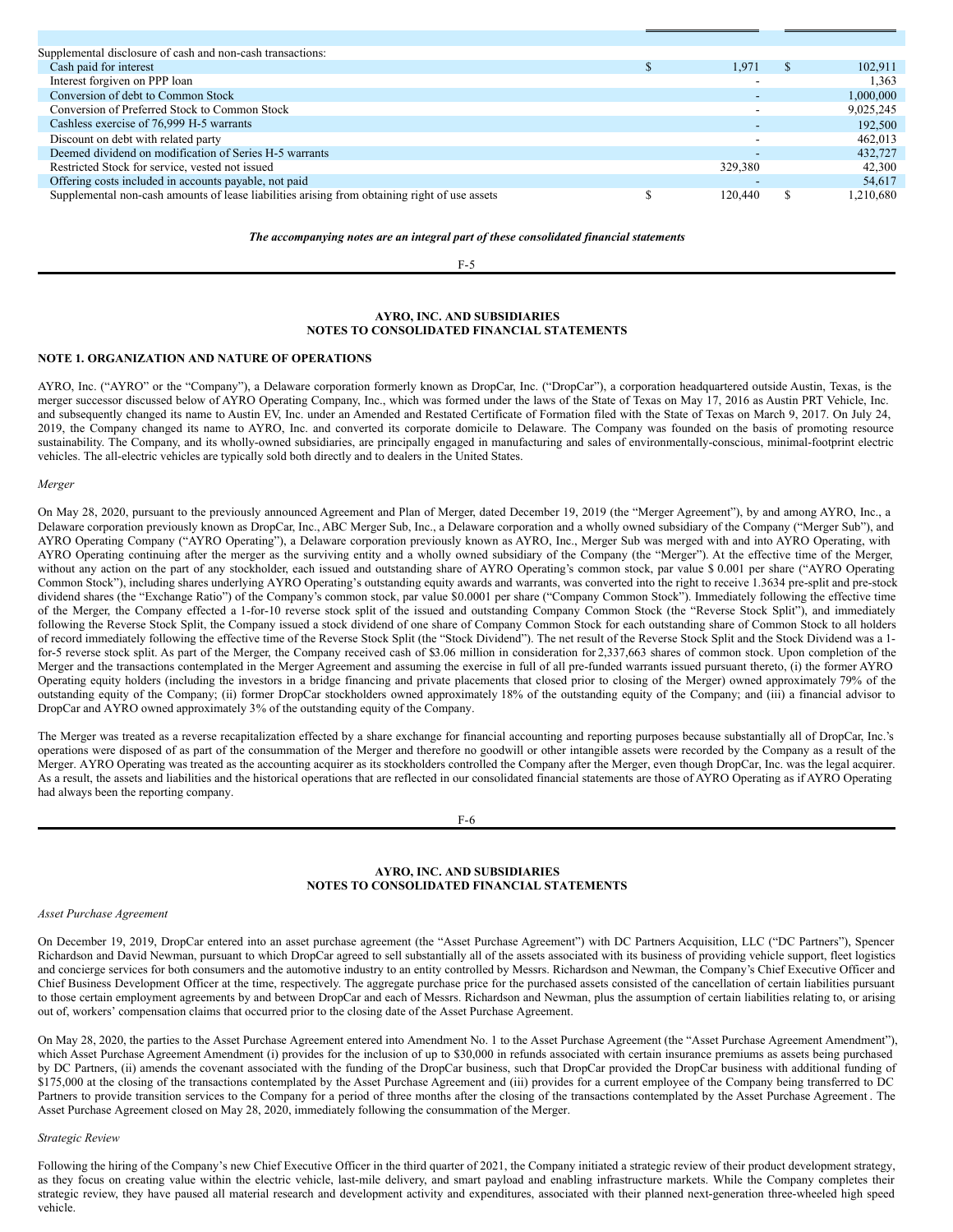| | | | | |
|---|---|---|---|---|
| Supplemental disclosure of cash and non-cash transactions: | | | | |
| Cash paid for interest | $ | 1,971 | $ | 102,911 |
| Interest forgiven on PPP loan | | - | | 1,363 |
| Conversion of debt to Common Stock | | - | | 1,000,000 |
| Conversion of Preferred Stock to Common Stock | | - | | 9,025,245 |
| Cashless exercise of 76,999 H-5 warrants | | - | | 192,500 |
| Discount on debt with related party | | - | | 462,013 |
| Deemed dividend on modification of Series H-5 warrants | | - | | 432,727 |
| Restricted Stock for service, vested not issued | | 329,380 | | 42,300 |
| Offering costs included in accounts payable, not paid | | - | | 54,617 |
| Supplemental non-cash amounts of lease liabilities arising from obtaining right of use assets | $ | 120,440 | $ | 1,210,680 |

***The accompanying notes are an integral part of these consolidated financial statements***

**AYRO, INC. AND SUBSIDIARIES**
**NOTES TO CONSOLIDATED FINANCIAL STATEMENTS**

**NOTE 1. ORGANIZATION AND NATURE OF OPERATIONS**

AYRO, Inc. ("AYRO" or the "Company"), a Delaware corporation formerly known as DropCar, Inc. ("DropCar"), a corporation headquartered outside Austin, Texas, is the merger successor discussed below of AYRO Operating Company, Inc., which was formed under the laws of the State of Texas on May 17, 2016 as Austin PRT Vehicle, Inc. and subsequently changed its name to Austin EV, Inc. under an Amended and Restated Certificate of Formation filed with the State of Texas on March 9, 2017. On July 24, 2019, the Company changed its name to AYRO, Inc. and converted its corporate domicile to Delaware. The Company was founded on the basis of promoting resource sustainability. The Company, and its wholly-owned subsidiaries, are principally engaged in manufacturing and sales of environmentally-conscious, minimal-footprint electric vehicles. The all-electric vehicles are typically sold both directly and to dealers in the United States.

*Merger*

On May 28, 2020, pursuant to the previously announced Agreement and Plan of Merger, dated December 19, 2019 (the "Merger Agreement"), by and among AYRO, Inc., a Delaware corporation previously known as DropCar, Inc., ABC Merger Sub, Inc., a Delaware corporation and a wholly owned subsidiary of the Company ("Merger Sub"), and AYRO Operating Company ("AYRO Operating"), a Delaware corporation previously known as AYRO, Inc., Merger Sub was merged with and into AYRO Operating, with AYRO Operating continuing after the merger as the surviving entity and a wholly owned subsidiary of the Company (the "Merger"). At the effective time of the Merger, without any action on the part of any stockholder, each issued and outstanding share of AYRO Operating's common stock, par value $ 0.001 per share ("AYRO Operating Common Stock"), including shares underlying AYRO Operating's outstanding equity awards and warrants, was converted into the right to receive 1.3634 pre-split and pre-stock dividend shares (the "Exchange Ratio") of the Company's common stock, par value $0.0001 per share ("Company Common Stock"). Immediately following the effective time of the Merger, the Company effected a 1-for-10 reverse stock split of the issued and outstanding Company Common Stock (the "Reverse Stock Split"), and immediately following the Reverse Stock Split, the Company issued a stock dividend of one share of Company Common Stock for each outstanding share of Common Stock to all holders of record immediately following the effective time of the Reverse Stock Split (the "Stock Dividend"). The net result of the Reverse Stock Split and the Stock Dividend was a 1-for-5 reverse stock split. As part of the Merger, the Company received cash of $3.06 million in consideration for 2,337,663 shares of common stock. Upon completion of the Merger and the transactions contemplated in the Merger Agreement and assuming the exercise in full of all pre-funded warrants issued pursuant thereto, (i) the former AYRO Operating equity holders (including the investors in a bridge financing and private placements that closed prior to closing of the Merger) owned approximately 79% of the outstanding equity of the Company; (ii) former DropCar stockholders owned approximately 18% of the outstanding equity of the Company; and (iii) a financial advisor to DropCar and AYRO owned approximately 3% of the outstanding equity of the Company.

The Merger was treated as a reverse recapitalization effected by a share exchange for financial accounting and reporting purposes because substantially all of DropCar, Inc.'s operations were disposed of as part of the consummation of the Merger and therefore no goodwill or other intangible assets were recorded by the Company as a result of the Merger. AYRO Operating was treated as the accounting acquirer as its stockholders controlled the Company after the Merger, even though DropCar, Inc. was the legal acquirer. As a result, the assets and liabilities and the historical operations that are reflected in our consolidated financial statements are those of AYRO Operating as if AYRO Operating had always been the reporting company.

**AYRO, INC. AND SUBSIDIARIES**
**NOTES TO CONSOLIDATED FINANCIAL STATEMENTS**

*Asset Purchase Agreement*

On December 19, 2019, DropCar entered into an asset purchase agreement (the "Asset Purchase Agreement") with DC Partners Acquisition, LLC ("DC Partners"), Spencer Richardson and David Newman, pursuant to which DropCar agreed to sell substantially all of the assets associated with its business of providing vehicle support, fleet logistics and concierge services for both consumers and the automotive industry to an entity controlled by Messrs. Richardson and Newman, the Company's Chief Executive Officer and Chief Business Development Officer at the time, respectively. The aggregate purchase price for the purchased assets consisted of the cancellation of certain liabilities pursuant to those certain employment agreements by and between DropCar and each of Messrs. Richardson and Newman, plus the assumption of certain liabilities relating to, or arising out of, workers' compensation claims that occurred prior to the closing date of the Asset Purchase Agreement.

On May 28, 2020, the parties to the Asset Purchase Agreement entered into Amendment No. 1 to the Asset Purchase Agreement (the "Asset Purchase Agreement Amendment"), which Asset Purchase Agreement Amendment (i) provides for the inclusion of up to $30,000 in refunds associated with certain insurance premiums as assets being purchased by DC Partners, (ii) amends the covenant associated with the funding of the DropCar business, such that DropCar provided the DropCar business with additional funding of $175,000 at the closing of the transactions contemplated by the Asset Purchase Agreement and (iii) provides for a current employee of the Company being transferred to DC Partners to provide transition services to the Company for a period of three months after the closing of the transactions contemplated by the Asset Purchase Agreement . The Asset Purchase Agreement closed on May 28, 2020, immediately following the consummation of the Merger.

*Strategic Review*

Following the hiring of the Company's new Chief Executive Officer in the third quarter of 2021, the Company initiated a strategic review of their product development strategy, as they focus on creating value within the electric vehicle, last-mile delivery, and smart payload and enabling infrastructure markets. While the Company completes their strategic review, they have paused all material research and development activity and expenditures, associated with their planned next-generation three-wheeled high speed vehicle.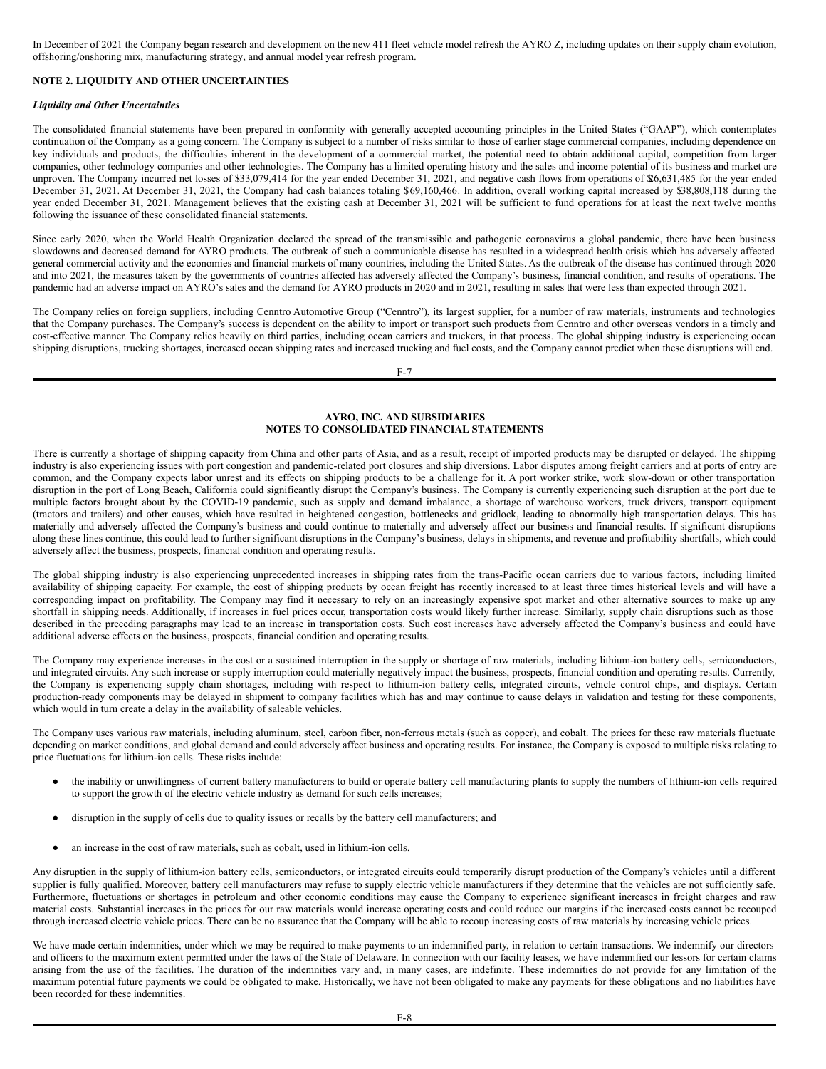In December of 2021 the Company began research and development on the new 411 fleet vehicle model refresh the AYRO Z, including updates on their supply chain evolution, offshoring/onshoring mix, manufacturing strategy, and annual model year refresh program.

## NOTE 2. LIQUIDITY AND OTHER UNCERTAINTIES

### *Liquidity and Other Uncertainties*

The consolidated financial statements have been prepared in conformity with generally accepted accounting principles in the United States ("GAAP"), which contemplates continuation of the Company as a going concern. The Company is subject to a number of risks similar to those of earlier stage commercial companies, including dependence on key individuals and products, the difficulties inherent in the development of a commercial market, the potential need to obtain additional capital, competition from larger companies, other technology companies and other technologies. The Company has a limited operating history and the sales and income potential of its business and market are unproven. The Company incurred net losses of $33,079,414 for the year ended December 31, 2021, and negative cash flows from operations of $26,631,485 for the year ended December 31, 2021. At December 31, 2021, the Company had cash balances totaling $69,160,466. In addition, overall working capital increased by $38,808,118 during the year ended December 31, 2021. Management believes that the existing cash at December 31, 2021 will be sufficient to fund operations for at least the next twelve months following the issuance of these consolidated financial statements.

Since early 2020, when the World Health Organization declared the spread of the transmissible and pathogenic coronavirus a global pandemic, there have been business slowdowns and decreased demand for AYRO products. The outbreak of such a communicable disease has resulted in a widespread health crisis which has adversely affected general commercial activity and the economies and financial markets of many countries, including the United States. As the outbreak of the disease has continued through 2020 and into 2021, the measures taken by the governments of countries affected has adversely affected the Company's business, financial condition, and results of operations. The pandemic had an adverse impact on AYRO's sales and the demand for AYRO products in 2020 and in 2021, resulting in sales that were less than expected through 2021.

The Company relies on foreign suppliers, including Cenntro Automotive Group ("Cenntro"), its largest supplier, for a number of raw materials, instruments and technologies that the Company purchases. The Company's success is dependent on the ability to import or transport such products from Cenntro and other overseas vendors in a timely and cost-effective manner. The Company relies heavily on third parties, including ocean carriers and truckers, in that process. The global shipping industry is experiencing ocean shipping disruptions, trucking shortages, increased ocean shipping rates and increased trucking and fuel costs, and the Company cannot predict when these disruptions will end.

There is currently a shortage of shipping capacity from China and other parts of Asia, and as a result, receipt of imported products may be disrupted or delayed. The shipping industry is also experiencing issues with port congestion and pandemic-related port closures and ship diversions. Labor disputes among freight carriers and at ports of entry are common, and the Company expects labor unrest and its effects on shipping products to be a challenge for it. A port worker strike, work slow-down or other transportation disruption in the port of Long Beach, California could significantly disrupt the Company's business. The Company is currently experiencing such disruption at the port due to multiple factors brought about by the COVID-19 pandemic, such as supply and demand imbalance, a shortage of warehouse workers, truck drivers, transport equipment (tractors and trailers) and other causes, which have resulted in heightened congestion, bottlenecks and gridlock, leading to abnormally high transportation delays. This has materially and adversely affected the Company's business and could continue to materially and adversely affect our business and financial results. If significant disruptions along these lines continue, this could lead to further significant disruptions in the Company's business, delays in shipments, and revenue and profitability shortfalls, which could adversely affect the business, prospects, financial condition and operating results.

The global shipping industry is also experiencing unprecedented increases in shipping rates from the trans-Pacific ocean carriers due to various factors, including limited availability of shipping capacity. For example, the cost of shipping products by ocean freight has recently increased to at least three times historical levels and will have a corresponding impact on profitability. The Company may find it necessary to rely on an increasingly expensive spot market and other alternative sources to make up any shortfall in shipping needs. Additionally, if increases in fuel prices occur, transportation costs would likely further increase. Similarly, supply chain disruptions such as those described in the preceding paragraphs may lead to an increase in transportation costs. Such cost increases have adversely affected the Company's business and could have additional adverse effects on the business, prospects, financial condition and operating results.

The Company may experience increases in the cost or a sustained interruption in the supply or shortage of raw materials, including lithium-ion battery cells, semiconductors, and integrated circuits. Any such increase or supply interruption could materially negatively impact the business, prospects, financial condition and operating results. Currently, the Company is experiencing supply chain shortages, including with respect to lithium-ion battery cells, integrated circuits, vehicle control chips, and displays. Certain production-ready components may be delayed in shipment to company facilities which has and may continue to cause delays in validation and testing for these components, which would in turn create a delay in the availability of saleable vehicles.

The Company uses various raw materials, including aluminum, steel, carbon fiber, non-ferrous metals (such as copper), and cobalt. The prices for these raw materials fluctuate depending on market conditions, and global demand and could adversely affect business and operating results. For instance, the Company is exposed to multiple risks relating to price fluctuations for lithium-ion cells. These risks include:

- the inability or unwillingness of current battery manufacturers to build or operate battery cell manufacturing plants to supply the numbers of lithium-ion cells required to support the growth of the electric vehicle industry as demand for such cells increases;
- disruption in the supply of cells due to quality issues or recalls by the battery cell manufacturers; and
- an increase in the cost of raw materials, such as cobalt, used in lithium-ion cells.

Any disruption in the supply of lithium-ion battery cells, semiconductors, or integrated circuits could temporarily disrupt production of the Company's vehicles until a different supplier is fully qualified. Moreover, battery cell manufacturers may refuse to supply electric vehicle manufacturers if they determine that the vehicles are not sufficiently safe. Furthermore, fluctuations or shortages in petroleum and other economic conditions may cause the Company to experience significant increases in freight charges and raw material costs. Substantial increases in the prices for our raw materials would increase operating costs and could reduce our margins if the increased costs cannot be recouped through increased electric vehicle prices. There can be no assurance that the Company will be able to recoup increasing costs of raw materials by increasing vehicle prices.

We have made certain indemnities, under which we may be required to make payments to an indemnified party, in relation to certain transactions. We indemnify our directors and officers to the maximum extent permitted under the laws of the State of Delaware. In connection with our facility leases, we have indemnified our lessors for certain claims arising from the use of the facilities. The duration of the indemnities vary and, in many cases, are indefinite. These indemnities do not provide for any limitation of the maximum potential future payments we could be obligated to make. Historically, we have not been obligated to make any payments for these obligations and no liabilities have been recorded for these indemnities.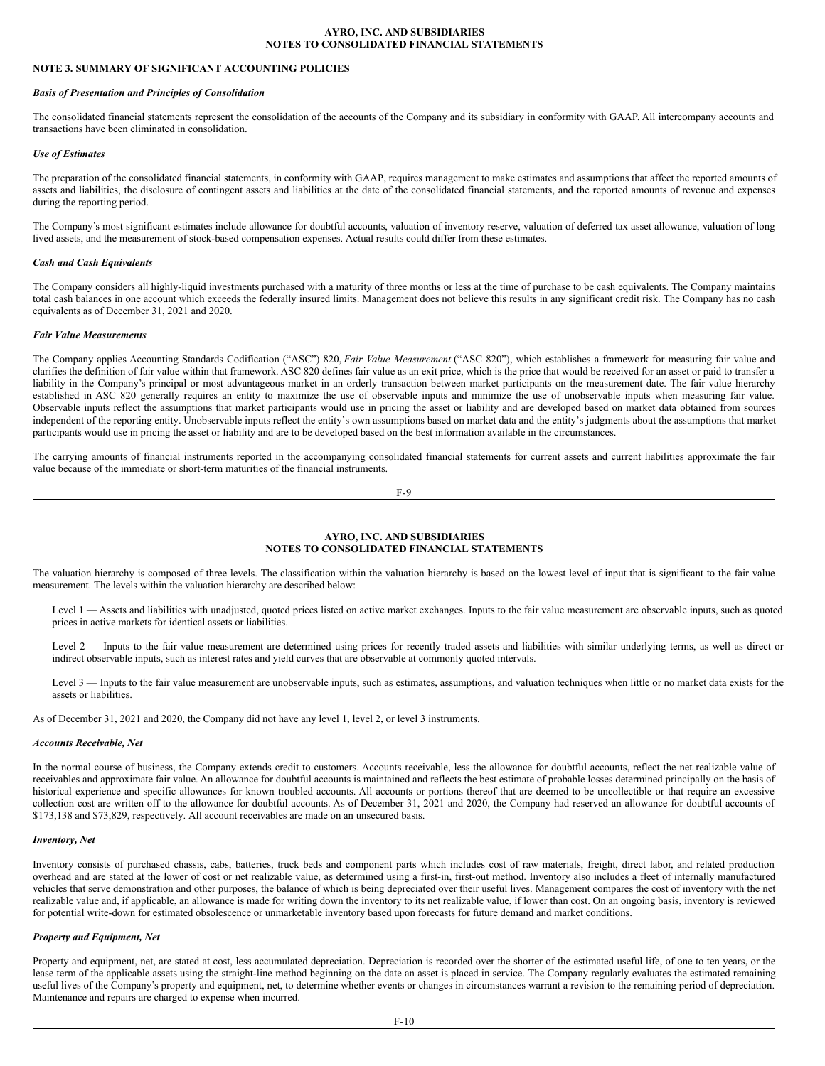## NOTE 3. SUMMARY OF SIGNIFICANT ACCOUNTING POLICIES

### *Basis of Presentation and Principles of Consolidation*

The consolidated financial statements represent the consolidation of the accounts of the Company and its subsidiary in conformity with GAAP. All intercompany accounts and transactions have been eliminated in consolidation.

### *Use of Estimates*

The preparation of the consolidated financial statements, in conformity with GAAP, requires management to make estimates and assumptions that affect the reported amounts of assets and liabilities, the disclosure of contingent assets and liabilities at the date of the consolidated financial statements, and the reported amounts of revenue and expenses during the reporting period.

The Company's most significant estimates include allowance for doubtful accounts, valuation of inventory reserve, valuation of deferred tax asset allowance, valuation of long lived assets, and the measurement of stock-based compensation expenses. Actual results could differ from these estimates.

### *Cash and Cash Equivalents*

The Company considers all highly-liquid investments purchased with a maturity of three months or less at the time of purchase to be cash equivalents. The Company maintains total cash balances in one account which exceeds the federally insured limits. Management does not believe this results in any significant credit risk. The Company has no cash equivalents as of December 31, 2021 and 2020.

### *Fair Value Measurements*

The Company applies Accounting Standards Codification ("ASC") 820, *Fair Value Measurement* ("ASC 820"), which establishes a framework for measuring fair value and clarifies the definition of fair value within that framework. ASC 820 defines fair value as an exit price, which is the price that would be received for an asset or paid to transfer a liability in the Company's principal or most advantageous market in an orderly transaction between market participants on the measurement date. The fair value hierarchy established in ASC 820 generally requires an entity to maximize the use of observable inputs and minimize the use of unobservable inputs when measuring fair value. Observable inputs reflect the assumptions that market participants would use in pricing the asset or liability and are developed based on market data obtained from sources independent of the reporting entity. Unobservable inputs reflect the entity's own assumptions based on market data and the entity's judgments about the assumptions that market participants would use in pricing the asset or liability and are to be developed based on the best information available in the circumstances.

The carrying amounts of financial instruments reported in the accompanying consolidated financial statements for current assets and current liabilities approximate the fair value because of the immediate or short-term maturities of the financial instruments.

The valuation hierarchy is composed of three levels. The classification within the valuation hierarchy is based on the lowest level of input that is significant to the fair value measurement. The levels within the valuation hierarchy are described below:

Level 1 — Assets and liabilities with unadjusted, quoted prices listed on active market exchanges. Inputs to the fair value measurement are observable inputs, such as quoted prices in active markets for identical assets or liabilities.

Level 2 — Inputs to the fair value measurement are determined using prices for recently traded assets and liabilities with similar underlying terms, as well as direct or indirect observable inputs, such as interest rates and yield curves that are observable at commonly quoted intervals.

Level 3 — Inputs to the fair value measurement are unobservable inputs, such as estimates, assumptions, and valuation techniques when little or no market data exists for the assets or liabilities.

As of December 31, 2021 and 2020, the Company did not have any level 1, level 2, or level 3 instruments.

### *Accounts Receivable, Net*

In the normal course of business, the Company extends credit to customers. Accounts receivable, less the allowance for doubtful accounts, reflect the net realizable value of receivables and approximate fair value. An allowance for doubtful accounts is maintained and reflects the best estimate of probable losses determined principally on the basis of historical experience and specific allowances for known troubled accounts. All accounts or portions thereof that are deemed to be uncollectible or that require an excessive collection cost are written off to the allowance for doubtful accounts. As of December 31, 2021 and 2020, the Company had reserved an allowance for doubtful accounts of $173,138 and $73,829, respectively. All account receivables are made on an unsecured basis.

### *Inventory, Net*

Inventory consists of purchased chassis, cabs, batteries, truck beds and component parts which includes cost of raw materials, freight, direct labor, and related production overhead and are stated at the lower of cost or net realizable value, as determined using a first-in, first-out method. Inventory also includes a fleet of internally manufactured vehicles that serve demonstration and other purposes, the balance of which is being depreciated over their useful lives. Management compares the cost of inventory with the net realizable value and, if applicable, an allowance is made for writing down the inventory to its net realizable value, if lower than cost. On an ongoing basis, inventory is reviewed for potential write-down for estimated obsolescence or unmarketable inventory based upon forecasts for future demand and market conditions.

### *Property and Equipment, Net*

Property and equipment, net, are stated at cost, less accumulated depreciation. Depreciation is recorded over the shorter of the estimated useful life, of one to ten years, or the lease term of the applicable assets using the straight-line method beginning on the date an asset is placed in service. The Company regularly evaluates the estimated remaining useful lives of the Company's property and equipment, net, to determine whether events or changes in circumstances warrant a revision to the remaining period of depreciation. Maintenance and repairs are charged to expense when incurred.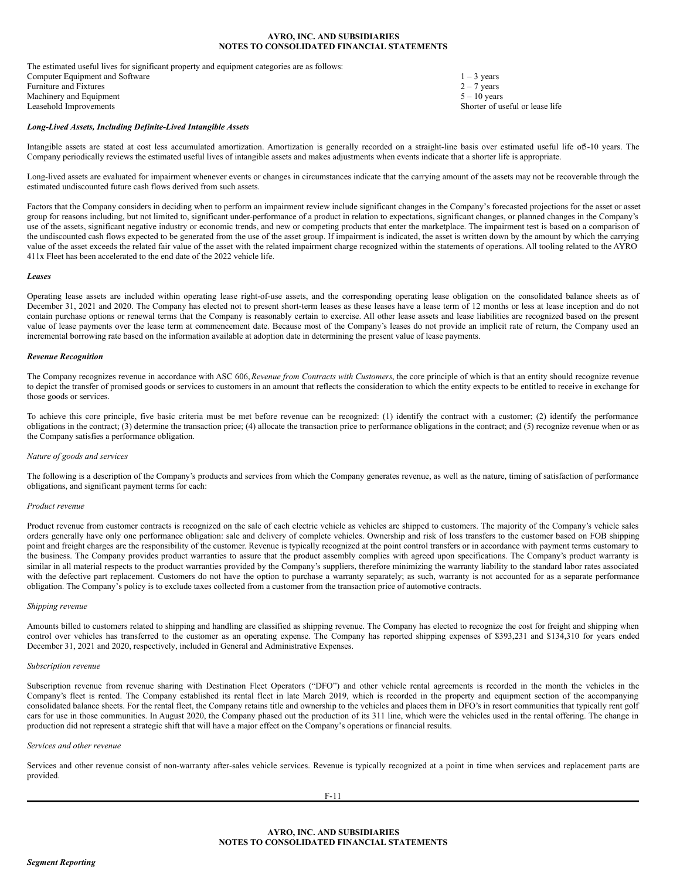The estimated useful lives for significant property and equipment categories are as follows:

| | |
|---|---|
| Computer Equipment and Software | 1 – 3 years |
| Furniture and Fixtures | 2 – 7 years |
| Machinery and Equipment | 5 – 10 years |
| Leasehold Improvements | Shorter of useful or lease life |

***Long-Lived Assets, Including Definite-Lived Intangible Assets***

Intangible assets are stated at cost less accumulated amortization. Amortization is generally recorded on a straight-line basis over estimated useful life of 5-10 years. The Company periodically reviews the estimated useful lives of intangible assets and makes adjustments when events indicate that a shorter life is appropriate.

Long-lived assets are evaluated for impairment whenever events or changes in circumstances indicate that the carrying amount of the assets may not be recoverable through the estimated undiscounted future cash flows derived from such assets.

Factors that the Company considers in deciding when to perform an impairment review include significant changes in the Company's forecasted projections for the asset or asset group for reasons including, but not limited to, significant under-performance of a product in relation to expectations, significant changes, or planned changes in the Company's use of the assets, significant negative industry or economic trends, and new or competing products that enter the marketplace. The impairment test is based on a comparison of the undiscounted cash flows expected to be generated from the use of the asset group. If impairment is indicated, the asset is written down by the amount by which the carrying value of the asset exceeds the related fair value of the asset with the related impairment charge recognized within the statements of operations. All tooling related to the AYRO 411x Fleet has been accelerated to the end date of the 2022 vehicle life.

***Leases***

Operating lease assets are included within operating lease right-of-use assets, and the corresponding operating lease obligation on the consolidated balance sheets as of December 31, 2021 and 2020. The Company has elected not to present short-term leases as these leases have a lease term of 12 months or less at lease inception and do not contain purchase options or renewal terms that the Company is reasonably certain to exercise. All other lease assets and lease liabilities are recognized based on the present value of lease payments over the lease term at commencement date. Because most of the Company's leases do not provide an implicit rate of return, the Company used an incremental borrowing rate based on the information available at adoption date in determining the present value of lease payments.

***Revenue Recognition***

The Company recognizes revenue in accordance with ASC 606, *Revenue from Contracts with Customers*, the core principle of which is that an entity should recognize revenue to depict the transfer of promised goods or services to customers in an amount that reflects the consideration to which the entity expects to be entitled to receive in exchange for those goods or services.

To achieve this core principle, five basic criteria must be met before revenue can be recognized: (1) identify the contract with a customer; (2) identify the performance obligations in the contract; (3) determine the transaction price; (4) allocate the transaction price to performance obligations in the contract; and (5) recognize revenue when or as the Company satisfies a performance obligation.

*Nature of goods and services*

The following is a description of the Company's products and services from which the Company generates revenue, as well as the nature, timing of satisfaction of performance obligations, and significant payment terms for each:

*Product revenue*

Product revenue from customer contracts is recognized on the sale of each electric vehicle as vehicles are shipped to customers. The majority of the Company's vehicle sales orders generally have only one performance obligation: sale and delivery of complete vehicles. Ownership and risk of loss transfers to the customer based on FOB shipping point and freight charges are the responsibility of the customer. Revenue is typically recognized at the point control transfers or in accordance with payment terms customary to the business. The Company provides product warranties to assure that the product assembly complies with agreed upon specifications. The Company's product warranty is similar in all material respects to the product warranties provided by the Company's suppliers, therefore minimizing the warranty liability to the standard labor rates associated with the defective part replacement. Customers do not have the option to purchase a warranty separately; as such, warranty is not accounted for as a separate performance obligation. The Company's policy is to exclude taxes collected from a customer from the transaction price of automotive contracts.

*Shipping revenue*

Amounts billed to customers related to shipping and handling are classified as shipping revenue. The Company has elected to recognize the cost for freight and shipping when control over vehicles has transferred to the customer as an operating expense. The Company has reported shipping expenses of $393,231 and $134,310 for years ended December 31, 2021 and 2020, respectively, included in General and Administrative Expenses.

*Subscription revenue*

Subscription revenue from revenue sharing with Destination Fleet Operators ("DFO") and other vehicle rental agreements is recorded in the month the vehicles in the Company's fleet is rented. The Company established its rental fleet in late March 2019, which is recorded in the property and equipment section of the accompanying consolidated balance sheets. For the rental fleet, the Company retains title and ownership to the vehicles and places them in DFO's in resort communities that typically rent golf cars for use in those communities. In August 2020, the Company phased out the production of its 311 line, which were the vehicles used in the rental offering. The change in production did not represent a strategic shift that will have a major effect on the Company's operations or financial results.

*Services and other revenue*

Services and other revenue consist of non-warranty after-sales vehicle services. Revenue is typically recognized at a point in time when services and replacement parts are provided.

***Segment Reporting***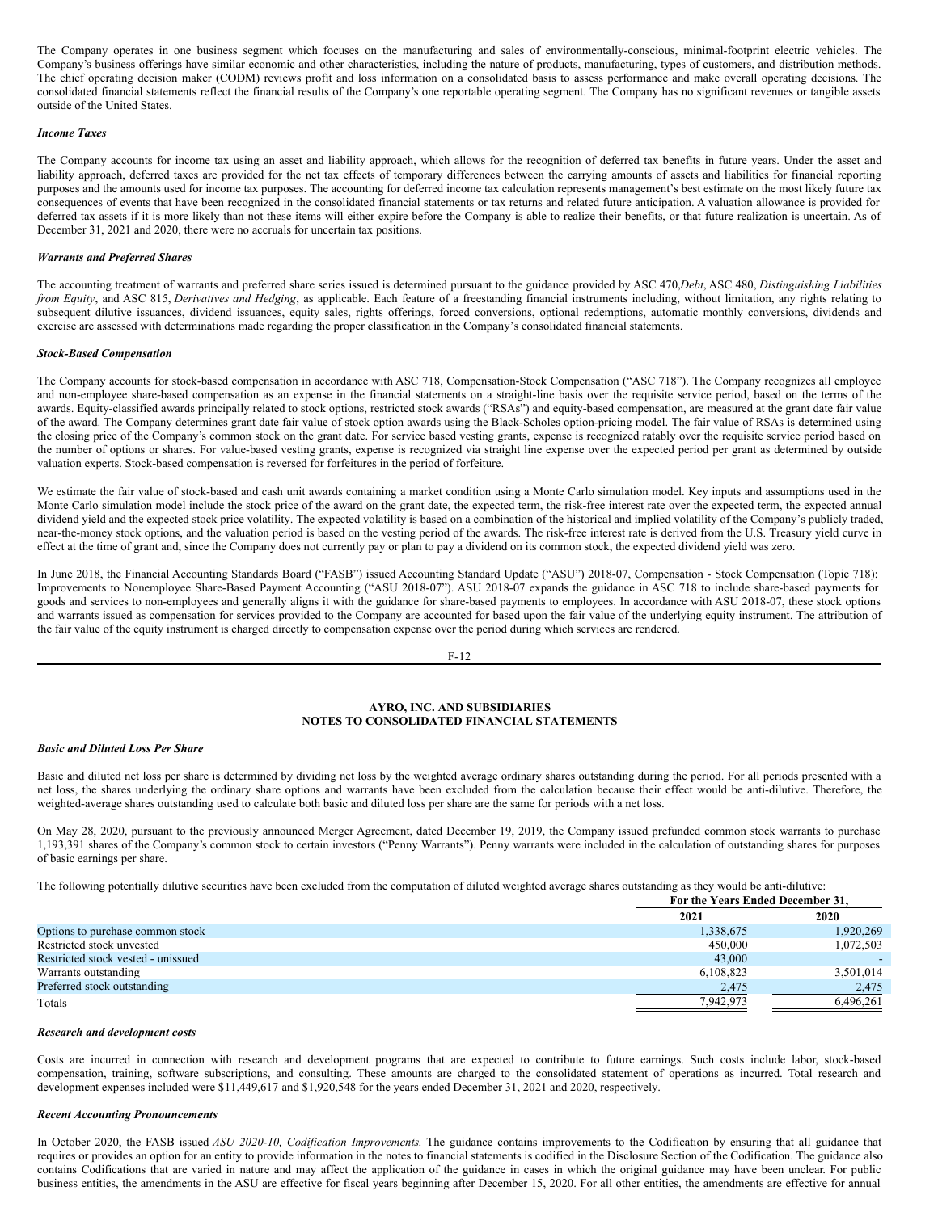The Company operates in one business segment which focuses on the manufacturing and sales of environmentally-conscious, minimal-footprint electric vehicles. The Company's business offerings have similar economic and other characteristics, including the nature of products, manufacturing, types of customers, and distribution methods. The chief operating decision maker (CODM) reviews profit and loss information on a consolidated basis to assess performance and make overall operating decisions. The consolidated financial statements reflect the financial results of the Company's one reportable operating segment. The Company has no significant revenues or tangible assets outside of the United States.

***Income Taxes***

The Company accounts for income tax using an asset and liability approach, which allows for the recognition of deferred tax benefits in future years. Under the asset and liability approach, deferred taxes are provided for the net tax effects of temporary differences between the carrying amounts of assets and liabilities for financial reporting purposes and the amounts used for income tax purposes. The accounting for deferred income tax calculation represents management's best estimate on the most likely future tax consequences of events that have been recognized in the consolidated financial statements or tax returns and related future anticipation. A valuation allowance is provided for deferred tax assets if it is more likely than not these items will either expire before the Company is able to realize their benefits, or that future realization is uncertain. As of December 31, 2021 and 2020, there were no accruals for uncertain tax positions.

***Warrants and Preferred Shares***

The accounting treatment of warrants and preferred share series issued is determined pursuant to the guidance provided by ASC 470,*Debt*, ASC 480, *Distinguishing Liabilities from Equity*, and ASC 815, *Derivatives and Hedging*, as applicable. Each feature of a freestanding financial instruments including, without limitation, any rights relating to subsequent dilutive issuances, dividend issuances, equity sales, rights offerings, forced conversions, optional redemptions, automatic monthly conversions, dividends and exercise are assessed with determinations made regarding the proper classification in the Company's consolidated financial statements.

***Stock-Based Compensation***

The Company accounts for stock-based compensation in accordance with ASC 718, Compensation-Stock Compensation ("ASC 718"). The Company recognizes all employee and non-employee share-based compensation as an expense in the financial statements on a straight-line basis over the requisite service period, based on the terms of the awards. Equity-classified awards principally related to stock options, restricted stock awards ("RSAs") and equity-based compensation, are measured at the grant date fair value of the award. The Company determines grant date fair value of stock option awards using the Black-Scholes option-pricing model. The fair value of RSAs is determined using the closing price of the Company's common stock on the grant date. For service based vesting grants, expense is recognized ratably over the requisite service period based on the number of options or shares. For value-based vesting grants, expense is recognized via straight line expense over the expected period per grant as determined by outside valuation experts. Stock-based compensation is reversed for forfeitures in the period of forfeiture.

We estimate the fair value of stock-based and cash unit awards containing a market condition using a Monte Carlo simulation model. Key inputs and assumptions used in the Monte Carlo simulation model include the stock price of the award on the grant date, the expected term, the risk-free interest rate over the expected term, the expected annual dividend yield and the expected stock price volatility. The expected volatility is based on a combination of the historical and implied volatility of the Company's publicly traded, near-the-money stock options, and the valuation period is based on the vesting period of the awards. The risk-free interest rate is derived from the U.S. Treasury yield curve in effect at the time of grant and, since the Company does not currently pay or plan to pay a dividend on its common stock, the expected dividend yield was zero.

In June 2018, the Financial Accounting Standards Board ("FASB") issued Accounting Standard Update ("ASU") 2018-07, Compensation - Stock Compensation (Topic 718): Improvements to Nonemployee Share-Based Payment Accounting ("ASU 2018-07"). ASU 2018-07 expands the guidance in ASC 718 to include share-based payments for goods and services to non-employees and generally aligns it with the guidance for share-based payments to employees. In accordance with ASU 2018-07, these stock options and warrants issued as compensation for services provided to the Company are accounted for based upon the fair value of the underlying equity instrument. The attribution of the fair value of the equity instrument is charged directly to compensation expense over the period during which services are rendered.

**AYRO, INC. AND SUBSIDIARIES**
**NOTES TO CONSOLIDATED FINANCIAL STATEMENTS**

***Basic and Diluted Loss Per Share***

Basic and diluted net loss per share is determined by dividing net loss by the weighted average ordinary shares outstanding during the period. For all periods presented with a net loss, the shares underlying the ordinary share options and warrants have been excluded from the calculation because their effect would be anti-dilutive. Therefore, the weighted-average shares outstanding used to calculate both basic and diluted loss per share are the same for periods with a net loss.

On May 28, 2020, pursuant to the previously announced Merger Agreement, dated December 19, 2019, the Company issued prefunded common stock warrants to purchase 1,193,391 shares of the Company's common stock to certain investors ("Penny Warrants"). Penny warrants were included in the calculation of outstanding shares for purposes of basic earnings per share.

The following potentially dilutive securities have been excluded from the computation of diluted weighted average shares outstanding as they would be anti-dilutive:

| | For the Years Ended December 31, | |
|---|---|---|
| | 2021 | 2020 |
| Options to purchase common stock | 1,338,675 | 1,920,269 |
| Restricted stock unvested | 450,000 | 1,072,503 |
| Restricted stock vested - unissued | 43,000 | - |
| Warrants outstanding | 6,108,823 | 3,501,014 |
| Preferred stock outstanding | 2,475 | 2,475 |
| Totals | 7,942,973 | 6,496,261 |

***Research and development costs***

Costs are incurred in connection with research and development programs that are expected to contribute to future earnings. Such costs include labor, stock-based compensation, training, software subscriptions, and consulting. These amounts are charged to the consolidated statement of operations as incurred. Total research and development expenses included were $11,449,617 and $1,920,548 for the years ended December 31, 2021 and 2020, respectively.

***Recent Accounting Pronouncements***

In October 2020, the FASB issued *ASU 2020-10, Codification Improvements.* The guidance contains improvements to the Codification by ensuring that all guidance that requires or provides an option for an entity to provide information in the notes to financial statements is codified in the Disclosure Section of the Codification. The guidance also contains Codifications that are varied in nature and may affect the application of the guidance in cases in which the original guidance may have been unclear. For public business entities, the amendments in the ASU are effective for fiscal years beginning after December 15, 2020. For all other entities, the amendments are effective for annual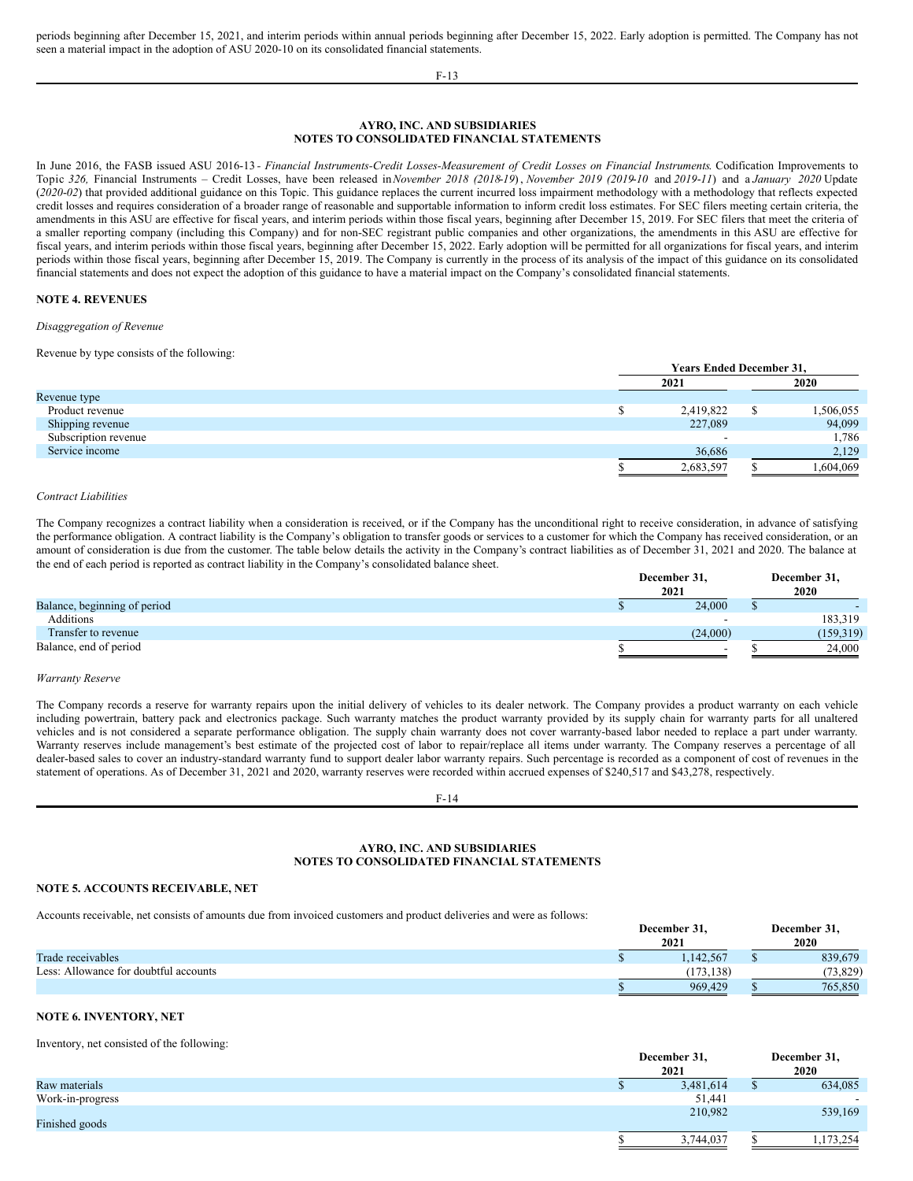periods beginning after December 15, 2021, and interim periods within annual periods beginning after December 15, 2022. Early adoption is permitted. The Company has not seen a material impact in the adoption of ASU 2020-10 on its consolidated financial statements.

**AYRO, INC. AND SUBSIDIARIES**
**NOTES TO CONSOLIDATED FINANCIAL STATEMENTS**

In June 2016, the FASB issued ASU 2016-13 - *Financial Instruments-Credit Losses-Measurement of Credit Losses on Financial Instruments*. Codification Improvements to Topic *326,* Financial Instruments – Credit Losses, have been released in *November 2018 (2018-19)*, *November 2019 (2019-10* and *2019-11*) and a *January 2020* Update (*2020-02*) that provided additional guidance on this Topic. This guidance replaces the current incurred loss impairment methodology with a methodology that reflects expected credit losses and requires consideration of a broader range of reasonable and supportable information to inform credit loss estimates. For SEC filers meeting certain criteria, the amendments in this ASU are effective for fiscal years, and interim periods within those fiscal years, beginning after December 15, 2019. For SEC filers that meet the criteria of a smaller reporting company (including this Company) and for non-SEC registrant public companies and other organizations, the amendments in this ASU are effective for fiscal years, and interim periods within those fiscal years, beginning after December 15, 2022. Early adoption will be permitted for all organizations for fiscal years, and interim periods within those fiscal years, beginning after December 15, 2019. The Company is currently in the process of its analysis of the impact of this guidance on its consolidated financial statements and does not expect the adoption of this guidance to have a material impact on the Company's consolidated financial statements.

## NOTE 4. REVENUES

*Disaggregation of Revenue*

Revenue by type consists of the following:

| | Years Ended December 31, | |
|---|---|---|
| | 2021 | 2020 |
| Revenue type | | |
| Product revenue | $ 2,419,822 | $ 1,506,055 |
| Shipping revenue | 227,089 | 94,099 |
| Subscription revenue | - | 1,786 |
| Service income | 36,686 | 2,129 |
| | $ 2,683,597 | $ 1,604,069 |

*Contract Liabilities*

The Company recognizes a contract liability when a consideration is received, or if the Company has the unconditional right to receive consideration, in advance of satisfying the performance obligation. A contract liability is the Company's obligation to transfer goods or services to a customer for which the Company has received consideration, or an amount of consideration is due from the customer. The table below details the activity in the Company's contract liabilities as of December 31, 2021 and 2020. The balance at the end of each period is reported as contract liability in the Company's consolidated balance sheet.

| | December 31, 2021 | December 31, 2020 |
|---|---|---|
| Balance, beginning of period | $ 24,000 | $ - |
| Additions | - | 183,319 |
| Transfer to revenue | (24,000) | (159,319) |
| Balance, end of period | $ - | $ 24,000 |

*Warranty Reserve*

The Company records a reserve for warranty repairs upon the initial delivery of vehicles to its dealer network. The Company provides a product warranty on each vehicle including powertrain, battery pack and electronics package. Such warranty matches the product warranty provided by its supply chain for warranty parts for all unaltered vehicles and is not considered a separate performance obligation. The supply chain warranty does not cover warranty-based labor needed to replace a part under warranty. Warranty reserves include management's best estimate of the projected cost of labor to repair/replace all items under warranty. The Company reserves a percentage of all dealer-based sales to cover an industry-standard warranty fund to support dealer labor warranty repairs. Such percentage is recorded as a component of cost of revenues in the statement of operations. As of December 31, 2021 and 2020, warranty reserves were recorded within accrued expenses of $240,517 and $43,278, respectively.

**AYRO, INC. AND SUBSIDIARIES**
**NOTES TO CONSOLIDATED FINANCIAL STATEMENTS**

## NOTE 5. ACCOUNTS RECEIVABLE, NET

Accounts receivable, net consists of amounts due from invoiced customers and product deliveries and were as follows:

| | December 31, 2021 | December 31, 2020 |
|---|---|---|
| Trade receivables | $ 1,142,567 | $ 839,679 |
| Less: Allowance for doubtful accounts | (173,138) | (73,829) |
| | $ 969,429 | $ 765,850 |

## NOTE 6. INVENTORY, NET

Inventory, net consisted of the following:

| | December 31, 2021 | December 31, 2020 |
|---|---|---|
| Raw materials | $ 3,481,614 | $ 634,085 |
| Work-in-progress | 51,441 | - |
| Finished goods | 210,982 | 539,169 |
| | $ 3,744,037 | $ 1,173,254 |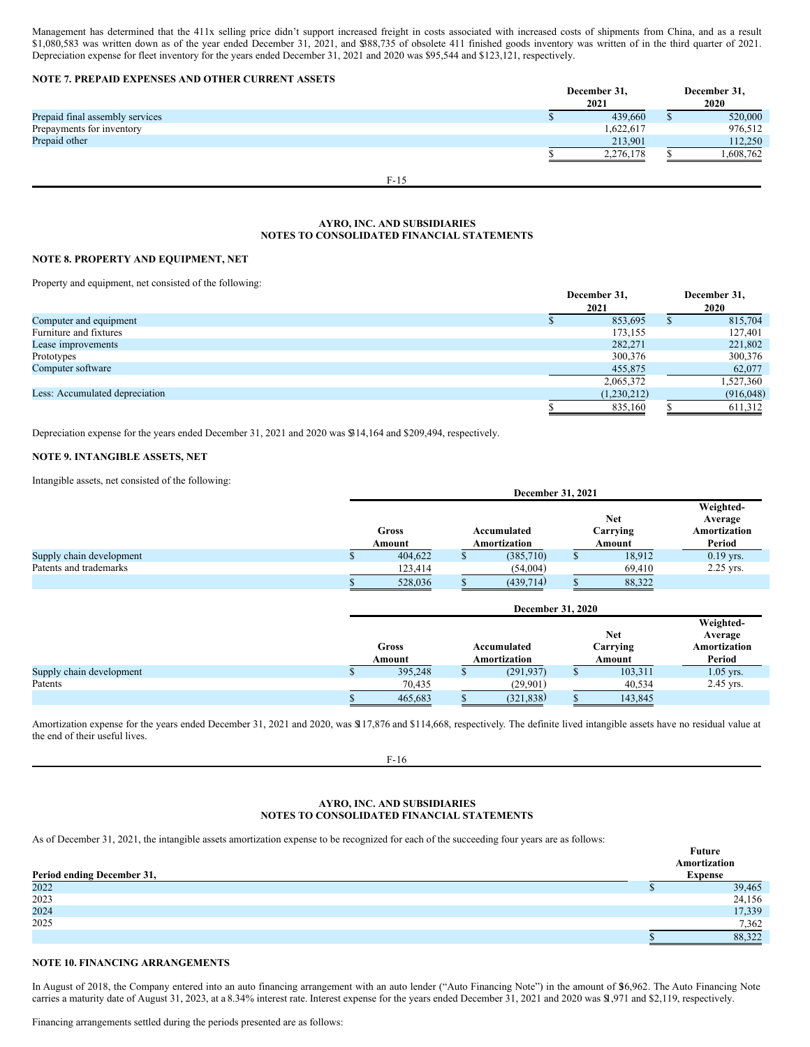Management has determined that the 411x selling price didn't support increased freight in costs associated with increased costs of shipments from China, and as a result $1,080,583 was written down as of the year ended December 31, 2021, and $388,735 of obsolete 411 finished goods inventory was written of in the third quarter of 2021. Depreciation expense for fleet inventory for the years ended December 31, 2021 and 2020 was $95,544 and $123,121, respectively.

### NOTE 7. PREPAID EXPENSES AND OTHER CURRENT ASSETS

| | December 31, 2021 | December 31, 2020 |
|---|---|---|
| Prepaid final assembly services | $ 439,660 | $ 520,000 |
| Prepayments for inventory | 1,622,617 | 976,512 |
| Prepaid other | 213,901 | 112,250 |
| | $ 2,276,178 | $ 1,608,762 |

**AYRO, INC. AND SUBSIDIARIES**
**NOTES TO CONSOLIDATED FINANCIAL STATEMENTS**

### NOTE 8. PROPERTY AND EQUIPMENT, NET

Property and equipment, net consisted of the following:

| | December 31, 2021 | December 31, 2020 |
|---|---|---|
| Computer and equipment | $ 853,695 | $ 815,704 |
| Furniture and fixtures | 173,155 | 127,401 |
| Lease improvements | 282,271 | 221,802 |
| Prototypes | 300,376 | 300,376 |
| Computer software | 455,875 | 62,077 |
| | 2,065,372 | 1,527,360 |
| Less: Accumulated depreciation | (1,230,212) | (916,048) |
| | $ 835,160 | $ 611,312 |

Depreciation expense for the years ended December 31, 2021 and 2020 was $314,164 and $209,494, respectively.

### NOTE 9. INTANGIBLE ASSETS, NET

Intangible assets, net consisted of the following:

| | December 31, 2021 | | | |
|---|---|---|---|---|
| | Gross Amount | Accumulated Amortization | Net Carrying Amount | Weighted-Average Amortization Period |
| Supply chain development | $ 404,622 | $ (385,710) | $ 18,912 | 0.19 yrs. |
| Patents and trademarks | 123,414 | (54,004) | 69,410 | 2.25 yrs. |
| | $ 528,036 | $ (439,714) | $ 88,322 | |

| | December 31, 2020 | | | |
|---|---|---|---|---|
| | Gross Amount | Accumulated Amortization | Net Carrying Amount | Weighted-Average Amortization Period |
| Supply chain development | $ 395,248 | $ (291,937) | $ 103,311 | 1.05 yrs. |
| Patents | 70,435 | (29,901) | 40,534 | 2.45 yrs. |
| | $ 465,683 | $ (321,838) | $ 143,845 | |

Amortization expense for the years ended December 31, 2021 and 2020, was $117,876 and $114,668, respectively. The definite lived intangible assets have no residual value at the end of their useful lives.

**AYRO, INC. AND SUBSIDIARIES**
**NOTES TO CONSOLIDATED FINANCIAL STATEMENTS**

As of December 31, 2021, the intangible assets amortization expense to be recognized for each of the succeeding four years are as follows:

| Period ending December 31, | Future Amortization Expense |
|---|---|
| 2022 | $ 39,465 |
| 2023 | 24,156 |
| 2024 | 17,339 |
| 2025 | 7,362 |
| | $ 88,322 |

### NOTE 10. FINANCING ARRANGEMENTS

In August of 2018, the Company entered into an auto financing arrangement with an auto lender ("Auto Financing Note") in the amount of $36,962. The Auto Financing Note carries a maturity date of August 31, 2023, at a 8.34% interest rate. Interest expense for the years ended December 31, 2021 and 2020 was $1,971 and $2,119, respectively.

Financing arrangements settled during the periods presented are as follows: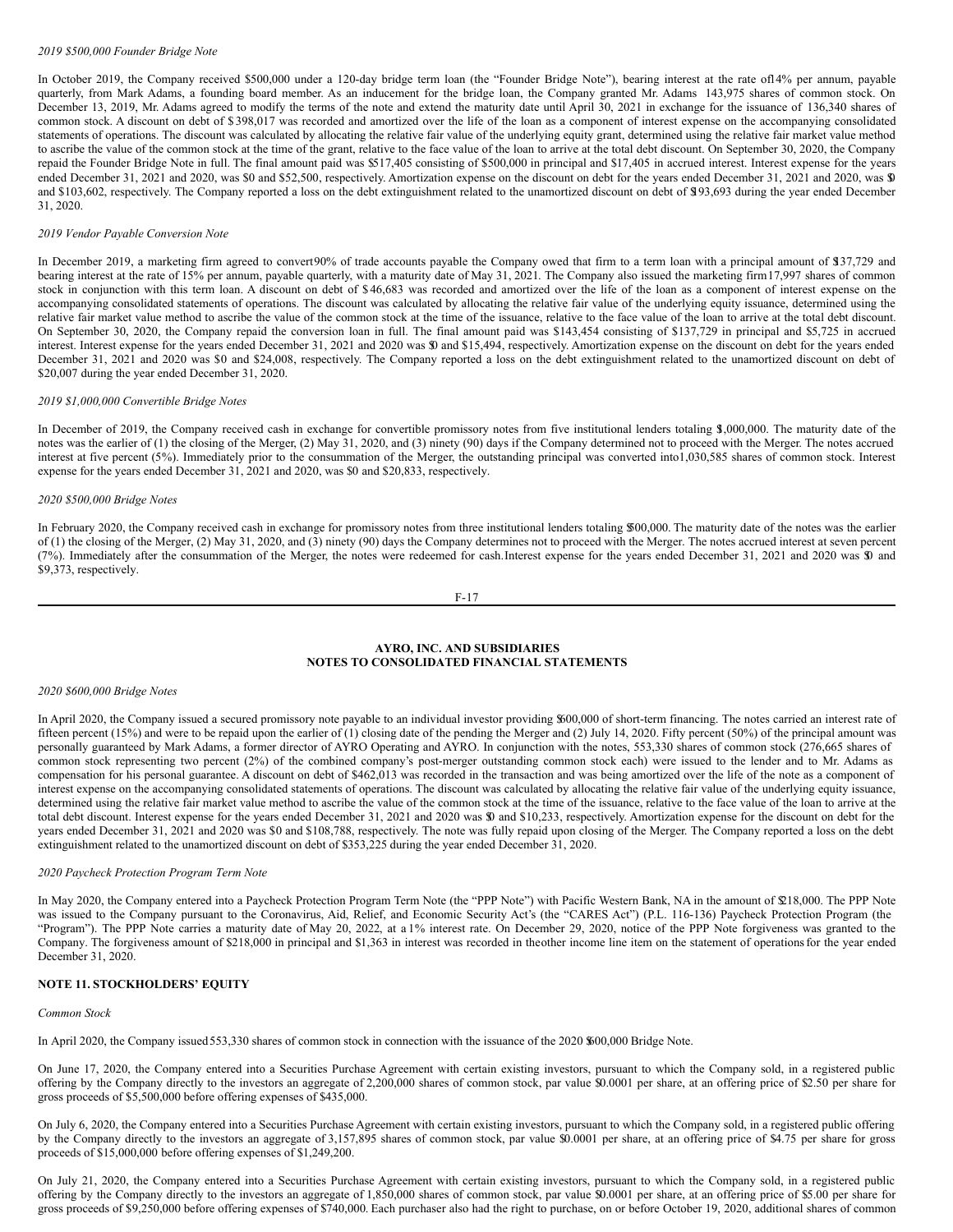*2019 $500,000 Founder Bridge Note*

In October 2019, the Company received $500,000 under a 120-day bridge term loan (the "Founder Bridge Note"), bearing interest at the rate of 14% per annum, payable quarterly, from Mark Adams, a founding board member. As an inducement for the bridge loan, the Company granted Mr. Adams 143,975 shares of common stock. On December 13, 2019, Mr. Adams agreed to modify the terms of the note and extend the maturity date until April 30, 2021 in exchange for the issuance of 136,340 shares of common stock. A discount on debt of $398,017 was recorded and amortized over the life of the loan as a component of interest expense on the accompanying consolidated statements of operations. The discount was calculated by allocating the relative fair value of the underlying equity grant, determined using the relative fair market value method to ascribe the value of the common stock at the time of the grant, relative to the face value of the loan to arrive at the total debt discount. On September 30, 2020, the Company repaid the Founder Bridge Note in full. The final amount paid was $517,405 consisting of $500,000 in principal and $17,405 in accrued interest. Interest expense for the years ended December 31, 2021 and 2020, was $0 and $52,500, respectively. Amortization expense on the discount on debt for the years ended December 31, 2021 and 2020, was $0 and $103,602, respectively. The Company reported a loss on the debt extinguishment related to the unamortized discount on debt of $193,693 during the year ended December 31, 2020.

*2019 Vendor Payable Conversion Note*

In December 2019, a marketing firm agreed to convert 90% of trade accounts payable the Company owed that firm to a term loan with a principal amount of $137,729 and bearing interest at the rate of 15% per annum, payable quarterly, with a maturity date of May 31, 2021. The Company also issued the marketing firm 17,997 shares of common stock in conjunction with this term loan. A discount on debt of $46,683 was recorded and amortized over the life of the loan as a component of interest expense on the accompanying consolidated statements of operations. The discount was calculated by allocating the relative fair value of the underlying equity issuance, determined using the relative fair market value method to ascribe the value of the common stock at the time of the issuance, relative to the face value of the loan to arrive at the total debt discount. On September 30, 2020, the Company repaid the conversion loan in full. The final amount paid was $143,454 consisting of $137,729 in principal and $5,725 in accrued interest. Interest expense for the years ended December 31, 2021 and 2020 was $0 and $15,494, respectively. Amortization expense on the discount on debt for the years ended December 31, 2021 and 2020 was $0 and $24,008, respectively. The Company reported a loss on the debt extinguishment related to the unamortized discount on debt of $20,007 during the year ended December 31, 2020.

*2019 $1,000,000 Convertible Bridge Notes*

In December of 2019, the Company received cash in exchange for convertible promissory notes from five institutional lenders totaling $1,000,000. The maturity date of the notes was the earlier of (1) the closing of the Merger, (2) May 31, 2020, and (3) ninety (90) days if the Company determined not to proceed with the Merger. The notes accrued interest at five percent (5%). Immediately prior to the consummation of the Merger, the outstanding principal was converted into 1,030,585 shares of common stock. Interest expense for the years ended December 31, 2021 and 2020, was $0 and $20,833, respectively.

*2020 $500,000 Bridge Notes*

In February 2020, the Company received cash in exchange for promissory notes from three institutional lenders totaling $500,000. The maturity date of the notes was the earlier of (1) the closing of the Merger, (2) May 31, 2020, and (3) ninety (90) days the Company determines not to proceed with the Merger. The notes accrued interest at seven percent (7%). Immediately after the consummation of the Merger, the notes were redeemed for cash. Interest expense for the years ended December 31, 2021 and 2020 was $0 and $9,373, respectively.

**AYRO, INC. AND SUBSIDIARIES**
**NOTES TO CONSOLIDATED FINANCIAL STATEMENTS**

*2020 $600,000 Bridge Notes*

In April 2020, the Company issued a secured promissory note payable to an individual investor providing $600,000 of short-term financing. The notes carried an interest rate of fifteen percent (15%) and were to be repaid upon the earlier of (1) closing date of the pending the Merger and (2) July 14, 2020. Fifty percent (50%) of the principal amount was personally guaranteed by Mark Adams, a former director of AYRO Operating and AYRO. In conjunction with the notes, 553,330 shares of common stock (276,665 shares of common stock representing two percent (2%) of the combined company's post-merger outstanding common stock each) were issued to the lender and to Mr. Adams as compensation for his personal guarantee. A discount on debt of $462,013 was recorded in the transaction and was being amortized over the life of the note as a component of interest expense on the accompanying consolidated statements of operations. The discount was calculated by allocating the relative fair value of the underlying equity issuance, determined using the relative fair market value method to ascribe the value of the common stock at the time of the issuance, relative to the face value of the loan to arrive at the total debt discount. Interest expense for the years ended December 31, 2021 and 2020 was $0 and $10,233, respectively. Amortization expense for the discount on debt for the years ended December 31, 2021 and 2020 was $0 and $108,788, respectively. The note was fully repaid upon closing of the Merger. The Company reported a loss on the debt extinguishment related to the unamortized discount on debt of $353,225 during the year ended December 31, 2020.

*2020 Paycheck Protection Program Term Note*

In May 2020, the Company entered into a Paycheck Protection Program Term Note (the "PPP Note") with Pacific Western Bank, NA in the amount of $218,000. The PPP Note was issued to the Company pursuant to the Coronavirus, Aid, Relief, and Economic Security Act's (the "CARES Act") (P.L. 116-136) Paycheck Protection Program (the "Program"). The PPP Note carries a maturity date of May 20, 2022, at a 1% interest rate. On December 29, 2020, notice of the PPP Note forgiveness was granted to the Company. The forgiveness amount of $218,000 in principal and $1,363 in interest was recorded in the other income line item on the statement of operations for the year ended December 31, 2020.

**NOTE 11. STOCKHOLDERS' EQUITY**

*Common Stock*

In April 2020, the Company issued 553,330 shares of common stock in connection with the issuance of the 2020 $600,000 Bridge Note.

On June 17, 2020, the Company entered into a Securities Purchase Agreement with certain existing investors, pursuant to which the Company sold, in a registered public offering by the Company directly to the investors an aggregate of 2,200,000 shares of common stock, par value $0.0001 per share, at an offering price of $2.50 per share for gross proceeds of $5,500,000 before offering expenses of $435,000.

On July 6, 2020, the Company entered into a Securities Purchase Agreement with certain existing investors, pursuant to which the Company sold, in a registered public offering by the Company directly to the investors an aggregate of 3,157,895 shares of common stock, par value $0.0001 per share, at an offering price of $4.75 per share for gross proceeds of $15,000,000 before offering expenses of $1,249,200.

On July 21, 2020, the Company entered into a Securities Purchase Agreement with certain existing investors, pursuant to which the Company sold, in a registered public offering by the Company directly to the investors an aggregate of 1,850,000 shares of common stock, par value $0.0001 per share, at an offering price of $5.00 per share for gross proceeds of $9,250,000 before offering expenses of $740,000. Each purchaser also had the right to purchase, on or before October 19, 2020, additional shares of common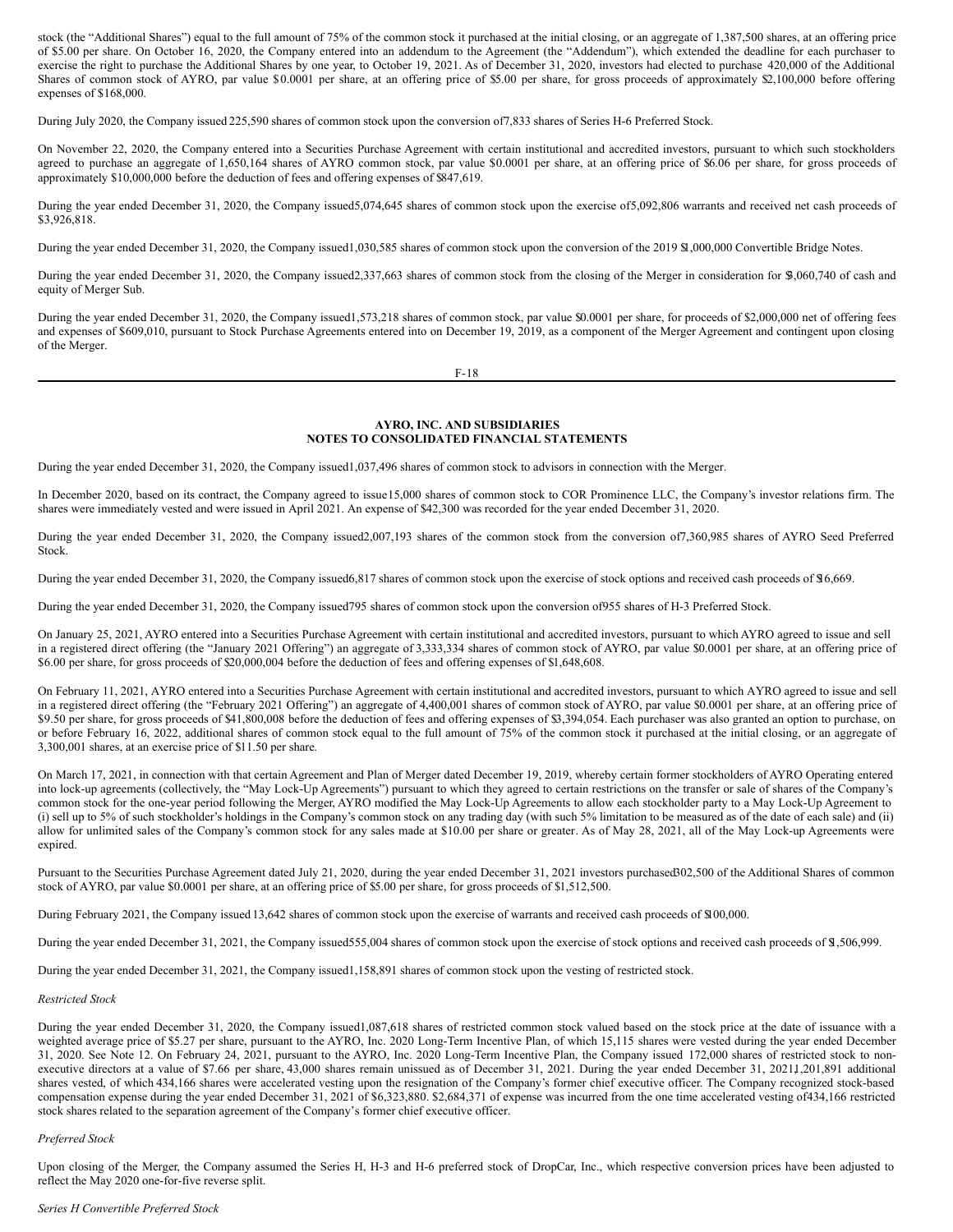stock (the "Additional Shares") equal to the full amount of 75% of the common stock it purchased at the initial closing, or an aggregate of 1,387,500 shares, at an offering price of $5.00 per share. On October 16, 2020, the Company entered into an addendum to the Agreement (the "Addendum"), which extended the deadline for each purchaser to exercise the right to purchase the Additional Shares by one year, to October 19, 2021. As of December 31, 2020, investors had elected to purchase 420,000 of the Additional Shares of common stock of AYRO, par value $0.0001 per share, at an offering price of $5.00 per share, for gross proceeds of approximately $2,100,000 before offering expenses of $168,000.

During July 2020, the Company issued 225,590 shares of common stock upon the conversion of 7,833 shares of Series H-6 Preferred Stock.

On November 22, 2020, the Company entered into a Securities Purchase Agreement with certain institutional and accredited investors, pursuant to which such stockholders agreed to purchase an aggregate of 1,650,164 shares of AYRO common stock, par value $0.0001 per share, at an offering price of $6.06 per share, for gross proceeds of approximately $10,000,000 before the deduction of fees and offering expenses of $847,619.

During the year ended December 31, 2020, the Company issued 5,074,645 shares of common stock upon the exercise of 5,092,806 warrants and received net cash proceeds of $3,926,818.

During the year ended December 31, 2020, the Company issued 1,030,585 shares of common stock upon the conversion of the 2019 $1,000,000 Convertible Bridge Notes.

During the year ended December 31, 2020, the Company issued 2,337,663 shares of common stock from the closing of the Merger in consideration for $3,060,740 of cash and equity of Merger Sub.

During the year ended December 31, 2020, the Company issued 1,573,218 shares of common stock, par value $0.0001 per share, for proceeds of $2,000,000 net of offering fees and expenses of $609,010, pursuant to Stock Purchase Agreements entered into on December 19, 2019, as a component of the Merger Agreement and contingent upon closing of the Merger.

During the year ended December 31, 2020, the Company issued 1,037,496 shares of common stock to advisors in connection with the Merger.

In December 2020, based on its contract, the Company agreed to issue 15,000 shares of common stock to COR Prominence LLC, the Company's investor relations firm. The shares were immediately vested and were issued in April 2021. An expense of $42,300 was recorded for the year ended December 31, 2020.

During the year ended December 31, 2020, the Company issued 2,007,193 shares of the common stock from the conversion of 7,360,985 shares of AYRO Seed Preferred Stock.

During the year ended December 31, 2020, the Company issued 6,817 shares of common stock upon the exercise of stock options and received cash proceeds of $16,669.

During the year ended December 31, 2020, the Company issued 795 shares of common stock upon the conversion of 955 shares of H-3 Preferred Stock.

On January 25, 2021, AYRO entered into a Securities Purchase Agreement with certain institutional and accredited investors, pursuant to which AYRO agreed to issue and sell in a registered direct offering (the "January 2021 Offering") an aggregate of 3,333,334 shares of common stock of AYRO, par value $0.0001 per share, at an offering price of $6.00 per share, for gross proceeds of $20,000,004 before the deduction of fees and offering expenses of $1,648,608.

On February 11, 2021, AYRO entered into a Securities Purchase Agreement with certain institutional and accredited investors, pursuant to which AYRO agreed to issue and sell in a registered direct offering (the "February 2021 Offering") an aggregate of 4,400,001 shares of common stock of AYRO, par value $0.0001 per share, at an offering price of $9.50 per share, for gross proceeds of $41,800,008 before the deduction of fees and offering expenses of $3,394,054. Each purchaser was also granted an option to purchase, on or before February 16, 2022, additional shares of common stock equal to the full amount of 75% of the common stock it purchased at the initial closing, or an aggregate of 3,300,001 shares, at an exercise price of $11.50 per share.

On March 17, 2021, in connection with that certain Agreement and Plan of Merger dated December 19, 2019, whereby certain former stockholders of AYRO Operating entered into lock-up agreements (collectively, the "May Lock-Up Agreements") pursuant to which they agreed to certain restrictions on the transfer or sale of shares of the Company's common stock for the one-year period following the Merger, AYRO modified the May Lock-Up Agreements to allow each stockholder party to a May Lock-Up Agreement to (i) sell up to 5% of such stockholder's holdings in the Company's common stock on any trading day (with such 5% limitation to be measured as of the date of each sale) and (ii) allow for unlimited sales of the Company's common stock for any sales made at $10.00 per share or greater. As of May 28, 2021, all of the May Lock-up Agreements were expired.

Pursuant to the Securities Purchase Agreement dated July 21, 2020, during the year ended December 31, 2021 investors purchased 302,500 of the Additional Shares of common stock of AYRO, par value $0.0001 per share, at an offering price of $5.00 per share, for gross proceeds of $1,512,500.

During February 2021, the Company issued 13,642 shares of common stock upon the exercise of warrants and received cash proceeds of $100,000.

During the year ended December 31, 2021, the Company issued 555,004 shares of common stock upon the exercise of stock options and received cash proceeds of $1,506,999.

During the year ended December 31, 2021, the Company issued 1,158,891 shares of common stock upon the vesting of restricted stock.

*Restricted Stock*

During the year ended December 31, 2020, the Company issued 1,087,618 shares of restricted common stock valued based on the stock price at the date of issuance with a weighted average price of $5.27 per share, pursuant to the AYRO, Inc. 2020 Long-Term Incentive Plan, of which 15,115 shares were vested during the year ended December 31, 2020. See Note 12. On February 24, 2021, pursuant to the AYRO, Inc. 2020 Long-Term Incentive Plan, the Company issued 172,000 shares of restricted stock to non-executive directors at a value of $7.66 per share, 43,000 shares remain unissued as of December 31, 2021. During the year ended December 31, 2021 1,201,891 additional shares vested, of which 434,166 shares were accelerated vesting upon the resignation of the Company's former chief executive officer. The Company recognized stock-based compensation expense during the year ended December 31, 2021 of $6,323,880. $2,684,371 of expense was incurred from the one time accelerated vesting of 434,166 restricted stock shares related to the separation agreement of the Company's former chief executive officer.

*Preferred Stock*

Upon closing of the Merger, the Company assumed the Series H, H-3 and H-6 preferred stock of DropCar, Inc., which respective conversion prices have been adjusted to reflect the May 2020 one-for-five reverse split.

*Series H Convertible Preferred Stock*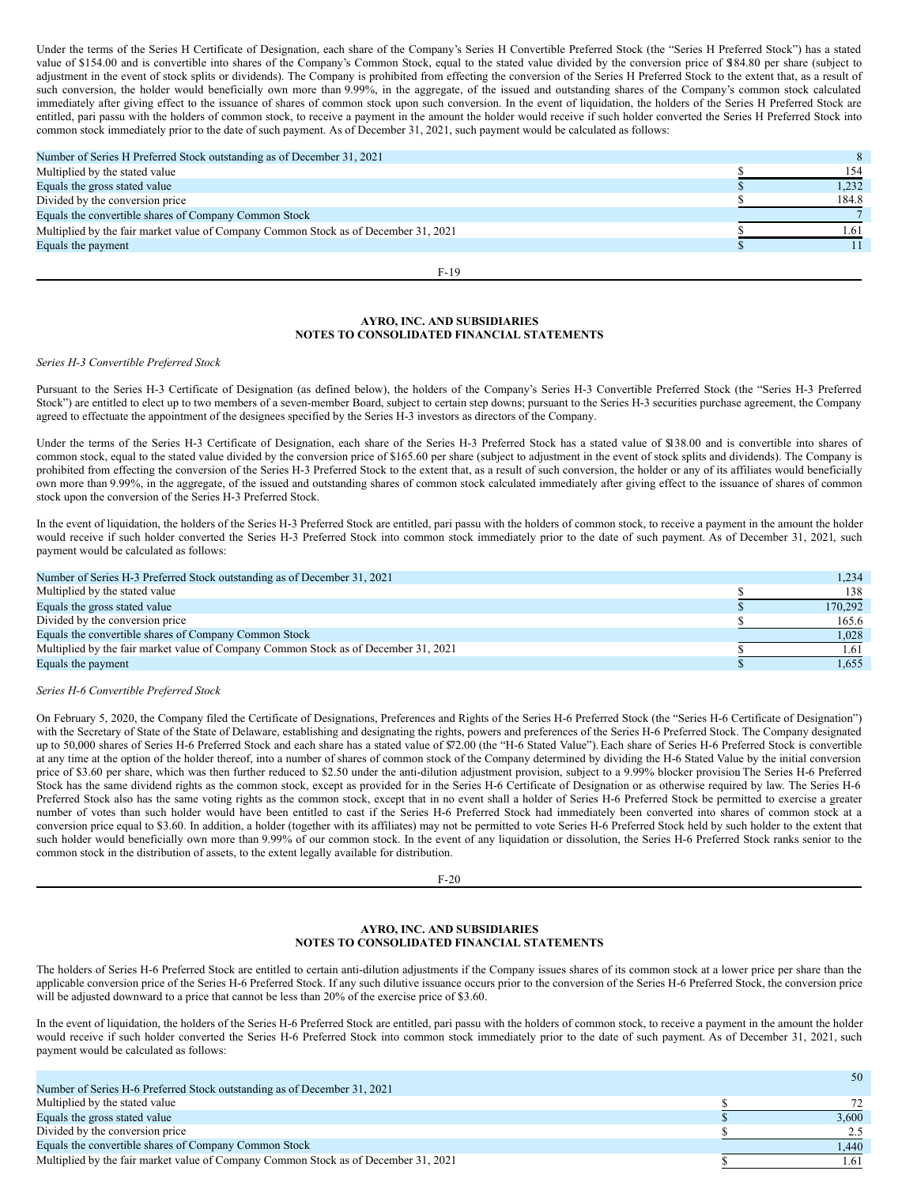Under the terms of the Series H Certificate of Designation, each share of the Company's Series H Convertible Preferred Stock (the "Series H Preferred Stock") has a stated value of $154.00 and is convertible into shares of the Company's Common Stock, equal to the stated value divided by the conversion price of $184.80 per share (subject to adjustment in the event of stock splits or dividends). The Company is prohibited from effecting the conversion of the Series H Preferred Stock to the extent that, as a result of such conversion, the holder would beneficially own more than 9.99%, in the aggregate, of the issued and outstanding shares of the Company's common stock calculated immediately after giving effect to the issuance of shares of common stock upon such conversion. In the event of liquidation, the holders of the Series H Preferred Stock are entitled, pari passu with the holders of common stock, to receive a payment in the amount the holder would receive if such holder converted the Series H Preferred Stock into common stock immediately prior to the date of such payment. As of December 31, 2021, such payment would be calculated as follows:

| | | |
|---|---|---|
| Number of Series H Preferred Stock outstanding as of December 31, 2021 | | 8 |
| Multiplied by the stated value | $ | 154 |
| Equals the gross stated value | $ | 1,232 |
| Divided by the conversion price | $ | 184.8 |
| Equals the convertible shares of Company Common Stock | | 7 |
| Multiplied by the fair market value of Company Common Stock as of December 31, 2021 | $ | 1.61 |
| Equals the payment | $ | 11 |

**AYRO, INC. AND SUBSIDIARIES**
**NOTES TO CONSOLIDATED FINANCIAL STATEMENTS**

*Series H-3 Convertible Preferred Stock*

Pursuant to the Series H-3 Certificate of Designation (as defined below), the holders of the Company's Series H-3 Convertible Preferred Stock (the "Series H-3 Preferred Stock") are entitled to elect up to two members of a seven-member Board, subject to certain step downs; pursuant to the Series H-3 securities purchase agreement, the Company agreed to effectuate the appointment of the designees specified by the Series H-3 investors as directors of the Company.

Under the terms of the Series H-3 Certificate of Designation, each share of the Series H-3 Preferred Stock has a stated value of $138.00 and is convertible into shares of common stock, equal to the stated value divided by the conversion price of $165.60 per share (subject to adjustment in the event of stock splits and dividends). The Company is prohibited from effecting the conversion of the Series H-3 Preferred Stock to the extent that, as a result of such conversion, the holder or any of its affiliates would beneficially own more than 9.99%, in the aggregate, of the issued and outstanding shares of common stock calculated immediately after giving effect to the issuance of shares of common stock upon the conversion of the Series H-3 Preferred Stock.

In the event of liquidation, the holders of the Series H-3 Preferred Stock are entitled, pari passu with the holders of common stock, to receive a payment in the amount the holder would receive if such holder converted the Series H-3 Preferred Stock into common stock immediately prior to the date of such payment. As of December 31, 2021, such payment would be calculated as follows:

| | | |
|---|---|---|
| Number of Series H-3 Preferred Stock outstanding as of December 31, 2021 | | 1,234 |
| Multiplied by the stated value | $ | 138 |
| Equals the gross stated value | $ | 170,292 |
| Divided by the conversion price | $ | 165.6 |
| Equals the convertible shares of Company Common Stock | | 1,028 |
| Multiplied by the fair market value of Company Common Stock as of December 31, 2021 | $ | 1.61 |
| Equals the payment | $ | 1,655 |

*Series H-6 Convertible Preferred Stock*

On February 5, 2020, the Company filed the Certificate of Designations, Preferences and Rights of the Series H-6 Preferred Stock (the "Series H-6 Certificate of Designation") with the Secretary of State of the State of Delaware, establishing and designating the rights, powers and preferences of the Series H-6 Preferred Stock. The Company designated up to 50,000 shares of Series H-6 Preferred Stock and each share has a stated value of $72.00 (the "H-6 Stated Value"). Each share of Series H-6 Preferred Stock is convertible at any time at the option of the holder thereof, into a number of shares of common stock of the Company determined by dividing the H-6 Stated Value by the initial conversion price of $3.60 per share, which was then further reduced to $2.50 under the anti-dilution adjustment provision, subject to a 9.99% blocker provision The Series H-6 Preferred Stock has the same dividend rights as the common stock, except as provided for in the Series H-6 Certificate of Designation or as otherwise required by law. The Series H-6 Preferred Stock also has the same voting rights as the common stock, except that in no event shall a holder of Series H-6 Preferred Stock be permitted to exercise a greater number of votes than such holder would have been entitled to cast if the Series H-6 Preferred Stock had immediately been converted into shares of common stock at a conversion price equal to $3.60. In addition, a holder (together with its affiliates) may not be permitted to vote Series H-6 Preferred Stock held by such holder to the extent that such holder would beneficially own more than 9.99% of our common stock. In the event of any liquidation or dissolution, the Series H-6 Preferred Stock ranks senior to the common stock in the distribution of assets, to the extent legally available for distribution.

**AYRO, INC. AND SUBSIDIARIES**
**NOTES TO CONSOLIDATED FINANCIAL STATEMENTS**

The holders of Series H-6 Preferred Stock are entitled to certain anti-dilution adjustments if the Company issues shares of its common stock at a lower price per share than the applicable conversion price of the Series H-6 Preferred Stock. If any such dilutive issuance occurs prior to the conversion of the Series H-6 Preferred Stock, the conversion price will be adjusted downward to a price that cannot be less than 20% of the exercise price of $3.60.

In the event of liquidation, the holders of the Series H-6 Preferred Stock are entitled, pari passu with the holders of common stock, to receive a payment in the amount the holder would receive if such holder converted the Series H-6 Preferred Stock into common stock immediately prior to the date of such payment. As of December 31, 2021, such payment would be calculated as follows:

| | | |
|---|---|---|
| Number of Series H-6 Preferred Stock outstanding as of December 31, 2021 | | 50 |
| Multiplied by the stated value | $ | 72 |
| Equals the gross stated value | $ | 3,600 |
| Divided by the conversion price | $ | 2.5 |
| Equals the convertible shares of Company Common Stock | | 1,440 |
| Multiplied by the fair market value of Company Common Stock as of December 31, 2021 | $ | 1.61 |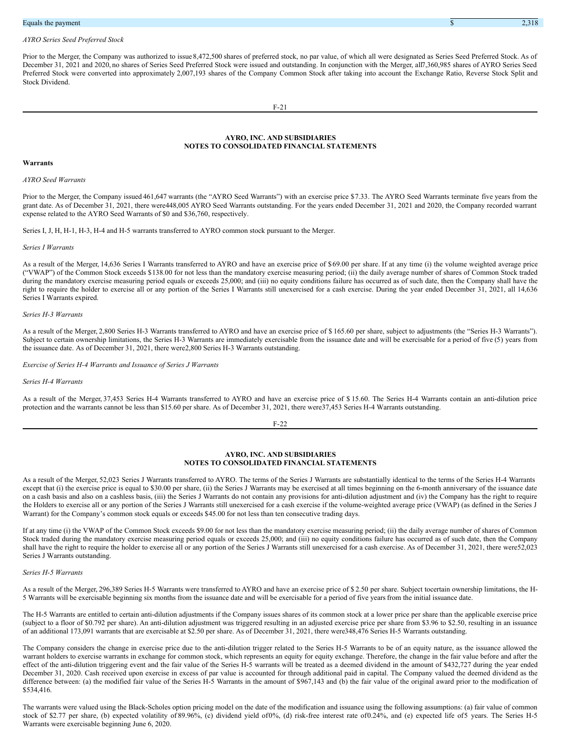| Equals the payment | $ | 2,318 |
| --- | --- | --- |

*AYRO Series Seed Preferred Stock*

Prior to the Merger, the Company was authorized to issue 8,472,500 shares of preferred stock, no par value, of which all were designated as Series Seed Preferred Stock. As of December 31, 2021 and 2020, no shares of Series Seed Preferred Stock were issued and outstanding. In conjunction with the Merger, all 7,360,985 shares of AYRO Series Seed Preferred Stock were converted into approximately 2,007,193 shares of the Company Common Stock after taking into account the Exchange Ratio, Reverse Stock Split and Stock Dividend.

**Warrants**

*AYRO Seed Warrants*

Prior to the Merger, the Company issued 461,647 warrants (the "AYRO Seed Warrants") with an exercise price $7.33. The AYRO Seed Warrants terminate five years from the grant date. As of December 31, 2021, there were 448,005 AYRO Seed Warrants outstanding. For the years ended December 31, 2021 and 2020, the Company recorded warrant expense related to the AYRO Seed Warrants of $0 and $36,760, respectively.

Series I, J, H, H-1, H-3, H-4 and H-5 warrants transferred to AYRO common stock pursuant to the Merger.

*Series I Warrants*

As a result of the Merger, 14,636 Series I Warrants transferred to AYRO and have an exercise price of $69.00 per share. If at any time (i) the volume weighted average price ("VWAP") of the Common Stock exceeds $138.00 for not less than the mandatory exercise measuring period; (ii) the daily average number of shares of Common Stock traded during the mandatory exercise measuring period equals or exceeds 25,000; and (iii) no equity conditions failure has occurred as of such date, then the Company shall have the right to require the holder to exercise all or any portion of the Series I Warrants still unexercised for a cash exercise. During the year ended December 31, 2021, all 14,636 Series I Warrants expired.

*Series H-3 Warrants*

As a result of the Merger, 2,800 Series H-3 Warrants transferred to AYRO and have an exercise price of $165.60 per share, subject to adjustments (the "Series H-3 Warrants"). Subject to certain ownership limitations, the Series H-3 Warrants are immediately exercisable from the issuance date and will be exercisable for a period of five (5) years from the issuance date. As of December 31, 2021, there were 2,800 Series H-3 Warrants outstanding.

*Exercise of Series H-4 Warrants and Issuance of Series J Warrants*

*Series H-4 Warrants*

As a result of the Merger, 37,453 Series H-4 Warrants transferred to AYRO and have an exercise price of $15.60. The Series H-4 Warrants contain an anti-dilution price protection and the warrants cannot be less than $15.60 per share. As of December 31, 2021, there were 37,453 Series H-4 Warrants outstanding.

As a result of the Merger, 52,023 Series J Warrants transferred to AYRO. The terms of the Series J Warrants are substantially identical to the terms of the Series H-4 Warrants except that (i) the exercise price is equal to $30.00 per share, (ii) the Series J Warrants may be exercised at all times beginning on the 6-month anniversary of the issuance date on a cash basis and also on a cashless basis, (iii) the Series J Warrants do not contain any provisions for anti-dilution adjustment and (iv) the Company has the right to require the Holders to exercise all or any portion of the Series J Warrants still unexercised for a cash exercise if the volume-weighted average price (VWAP) (as defined in the Series J Warrant) for the Company's common stock equals or exceeds $45.00 for not less than ten consecutive trading days.

If at any time (i) the VWAP of the Common Stock exceeds $9.00 for not less than the mandatory exercise measuring period; (ii) the daily average number of shares of Common Stock traded during the mandatory exercise measuring period equals or exceeds 25,000; and (iii) no equity conditions failure has occurred as of such date, then the Company shall have the right to require the holder to exercise all or any portion of the Series J Warrants still unexercised for a cash exercise. As of December 31, 2021, there were 52,023 Series J Warrants outstanding.

*Series H-5 Warrants*

As a result of the Merger, 296,389 Series H-5 Warrants were transferred to AYRO and have an exercise price of $2.50 per share. Subject to certain ownership limitations, the H-5 Warrants will be exercisable beginning six months from the issuance date and will be exercisable for a period of five years from the initial issuance date.

The H-5 Warrants are entitled to certain anti-dilution adjustments if the Company issues shares of its common stock at a lower price per share than the applicable exercise price (subject to a floor of $0.792 per share). An anti-dilution adjustment was triggered resulting in an adjusted exercise price per share from $3.96 to $2.50, resulting in an issuance of an additional 173,091 warrants that are exercisable at $2.50 per share. As of December 31, 2021, there were 348,476 Series H-5 Warrants outstanding.

The Company considers the change in exercise price due to the anti-dilution trigger related to the Series H-5 Warrants to be of an equity nature, as the issuance allowed the warrant holders to exercise warrants in exchange for common stock, which represents an equity for equity exchange. Therefore, the change in the fair value before and after the effect of the anti-dilution triggering event and the fair value of the Series H-5 warrants will be treated as a deemed dividend in the amount of $432,727 during the year ended December 31, 2020. Cash received upon exercise in excess of par value is accounted for through additional paid in capital. The Company valued the deemed dividend as the difference between: (a) the modified fair value of the Series H-5 Warrants in the amount of $967,143 and (b) the fair value of the original award prior to the modification of $534,416.

The warrants were valued using the Black-Scholes option pricing model on the date of the modification and issuance using the following assumptions: (a) fair value of common stock of $2.77 per share, (b) expected volatility of 89.96%, (c) dividend yield of 0%, (d) risk-free interest rate of 0.24%, and (e) expected life of 5 years. The Series H-5 Warrants were exercisable beginning June 6, 2020.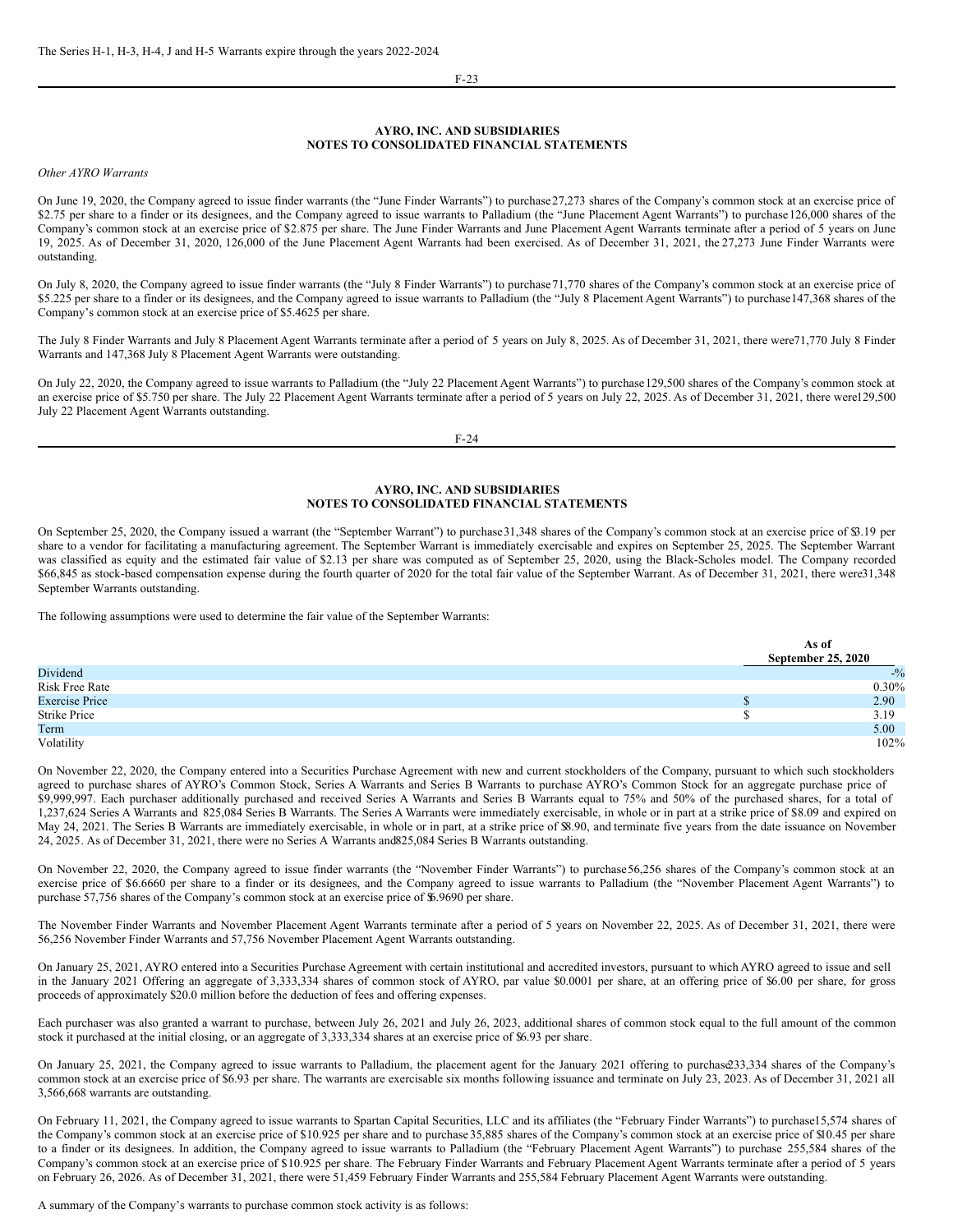The Series H-1, H-3, H-4, J and H-5 Warrants expire through the years 2022-2024.

*Other AYRO Warrants*

On June 19, 2020, the Company agreed to issue finder warrants (the "June Finder Warrants") to purchase 27,273 shares of the Company's common stock at an exercise price of $2.75 per share to a finder or its designees, and the Company agreed to issue warrants to Palladium (the "June Placement Agent Warrants") to purchase 126,000 shares of the Company's common stock at an exercise price of $2.875 per share. The June Finder Warrants and June Placement Agent Warrants terminate after a period of 5 years on June 19, 2025. As of December 31, 2020, 126,000 of the June Placement Agent Warrants had been exercised. As of December 31, 2021, the 27,273 June Finder Warrants were outstanding.

On July 8, 2020, the Company agreed to issue finder warrants (the "July 8 Finder Warrants") to purchase 71,770 shares of the Company's common stock at an exercise price of $5.225 per share to a finder or its designees, and the Company agreed to issue warrants to Palladium (the "July 8 Placement Agent Warrants") to purchase 147,368 shares of the Company's common stock at an exercise price of $5.4625 per share.

The July 8 Finder Warrants and July 8 Placement Agent Warrants terminate after a period of 5 years on July 8, 2025. As of December 31, 2021, there were 71,770 July 8 Finder Warrants and 147,368 July 8 Placement Agent Warrants were outstanding.

On July 22, 2020, the Company agreed to issue warrants to Palladium (the "July 22 Placement Agent Warrants") to purchase 129,500 shares of the Company's common stock at an exercise price of $5.750 per share. The July 22 Placement Agent Warrants terminate after a period of 5 years on July 22, 2025. As of December 31, 2021, there were 129,500 July 22 Placement Agent Warrants outstanding.

On September 25, 2020, the Company issued a warrant (the "September Warrant") to purchase 31,348 shares of the Company's common stock at an exercise price of $3.19 per share to a vendor for facilitating a manufacturing agreement. The September Warrant is immediately exercisable and expires on September 25, 2025. The September Warrant was classified as equity and the estimated fair value of $2.13 per share was computed as of September 25, 2020, using the Black-Scholes model. The Company recorded $66,845 as stock-based compensation expense during the fourth quarter of 2020 for the total fair value of the September Warrant. As of December 31, 2021, there were 31,348 September Warrants outstanding.

The following assumptions were used to determine the fair value of the September Warrants:

| | As of September 25, 2020 |
|---|---|
| Dividend | -% |
| Risk Free Rate | 0.30% |
| Exercise Price | $ 2.90 |
| Strike Price | $ 3.19 |
| Term | 5.00 |
| Volatility | 102% |

On November 22, 2020, the Company entered into a Securities Purchase Agreement with new and current stockholders of the Company, pursuant to which such stockholders agreed to purchase shares of AYRO's Common Stock, Series A Warrants and Series B Warrants to purchase AYRO's Common Stock for an aggregate purchase price of $9,999,997. Each purchaser additionally purchased and received Series A Warrants and Series B Warrants equal to 75% and 50% of the purchased shares, for a total of 1,237,624 Series A Warrants and 825,084 Series B Warrants. The Series A Warrants were immediately exercisable, in whole or in part at a strike price of $8.09 and expired on May 24, 2021. The Series B Warrants are immediately exercisable, in whole or in part, at a strike price of $8.90, and terminate five years from the date issuance on November 24, 2025. As of December 31, 2021, there were no Series A Warrants and 825,084 Series B Warrants outstanding.

On November 22, 2020, the Company agreed to issue finder warrants (the "November Finder Warrants") to purchase 56,256 shares of the Company's common stock at an exercise price of $6.6660 per share to a finder or its designees, and the Company agreed to issue warrants to Palladium (the "November Placement Agent Warrants") to purchase 57,756 shares of the Company's common stock at an exercise price of $6.9690 per share.

The November Finder Warrants and November Placement Agent Warrants terminate after a period of 5 years on November 22, 2025. As of December 31, 2021, there were 56,256 November Finder Warrants and 57,756 November Placement Agent Warrants outstanding.

On January 25, 2021, AYRO entered into a Securities Purchase Agreement with certain institutional and accredited investors, pursuant to which AYRO agreed to issue and sell in the January 2021 Offering an aggregate of 3,333,334 shares of common stock of AYRO, par value $0.0001 per share, at an offering price of $6.00 per share, for gross proceeds of approximately $20.0 million before the deduction of fees and offering expenses.

Each purchaser was also granted a warrant to purchase, between July 26, 2021 and July 26, 2023, additional shares of common stock equal to the full amount of the common stock it purchased at the initial closing, or an aggregate of 3,333,334 shares at an exercise price of $6.93 per share.

On January 25, 2021, the Company agreed to issue warrants to Palladium, the placement agent for the January 2021 offering to purchase 233,334 shares of the Company's common stock at an exercise price of $6.93 per share. The warrants are exercisable six months following issuance and terminate on July 23, 2023. As of December 31, 2021 all 3,566,668 warrants are outstanding.

On February 11, 2021, the Company agreed to issue warrants to Spartan Capital Securities, LLC and its affiliates (the "February Finder Warrants") to purchase 15,574 shares of the Company's common stock at an exercise price of $10.925 per share and to purchase 35,885 shares of the Company's common stock at an exercise price of $10.45 per share to a finder or its designees. In addition, the Company agreed to issue warrants to Palladium (the "February Placement Agent Warrants") to purchase 255,584 shares of the Company's common stock at an exercise price of $10.925 per share. The February Finder Warrants and February Placement Agent Warrants terminate after a period of 5 years on February 26, 2026. As of December 31, 2021, there were 51,459 February Finder Warrants and 255,584 February Placement Agent Warrants were outstanding.

A summary of the Company's warrants to purchase common stock activity is as follows: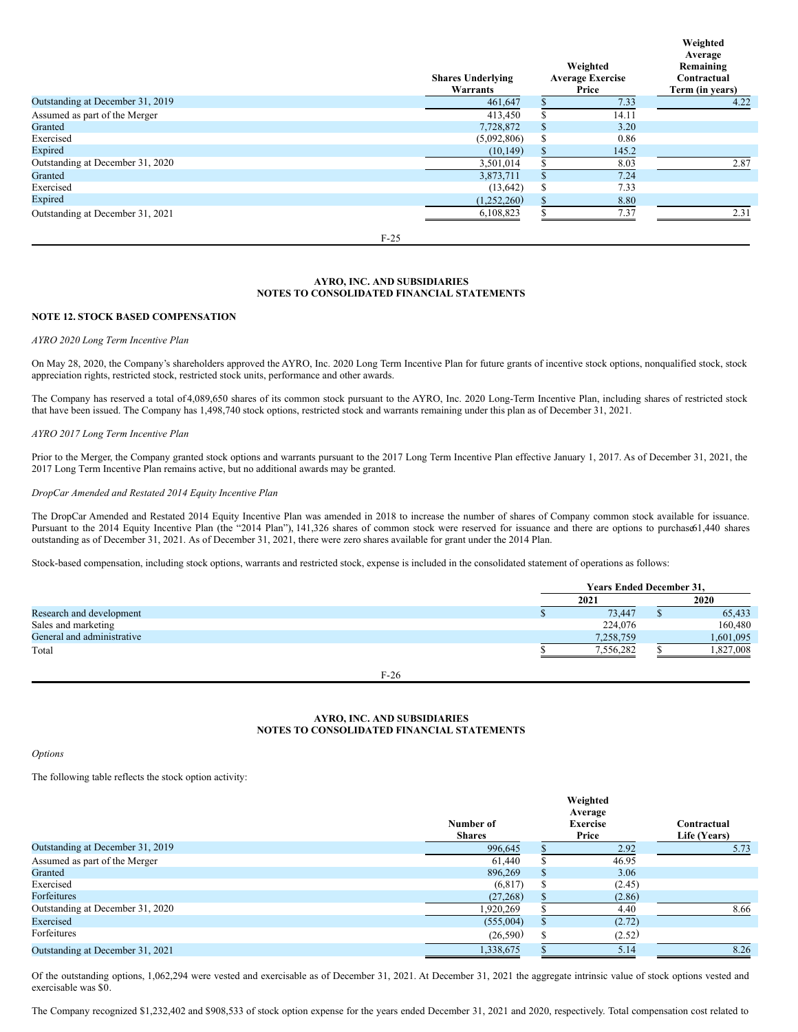| | Shares Underlying Warrants | Weighted Average Exercise Price | Weighted Average Remaining Contractual Term (in years) |
|---|---|---|---|
| Outstanding at December 31, 2019 | 461,647 | $ 7.33 | 4.22 |
| Assumed as part of the Merger | 413,450 | $ 14.11 | |
| Granted | 7,728,872 | $ 3.20 | |
| Exercised | (5,092,806) | $ 0.86 | |
| Expired | (10,149) | $ 145.2 | |
| Outstanding at December 31, 2020 | 3,501,014 | $ 8.03 | 2.87 |
| Granted | 3,873,711 | $ 7.24 | |
| Exercised | (13,642) | $ 7.33 | |
| Expired | (1,252,260) | $ 8.80 | |
| Outstanding at December 31, 2021 | 6,108,823 | $ 7.37 | 2.31 |

**AYRO, INC. AND SUBSIDIARIES**
**NOTES TO CONSOLIDATED FINANCIAL STATEMENTS**

**NOTE 12. STOCK BASED COMPENSATION**

*AYRO 2020 Long Term Incentive Plan*

On May 28, 2020, the Company's shareholders approved the AYRO, Inc. 2020 Long Term Incentive Plan for future grants of incentive stock options, nonqualified stock, stock appreciation rights, restricted stock, restricted stock units, performance and other awards.

The Company has reserved a total of 4,089,650 shares of its common stock pursuant to the AYRO, Inc. 2020 Long-Term Incentive Plan, including shares of restricted stock that have been issued. The Company has 1,498,740 stock options, restricted stock and warrants remaining under this plan as of December 31, 2021.

*AYRO 2017 Long Term Incentive Plan*

Prior to the Merger, the Company granted stock options and warrants pursuant to the 2017 Long Term Incentive Plan effective January 1, 2017. As of December 31, 2021, the 2017 Long Term Incentive Plan remains active, but no additional awards may be granted.

*DropCar Amended and Restated 2014 Equity Incentive Plan*

The DropCar Amended and Restated 2014 Equity Incentive Plan was amended in 2018 to increase the number of shares of Company common stock available for issuance. Pursuant to the 2014 Equity Incentive Plan (the "2014 Plan"), 141,326 shares of common stock were reserved for issuance and there are options to purchase 61,440 shares outstanding as of December 31, 2021. As of December 31, 2021, there were zero shares available for grant under the 2014 Plan.

Stock-based compensation, including stock options, warrants and restricted stock, expense is included in the consolidated statement of operations as follows:

| | Years Ended December 31, | |
|---|---|---|
| | 2021 | 2020 |
| Research and development | $ 73,447 | $ 65,433 |
| Sales and marketing | 224,076 | 160,480 |
| General and administrative | 7,258,759 | 1,601,095 |
| Total | $ 7,556,282 | $ 1,827,008 |

**AYRO, INC. AND SUBSIDIARIES**
**NOTES TO CONSOLIDATED FINANCIAL STATEMENTS**

*Options*

The following table reflects the stock option activity:

| | Number of Shares | Weighted Average Exercise Price | Contractual Life (Years) |
|---|---|---|---|
| Outstanding at December 31, 2019 | 996,645 | $ 2.92 | 5.73 |
| Assumed as part of the Merger | 61,440 | $ 46.95 | |
| Granted | 896,269 | $ 3.06 | |
| Exercised | (6,817) | $ (2.45) | |
| Forfeitures | (27,268) | $ (2.86) | |
| Outstanding at December 31, 2020 | 1,920,269 | $ 4.40 | 8.66 |
| Exercised | (555,004) | $ (2.72) | |
| Forfeitures | (26,590) | $ (2.52) | |
| Outstanding at December 31, 2021 | 1,338,675 | $ 5.14 | 8.26 |

Of the outstanding options, 1,062,294 were vested and exercisable as of December 31, 2021. At December 31, 2021 the aggregate intrinsic value of stock options vested and exercisable was $0.

The Company recognized $1,232,402 and $908,533 of stock option expense for the years ended December 31, 2021 and 2020, respectively. Total compensation cost related to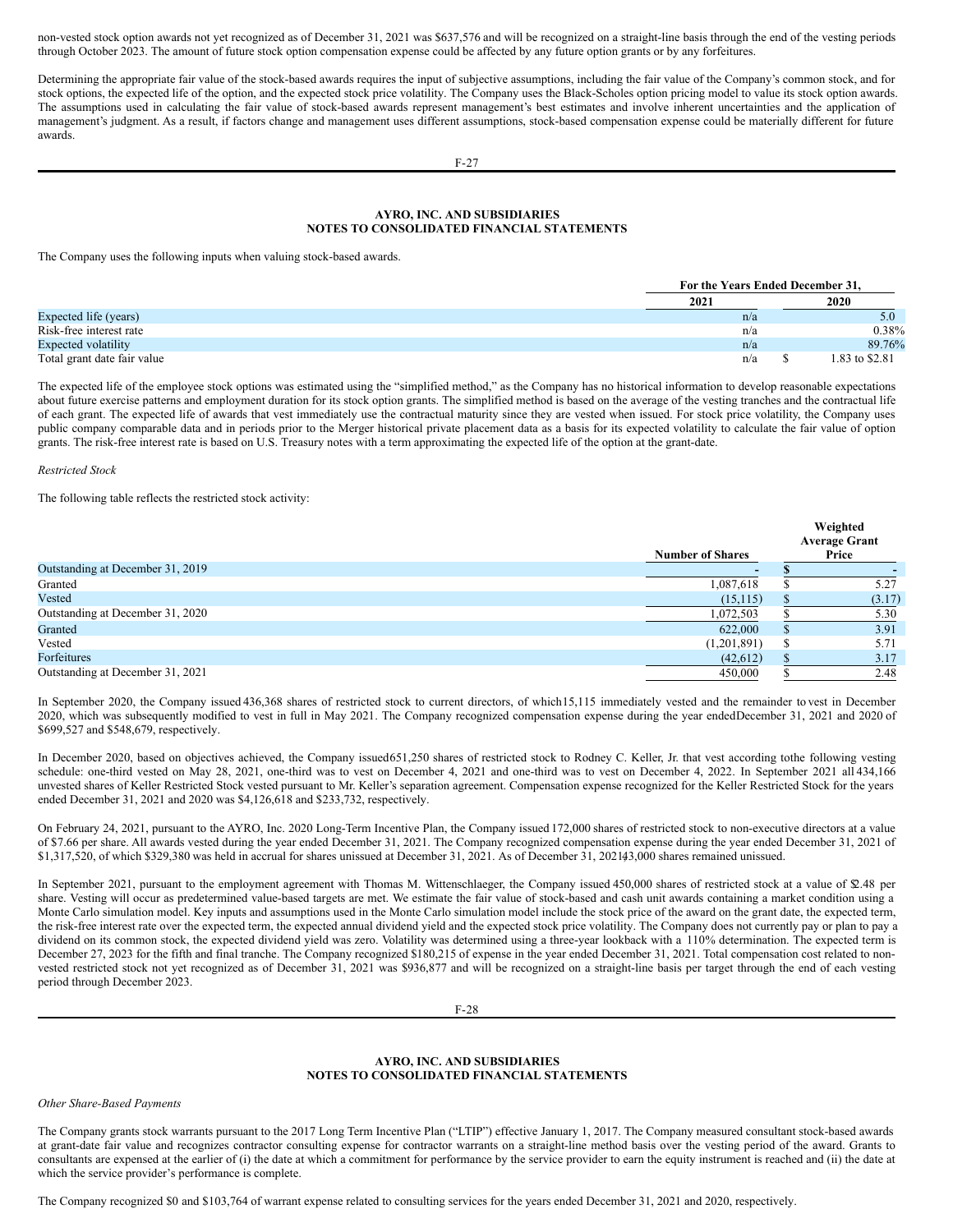non-vested stock option awards not yet recognized as of December 31, 2021 was $637,576 and will be recognized on a straight-line basis through the end of the vesting periods through October 2023. The amount of future stock option compensation expense could be affected by any future option grants or by any forfeitures.

Determining the appropriate fair value of the stock-based awards requires the input of subjective assumptions, including the fair value of the Company's common stock, and for stock options, the expected life of the option, and the expected stock price volatility. The Company uses the Black-Scholes option pricing model to value its stock option awards. The assumptions used in calculating the fair value of stock-based awards represent management's best estimates and involve inherent uncertainties and the application of management's judgment. As a result, if factors change and management uses different assumptions, stock-based compensation expense could be materially different for future awards.

**AYRO, INC. AND SUBSIDIARIES**
**NOTES TO CONSOLIDATED FINANCIAL STATEMENTS**

The Company uses the following inputs when valuing stock-based awards.

| | For the Years Ended December 31, | |
|---|---|---|
| | 2021 | 2020 |
| Expected life (years) | n/a | 5.0 |
| Risk-free interest rate | n/a | 0.38% |
| Expected volatility | n/a | 89.76% |
| Total grant date fair value | n/a | $ 1.83 to $2.81 |

The expected life of the employee stock options was estimated using the "simplified method," as the Company has no historical information to develop reasonable expectations about future exercise patterns and employment duration for its stock option grants. The simplified method is based on the average of the vesting tranches and the contractual life of each grant. The expected life of awards that vest immediately use the contractual maturity since they are vested when issued. For stock price volatility, the Company uses public company comparable data and in periods prior to the Merger historical private placement data as a basis for its expected volatility to calculate the fair value of option grants. The risk-free interest rate is based on U.S. Treasury notes with a term approximating the expected life of the option at the grant-date.

*Restricted Stock*

The following table reflects the restricted stock activity:

| | Number of Shares | Weighted Average Grant Price |
|---|---|---|
| Outstanding at December 31, 2019 | - | $ - |
| Granted | 1,087,618 | $ 5.27 |
| Vested | (15,115) | $ (3.17) |
| Outstanding at December 31, 2020 | 1,072,503 | $ 5.30 |
| Granted | 622,000 | $ 3.91 |
| Vested | (1,201,891) | $ 5.71 |
| Forfeitures | (42,612) | $ 3.17 |
| Outstanding at December 31, 2021 | 450,000 | $ 2.48 |

In September 2020, the Company issued 436,368 shares of restricted stock to current directors, of which 15,115 immediately vested and the remainder to vest in December 2020, which was subsequently modified to vest in full in May 2021. The Company recognized compensation expense during the year ended December 31, 2021 and 2020 of $699,527 and $548,679, respectively.

In December 2020, based on objectives achieved, the Company issued 651,250 shares of restricted stock to Rodney C. Keller, Jr. that vest according to the following vesting schedule: one-third vested on May 28, 2021, one-third was to vest on December 4, 2021 and one-third was to vest on December 4, 2022. In September 2021 all 434,166 unvested shares of Keller Restricted Stock vested pursuant to Mr. Keller's separation agreement. Compensation expense recognized for the Keller Restricted Stock for the years ended December 31, 2021 and 2020 was $4,126,618 and $233,732, respectively.

On February 24, 2021, pursuant to the AYRO, Inc. 2020 Long-Term Incentive Plan, the Company issued 172,000 shares of restricted stock to non-executive directors at a value of $7.66 per share. All awards vested during the year ended December 31, 2021. The Company recognized compensation expense during the year ended December 31, 2021 of $1,317,520, of which $329,380 was held in accrual for shares unissued at December 31, 2021. As of December 31, 2021 43,000 shares remained unissued.

In September 2021, pursuant to the employment agreement with Thomas M. Wittenschlaeger, the Company issued 450,000 shares of restricted stock at a value of $2.48 per share. Vesting will occur as predetermined value-based targets are met. We estimate the fair value of stock-based and cash unit awards containing a market condition using a Monte Carlo simulation model. Key inputs and assumptions used in the Monte Carlo simulation model include the stock price of the award on the grant date, the expected term, the risk-free interest rate over the expected term, the expected annual dividend yield and the expected stock price volatility. The Company does not currently pay or plan to pay a dividend on its common stock, the expected dividend yield was zero. Volatility was determined using a three-year lookback with a 110% determination. The expected term is December 27, 2023 for the fifth and final tranche. The Company recognized $180,215 of expense in the year ended December 31, 2021. Total compensation cost related to non-vested restricted stock not yet recognized as of December 31, 2021 was $936,877 and will be recognized on a straight-line basis per target through the end of each vesting period through December 2023.

**AYRO, INC. AND SUBSIDIARIES**
**NOTES TO CONSOLIDATED FINANCIAL STATEMENTS**

*Other Share-Based Payments*

The Company grants stock warrants pursuant to the 2017 Long Term Incentive Plan ("LTIP") effective January 1, 2017. The Company measured consultant stock-based awards at grant-date fair value and recognizes contractor consulting expense for contractor warrants on a straight-line method basis over the vesting period of the award. Grants to consultants are expensed at the earlier of (i) the date at which a commitment for performance by the service provider to earn the equity instrument is reached and (ii) the date at which the service provider's performance is complete.

The Company recognized $0 and $103,764 of warrant expense related to consulting services for the years ended December 31, 2021 and 2020, respectively.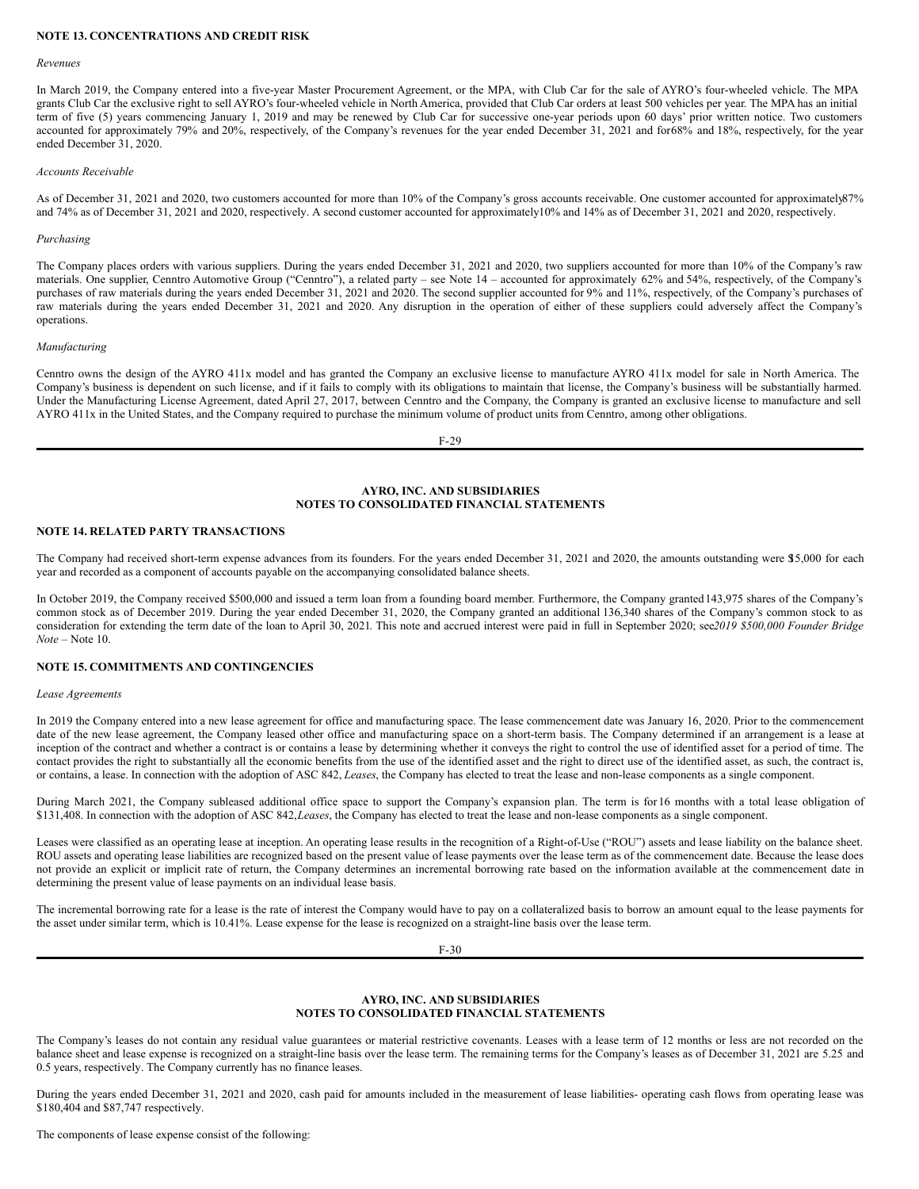**NOTE 13. CONCENTRATIONS AND CREDIT RISK**

*Revenues*

In March 2019, the Company entered into a five-year Master Procurement Agreement, or the MPA, with Club Car for the sale of AYRO's four-wheeled vehicle. The MPA grants Club Car the exclusive right to sell AYRO's four-wheeled vehicle in North America, provided that Club Car orders at least 500 vehicles per year. The MPA has an initial term of five (5) years commencing January 1, 2019 and may be renewed by Club Car for successive one-year periods upon 60 days' prior written notice. Two customers accounted for approximately 79% and 20%, respectively, of the Company's revenues for the year ended December 31, 2021 and for 68% and 18%, respectively, for the year ended December 31, 2020.

*Accounts Receivable*

As of December 31, 2021 and 2020, two customers accounted for more than 10% of the Company's gross accounts receivable. One customer accounted for approximately 87% and 74% as of December 31, 2021 and 2020, respectively. A second customer accounted for approximately 10% and 14% as of December 31, 2021 and 2020, respectively.

*Purchasing*

The Company places orders with various suppliers. During the years ended December 31, 2021 and 2020, two suppliers accounted for more than 10% of the Company's raw materials. One supplier, Cenntro Automotive Group ("Cenntro"), a related party – see Note 14 – accounted for approximately 62% and 54%, respectively, of the Company's purchases of raw materials during the years ended December 31, 2021 and 2020. The second supplier accounted for 9% and 11%, respectively, of the Company's purchases of raw materials during the years ended December 31, 2021 and 2020. Any disruption in the operation of either of these suppliers could adversely affect the Company's operations.

*Manufacturing*

Cenntro owns the design of the AYRO 411x model and has granted the Company an exclusive license to manufacture AYRO 411x model for sale in North America. The Company's business is dependent on such license, and if it fails to comply with its obligations to maintain that license, the Company's business will be substantially harmed. Under the Manufacturing License Agreement, dated April 27, 2017, between Cenntro and the Company, the Company is granted an exclusive license to manufacture and sell AYRO 411x in the United States, and the Company required to purchase the minimum volume of product units from Cenntro, among other obligations.

**AYRO, INC. AND SUBSIDIARIES**
**NOTES TO CONSOLIDATED FINANCIAL STATEMENTS**

**NOTE 14. RELATED PARTY TRANSACTIONS**

The Company had received short-term expense advances from its founders. For the years ended December 31, 2021 and 2020, the amounts outstanding were $15,000 for each year and recorded as a component of accounts payable on the accompanying consolidated balance sheets.

In October 2019, the Company received $500,000 and issued a term loan from a founding board member. Furthermore, the Company granted 143,975 shares of the Company's common stock as of December 2019. During the year ended December 31, 2020, the Company granted an additional 136,340 shares of the Company's common stock to as consideration for extending the term date of the loan to April 30, 2021. This note and accrued interest were paid in full in September 2020; see *2019 $500,000 Founder Bridge Note* – Note 10.

**NOTE 15. COMMITMENTS AND CONTINGENCIES**

*Lease Agreements*

In 2019 the Company entered into a new lease agreement for office and manufacturing space. The lease commencement date was January 16, 2020. Prior to the commencement date of the new lease agreement, the Company leased other office and manufacturing space on a short-term basis. The Company determined if an arrangement is a lease at inception of the contract and whether a contract is or contains a lease by determining whether it conveys the right to control the use of identified asset for a period of time. The contact provides the right to substantially all the economic benefits from the use of the identified asset and the right to direct use of the identified asset, as such, the contract is, or contains, a lease. In connection with the adoption of ASC 842, *Leases*, the Company has elected to treat the lease and non-lease components as a single component.

During March 2021, the Company subleased additional office space to support the Company's expansion plan. The term is for 16 months with a total lease obligation of $131,408. In connection with the adoption of ASC 842, *Leases*, the Company has elected to treat the lease and non-lease components as a single component.

Leases were classified as an operating lease at inception. An operating lease results in the recognition of a Right-of-Use ("ROU") assets and lease liability on the balance sheet. ROU assets and operating lease liabilities are recognized based on the present value of lease payments over the lease term as of the commencement date. Because the lease does not provide an explicit or implicit rate of return, the Company determines an incremental borrowing rate based on the information available at the commencement date in determining the present value of lease payments on an individual lease basis.

The incremental borrowing rate for a lease is the rate of interest the Company would have to pay on a collateralized basis to borrow an amount equal to the lease payments for the asset under similar term, which is 10.41%. Lease expense for the lease is recognized on a straight-line basis over the lease term.

**AYRO, INC. AND SUBSIDIARIES**
**NOTES TO CONSOLIDATED FINANCIAL STATEMENTS**

The Company's leases do not contain any residual value guarantees or material restrictive covenants. Leases with a lease term of 12 months or less are not recorded on the balance sheet and lease expense is recognized on a straight-line basis over the lease term. The remaining terms for the Company's leases as of December 31, 2021 are 5.25 and 0.5 years, respectively. The Company currently has no finance leases.

During the years ended December 31, 2021 and 2020, cash paid for amounts included in the measurement of lease liabilities- operating cash flows from operating lease was $180,404 and $87,747 respectively.

The components of lease expense consist of the following: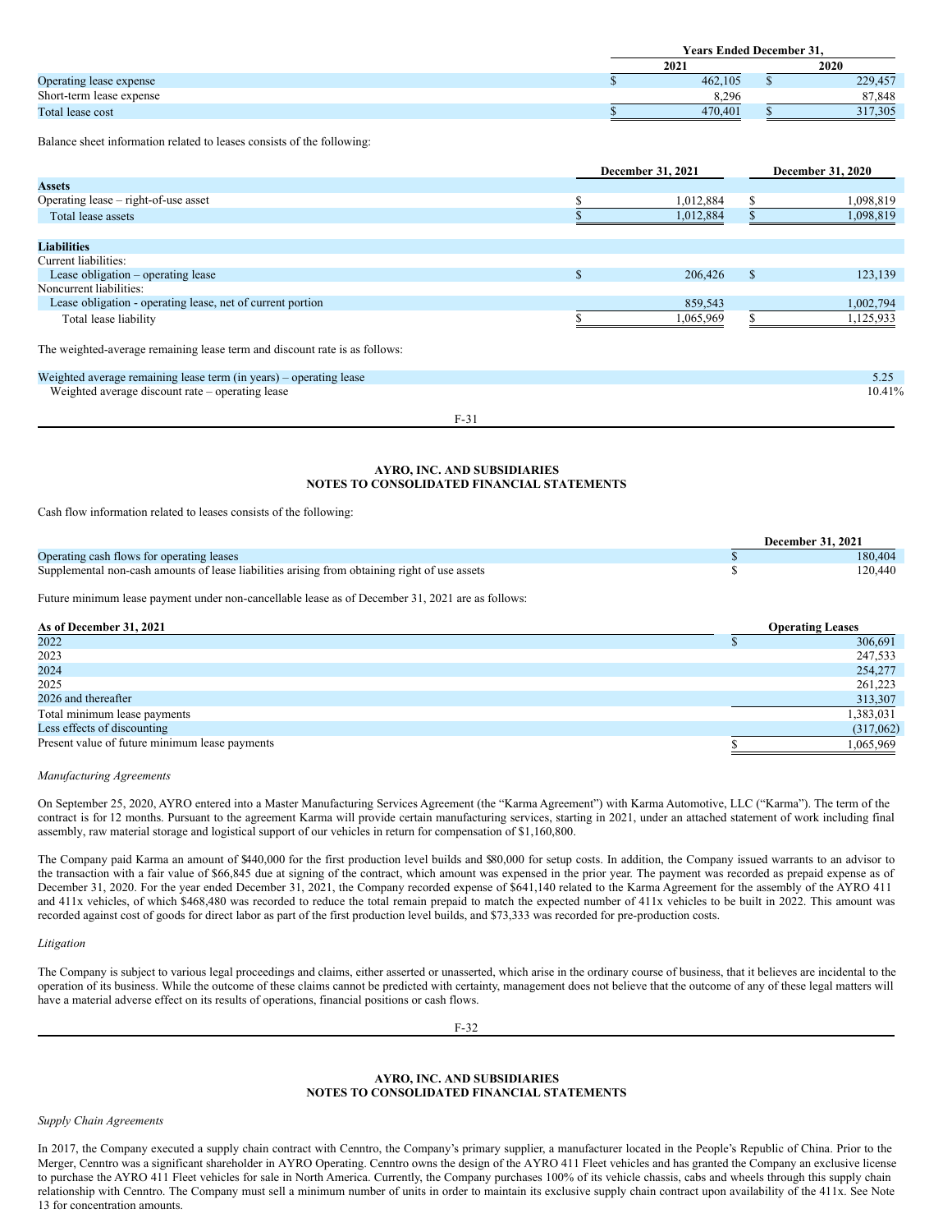| | Years Ended December 31, | |
|---|---|---|
| | 2021 | 2020 |
| Operating lease expense | $ 462,105 | $ 229,457 |
| Short-term lease expense | 8,296 | 87,848 |
| Total lease cost | $ 470,401 | $ 317,305 |

Balance sheet information related to leases consists of the following:

| | December 31, 2021 | December 31, 2020 |
|---|---|---|
| **Assets** | | |
| Operating lease – right-of-use asset | $ 1,012,884 | $ 1,098,819 |
| Total lease assets | $ 1,012,884 | $ 1,098,819 |
| | | |
| **Liabilities** | | |
| Current liabilities: | | |
| Lease obligation – operating lease | $ 206,426 | $ 123,139 |
| Noncurrent liabilities: | | |
| Lease obligation - operating lease, net of current portion | 859,543 | 1,002,794 |
| Total lease liability | $ 1,065,969 | $ 1,125,933 |

The weighted-average remaining lease term and discount rate is as follows:

| | |
|---|---|
| Weighted average remaining lease term (in years) – operating lease | 5.25 |
| Weighted average discount rate – operating lease | 10.41% |

Cash flow information related to leases consists of the following:

| | December 31, 2021 |
|---|---|
| Operating cash flows for operating leases | $ 180,404 |
| Supplemental non-cash amounts of lease liabilities arising from obtaining right of use assets | $ 120,440 |

Future minimum lease payment under non-cancellable lease as of December 31, 2021 are as follows:

| As of December 31, 2021 | Operating Leases |
|---|---|
| 2022 | $ 306,691 |
| 2023 | 247,533 |
| 2024 | 254,277 |
| 2025 | 261,223 |
| 2026 and thereafter | 313,307 |
| Total minimum lease payments | 1,383,031 |
| Less effects of discounting | (317,062) |
| Present value of future minimum lease payments | $ 1,065,969 |

*Manufacturing Agreements*

On September 25, 2020, AYRO entered into a Master Manufacturing Services Agreement (the "Karma Agreement") with Karma Automotive, LLC ("Karma"). The term of the contract is for 12 months. Pursuant to the agreement Karma will provide certain manufacturing services, starting in 2021, under an attached statement of work including final assembly, raw material storage and logistical support of our vehicles in return for compensation of $1,160,800.

The Company paid Karma an amount of $440,000 for the first production level builds and $80,000 for setup costs. In addition, the Company issued warrants to an advisor to the transaction with a fair value of $66,845 due at signing of the contract, which amount was expensed in the prior year. The payment was recorded as prepaid expense as of December 31, 2020. For the year ended December 31, 2021, the Company recorded expense of $641,140 related to the Karma Agreement for the assembly of the AYRO 411 and 411x vehicles, of which $468,480 was recorded to reduce the total remain prepaid to match the expected number of 411x vehicles to be built in 2022. This amount was recorded against cost of goods for direct labor as part of the first production level builds, and $73,333 was recorded for pre-production costs.

*Litigation*

The Company is subject to various legal proceedings and claims, either asserted or unasserted, which arise in the ordinary course of business, that it believes are incidental to the operation of its business. While the outcome of these claims cannot be predicted with certainty, management does not believe that the outcome of any of these legal matters will have a material adverse effect on its results of operations, financial positions or cash flows.

*Supply Chain Agreements*

In 2017, the Company executed a supply chain contract with Cenntro, the Company's primary supplier, a manufacturer located in the People's Republic of China. Prior to the Merger, Cenntro was a significant shareholder in AYRO Operating. Cenntro owns the design of the AYRO 411 Fleet vehicles and has granted the Company an exclusive license to purchase the AYRO 411 Fleet vehicles for sale in North America. Currently, the Company purchases 100% of its vehicle chassis, cabs and wheels through this supply chain relationship with Cenntro. The Company must sell a minimum number of units in order to maintain its exclusive supply chain contract upon availability of the 411x. See Note 13 for concentration amounts.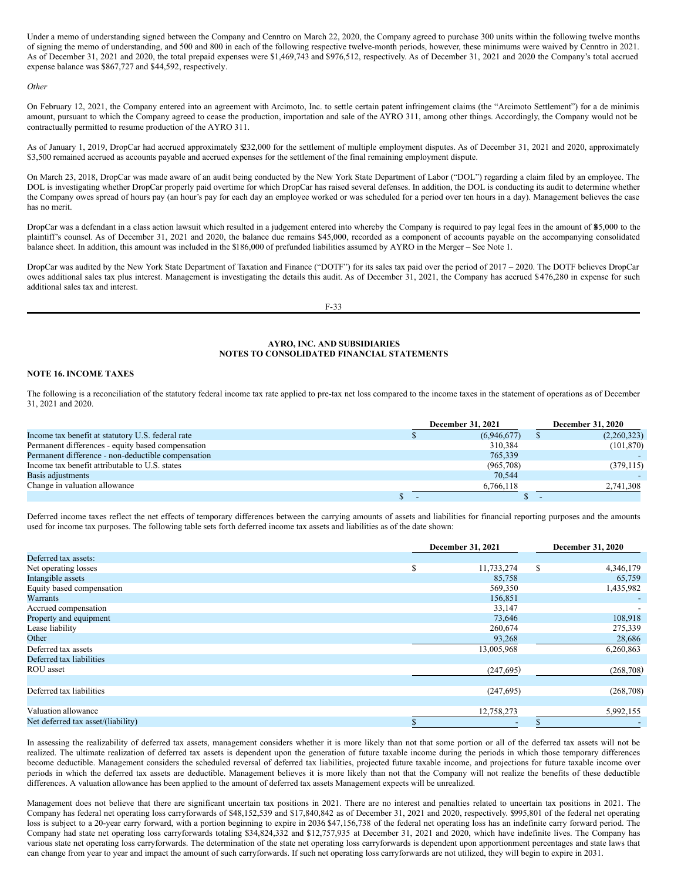Under a memo of understanding signed between the Company and Cenntro on March 22, 2020, the Company agreed to purchase 300 units within the following twelve months of signing the memo of understanding, and 500 and 800 in each of the following respective twelve-month periods, however, these minimums were waived by Cenntro in 2021. As of December 31, 2021 and 2020, the total prepaid expenses were $1,469,743 and $976,512, respectively. As of December 31, 2021 and 2020 the Company's total accrued expense balance was $867,727 and $44,592, respectively.

*Other*

On February 12, 2021, the Company entered into an agreement with Arcimoto, Inc. to settle certain patent infringement claims (the "Arcimoto Settlement") for a de minimis amount, pursuant to which the Company agreed to cease the production, importation and sale of the AYRO 311, among other things. Accordingly, the Company would not be contractually permitted to resume production of the AYRO 311.

As of January 1, 2019, DropCar had accrued approximately $232,000 for the settlement of multiple employment disputes. As of December 31, 2021 and 2020, approximately $3,500 remained accrued as accounts payable and accrued expenses for the settlement of the final remaining employment dispute.

On March 23, 2018, DropCar was made aware of an audit being conducted by the New York State Department of Labor ("DOL") regarding a claim filed by an employee. The DOL is investigating whether DropCar properly paid overtime for which DropCar has raised several defenses. In addition, the DOL is conducting its audit to determine whether the Company owes spread of hours pay (an hour's pay for each day an employee worked or was scheduled for a period over ten hours in a day). Management believes the case has no merit.

DropCar was a defendant in a class action lawsuit which resulted in a judgement entered into whereby the Company is required to pay legal fees in the amount of $45,000 to the plaintiff's counsel. As of December 31, 2021 and 2020, the balance due remains $45,000, recorded as a component of accounts payable on the accompanying consolidated balance sheet. In addition, this amount was included in the $186,000 of prefunded liabilities assumed by AYRO in the Merger – See Note 1.

DropCar was audited by the New York State Department of Taxation and Finance ("DOTF") for its sales tax paid over the period of 2017 – 2020. The DOTF believes DropCar owes additional sales tax plus interest. Management is investigating the details this audit. As of December 31, 2021, the Company has accrued $476,280 in expense for such additional sales tax and interest.

**AYRO, INC. AND SUBSIDIARIES**
**NOTES TO CONSOLIDATED FINANCIAL STATEMENTS**

**NOTE 16. INCOME TAXES**

The following is a reconciliation of the statutory federal income tax rate applied to pre-tax net loss compared to the income taxes in the statement of operations as of December 31, 2021 and 2020.

| | December 31, 2021 | December 31, 2020 |
|---|---|---|
| Income tax benefit at statutory U.S. federal rate | $ (6,946,677) | $ (2,260,323) |
| Permanent differences - equity based compensation | 310,384 | (101,870) |
| Permanent difference - non-deductible compensation | 765,339 | - |
| Income tax benefit attributable to U.S. states | (965,708) | (379,115) |
| Basis adjustments | 70,544 | - |
| Change in valuation allowance | 6,766,118 | 2,741,308 |
| | $ - | $ - |

Deferred income taxes reflect the net effects of temporary differences between the carrying amounts of assets and liabilities for financial reporting purposes and the amounts used for income tax purposes. The following table sets forth deferred income tax assets and liabilities as of the date shown:

| | December 31, 2021 | December 31, 2020 |
|---|---|---|
| Deferred tax assets: | | |
| Net operating losses | $ 11,733,274 | $ 4,346,179 |
| Intangible assets | 85,758 | 65,759 |
| Equity based compensation | 569,350 | 1,435,982 |
| Warrants | 156,851 | - |
| Accrued compensation | 33,147 | - |
| Property and equipment | 73,646 | 108,918 |
| Lease liability | 260,674 | 275,339 |
| Other | 93,268 | 28,686 |
| Deferred tax assets | 13,005,968 | 6,260,863 |
| Deferred tax liabilities | | |
| ROU asset | (247,695) | (268,708) |
| | | |
| Deferred tax liabilities | (247,695) | (268,708) |
| | | |
| Valuation allowance | 12,758,273 | 5,992,155 |
| Net deferred tax asset/(liability) | $ - | $ - |

In assessing the realizability of deferred tax assets, management considers whether it is more likely than not that some portion or all of the deferred tax assets will not be realized. The ultimate realization of deferred tax assets is dependent upon the generation of future taxable income during the periods in which those temporary differences become deductible. Management considers the scheduled reversal of deferred tax liabilities, projected future taxable income, and projections for future taxable income over periods in which the deferred tax assets are deductible. Management believes it is more likely than not that the Company will not realize the benefits of these deductible differences. A valuation allowance has been applied to the amount of deferred tax assets Management expects will be unrealized.

Management does not believe that there are significant uncertain tax positions in 2021. There are no interest and penalties related to uncertain tax positions in 2021. The Company has federal net operating loss carryforwards of $48,152,539 and $17,840,842 as of December 31, 2021 and 2020, respectively. $995,801 of the federal net operating loss is subject to a 20-year carry forward, with a portion beginning to expire in 2036 $47,156,738 of the federal net operating loss has an indefinite carry forward period. The Company had state net operating loss carryforwards totaling $34,824,332 and $12,757,935 at December 31, 2021 and 2020, which have indefinite lives. The Company has various state net operating loss carryforwards. The determination of the state net operating loss carryforwards is dependent upon apportionment percentages and state laws that can change from year to year and impact the amount of such carryforwards. If such net operating loss carryforwards are not utilized, they will begin to expire in 2031.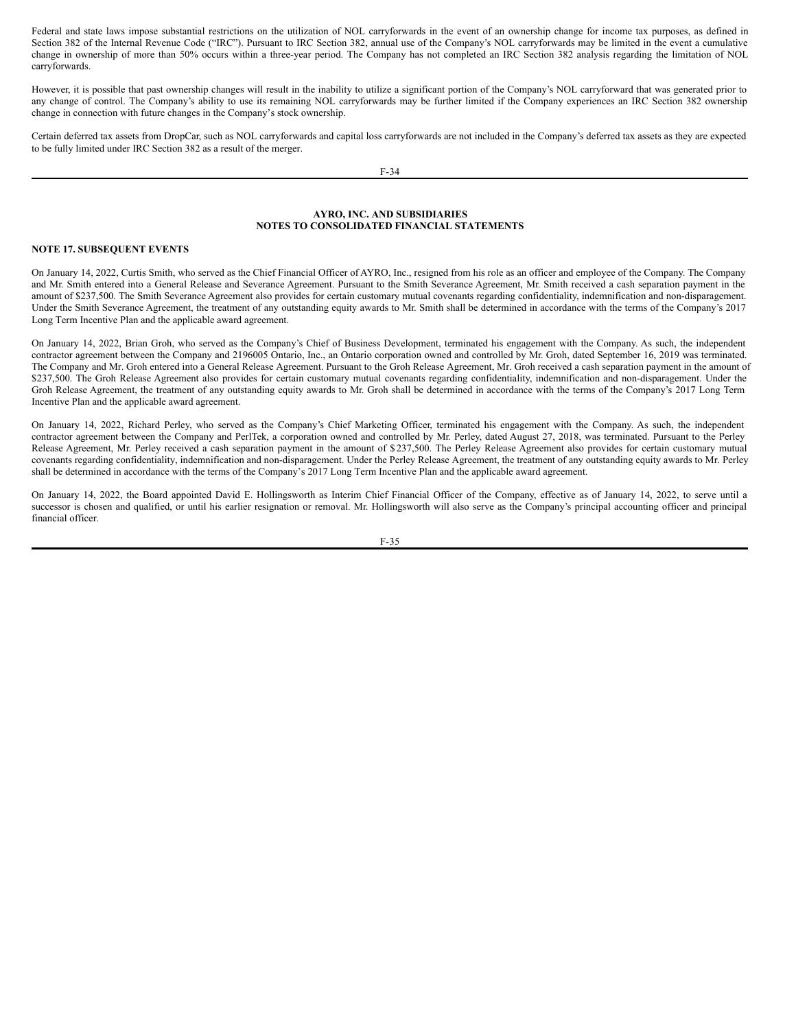Federal and state laws impose substantial restrictions on the utilization of NOL carryforwards in the event of an ownership change for income tax purposes, as defined in Section 382 of the Internal Revenue Code ("IRC"). Pursuant to IRC Section 382, annual use of the Company's NOL carryforwards may be limited in the event a cumulative change in ownership of more than 50% occurs within a three-year period. The Company has not completed an IRC Section 382 analysis regarding the limitation of NOL carryforwards.

However, it is possible that past ownership changes will result in the inability to utilize a significant portion of the Company's NOL carryforward that was generated prior to any change of control. The Company's ability to use its remaining NOL carryforwards may be further limited if the Company experiences an IRC Section 382 ownership change in connection with future changes in the Company's stock ownership.

Certain deferred tax assets from DropCar, such as NOL carryforwards and capital loss carryforwards are not included in the Company's deferred tax assets as they are expected to be fully limited under IRC Section 382 as a result of the merger.

**AYRO, INC. AND SUBSIDIARIES**
**NOTES TO CONSOLIDATED FINANCIAL STATEMENTS**

**NOTE 17. SUBSEQUENT EVENTS**

On January 14, 2022, Curtis Smith, who served as the Chief Financial Officer of AYRO, Inc., resigned from his role as an officer and employee of the Company. The Company and Mr. Smith entered into a General Release and Severance Agreement. Pursuant to the Smith Severance Agreement, Mr. Smith received a cash separation payment in the amount of $237,500. The Smith Severance Agreement also provides for certain customary mutual covenants regarding confidentiality, indemnification and non-disparagement. Under the Smith Severance Agreement, the treatment of any outstanding equity awards to Mr. Smith shall be determined in accordance with the terms of the Company's 2017 Long Term Incentive Plan and the applicable award agreement.

On January 14, 2022, Brian Groh, who served as the Company's Chief of Business Development, terminated his engagement with the Company. As such, the independent contractor agreement between the Company and 2196005 Ontario, Inc., an Ontario corporation owned and controlled by Mr. Groh, dated September 16, 2019 was terminated. The Company and Mr. Groh entered into a General Release Agreement. Pursuant to the Groh Release Agreement, Mr. Groh received a cash separation payment in the amount of $237,500. The Groh Release Agreement also provides for certain customary mutual covenants regarding confidentiality, indemnification and non-disparagement. Under the Groh Release Agreement, the treatment of any outstanding equity awards to Mr. Groh shall be determined in accordance with the terms of the Company's 2017 Long Term Incentive Plan and the applicable award agreement.

On January 14, 2022, Richard Perley, who served as the Company's Chief Marketing Officer, terminated his engagement with the Company. As such, the independent contractor agreement between the Company and PerlTek, a corporation owned and controlled by Mr. Perley, dated August 27, 2018, was terminated. Pursuant to the Perley Release Agreement, Mr. Perley received a cash separation payment in the amount of $237,500. The Perley Release Agreement also provides for certain customary mutual covenants regarding confidentiality, indemnification and non-disparagement. Under the Perley Release Agreement, the treatment of any outstanding equity awards to Mr. Perley shall be determined in accordance with the terms of the Company's 2017 Long Term Incentive Plan and the applicable award agreement.

On January 14, 2022, the Board appointed David E. Hollingsworth as Interim Chief Financial Officer of the Company, effective as of January 14, 2022, to serve until a successor is chosen and qualified, or until his earlier resignation or removal. Mr. Hollingsworth will also serve as the Company's principal accounting officer and principal financial officer.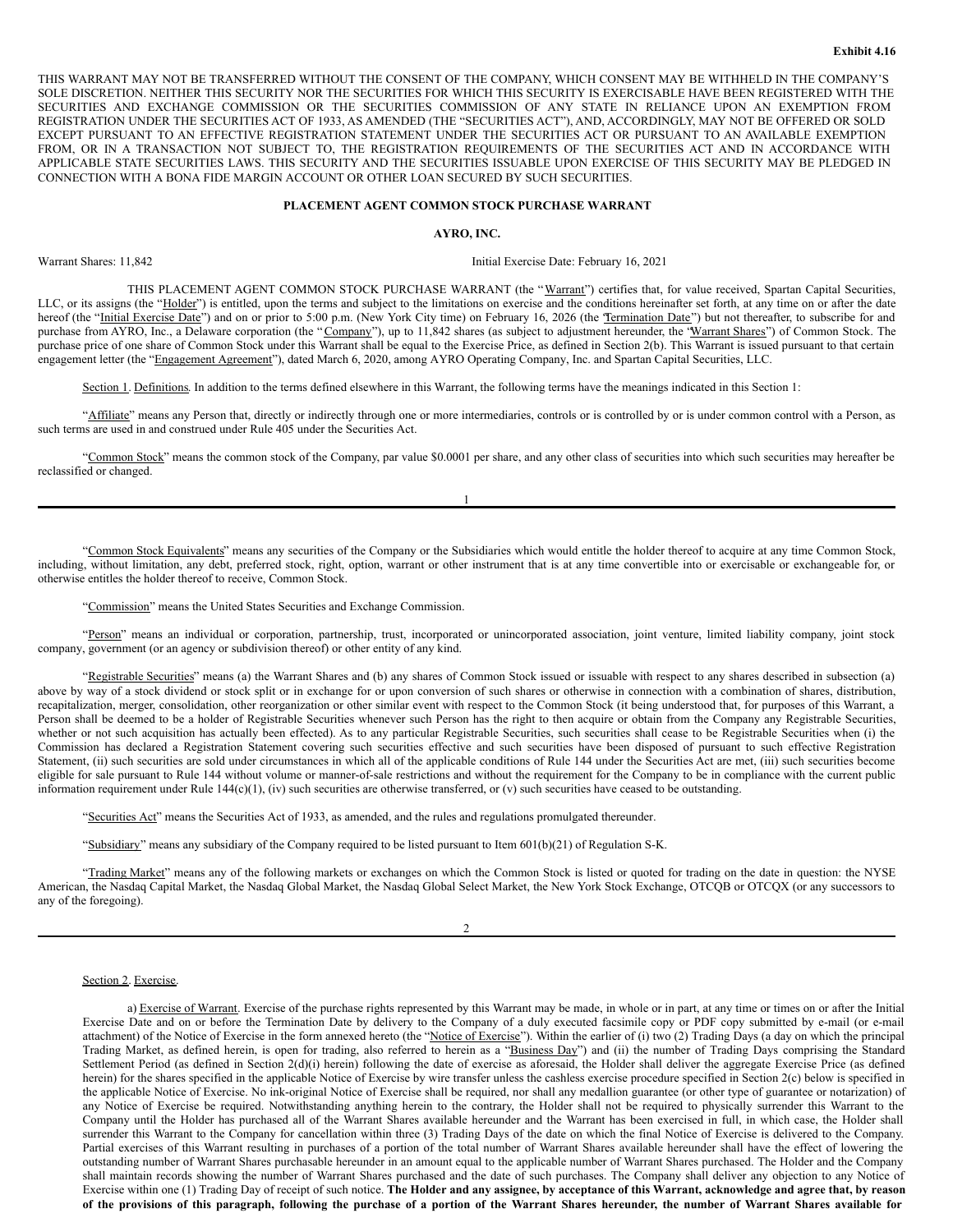**Exhibit 4.16**

THIS WARRANT MAY NOT BE TRANSFERRED WITHOUT THE CONSENT OF THE COMPANY, WHICH CONSENT MAY BE WITHHELD IN THE COMPANY'S SOLE DISCRETION. NEITHER THIS SECURITY NOR THE SECURITIES FOR WHICH THIS SECURITY IS EXERCISABLE HAVE BEEN REGISTERED WITH THE SECURITIES AND EXCHANGE COMMISSION OR THE SECURITIES COMMISSION OF ANY STATE IN RELIANCE UPON AN EXEMPTION FROM REGISTRATION UNDER THE SECURITIES ACT OF 1933, AS AMENDED (THE "SECURITIES ACT"), AND, ACCORDINGLY, MAY NOT BE OFFERED OR SOLD EXCEPT PURSUANT TO AN EFFECTIVE REGISTRATION STATEMENT UNDER THE SECURITIES ACT OR PURSUANT TO AN AVAILABLE EXEMPTION FROM, OR IN A TRANSACTION NOT SUBJECT TO, THE REGISTRATION REQUIREMENTS OF THE SECURITIES ACT AND IN ACCORDANCE WITH APPLICABLE STATE SECURITIES LAWS. THIS SECURITY AND THE SECURITIES ISSUABLE UPON EXERCISE OF THIS SECURITY MAY BE PLEDGED IN CONNECTION WITH A BONA FIDE MARGIN ACCOUNT OR OTHER LOAN SECURED BY SUCH SECURITIES.

**PLACEMENT AGENT COMMON STOCK PURCHASE WARRANT**

**AYRO, INC.**

Warrant Shares: 11,842 Initial Exercise Date: February 16, 2021

THIS PLACEMENT AGENT COMMON STOCK PURCHASE WARRANT (the "Warrant") certifies that, for value received, Spartan Capital Securities, LLC, or its assigns (the "Holder") is entitled, upon the terms and subject to the limitations on exercise and the conditions hereinafter set forth, at any time on or after the date hereof (the "Initial Exercise Date") and on or prior to 5:00 p.m. (New York City time) on February 16, 2026 (the "Termination Date") but not thereafter, to subscribe for and purchase from AYRO, Inc., a Delaware corporation (the "Company"), up to 11,842 shares (as subject to adjustment hereunder, the "Warrant Shares") of Common Stock. The purchase price of one share of Common Stock under this Warrant shall be equal to the Exercise Price, as defined in Section 2(b). This Warrant is issued pursuant to that certain engagement letter (the "Engagement Agreement"), dated March 6, 2020, among AYRO Operating Company, Inc. and Spartan Capital Securities, LLC.

Section 1. Definitions. In addition to the terms defined elsewhere in this Warrant, the following terms have the meanings indicated in this Section 1:

"Affiliate" means any Person that, directly or indirectly through one or more intermediaries, controls or is controlled by or is under common control with a Person, as such terms are used in and construed under Rule 405 under the Securities Act.

"Common Stock" means the common stock of the Company, par value $0.0001 per share, and any other class of securities into which such securities may hereafter be reclassified or changed.

"Common Stock Equivalents" means any securities of the Company or the Subsidiaries which would entitle the holder thereof to acquire at any time Common Stock, including, without limitation, any debt, preferred stock, right, option, warrant or other instrument that is at any time convertible into or exercisable or exchangeable for, or otherwise entitles the holder thereof to receive, Common Stock.

"Commission" means the United States Securities and Exchange Commission.

"Person" means an individual or corporation, partnership, trust, incorporated or unincorporated association, joint venture, limited liability company, joint stock company, government (or an agency or subdivision thereof) or other entity of any kind.

"Registrable Securities" means (a) the Warrant Shares and (b) any shares of Common Stock issued or issuable with respect to any shares described in subsection (a) above by way of a stock dividend or stock split or in exchange for or upon conversion of such shares or otherwise in connection with a combination of shares, distribution, recapitalization, merger, consolidation, other reorganization or other similar event with respect to the Common Stock (it being understood that, for purposes of this Warrant, a Person shall be deemed to be a holder of Registrable Securities whenever such Person has the right to then acquire or obtain from the Company any Registrable Securities, whether or not such acquisition has actually been effected). As to any particular Registrable Securities, such securities shall cease to be Registrable Securities when (i) the Commission has declared a Registration Statement covering such securities effective and such securities have been disposed of pursuant to such effective Registration Statement, (ii) such securities are sold under circumstances in which all of the applicable conditions of Rule 144 under the Securities Act are met, (iii) such securities become eligible for sale pursuant to Rule 144 without volume or manner-of-sale restrictions and without the requirement for the Company to be in compliance with the current public information requirement under Rule 144(c)(1), (iv) such securities are otherwise transferred, or (v) such securities have ceased to be outstanding.

"Securities Act" means the Securities Act of 1933, as amended, and the rules and regulations promulgated thereunder.

"Subsidiary" means any subsidiary of the Company required to be listed pursuant to Item 601(b)(21) of Regulation S-K.

"Trading Market" means any of the following markets or exchanges on which the Common Stock is listed or quoted for trading on the date in question: the NYSE American, the Nasdaq Capital Market, the Nasdaq Global Market, the Nasdaq Global Select Market, the New York Stock Exchange, OTCQB or OTCQX (or any successors to any of the foregoing).

Section 2. Exercise.

a) Exercise of Warrant. Exercise of the purchase rights represented by this Warrant may be made, in whole or in part, at any time or times on or after the Initial Exercise Date and on or before the Termination Date by delivery to the Company of a duly executed facsimile copy or PDF copy submitted by e-mail (or e-mail attachment) of the Notice of Exercise in the form annexed hereto (the "Notice of Exercise"). Within the earlier of (i) two (2) Trading Days (a day on which the principal Trading Market, as defined herein, is open for trading, also referred to herein as a "Business Day") and (ii) the number of Trading Days comprising the Standard Settlement Period (as defined in Section 2(d)(i) herein) following the date of exercise as aforesaid, the Holder shall deliver the aggregate Exercise Price (as defined herein) for the shares specified in the applicable Notice of Exercise by wire transfer unless the cashless exercise procedure specified in Section 2(c) below is specified in the applicable Notice of Exercise. No ink-original Notice of Exercise shall be required, nor shall any medallion guarantee (or other type of guarantee or notarization) of any Notice of Exercise be required. Notwithstanding anything herein to the contrary, the Holder shall not be required to physically surrender this Warrant to the Company until the Holder has purchased all of the Warrant Shares available hereunder and the Warrant has been exercised in full, in which case, the Holder shall surrender this Warrant to the Company for cancellation within three (3) Trading Days of the date on which the final Notice of Exercise is delivered to the Company. Partial exercises of this Warrant resulting in purchases of a portion of the total number of Warrant Shares available hereunder shall have the effect of lowering the outstanding number of Warrant Shares purchasable hereunder in an amount equal to the applicable number of Warrant Shares purchased. The Holder and the Company shall maintain records showing the number of Warrant Shares purchased and the date of such purchases. The Company shall deliver any objection to any Notice of Exercise within one (1) Trading Day of receipt of such notice. **The Holder and any assignee, by acceptance of this Warrant, acknowledge and agree that, by reason of the provisions of this paragraph, following the purchase of a portion of the Warrant Shares hereunder, the number of Warrant Shares available for**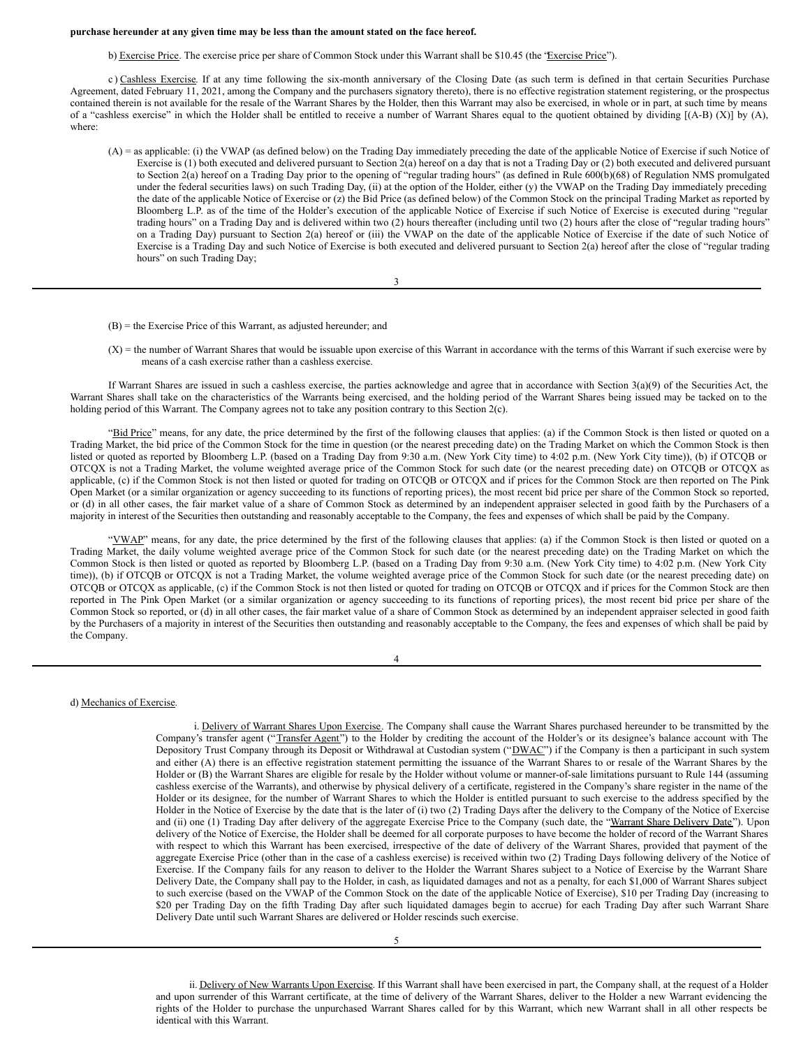**purchase hereunder at any given time may be less than the amount stated on the face hereof.**

b) Exercise Price. The exercise price per share of Common Stock under this Warrant shall be $10.45 (the "Exercise Price").

c) Cashless Exercise. If at any time following the six-month anniversary of the Closing Date (as such term is defined in that certain Securities Purchase Agreement, dated February 11, 2021, among the Company and the purchasers signatory thereto), there is no effective registration statement registering, or the prospectus contained therein is not available for the resale of the Warrant Shares by the Holder, then this Warrant may also be exercised, in whole or in part, at such time by means of a "cashless exercise" in which the Holder shall be entitled to receive a number of Warrant Shares equal to the quotient obtained by dividing [(A-B) (X)] by (A), where:

(A) = as applicable: (i) the VWAP (as defined below) on the Trading Day immediately preceding the date of the applicable Notice of Exercise if such Notice of Exercise is (1) both executed and delivered pursuant to Section 2(a) hereof on a day that is not a Trading Day or (2) both executed and delivered pursuant to Section 2(a) hereof on a Trading Day prior to the opening of "regular trading hours" (as defined in Rule 600(b)(68) of Regulation NMS promulgated under the federal securities laws) on such Trading Day, (ii) at the option of the Holder, either (y) the VWAP on the Trading Day immediately preceding the date of the applicable Notice of Exercise or (z) the Bid Price (as defined below) of the Common Stock on the principal Trading Market as reported by Bloomberg L.P. as of the time of the Holder's execution of the applicable Notice of Exercise if such Notice of Exercise is executed during "regular trading hours" on a Trading Day and is delivered within two (2) hours thereafter (including until two (2) hours after the close of "regular trading hours" on a Trading Day) pursuant to Section 2(a) hereof or (iii) the VWAP on the date of the applicable Notice of Exercise if the date of such Notice of Exercise is a Trading Day and such Notice of Exercise is both executed and delivered pursuant to Section 2(a) hereof after the close of "regular trading hours" on such Trading Day;

(B) = the Exercise Price of this Warrant, as adjusted hereunder; and

(X) = the number of Warrant Shares that would be issuable upon exercise of this Warrant in accordance with the terms of this Warrant if such exercise were by means of a cash exercise rather than a cashless exercise.

If Warrant Shares are issued in such a cashless exercise, the parties acknowledge and agree that in accordance with Section 3(a)(9) of the Securities Act, the Warrant Shares shall take on the characteristics of the Warrants being exercised, and the holding period of the Warrant Shares being issued may be tacked on to the holding period of this Warrant. The Company agrees not to take any position contrary to this Section 2(c).

"Bid Price" means, for any date, the price determined by the first of the following clauses that applies: (a) if the Common Stock is then listed or quoted on a Trading Market, the bid price of the Common Stock for the time in question (or the nearest preceding date) on the Trading Market on which the Common Stock is then listed or quoted as reported by Bloomberg L.P. (based on a Trading Day from 9:30 a.m. (New York City time) to 4:02 p.m. (New York City time)), (b) if OTCQB or OTCQX is not a Trading Market, the volume weighted average price of the Common Stock for such date (or the nearest preceding date) on OTCQB or OTCQX as applicable, (c) if the Common Stock is not then listed or quoted for trading on OTCQB or OTCQX and if prices for the Common Stock are then reported on The Pink Open Market (or a similar organization or agency succeeding to its functions of reporting prices), the most recent bid price per share of the Common Stock so reported, or (d) in all other cases, the fair market value of a share of Common Stock as determined by an independent appraiser selected in good faith by the Purchasers of a majority in interest of the Securities then outstanding and reasonably acceptable to the Company, the fees and expenses of which shall be paid by the Company.

"VWAP" means, for any date, the price determined by the first of the following clauses that applies: (a) if the Common Stock is then listed or quoted on a Trading Market, the daily volume weighted average price of the Common Stock for such date (or the nearest preceding date) on the Trading Market on which the Common Stock is then listed or quoted as reported by Bloomberg L.P. (based on a Trading Day from 9:30 a.m. (New York City time) to 4:02 p.m. (New York City time)), (b) if OTCQB or OTCQX is not a Trading Market, the volume weighted average price of the Common Stock for such date (or the nearest preceding date) on OTCQB or OTCQX as applicable, (c) if the Common Stock is not then listed or quoted for trading on OTCQB or OTCQX and if prices for the Common Stock are then reported in The Pink Open Market (or a similar organization or agency succeeding to its functions of reporting prices), the most recent bid price per share of the Common Stock so reported, or (d) in all other cases, the fair market value of a share of Common Stock as determined by an independent appraiser selected in good faith by the Purchasers of a majority in interest of the Securities then outstanding and reasonably acceptable to the Company, the fees and expenses of which shall be paid by the Company.

d) Mechanics of Exercise.

i. Delivery of Warrant Shares Upon Exercise. The Company shall cause the Warrant Shares purchased hereunder to be transmitted by the Company's transfer agent ("Transfer Agent") to the Holder by crediting the account of the Holder's or its designee's balance account with The Depository Trust Company through its Deposit or Withdrawal at Custodian system ("DWAC") if the Company is then a participant in such system and either (A) there is an effective registration statement permitting the issuance of the Warrant Shares to or resale of the Warrant Shares by the Holder or (B) the Warrant Shares are eligible for resale by the Holder without volume or manner-of-sale limitations pursuant to Rule 144 (assuming cashless exercise of the Warrants), and otherwise by physical delivery of a certificate, registered in the Company's share register in the name of the Holder or its designee, for the number of Warrant Shares to which the Holder is entitled pursuant to such exercise to the address specified by the Holder in the Notice of Exercise by the date that is the later of (i) two (2) Trading Days after the delivery to the Company of the Notice of Exercise and (ii) one (1) Trading Day after delivery of the aggregate Exercise Price to the Company (such date, the "Warrant Share Delivery Date"). Upon delivery of the Notice of Exercise, the Holder shall be deemed for all corporate purposes to have become the holder of record of the Warrant Shares with respect to which this Warrant has been exercised, irrespective of the date of delivery of the Warrant Shares, provided that payment of the aggregate Exercise Price (other than in the case of a cashless exercise) is received within two (2) Trading Days following delivery of the Notice of Exercise. If the Company fails for any reason to deliver to the Holder the Warrant Shares subject to a Notice of Exercise by the Warrant Share Delivery Date, the Company shall pay to the Holder, in cash, as liquidated damages and not as a penalty, for each $1,000 of Warrant Shares subject to such exercise (based on the VWAP of the Common Stock on the date of the applicable Notice of Exercise), $10 per Trading Day (increasing to $20 per Trading Day on the fifth Trading Day after such liquidated damages begin to accrue) for each Trading Day after such Warrant Share Delivery Date until such Warrant Shares are delivered or Holder rescinds such exercise.

ii. Delivery of New Warrants Upon Exercise. If this Warrant shall have been exercised in part, the Company shall, at the request of a Holder and upon surrender of this Warrant certificate, at the time of delivery of the Warrant Shares, deliver to the Holder a new Warrant evidencing the rights of the Holder to purchase the unpurchased Warrant Shares called for by this Warrant, which new Warrant shall in all other respects be identical with this Warrant.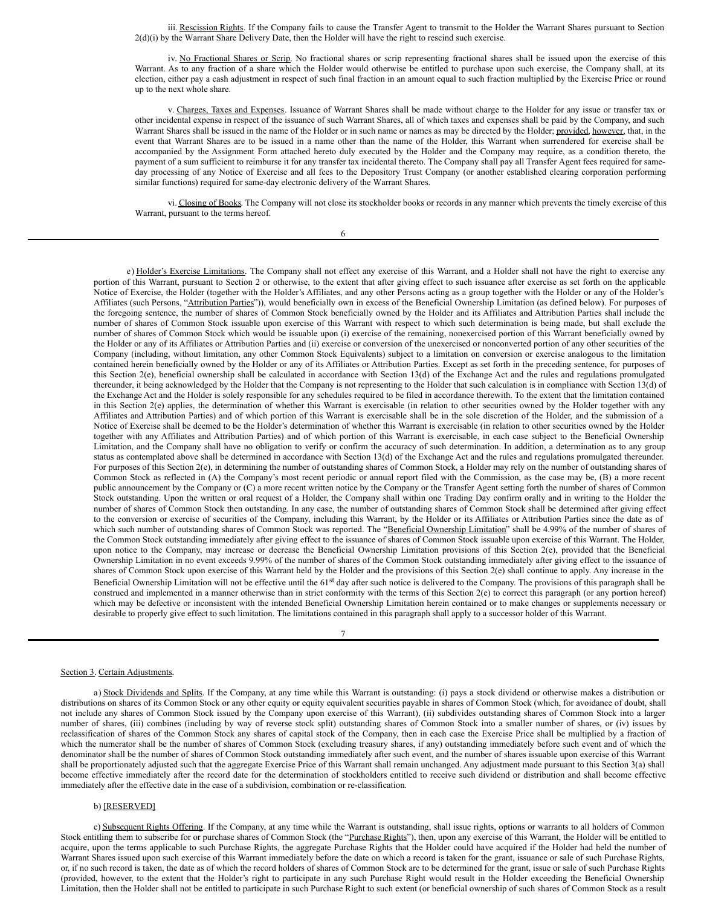iii. Rescission Rights. If the Company fails to cause the Transfer Agent to transmit to the Holder the Warrant Shares pursuant to Section 2(d)(i) by the Warrant Share Delivery Date, then the Holder will have the right to rescind such exercise.

iv. No Fractional Shares or Scrip. No fractional shares or scrip representing fractional shares shall be issued upon the exercise of this Warrant. As to any fraction of a share which the Holder would otherwise be entitled to purchase upon such exercise, the Company shall, at its election, either pay a cash adjustment in respect of such final fraction in an amount equal to such fraction multiplied by the Exercise Price or round up to the next whole share.

v. Charges, Taxes and Expenses. Issuance of Warrant Shares shall be made without charge to the Holder for any issue or transfer tax or other incidental expense in respect of the issuance of such Warrant Shares, all of which taxes and expenses shall be paid by the Company, and such Warrant Shares shall be issued in the name of the Holder or in such name or names as may be directed by the Holder; provided, however, that, in the event that Warrant Shares are to be issued in a name other than the name of the Holder, this Warrant when surrendered for exercise shall be accompanied by the Assignment Form attached hereto duly executed by the Holder and the Company may require, as a condition thereto, the payment of a sum sufficient to reimburse it for any transfer tax incidental thereto. The Company shall pay all Transfer Agent fees required for same-day processing of any Notice of Exercise and all fees to the Depository Trust Company (or another established clearing corporation performing similar functions) required for same-day electronic delivery of the Warrant Shares.

vi. Closing of Books. The Company will not close its stockholder books or records in any manner which prevents the timely exercise of this Warrant, pursuant to the terms hereof.

e) Holder's Exercise Limitations. The Company shall not effect any exercise of this Warrant, and a Holder shall not have the right to exercise any portion of this Warrant, pursuant to Section 2 or otherwise, to the extent that after giving effect to such issuance after exercise as set forth on the applicable Notice of Exercise, the Holder (together with the Holder's Affiliates, and any other Persons acting as a group together with the Holder or any of the Holder's Affiliates (such Persons, "Attribution Parties")), would beneficially own in excess of the Beneficial Ownership Limitation (as defined below). For purposes of the foregoing sentence, the number of shares of Common Stock beneficially owned by the Holder and its Affiliates and Attribution Parties shall include the number of shares of Common Stock issuable upon exercise of this Warrant with respect to which such determination is being made, but shall exclude the number of shares of Common Stock which would be issuable upon (i) exercise of the remaining, nonexercised portion of this Warrant beneficially owned by the Holder or any of its Affiliates or Attribution Parties and (ii) exercise or conversion of the unexercised or nonconverted portion of any other securities of the Company (including, without limitation, any other Common Stock Equivalents) subject to a limitation on conversion or exercise analogous to the limitation contained herein beneficially owned by the Holder or any of its Affiliates or Attribution Parties. Except as set forth in the preceding sentence, for purposes of this Section 2(e), beneficial ownership shall be calculated in accordance with Section 13(d) of the Exchange Act and the rules and regulations promulgated thereunder, it being acknowledged by the Holder that the Company is not representing to the Holder that such calculation is in compliance with Section 13(d) of the Exchange Act and the Holder is solely responsible for any schedules required to be filed in accordance therewith. To the extent that the limitation contained in this Section 2(e) applies, the determination of whether this Warrant is exercisable (in relation to other securities owned by the Holder together with any Affiliates and Attribution Parties) and of which portion of this Warrant is exercisable shall be in the sole discretion of the Holder, and the submission of a Notice of Exercise shall be deemed to be the Holder's determination of whether this Warrant is exercisable (in relation to other securities owned by the Holder together with any Affiliates and Attribution Parties) and of which portion of this Warrant is exercisable, in each case subject to the Beneficial Ownership Limitation, and the Company shall have no obligation to verify or confirm the accuracy of such determination. In addition, a determination as to any group status as contemplated above shall be determined in accordance with Section 13(d) of the Exchange Act and the rules and regulations promulgated thereunder. For purposes of this Section 2(e), in determining the number of outstanding shares of Common Stock, a Holder may rely on the number of outstanding shares of Common Stock as reflected in (A) the Company's most recent periodic or annual report filed with the Commission, as the case may be, (B) a more recent public announcement by the Company or (C) a more recent written notice by the Company or the Transfer Agent setting forth the number of shares of Common Stock outstanding. Upon the written or oral request of a Holder, the Company shall within one Trading Day confirm orally and in writing to the Holder the number of shares of Common Stock then outstanding. In any case, the number of outstanding shares of Common Stock shall be determined after giving effect to the conversion or exercise of securities of the Company, including this Warrant, by the Holder or its Affiliates or Attribution Parties since the date as of which such number of outstanding shares of Common Stock was reported. The "Beneficial Ownership Limitation" shall be 4.99% of the number of shares of the Common Stock outstanding immediately after giving effect to the issuance of shares of Common Stock issuable upon exercise of this Warrant. The Holder, upon notice to the Company, may increase or decrease the Beneficial Ownership Limitation provisions of this Section 2(e), provided that the Beneficial Ownership Limitation in no event exceeds 9.99% of the number of shares of the Common Stock outstanding immediately after giving effect to the issuance of shares of Common Stock upon exercise of this Warrant held by the Holder and the provisions of this Section 2(e) shall continue to apply. Any increase in the Beneficial Ownership Limitation will not be effective until the 61st day after such notice is delivered to the Company. The provisions of this paragraph shall be construed and implemented in a manner otherwise than in strict conformity with the terms of this Section 2(e) to correct this paragraph (or any portion hereof) which may be defective or inconsistent with the intended Beneficial Ownership Limitation herein contained or to make changes or supplements necessary or desirable to properly give effect to such limitation. The limitations contained in this paragraph shall apply to a successor holder of this Warrant.

Section 3. Certain Adjustments.

a) Stock Dividends and Splits. If the Company, at any time while this Warrant is outstanding: (i) pays a stock dividend or otherwise makes a distribution or distributions on shares of its Common Stock or any other equity or equity equivalent securities payable in shares of Common Stock (which, for avoidance of doubt, shall not include any shares of Common Stock issued by the Company upon exercise of this Warrant), (ii) subdivides outstanding shares of Common Stock into a larger number of shares, (iii) combines (including by way of reverse stock split) outstanding shares of Common Stock into a smaller number of shares, or (iv) issues by reclassification of shares of the Common Stock any shares of capital stock of the Company, then in each case the Exercise Price shall be multiplied by a fraction of which the numerator shall be the number of shares of Common Stock (excluding treasury shares, if any) outstanding immediately before such event and of which the denominator shall be the number of shares of Common Stock outstanding immediately after such event, and the number of shares issuable upon exercise of this Warrant shall be proportionately adjusted such that the aggregate Exercise Price of this Warrant shall remain unchanged. Any adjustment made pursuant to this Section 3(a) shall become effective immediately after the record date for the determination of stockholders entitled to receive such dividend or distribution and shall become effective immediately after the effective date in the case of a subdivision, combination or re-classification.

b) [RESERVED]

c) Subsequent Rights Offering. If the Company, at any time while the Warrant is outstanding, shall issue rights, options or warrants to all holders of Common Stock entitling them to subscribe for or purchase shares of Common Stock (the "Purchase Rights"), then, upon any exercise of this Warrant, the Holder will be entitled to acquire, upon the terms applicable to such Purchase Rights, the aggregate Purchase Rights that the Holder could have acquired if the Holder had held the number of Warrant Shares issued upon such exercise of this Warrant immediately before the date on which a record is taken for the grant, issuance or sale of such Purchase Rights, or, if no such record is taken, the date as of which the record holders of shares of Common Stock are to be determined for the grant, issue or sale of such Purchase Rights (provided, however, to the extent that the Holder's right to participate in any such Purchase Right would result in the Holder exceeding the Beneficial Ownership Limitation, then the Holder shall not be entitled to participate in such Purchase Right to such extent (or beneficial ownership of such shares of Common Stock as a result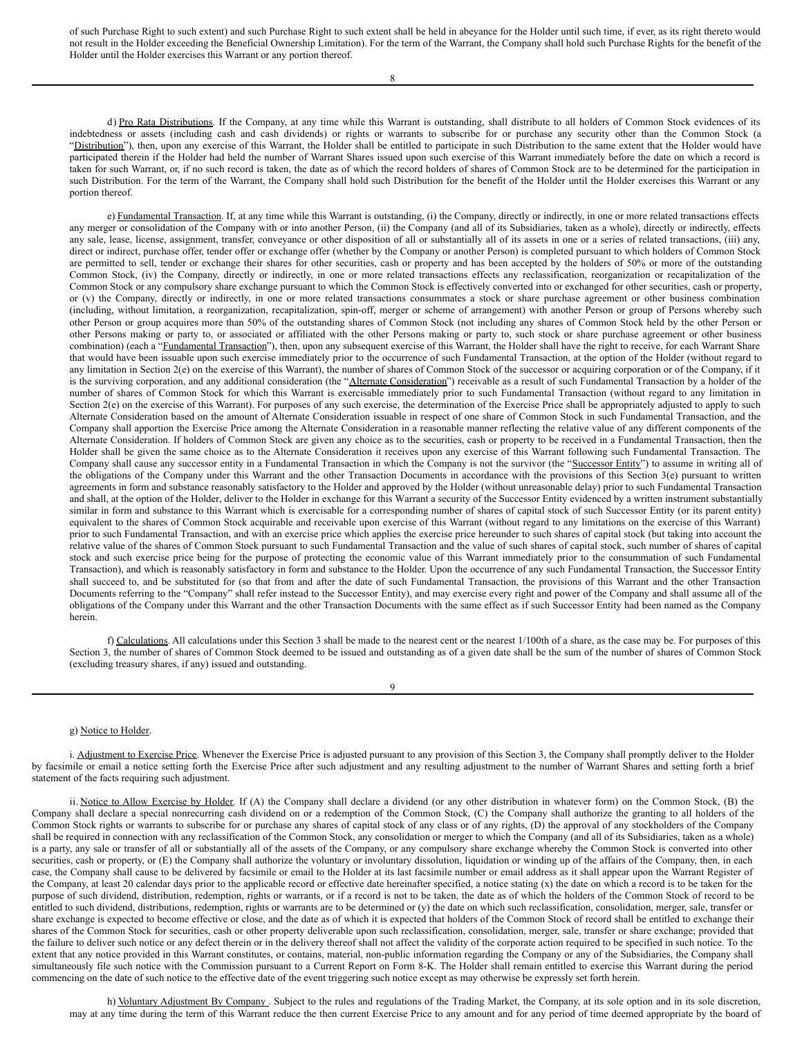of such Purchase Right to such extent) and such Purchase Right to such extent shall be held in abeyance for the Holder until such time, if ever, as its right thereto would not result in the Holder exceeding the Beneficial Ownership Limitation). For the term of the Warrant, the Company shall hold such Purchase Rights for the benefit of the Holder until the Holder exercises this Warrant or any portion thereof.

d) Pro Rata Distributions. If the Company, at any time while this Warrant is outstanding, shall distribute to all holders of Common Stock evidences of its indebtedness or assets (including cash and cash dividends) or rights or warrants to subscribe for or purchase any security other than the Common Stock (a "Distribution"), then, upon any exercise of this Warrant, the Holder shall be entitled to participate in such Distribution to the same extent that the Holder would have participated therein if the Holder had held the number of Warrant Shares issued upon such exercise of this Warrant immediately before the date on which a record is taken for such Warrant, or, if no such record is taken, the date as of which the record holders of shares of Common Stock are to be determined for the participation in such Distribution. For the term of the Warrant, the Company shall hold such Distribution for the benefit of the Holder until the Holder exercises this Warrant or any portion thereof.

e) Fundamental Transaction. If, at any time while this Warrant is outstanding, (i) the Company, directly or indirectly, in one or more related transactions effects any merger or consolidation of the Company with or into another Person, (ii) the Company (and all of its Subsidiaries, taken as a whole), directly or indirectly, effects any sale, lease, license, assignment, transfer, conveyance or other disposition of all or substantially all of its assets in one or a series of related transactions, (iii) any, direct or indirect, purchase offer, tender offer or exchange offer (whether by the Company or another Person) is completed pursuant to which holders of Common Stock are permitted to sell, tender or exchange their shares for other securities, cash or property and has been accepted by the holders of 50% or more of the outstanding Common Stock, (iv) the Company, directly or indirectly, in one or more related transactions effects any reclassification, reorganization or recapitalization of the Common Stock or any compulsory share exchange pursuant to which the Common Stock is effectively converted into or exchanged for other securities, cash or property, or (v) the Company, directly or indirectly, in one or more related transactions consummates a stock or share purchase agreement or other business combination (including, without limitation, a reorganization, recapitalization, spin-off, merger or scheme of arrangement) with another Person or group of Persons whereby such other Person or group acquires more than 50% of the outstanding shares of Common Stock (not including any shares of Common Stock held by the other Person or other Persons making or party to, or associated or affiliated with the other Persons making or party to, such stock or share purchase agreement or other business combination) (each a "Fundamental Transaction"), then, upon any subsequent exercise of this Warrant, the Holder shall have the right to receive, for each Warrant Share that would have been issuable upon such exercise immediately prior to the occurrence of such Fundamental Transaction, at the option of the Holder (without regard to any limitation in Section 2(e) on the exercise of this Warrant), the number of shares of Common Stock of the successor or acquiring corporation or of the Company, if it is the surviving corporation, and any additional consideration (the "Alternate Consideration") receivable as a result of such Fundamental Transaction by a holder of the number of shares of Common Stock for which this Warrant is exercisable immediately prior to such Fundamental Transaction (without regard to any limitation in Section 2(e) on the exercise of this Warrant). For purposes of any such exercise, the determination of the Exercise Price shall be appropriately adjusted to apply to such Alternate Consideration based on the amount of Alternate Consideration issuable in respect of one share of Common Stock in such Fundamental Transaction, and the Company shall apportion the Exercise Price among the Alternate Consideration in a reasonable manner reflecting the relative value of any different components of the Alternate Consideration. If holders of Common Stock are given any choice as to the securities, cash or property to be received in a Fundamental Transaction, then the Holder shall be given the same choice as to the Alternate Consideration it receives upon any exercise of this Warrant following such Fundamental Transaction. The Company shall cause any successor entity in a Fundamental Transaction in which the Company is not the survivor (the "Successor Entity") to assume in writing all of the obligations of the Company under this Warrant and the other Transaction Documents in accordance with the provisions of this Section 3(e) pursuant to written agreements in form and substance reasonably satisfactory to the Holder and approved by the Holder (without unreasonable delay) prior to such Fundamental Transaction and shall, at the option of the Holder, deliver to the Holder in exchange for this Warrant a security of the Successor Entity evidenced by a written instrument substantially similar in form and substance to this Warrant which is exercisable for a corresponding number of shares of capital stock of such Successor Entity (or its parent entity) equivalent to the shares of Common Stock acquirable and receivable upon exercise of this Warrant (without regard to any limitations on the exercise of this Warrant) prior to such Fundamental Transaction, and with an exercise price which applies the exercise price hereunder to such shares of capital stock (but taking into account the relative value of the shares of Common Stock pursuant to such Fundamental Transaction and the value of such shares of capital stock, such number of shares of capital stock and such exercise price being for the purpose of protecting the economic value of this Warrant immediately prior to the consummation of such Fundamental Transaction), and which is reasonably satisfactory in form and substance to the Holder. Upon the occurrence of any such Fundamental Transaction, the Successor Entity shall succeed to, and be substituted for (so that from and after the date of such Fundamental Transaction, the provisions of this Warrant and the other Transaction Documents referring to the "Company" shall refer instead to the Successor Entity), and may exercise every right and power of the Company and shall assume all of the obligations of the Company under this Warrant and the other Transaction Documents with the same effect as if such Successor Entity had been named as the Company herein.

f) Calculations. All calculations under this Section 3 shall be made to the nearest cent or the nearest 1/100th of a share, as the case may be. For purposes of this Section 3, the number of shares of Common Stock deemed to be issued and outstanding as of a given date shall be the sum of the number of shares of Common Stock (excluding treasury shares, if any) issued and outstanding.

g) Notice to Holder.

i. Adjustment to Exercise Price. Whenever the Exercise Price is adjusted pursuant to any provision of this Section 3, the Company shall promptly deliver to the Holder by facsimile or email a notice setting forth the Exercise Price after such adjustment and any resulting adjustment to the number of Warrant Shares and setting forth a brief statement of the facts requiring such adjustment.

ii. Notice to Allow Exercise by Holder. If (A) the Company shall declare a dividend (or any other distribution in whatever form) on the Common Stock, (B) the Company shall declare a special nonrecurring cash dividend on or a redemption of the Common Stock, (C) the Company shall authorize the granting to all holders of the Common Stock rights or warrants to subscribe for or purchase any shares of capital stock of any class or of any rights, (D) the approval of any stockholders of the Company shall be required in connection with any reclassification of the Common Stock, any consolidation or merger to which the Company (and all of its Subsidiaries, taken as a whole) is a party, any sale or transfer of all or substantially all of the assets of the Company, or any compulsory share exchange whereby the Common Stock is converted into other securities, cash or property, or (E) the Company shall authorize the voluntary or involuntary dissolution, liquidation or winding up of the affairs of the Company, then, in each case, the Company shall cause to be delivered by facsimile or email to the Holder at its last facsimile number or email address as it shall appear upon the Warrant Register of the Company, at least 20 calendar days prior to the applicable record or effective date hereinafter specified, a notice stating (x) the date on which a record is to be taken for the purpose of such dividend, distribution, redemption, rights or warrants, or if a record is not to be taken, the date as of which the holders of the Common Stock of record to be entitled to such dividend, distributions, redemption, rights or warrants are to be determined or (y) the date on which such reclassification, consolidation, merger, sale, transfer or share exchange is expected to become effective or close, and the date as of which it is expected that holders of the Common Stock of record shall be entitled to exchange their shares of the Common Stock for securities, cash or other property deliverable upon such reclassification, consolidation, merger, sale, transfer or share exchange; provided that the failure to deliver such notice or any defect therein or in the delivery thereof shall not affect the validity of the corporate action required to be specified in such notice. To the extent that any notice provided in this Warrant constitutes, or contains, material, non-public information regarding the Company or any of the Subsidiaries, the Company shall simultaneously file such notice with the Commission pursuant to a Current Report on Form 8-K. The Holder shall remain entitled to exercise this Warrant during the period commencing on the date of such notice to the effective date of the event triggering such notice except as may otherwise be expressly set forth herein.

h) Voluntary Adjustment By Company. Subject to the rules and regulations of the Trading Market, the Company, at its sole option and in its sole discretion, may at any time during the term of this Warrant reduce the then current Exercise Price to any amount and for any period of time deemed appropriate by the board of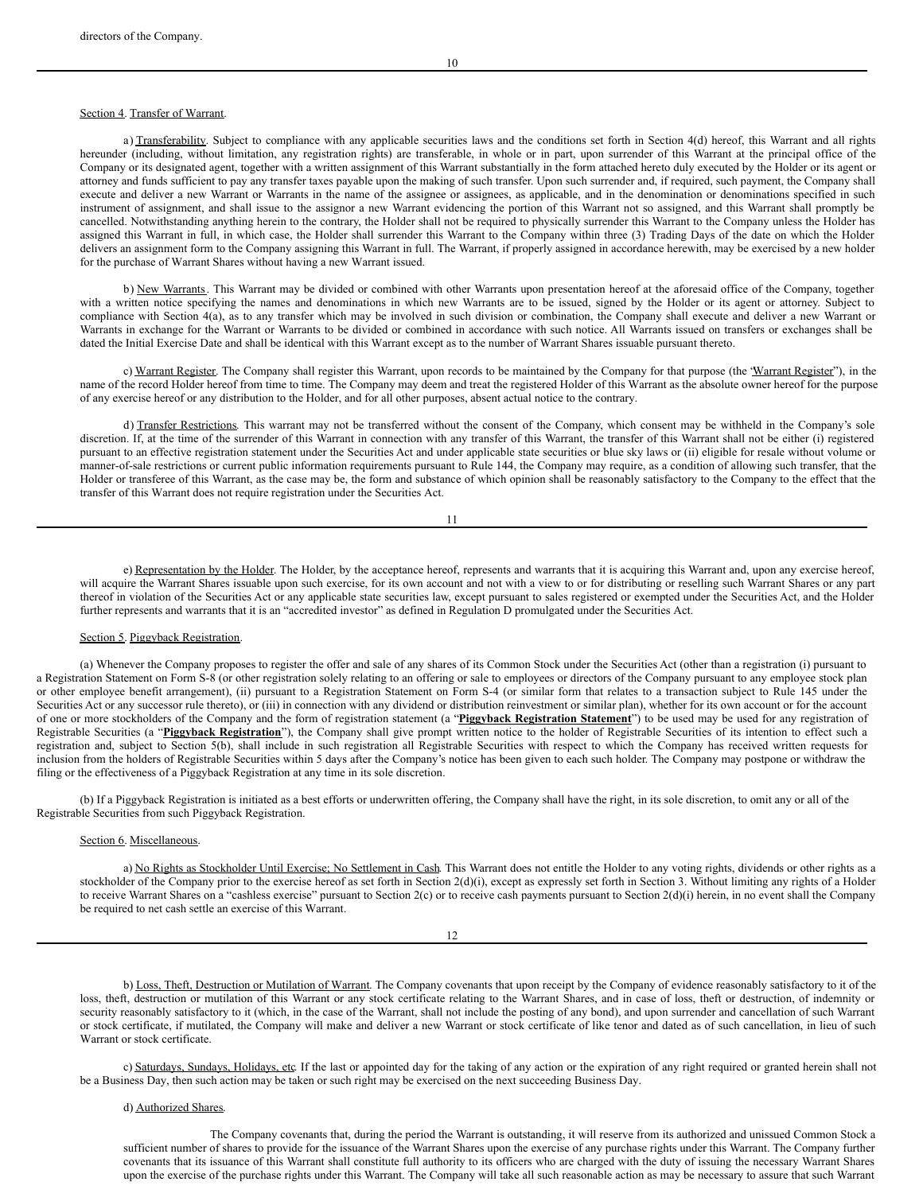directors of the Company.

Section 4. Transfer of Warrant.

a) Transferability. Subject to compliance with any applicable securities laws and the conditions set forth in Section 4(d) hereof, this Warrant and all rights hereunder (including, without limitation, any registration rights) are transferable, in whole or in part, upon surrender of this Warrant at the principal office of the Company or its designated agent, together with a written assignment of this Warrant substantially in the form attached hereto duly executed by the Holder or its agent or attorney and funds sufficient to pay any transfer taxes payable upon the making of such transfer. Upon such surrender and, if required, such payment, the Company shall execute and deliver a new Warrant or Warrants in the name of the assignee or assignees, as applicable, and in the denomination or denominations specified in such instrument of assignment, and shall issue to the assignor a new Warrant evidencing the portion of this Warrant not so assigned, and this Warrant shall promptly be cancelled. Notwithstanding anything herein to the contrary, the Holder shall not be required to physically surrender this Warrant to the Company unless the Holder has assigned this Warrant in full, in which case, the Holder shall surrender this Warrant to the Company within three (3) Trading Days of the date on which the Holder delivers an assignment form to the Company assigning this Warrant in full. The Warrant, if properly assigned in accordance herewith, may be exercised by a new holder for the purchase of Warrant Shares without having a new Warrant issued.

b) New Warrants. This Warrant may be divided or combined with other Warrants upon presentation hereof at the aforesaid office of the Company, together with a written notice specifying the names and denominations in which new Warrants are to be issued, signed by the Holder or its agent or attorney. Subject to compliance with Section 4(a), as to any transfer which may be involved in such division or combination, the Company shall execute and deliver a new Warrant or Warrants in exchange for the Warrant or Warrants to be divided or combined in accordance with such notice. All Warrants issued on transfers or exchanges shall be dated the Initial Exercise Date and shall be identical with this Warrant except as to the number of Warrant Shares issuable pursuant thereto.

c) Warrant Register. The Company shall register this Warrant, upon records to be maintained by the Company for that purpose (the "Warrant Register"), in the name of the record Holder hereof from time to time. The Company may deem and treat the registered Holder of this Warrant as the absolute owner hereof for the purpose of any exercise hereof or any distribution to the Holder, and for all other purposes, absent actual notice to the contrary.

d) Transfer Restrictions. This warrant may not be transferred without the consent of the Company, which consent may be withheld in the Company's sole discretion. If, at the time of the surrender of this Warrant in connection with any transfer of this Warrant, the transfer of this Warrant shall not be either (i) registered pursuant to an effective registration statement under the Securities Act and under applicable state securities or blue sky laws or (ii) eligible for resale without volume or manner-of-sale restrictions or current public information requirements pursuant to Rule 144, the Company may require, as a condition of allowing such transfer, that the Holder or transferee of this Warrant, as the case may be, the form and substance of which opinion shall be reasonably satisfactory to the Company to the effect that the transfer of this Warrant does not require registration under the Securities Act.

e) Representation by the Holder. The Holder, by the acceptance hereof, represents and warrants that it is acquiring this Warrant and, upon any exercise hereof, will acquire the Warrant Shares issuable upon such exercise, for its own account and not with a view to or for distributing or reselling such Warrant Shares or any part thereof in violation of the Securities Act or any applicable state securities law, except pursuant to sales registered or exempted under the Securities Act, and the Holder further represents and warrants that it is an "accredited investor" as defined in Regulation D promulgated under the Securities Act.

Section 5. Piggyback Registration.

(a) Whenever the Company proposes to register the offer and sale of any shares of its Common Stock under the Securities Act (other than a registration (i) pursuant to a Registration Statement on Form S-8 (or other registration solely relating to an offering or sale to employees or directors of the Company pursuant to any employee stock plan or other employee benefit arrangement), (ii) pursuant to a Registration Statement on Form S-4 (or similar form that relates to a transaction subject to Rule 145 under the Securities Act or any successor rule thereto), or (iii) in connection with any dividend or distribution reinvestment or similar plan), whether for its own account or for the account of one or more stockholders of the Company and the form of registration statement (a "**Piggyback Registration Statement**") to be used may be used for any registration of Registrable Securities (a "**Piggyback Registration**"), the Company shall give prompt written notice to the holder of Registrable Securities of its intention to effect such a registration and, subject to Section 5(b), shall include in such registration all Registrable Securities with respect to which the Company has received written requests for inclusion from the holders of Registrable Securities within 5 days after the Company's notice has been given to each such holder. The Company may postpone or withdraw the filing or the effectiveness of a Piggyback Registration at any time in its sole discretion.

(b) If a Piggyback Registration is initiated as a best efforts or underwritten offering, the Company shall have the right, in its sole discretion, to omit any or all of the Registrable Securities from such Piggyback Registration.

Section 6. Miscellaneous.

a) No Rights as Stockholder Until Exercise; No Settlement in Cash. This Warrant does not entitle the Holder to any voting rights, dividends or other rights as a stockholder of the Company prior to the exercise hereof as set forth in Section 2(d)(i), except as expressly set forth in Section 3. Without limiting any rights of a Holder to receive Warrant Shares on a "cashless exercise" pursuant to Section 2(c) or to receive cash payments pursuant to Section 2(d)(i) herein, in no event shall the Company be required to net cash settle an exercise of this Warrant.

b) Loss, Theft, Destruction or Mutilation of Warrant. The Company covenants that upon receipt by the Company of evidence reasonably satisfactory to it of the loss, theft, destruction or mutilation of this Warrant or any stock certificate relating to the Warrant Shares, and in case of loss, theft or destruction, of indemnity or security reasonably satisfactory to it (which, in the case of the Warrant, shall not include the posting of any bond), and upon surrender and cancellation of such Warrant or stock certificate, if mutilated, the Company will make and deliver a new Warrant or stock certificate of like tenor and dated as of such cancellation, in lieu of such Warrant or stock certificate.

c) Saturdays, Sundays, Holidays, etc. If the last or appointed day for the taking of any action or the expiration of any right required or granted herein shall not be a Business Day, then such action may be taken or such right may be exercised on the next succeeding Business Day.

d) Authorized Shares.

The Company covenants that, during the period the Warrant is outstanding, it will reserve from its authorized and unissued Common Stock a sufficient number of shares to provide for the issuance of the Warrant Shares upon the exercise of any purchase rights under this Warrant. The Company further covenants that its issuance of this Warrant shall constitute full authority to its officers who are charged with the duty of issuing the necessary Warrant Shares upon the exercise of the purchase rights under this Warrant. The Company will take all such reasonable action as may be necessary to assure that such Warrant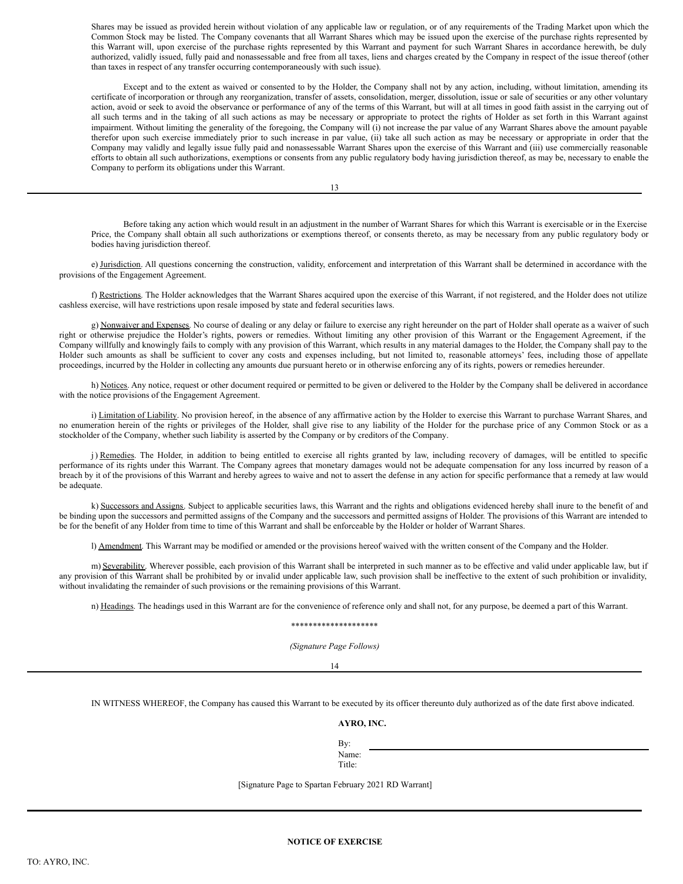Shares may be issued as provided herein without violation of any applicable law or regulation, or of any requirements of the Trading Market upon which the Common Stock may be listed. The Company covenants that all Warrant Shares which may be issued upon the exercise of the purchase rights represented by this Warrant will, upon exercise of the purchase rights represented by this Warrant and payment for such Warrant Shares in accordance herewith, be duly authorized, validly issued, fully paid and nonassessable and free from all taxes, liens and charges created by the Company in respect of the issue thereof (other than taxes in respect of any transfer occurring contemporaneously with such issue).

Except and to the extent as waived or consented to by the Holder, the Company shall not by any action, including, without limitation, amending its certificate of incorporation or through any reorganization, transfer of assets, consolidation, merger, dissolution, issue or sale of securities or any other voluntary action, avoid or seek to avoid the observance or performance of any of the terms of this Warrant, but will at all times in good faith assist in the carrying out of all such terms and in the taking of all such actions as may be necessary or appropriate to protect the rights of Holder as set forth in this Warrant against impairment. Without limiting the generality of the foregoing, the Company will (i) not increase the par value of any Warrant Shares above the amount payable therefor upon such exercise immediately prior to such increase in par value, (ii) take all such action as may be necessary or appropriate in order that the Company may validly and legally issue fully paid and nonassessable Warrant Shares upon the exercise of this Warrant and (iii) use commercially reasonable efforts to obtain all such authorizations, exemptions or consents from any public regulatory body having jurisdiction thereof, as may be, necessary to enable the Company to perform its obligations under this Warrant.

Before taking any action which would result in an adjustment in the number of Warrant Shares for which this Warrant is exercisable or in the Exercise Price, the Company shall obtain all such authorizations or exemptions thereof, or consents thereto, as may be necessary from any public regulatory body or bodies having jurisdiction thereof.

e) Jurisdiction. All questions concerning the construction, validity, enforcement and interpretation of this Warrant shall be determined in accordance with the provisions of the Engagement Agreement.

f) Restrictions. The Holder acknowledges that the Warrant Shares acquired upon the exercise of this Warrant, if not registered, and the Holder does not utilize cashless exercise, will have restrictions upon resale imposed by state and federal securities laws.

g) Nonwaiver and Expenses. No course of dealing or any delay or failure to exercise any right hereunder on the part of Holder shall operate as a waiver of such right or otherwise prejudice the Holder's rights, powers or remedies. Without limiting any other provision of this Warrant or the Engagement Agreement, if the Company willfully and knowingly fails to comply with any provision of this Warrant, which results in any material damages to the Holder, the Company shall pay to the Holder such amounts as shall be sufficient to cover any costs and expenses including, but not limited to, reasonable attorneys' fees, including those of appellate proceedings, incurred by the Holder in collecting any amounts due pursuant hereto or in otherwise enforcing any of its rights, powers or remedies hereunder.

h) Notices. Any notice, request or other document required or permitted to be given or delivered to the Holder by the Company shall be delivered in accordance with the notice provisions of the Engagement Agreement.

i) Limitation of Liability. No provision hereof, in the absence of any affirmative action by the Holder to exercise this Warrant to purchase Warrant Shares, and no enumeration herein of the rights or privileges of the Holder, shall give rise to any liability of the Holder for the purchase price of any Common Stock or as a stockholder of the Company, whether such liability is asserted by the Company or by creditors of the Company.

j) Remedies. The Holder, in addition to being entitled to exercise all rights granted by law, including recovery of damages, will be entitled to specific performance of its rights under this Warrant. The Company agrees that monetary damages would not be adequate compensation for any loss incurred by reason of a breach by it of the provisions of this Warrant and hereby agrees to waive and not to assert the defense in any action for specific performance that a remedy at law would be adequate.

k) Successors and Assigns. Subject to applicable securities laws, this Warrant and the rights and obligations evidenced hereby shall inure to the benefit of and be binding upon the successors and permitted assigns of the Company and the successors and permitted assigns of Holder. The provisions of this Warrant are intended to be for the benefit of any Holder from time to time of this Warrant and shall be enforceable by the Holder or holder of Warrant Shares.

l) Amendment. This Warrant may be modified or amended or the provisions hereof waived with the written consent of the Company and the Holder.

m) Severability. Wherever possible, each provision of this Warrant shall be interpreted in such manner as to be effective and valid under applicable law, but if any provision of this Warrant shall be prohibited by or invalid under applicable law, such provision shall be ineffective to the extent of such prohibition or invalidity, without invalidating the remainder of such provisions or the remaining provisions of this Warrant.

n) Headings. The headings used in this Warrant are for the convenience of reference only and shall not, for any purpose, be deemed a part of this Warrant.

********************

*(Signature Page Follows)*

IN WITNESS WHEREOF, the Company has caused this Warrant to be executed by its officer thereunto duly authorized as of the date first above indicated.

**AYRO, INC.**

By: \_\_\_\_\_\_\_\_\_\_\_\_\_\_\_\_\_\_\_\_\_\_\_\_
Name:
Title:

[Signature Page to Spartan February 2021 RD Warrant]

**NOTICE OF EXERCISE**

TO: AYRO, INC.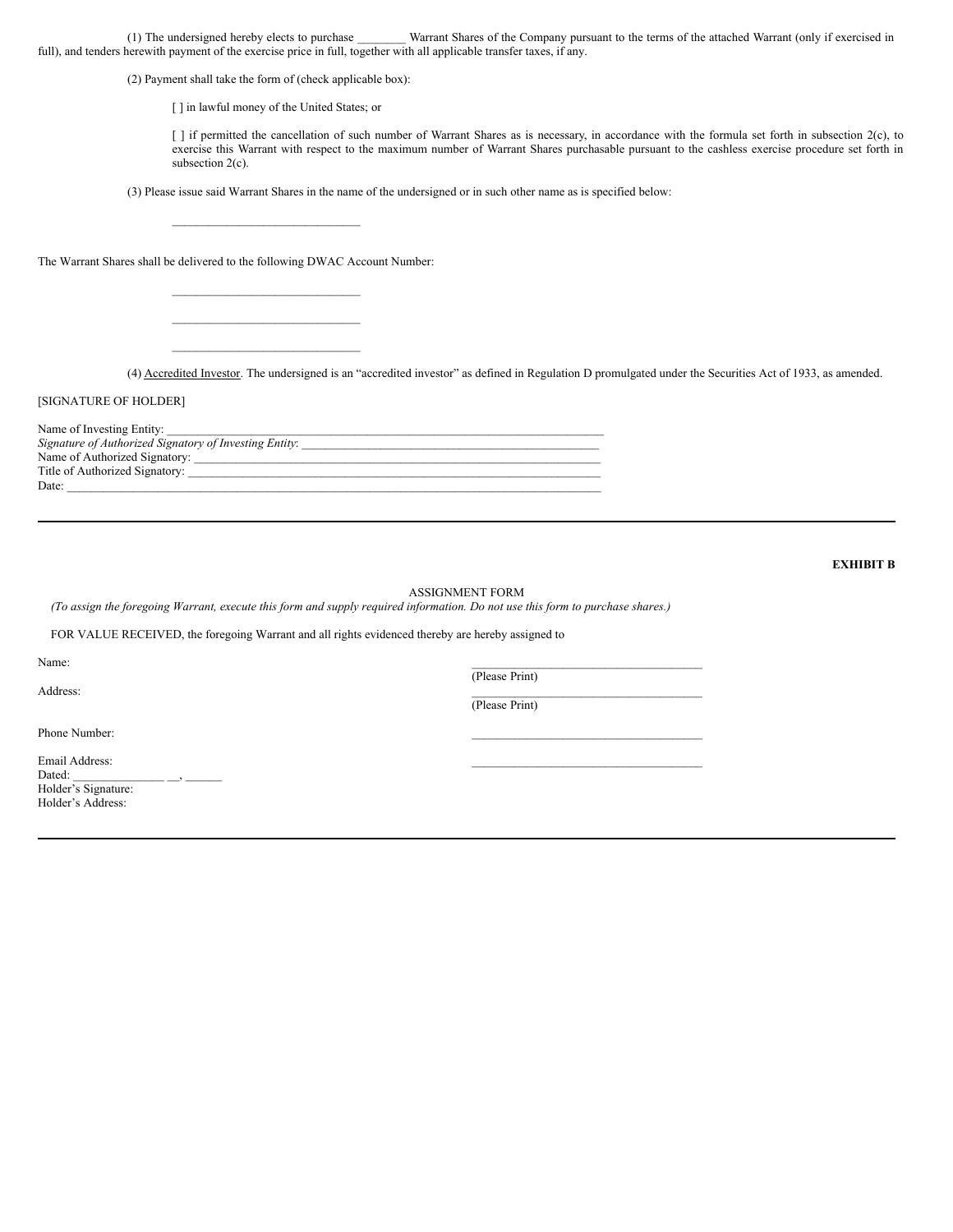(1) The undersigned hereby elects to purchase ________ Warrant Shares of the Company pursuant to the terms of the attached Warrant (only if exercised in full), and tenders herewith payment of the exercise price in full, together with all applicable transfer taxes, if any.

(2) Payment shall take the form of (check applicable box):

[ ] in lawful money of the United States; or

[ ] if permitted the cancellation of such number of Warrant Shares as is necessary, in accordance with the formula set forth in subsection 2(c), to exercise this Warrant with respect to the maximum number of Warrant Shares purchasable pursuant to the cashless exercise procedure set forth in subsection 2(c).

(3) Please issue said Warrant Shares in the name of the undersigned or in such other name as is specified below:

_______________________________

The Warrant Shares shall be delivered to the following DWAC Account Number:

_______________________________

_______________________________

_______________________________

(4) Accredited Investor. The undersigned is an "accredited investor" as defined in Regulation D promulgated under the Securities Act of 1933, as amended.

[SIGNATURE OF HOLDER]

Name of Investing Entity: ___________________________________________________________________________

*Signature of Authorized Signatory of Investing Entity*: _____________________________________________________

Name of Authorized Signatory: ______________________________________________________________________

Title of Authorized Signatory: _______________________________________________________________________

Date: ________________________________________________________________________________________

---

**EXHIBIT B**

ASSIGNMENT FORM

*(To assign the foregoing Warrant, execute this form and supply required information. Do not use this form to purchase shares.)*

FOR VALUE RECEIVED, the foregoing Warrant and all rights evidenced thereby are hereby assigned to

Name: ______________________________________ (Please Print)

Address: ______________________________________ (Please Print)

Phone Number: ______________________________________

Email Address: ______________________________________

Dated: _______________ __, ______

Holder's Signature:

Holder's Address:

---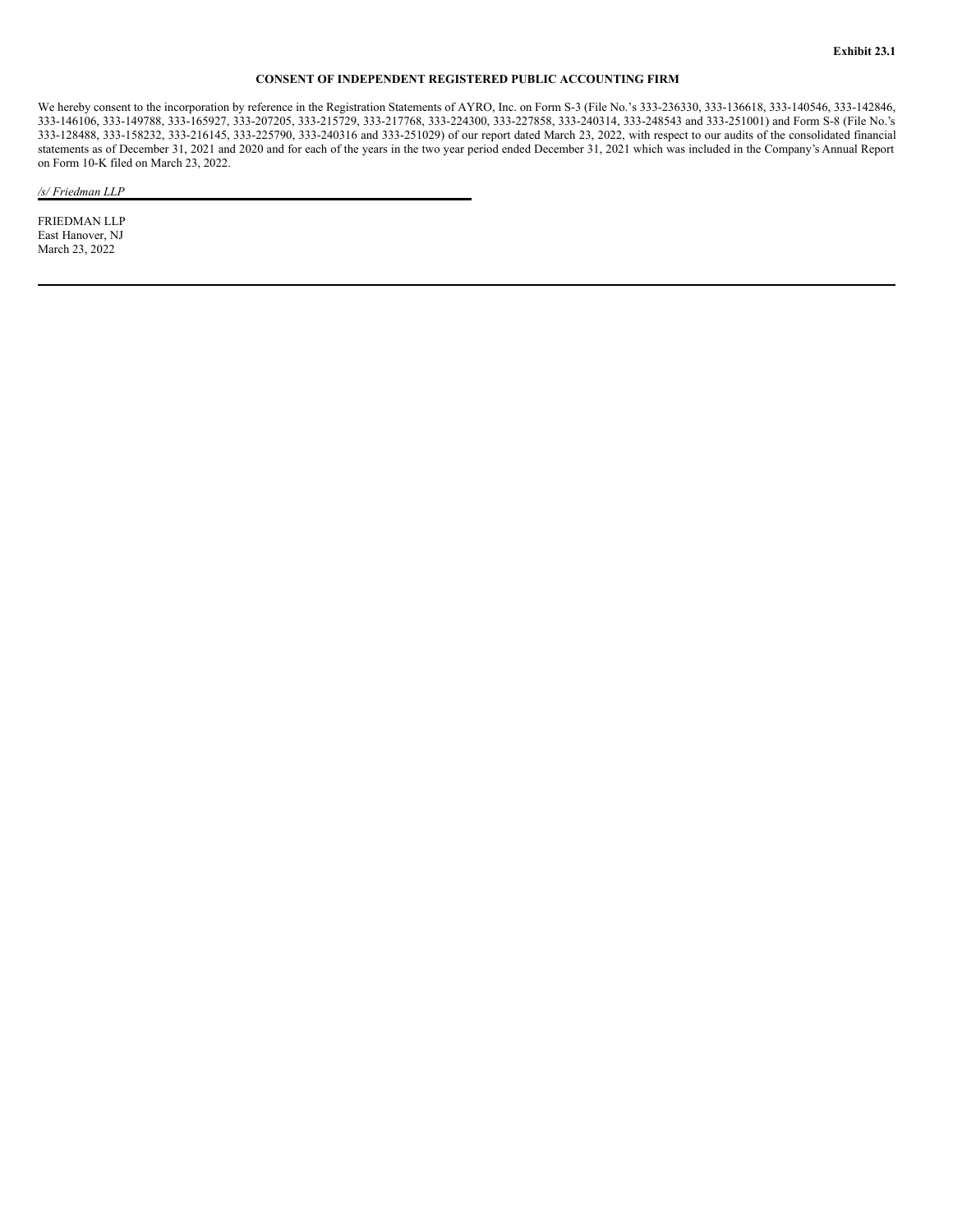**Exhibit 23.1**

**CONSENT OF INDEPENDENT REGISTERED PUBLIC ACCOUNTING FIRM**

We hereby consent to the incorporation by reference in the Registration Statements of AYRO, Inc. on Form S-3 (File No.'s 333-236330, 333-136618, 333-140546, 333-142846, 333-146106, 333-149788, 333-165927, 333-207205, 333-215729, 333-217768, 333-224300, 333-227858, 333-240314, 333-248543 and 333-251001) and Form S-8 (File No.'s 333-128488, 333-158232, 333-216145, 333-225790, 333-240316 and 333-251029) of our report dated March 23, 2022, with respect to our audits of the consolidated financial statements as of December 31, 2021 and 2020 and for each of the years in the two year period ended December 31, 2021 which was included in the Company's Annual Report on Form 10-K filed on March 23, 2022.

*/s/ Friedman LLP*

FRIEDMAN LLP
East Hanover, NJ
March 23, 2022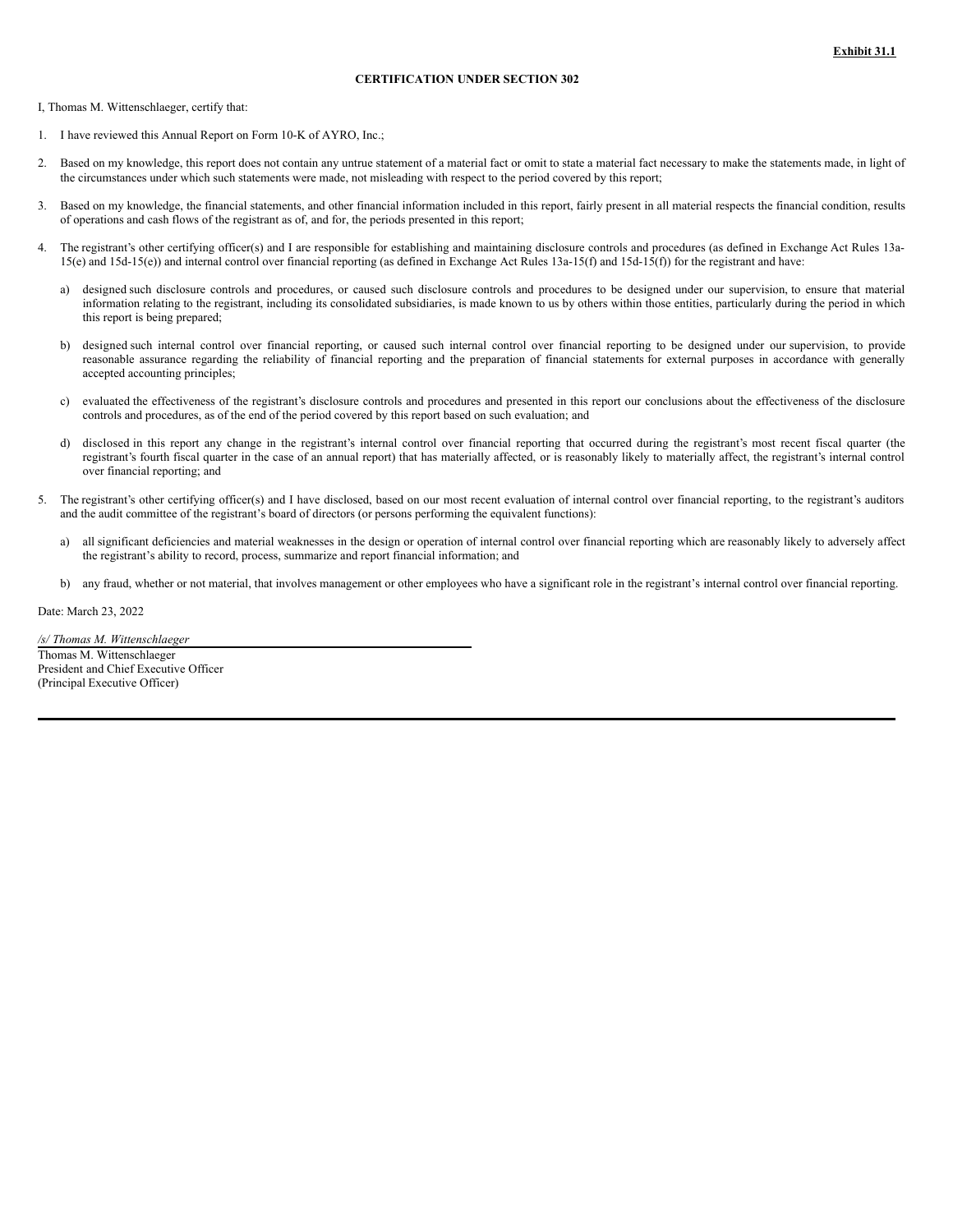**Exhibit 31.1**

**CERTIFICATION UNDER SECTION 302**

I, Thomas M. Wittenschlaeger, certify that:

1. I have reviewed this Annual Report on Form 10-K of AYRO, Inc.;

2. Based on my knowledge, this report does not contain any untrue statement of a material fact or omit to state a material fact necessary to make the statements made, in light of the circumstances under which such statements were made, not misleading with respect to the period covered by this report;

3. Based on my knowledge, the financial statements, and other financial information included in this report, fairly present in all material respects the financial condition, results of operations and cash flows of the registrant as of, and for, the periods presented in this report;

4. The registrant's other certifying officer(s) and I are responsible for establishing and maintaining disclosure controls and procedures (as defined in Exchange Act Rules 13a-15(e) and 15d-15(e)) and internal control over financial reporting (as defined in Exchange Act Rules 13a-15(f) and 15d-15(f)) for the registrant and have:

   a) designed such disclosure controls and procedures, or caused such disclosure controls and procedures to be designed under our supervision, to ensure that material information relating to the registrant, including its consolidated subsidiaries, is made known to us by others within those entities, particularly during the period in which this report is being prepared;

   b) designed such internal control over financial reporting, or caused such internal control over financial reporting to be designed under our supervision, to provide reasonable assurance regarding the reliability of financial reporting and the preparation of financial statements for external purposes in accordance with generally accepted accounting principles;

   c) evaluated the effectiveness of the registrant's disclosure controls and procedures and presented in this report our conclusions about the effectiveness of the disclosure controls and procedures, as of the end of the period covered by this report based on such evaluation; and

   d) disclosed in this report any change in the registrant's internal control over financial reporting that occurred during the registrant's most recent fiscal quarter (the registrant's fourth fiscal quarter in the case of an annual report) that has materially affected, or is reasonably likely to materially affect, the registrant's internal control over financial reporting; and

5. The registrant's other certifying officer(s) and I have disclosed, based on our most recent evaluation of internal control over financial reporting, to the registrant's auditors and the audit committee of the registrant's board of directors (or persons performing the equivalent functions):

   a) all significant deficiencies and material weaknesses in the design or operation of internal control over financial reporting which are reasonably likely to adversely affect the registrant's ability to record, process, summarize and report financial information; and

   b) any fraud, whether or not material, that involves management or other employees who have a significant role in the registrant's internal control over financial reporting.

Date: March 23, 2022

*/s/ Thomas M. Wittenschlaeger*
Thomas M. Wittenschlaeger
President and Chief Executive Officer
(Principal Executive Officer)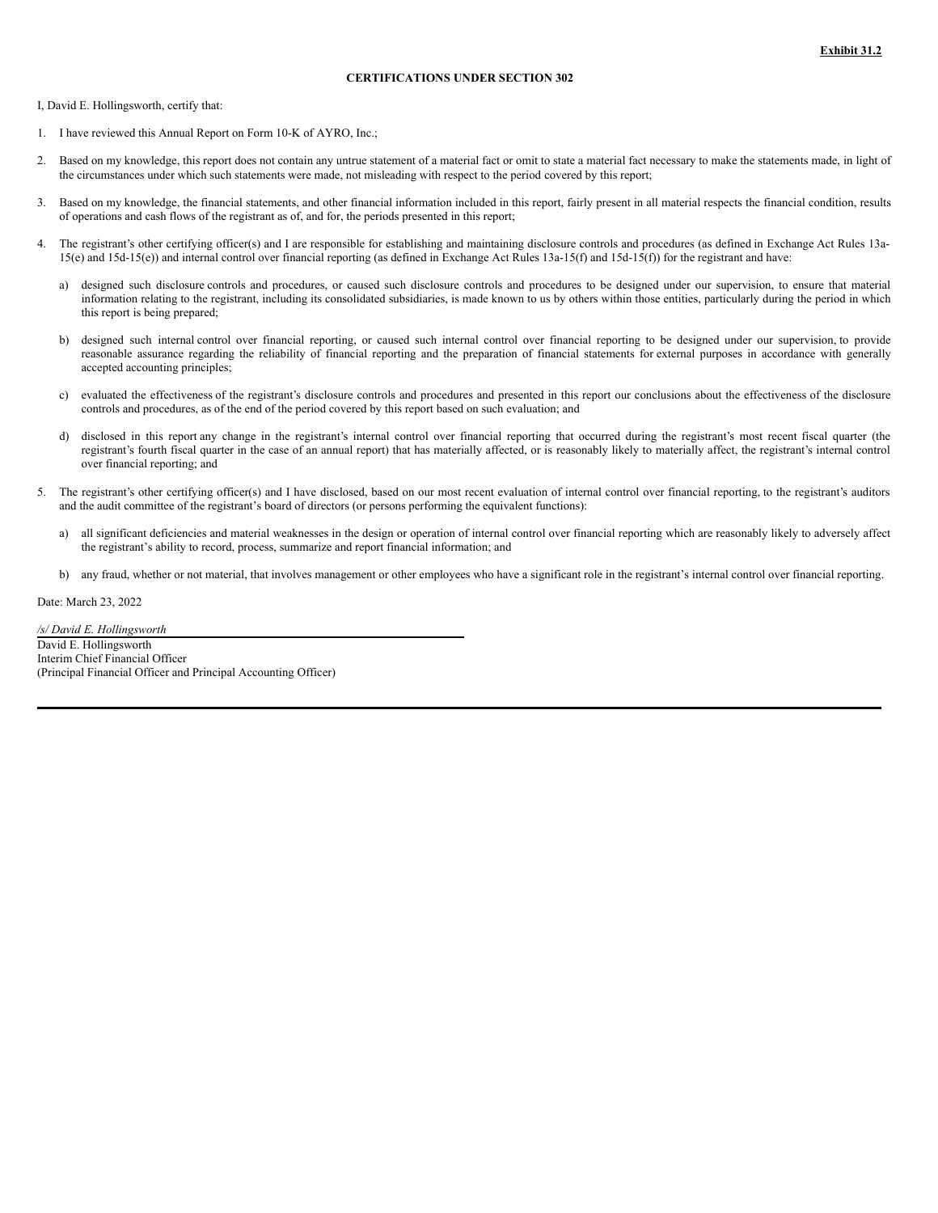**Exhibit 31.2**

**CERTIFICATIONS UNDER SECTION 302**

I, David E. Hollingsworth, certify that:

1. I have reviewed this Annual Report on Form 10-K of AYRO, Inc.;

2. Based on my knowledge, this report does not contain any untrue statement of a material fact or omit to state a material fact necessary to make the statements made, in light of the circumstances under which such statements were made, not misleading with respect to the period covered by this report;

3. Based on my knowledge, the financial statements, and other financial information included in this report, fairly present in all material respects the financial condition, results of operations and cash flows of the registrant as of, and for, the periods presented in this report;

4. The registrant's other certifying officer(s) and I are responsible for establishing and maintaining disclosure controls and procedures (as defined in Exchange Act Rules 13a-15(e) and 15d-15(e)) and internal control over financial reporting (as defined in Exchange Act Rules 13a-15(f) and 15d-15(f)) for the registrant and have:

   a) designed such disclosure controls and procedures, or caused such disclosure controls and procedures to be designed under our supervision, to ensure that material information relating to the registrant, including its consolidated subsidiaries, is made known to us by others within those entities, particularly during the period in which this report is being prepared;

   b) designed such internal control over financial reporting, or caused such internal control over financial reporting to be designed under our supervision, to provide reasonable assurance regarding the reliability of financial reporting and the preparation of financial statements for external purposes in accordance with generally accepted accounting principles;

   c) evaluated the effectiveness of the registrant's disclosure controls and procedures and presented in this report our conclusions about the effectiveness of the disclosure controls and procedures, as of the end of the period covered by this report based on such evaluation; and

   d) disclosed in this report any change in the registrant's internal control over financial reporting that occurred during the registrant's most recent fiscal quarter (the registrant's fourth fiscal quarter in the case of an annual report) that has materially affected, or is reasonably likely to materially affect, the registrant's internal control over financial reporting; and

5. The registrant's other certifying officer(s) and I have disclosed, based on our most recent evaluation of internal control over financial reporting, to the registrant's auditors and the audit committee of the registrant's board of directors (or persons performing the equivalent functions):

   a) all significant deficiencies and material weaknesses in the design or operation of internal control over financial reporting which are reasonably likely to adversely affect the registrant's ability to record, process, summarize and report financial information; and

   b) any fraud, whether or not material, that involves management or other employees who have a significant role in the registrant's internal control over financial reporting.

Date: March 23, 2022

*/s/ David E. Hollingsworth*

David E. Hollingsworth
Interim Chief Financial Officer
(Principal Financial Officer and Principal Accounting Officer)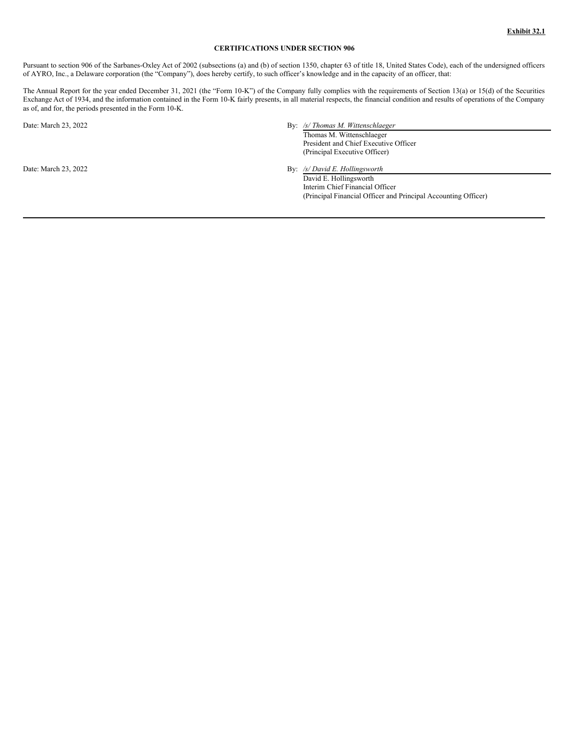**Exhibit 32.1**

**CERTIFICATIONS UNDER SECTION 906**

Pursuant to section 906 of the Sarbanes-Oxley Act of 2002 (subsections (a) and (b) of section 1350, chapter 63 of title 18, United States Code), each of the undersigned officers of AYRO, Inc., a Delaware corporation (the "Company"), does hereby certify, to such officer's knowledge and in the capacity of an officer, that:

The Annual Report for the year ended December 31, 2021 (the "Form 10-K") of the Company fully complies with the requirements of Section 13(a) or 15(d) of the Securities Exchange Act of 1934, and the information contained in the Form 10-K fairly presents, in all material respects, the financial condition and results of operations of the Company as of, and for, the periods presented in the Form 10-K.

| | |
|---|---|
| Date: March 23, 2022 | By: */s/ Thomas M. Wittenschlaeger*<br>Thomas M. Wittenschlaeger<br>President and Chief Executive Officer<br>(Principal Executive Officer) |
| Date: March 23, 2022 | By: */s/ David E. Hollingsworth*<br>David E. Hollingsworth<br>Interim Chief Financial Officer<br>(Principal Financial Officer and Principal Accounting Officer) |